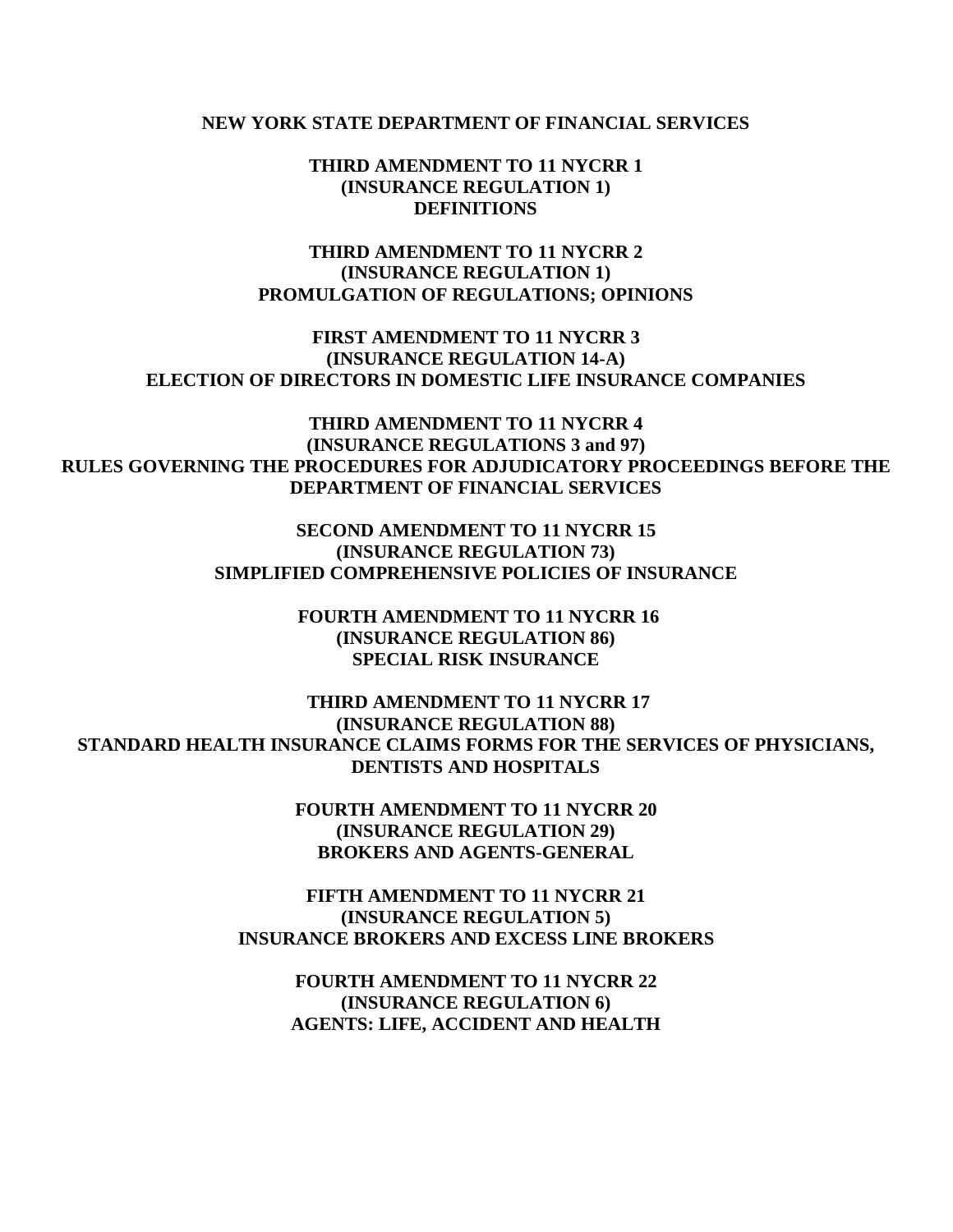**NEW YORK STATE DEPARTMENT OF FINANCIAL SERVICES**

**THIRD AMENDMENT TO 11 NYCRR 1**
**(INSURANCE REGULATION 1)**
**DEFINITIONS**

**THIRD AMENDMENT TO 11 NYCRR 2**
**(INSURANCE REGULATION 1)**
**PROMULGATION OF REGULATIONS; OPINIONS**

**FIRST AMENDMENT TO 11 NYCRR 3**
**(INSURANCE REGULATION 14-A)**
**ELECTION OF DIRECTORS IN DOMESTIC LIFE INSURANCE COMPANIES**

**THIRD AMENDMENT TO 11 NYCRR 4**
**(INSURANCE REGULATIONS 3 and 97)**
**RULES GOVERNING THE PROCEDURES FOR ADJUDICATORY PROCEEDINGS BEFORE THE DEPARTMENT OF FINANCIAL SERVICES**

**SECOND AMENDMENT TO 11 NYCRR 15**
**(INSURANCE REGULATION 73)**
**SIMPLIFIED COMPREHENSIVE POLICIES OF INSURANCE**

**FOURTH AMENDMENT TO 11 NYCRR 16**
**(INSURANCE REGULATION 86)**
**SPECIAL RISK INSURANCE**

**THIRD AMENDMENT TO 11 NYCRR 17**
**(INSURANCE REGULATION 88)**
**STANDARD HEALTH INSURANCE CLAIMS FORMS FOR THE SERVICES OF PHYSICIANS, DENTISTS AND HOSPITALS**

**FOURTH AMENDMENT TO 11 NYCRR 20**
**(INSURANCE REGULATION 29)**
**BROKERS AND AGENTS-GENERAL**

**FIFTH AMENDMENT TO 11 NYCRR 21**
**(INSURANCE REGULATION 5)**
**INSURANCE BROKERS AND EXCESS LINE BROKERS**

**FOURTH AMENDMENT TO 11 NYCRR 22**
**(INSURANCE REGULATION 6)**
**AGENTS: LIFE, ACCIDENT AND HEALTH**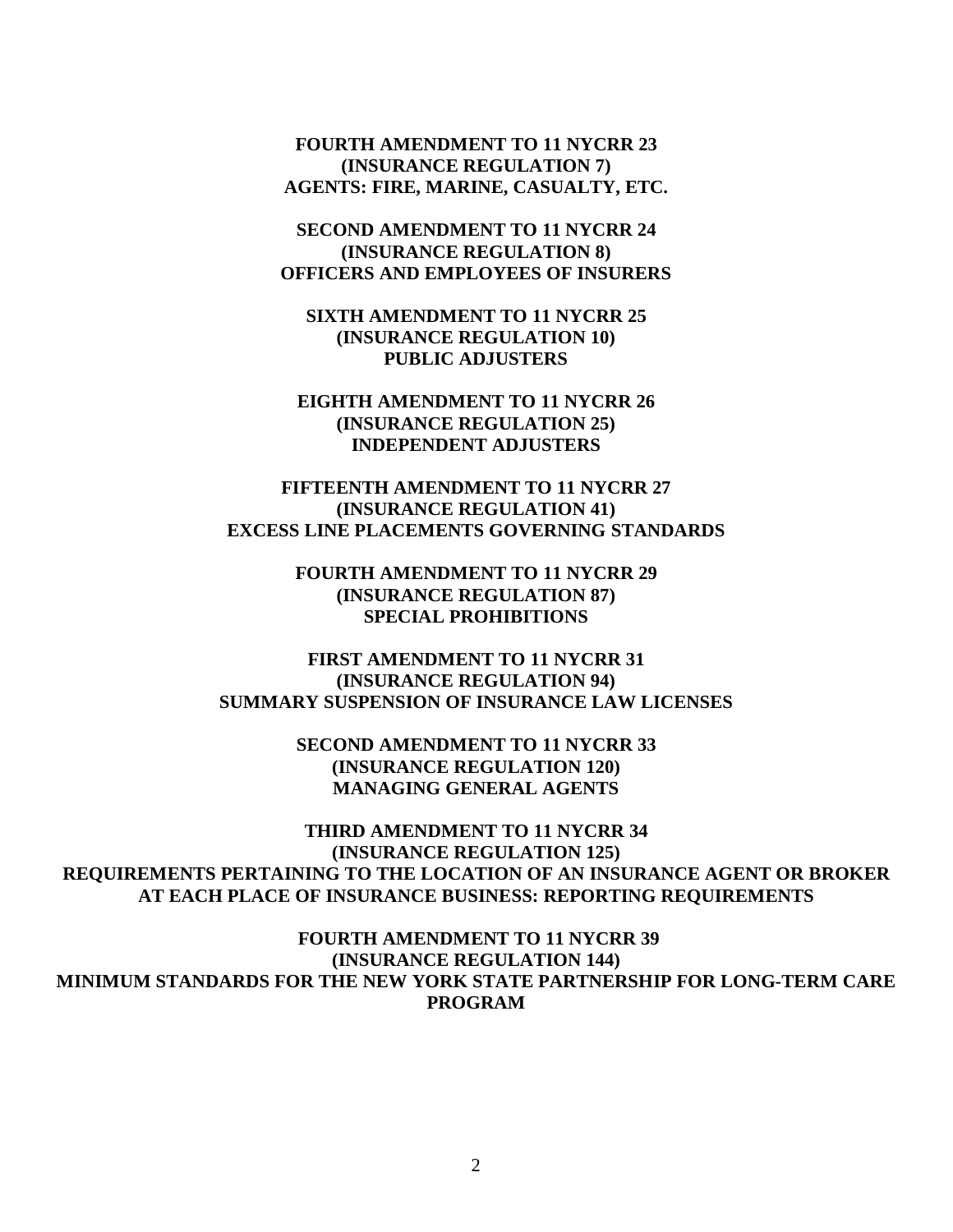**FOURTH AMENDMENT TO 11 NYCRR 23**
**(INSURANCE REGULATION 7)**
**AGENTS: FIRE, MARINE, CASUALTY, ETC.**

**SECOND AMENDMENT TO 11 NYCRR 24**
**(INSURANCE REGULATION 8)**
**OFFICERS AND EMPLOYEES OF INSURERS**

**SIXTH AMENDMENT TO 11 NYCRR 25**
**(INSURANCE REGULATION 10)**
**PUBLIC ADJUSTERS**

**EIGHTH AMENDMENT TO 11 NYCRR 26**
**(INSURANCE REGULATION 25)**
**INDEPENDENT ADJUSTERS**

**FIFTEENTH AMENDMENT TO 11 NYCRR 27**
**(INSURANCE REGULATION 41)**
**EXCESS LINE PLACEMENTS GOVERNING STANDARDS**

**FOURTH AMENDMENT TO 11 NYCRR 29**
**(INSURANCE REGULATION 87)**
**SPECIAL PROHIBITIONS**

**FIRST AMENDMENT TO 11 NYCRR 31**
**(INSURANCE REGULATION 94)**
**SUMMARY SUSPENSION OF INSURANCE LAW LICENSES**

**SECOND AMENDMENT TO 11 NYCRR 33**
**(INSURANCE REGULATION 120)**
**MANAGING GENERAL AGENTS**

**THIRD AMENDMENT TO 11 NYCRR 34**
**(INSURANCE REGULATION 125)**
**REQUIREMENTS PERTAINING TO THE LOCATION OF AN INSURANCE AGENT OR BROKER AT EACH PLACE OF INSURANCE BUSINESS: REPORTING REQUIREMENTS**

**FOURTH AMENDMENT TO 11 NYCRR 39**
**(INSURANCE REGULATION 144)**
**MINIMUM STANDARDS FOR THE NEW YORK STATE PARTNERSHIP FOR LONG-TERM CARE PROGRAM**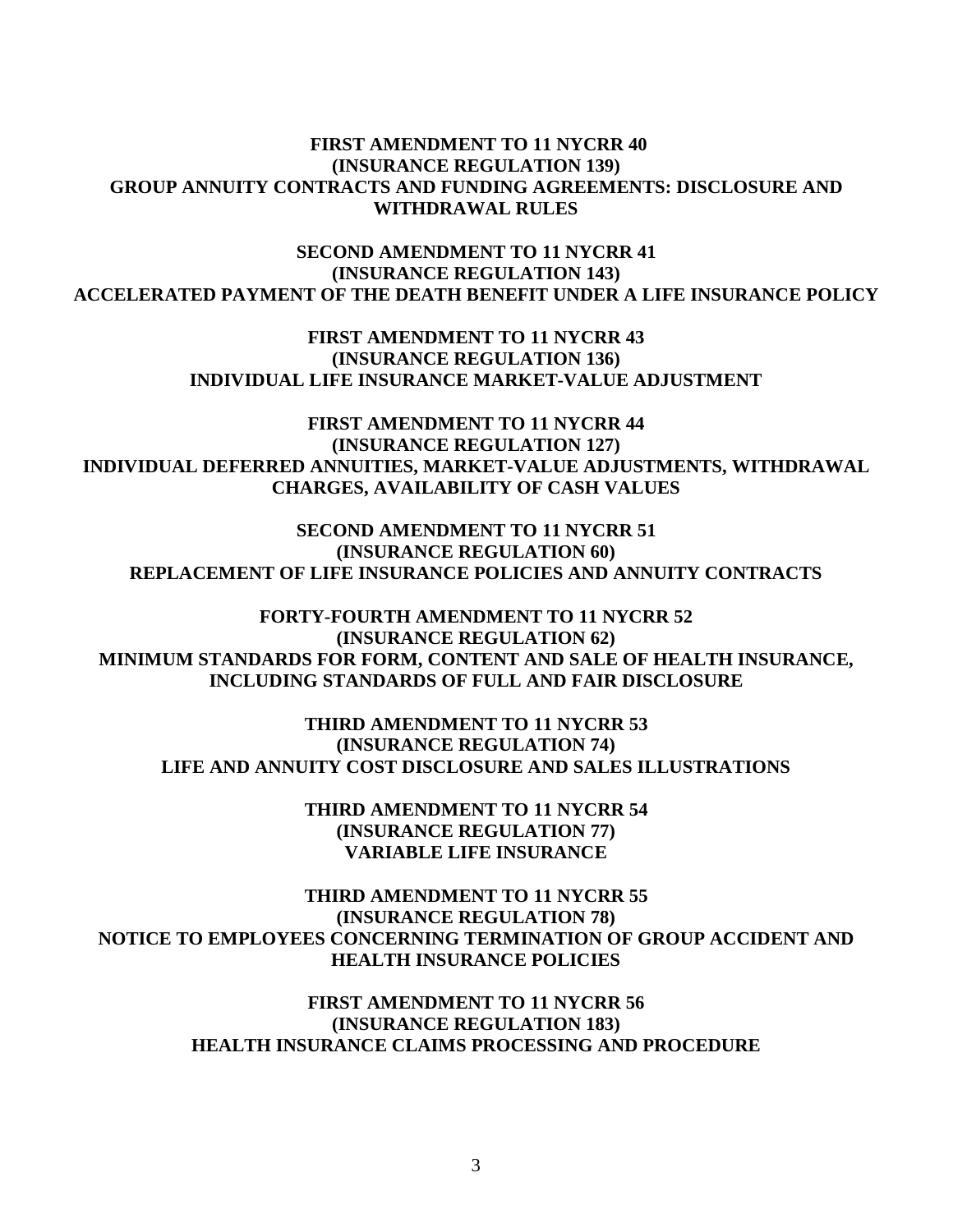**FIRST AMENDMENT TO 11 NYCRR 40**
**(INSURANCE REGULATION 139)**
**GROUP ANNUITY CONTRACTS AND FUNDING AGREEMENTS: DISCLOSURE AND WITHDRAWAL RULES**

**SECOND AMENDMENT TO 11 NYCRR 41**
**(INSURANCE REGULATION 143)**
**ACCELERATED PAYMENT OF THE DEATH BENEFIT UNDER A LIFE INSURANCE POLICY**

**FIRST AMENDMENT TO 11 NYCRR 43**
**(INSURANCE REGULATION 136)**
**INDIVIDUAL LIFE INSURANCE MARKET-VALUE ADJUSTMENT**

**FIRST AMENDMENT TO 11 NYCRR 44**
**(INSURANCE REGULATION 127)**
**INDIVIDUAL DEFERRED ANNUITIES, MARKET-VALUE ADJUSTMENTS, WITHDRAWAL CHARGES, AVAILABILITY OF CASH VALUES**

**SECOND AMENDMENT TO 11 NYCRR 51**
**(INSURANCE REGULATION 60)**
**REPLACEMENT OF LIFE INSURANCE POLICIES AND ANNUITY CONTRACTS**

**FORTY-FOURTH AMENDMENT TO 11 NYCRR 52**
**(INSURANCE REGULATION 62)**
**MINIMUM STANDARDS FOR FORM, CONTENT AND SALE OF HEALTH INSURANCE, INCLUDING STANDARDS OF FULL AND FAIR DISCLOSURE**

**THIRD AMENDMENT TO 11 NYCRR 53**
**(INSURANCE REGULATION 74)**
**LIFE AND ANNUITY COST DISCLOSURE AND SALES ILLUSTRATIONS**

**THIRD AMENDMENT TO 11 NYCRR 54**
**(INSURANCE REGULATION 77)**
**VARIABLE LIFE INSURANCE**

**THIRD AMENDMENT TO 11 NYCRR 55**
**(INSURANCE REGULATION 78)**
**NOTICE TO EMPLOYEES CONCERNING TERMINATION OF GROUP ACCIDENT AND HEALTH INSURANCE POLICIES**

**FIRST AMENDMENT TO 11 NYCRR 56**
**(INSURANCE REGULATION 183)**
**HEALTH INSURANCE CLAIMS PROCESSING AND PROCEDURE**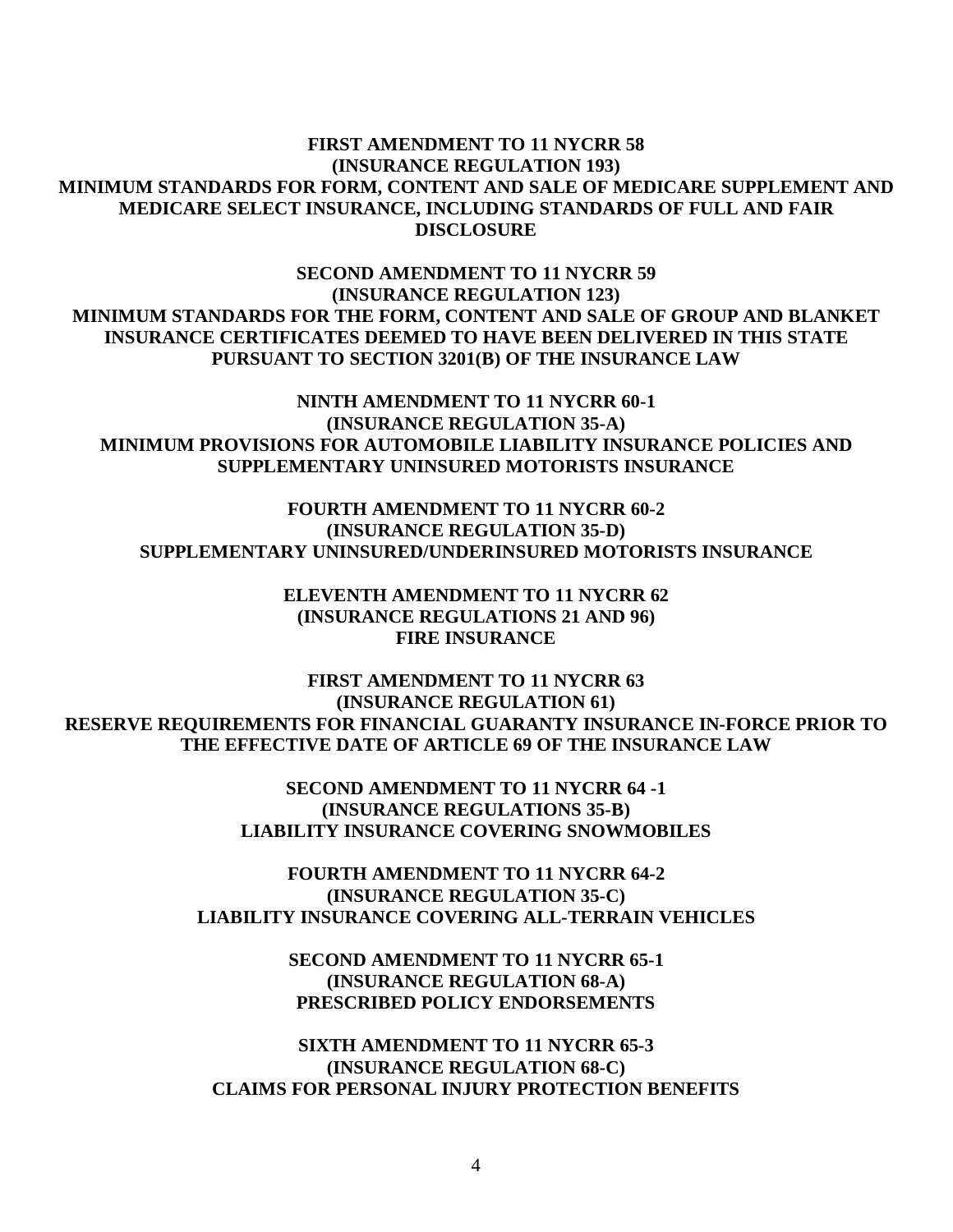**FIRST AMENDMENT TO 11 NYCRR 58**
**(INSURANCE REGULATION 193)**
**MINIMUM STANDARDS FOR FORM, CONTENT AND SALE OF MEDICARE SUPPLEMENT AND MEDICARE SELECT INSURANCE, INCLUDING STANDARDS OF FULL AND FAIR DISCLOSURE**

**SECOND AMENDMENT TO 11 NYCRR 59**
**(INSURANCE REGULATION 123)**
**MINIMUM STANDARDS FOR THE FORM, CONTENT AND SALE OF GROUP AND BLANKET INSURANCE CERTIFICATES DEEMED TO HAVE BEEN DELIVERED IN THIS STATE PURSUANT TO SECTION 3201(B) OF THE INSURANCE LAW**

**NINTH AMENDMENT TO 11 NYCRR 60-1**
**(INSURANCE REGULATION 35-A)**
**MINIMUM PROVISIONS FOR AUTOMOBILE LIABILITY INSURANCE POLICIES AND SUPPLEMENTARY UNINSURED MOTORISTS INSURANCE**

**FOURTH AMENDMENT TO 11 NYCRR 60-2**
**(INSURANCE REGULATION 35-D)**
**SUPPLEMENTARY UNINSURED/UNDERINSURED MOTORISTS INSURANCE**

**ELEVENTH AMENDMENT TO 11 NYCRR 62**
**(INSURANCE REGULATIONS 21 AND 96)**
**FIRE INSURANCE**

**FIRST AMENDMENT TO 11 NYCRR 63**
**(INSURANCE REGULATION 61)**
**RESERVE REQUIREMENTS FOR FINANCIAL GUARANTY INSURANCE IN-FORCE PRIOR TO THE EFFECTIVE DATE OF ARTICLE 69 OF THE INSURANCE LAW**

**SECOND AMENDMENT TO 11 NYCRR 64 -1**
**(INSURANCE REGULATIONS 35-B)**
**LIABILITY INSURANCE COVERING SNOWMOBILES**

**FOURTH AMENDMENT TO 11 NYCRR 64-2**
**(INSURANCE REGULATION 35-C)**
**LIABILITY INSURANCE COVERING ALL-TERRAIN VEHICLES**

**SECOND AMENDMENT TO 11 NYCRR 65-1**
**(INSURANCE REGULATION 68-A)**
**PRESCRIBED POLICY ENDORSEMENTS**

**SIXTH AMENDMENT TO 11 NYCRR 65-3**
**(INSURANCE REGULATION 68-C)**
**CLAIMS FOR PERSONAL INJURY PROTECTION BENEFITS**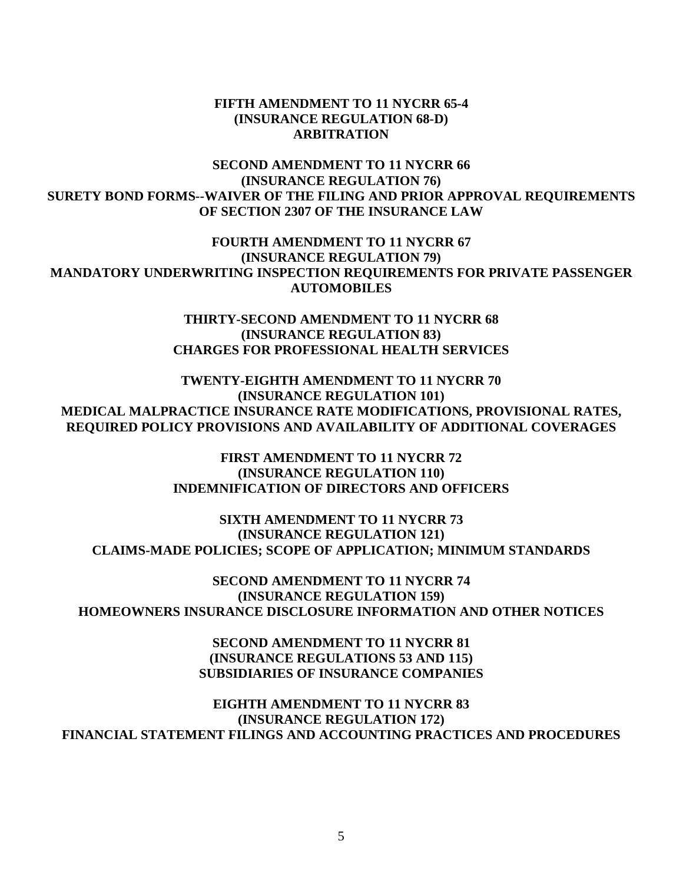**FIFTH AMENDMENT TO 11 NYCRR 65-4**
**(INSURANCE REGULATION 68-D)**
**ARBITRATION**

**SECOND AMENDMENT TO 11 NYCRR 66**
**(INSURANCE REGULATION 76)**
**SURETY BOND FORMS--WAIVER OF THE FILING AND PRIOR APPROVAL REQUIREMENTS OF SECTION 2307 OF THE INSURANCE LAW**

**FOURTH AMENDMENT TO 11 NYCRR 67**
**(INSURANCE REGULATION 79)**
**MANDATORY UNDERWRITING INSPECTION REQUIREMENTS FOR PRIVATE PASSENGER AUTOMOBILES**

**THIRTY-SECOND AMENDMENT TO 11 NYCRR 68**
**(INSURANCE REGULATION 83)**
**CHARGES FOR PROFESSIONAL HEALTH SERVICES**

**TWENTY-EIGHTH AMENDMENT TO 11 NYCRR 70**
**(INSURANCE REGULATION 101)**
**MEDICAL MALPRACTICE INSURANCE RATE MODIFICATIONS, PROVISIONAL RATES, REQUIRED POLICY PROVISIONS AND AVAILABILITY OF ADDITIONAL COVERAGES**

**FIRST AMENDMENT TO 11 NYCRR 72**
**(INSURANCE REGULATION 110)**
**INDEMNIFICATION OF DIRECTORS AND OFFICERS**

**SIXTH AMENDMENT TO 11 NYCRR 73**
**(INSURANCE REGULATION 121)**
**CLAIMS-MADE POLICIES; SCOPE OF APPLICATION; MINIMUM STANDARDS**

**SECOND AMENDMENT TO 11 NYCRR 74**
**(INSURANCE REGULATION 159)**
**HOMEOWNERS INSURANCE DISCLOSURE INFORMATION AND OTHER NOTICES**

**SECOND AMENDMENT TO 11 NYCRR 81**
**(INSURANCE REGULATIONS 53 AND 115)**
**SUBSIDIARIES OF INSURANCE COMPANIES**

**EIGHTH AMENDMENT TO 11 NYCRR 83**
**(INSURANCE REGULATION 172)**
**FINANCIAL STATEMENT FILINGS AND ACCOUNTING PRACTICES AND PROCEDURES**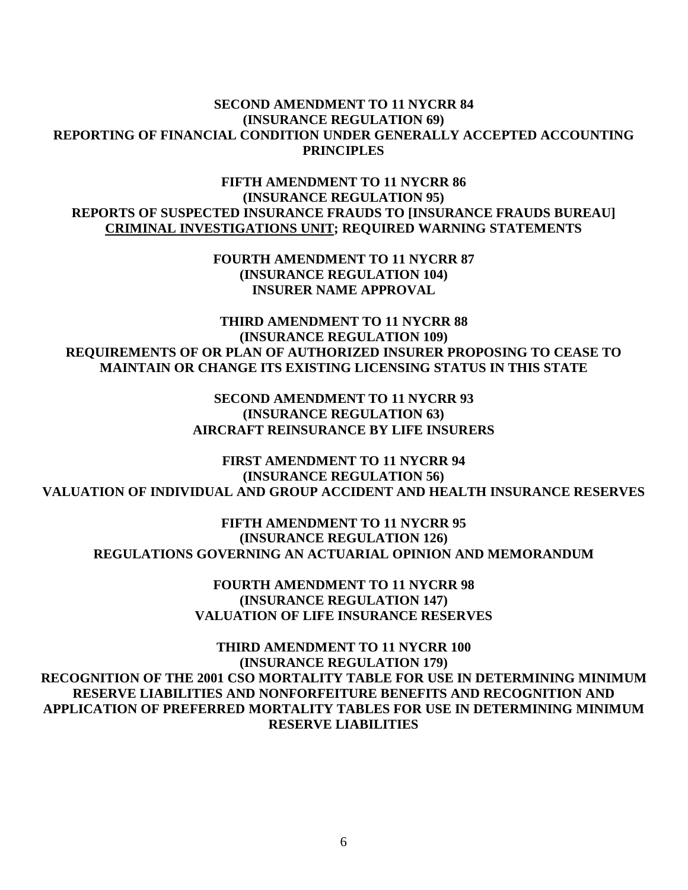**SECOND AMENDMENT TO 11 NYCRR 84**
**(INSURANCE REGULATION 69)**
**REPORTING OF FINANCIAL CONDITION UNDER GENERALLY ACCEPTED ACCOUNTING PRINCIPLES**

**FIFTH AMENDMENT TO 11 NYCRR 86**
**(INSURANCE REGULATION 95)**
**REPORTS OF SUSPECTED INSURANCE FRAUDS TO [INSURANCE FRAUDS BUREAU] <u>CRIMINAL INVESTIGATIONS UNIT</u>; REQUIRED WARNING STATEMENTS**

**FOURTH AMENDMENT TO 11 NYCRR 87**
**(INSURANCE REGULATION 104)**
**INSURER NAME APPROVAL**

**THIRD AMENDMENT TO 11 NYCRR 88**
**(INSURANCE REGULATION 109)**
**REQUIREMENTS OF OR PLAN OF AUTHORIZED INSURER PROPOSING TO CEASE TO MAINTAIN OR CHANGE ITS EXISTING LICENSING STATUS IN THIS STATE**

**SECOND AMENDMENT TO 11 NYCRR 93**
**(INSURANCE REGULATION 63)**
**AIRCRAFT REINSURANCE BY LIFE INSURERS**

**FIRST AMENDMENT TO 11 NYCRR 94**
**(INSURANCE REGULATION 56)**
**VALUATION OF INDIVIDUAL AND GROUP ACCIDENT AND HEALTH INSURANCE RESERVES**

**FIFTH AMENDMENT TO 11 NYCRR 95**
**(INSURANCE REGULATION 126)**
**REGULATIONS GOVERNING AN ACTUARIAL OPINION AND MEMORANDUM**

**FOURTH AMENDMENT TO 11 NYCRR 98**
**(INSURANCE REGULATION 147)**
**VALUATION OF LIFE INSURANCE RESERVES**

**THIRD AMENDMENT TO 11 NYCRR 100**
**(INSURANCE REGULATION 179)**
**RECOGNITION OF THE 2001 CSO MORTALITY TABLE FOR USE IN DETERMINING MINIMUM RESERVE LIABILITIES AND NONFORFEITURE BENEFITS AND RECOGNITION AND APPLICATION OF PREFERRED MORTALITY TABLES FOR USE IN DETERMINING MINIMUM RESERVE LIABILITIES**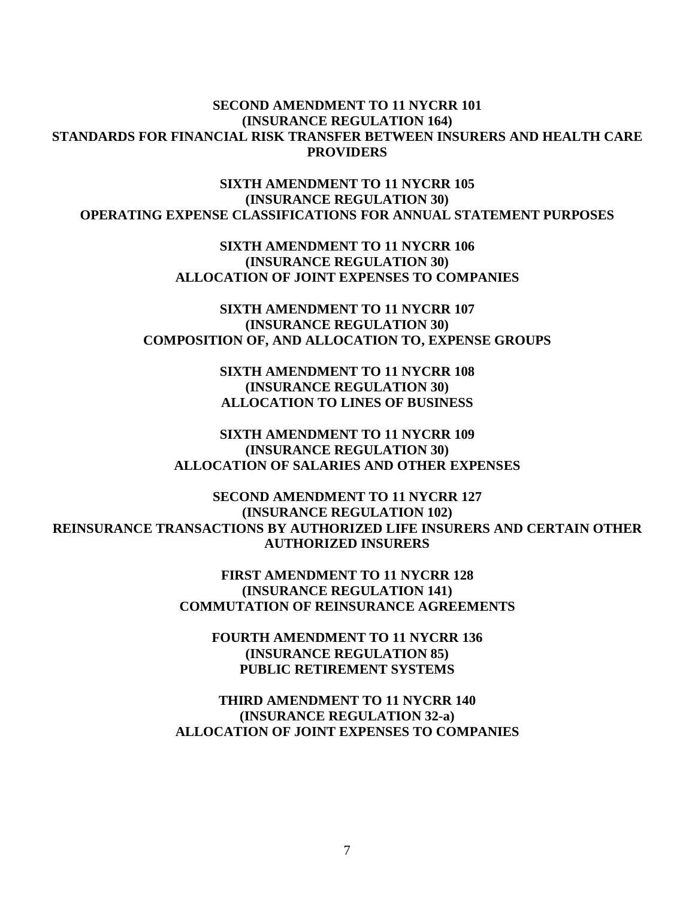**SECOND AMENDMENT TO 11 NYCRR 101**
**(INSURANCE REGULATION 164)**
**STANDARDS FOR FINANCIAL RISK TRANSFER BETWEEN INSURERS AND HEALTH CARE PROVIDERS**

**SIXTH AMENDMENT TO 11 NYCRR 105**
**(INSURANCE REGULATION 30)**
**OPERATING EXPENSE CLASSIFICATIONS FOR ANNUAL STATEMENT PURPOSES**

**SIXTH AMENDMENT TO 11 NYCRR 106**
**(INSURANCE REGULATION 30)**
**ALLOCATION OF JOINT EXPENSES TO COMPANIES**

**SIXTH AMENDMENT TO 11 NYCRR 107**
**(INSURANCE REGULATION 30)**
**COMPOSITION OF, AND ALLOCATION TO, EXPENSE GROUPS**

**SIXTH AMENDMENT TO 11 NYCRR 108**
**(INSURANCE REGULATION 30)**
**ALLOCATION TO LINES OF BUSINESS**

**SIXTH AMENDMENT TO 11 NYCRR 109**
**(INSURANCE REGULATION 30)**
**ALLOCATION OF SALARIES AND OTHER EXPENSES**

**SECOND AMENDMENT TO 11 NYCRR 127**
**(INSURANCE REGULATION 102)**
**REINSURANCE TRANSACTIONS BY AUTHORIZED LIFE INSURERS AND CERTAIN OTHER AUTHORIZED INSURERS**

**FIRST AMENDMENT TO 11 NYCRR 128**
**(INSURANCE REGULATION 141)**
**COMMUTATION OF REINSURANCE AGREEMENTS**

**FOURTH AMENDMENT TO 11 NYCRR 136**
**(INSURANCE REGULATION 85)**
**PUBLIC RETIREMENT SYSTEMS**

**THIRD AMENDMENT TO 11 NYCRR 140**
**(INSURANCE REGULATION 32-a)**
**ALLOCATION OF JOINT EXPENSES TO COMPANIES**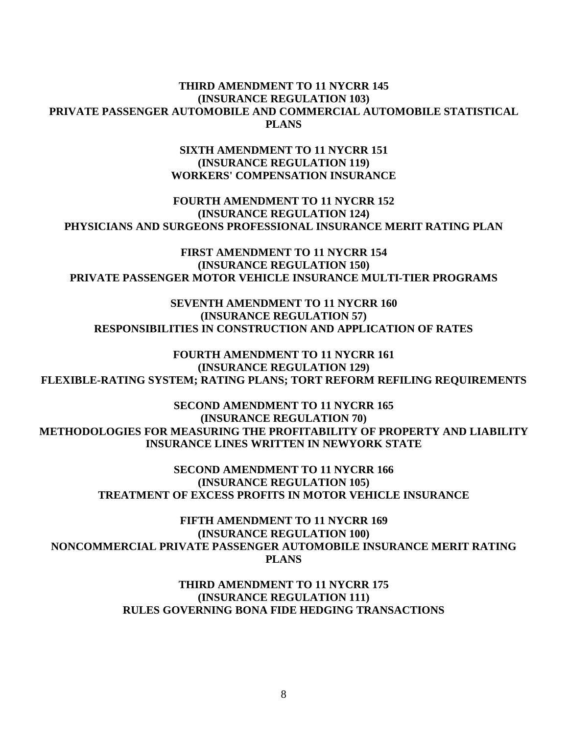**THIRD AMENDMENT TO 11 NYCRR 145**
**(INSURANCE REGULATION 103)**
**PRIVATE PASSENGER AUTOMOBILE AND COMMERCIAL AUTOMOBILE STATISTICAL PLANS**

**SIXTH AMENDMENT TO 11 NYCRR 151**
**(INSURANCE REGULATION 119)**
**WORKERS' COMPENSATION INSURANCE**

**FOURTH AMENDMENT TO 11 NYCRR 152**
**(INSURANCE REGULATION 124)**
**PHYSICIANS AND SURGEONS PROFESSIONAL INSURANCE MERIT RATING PLAN**

**FIRST AMENDMENT TO 11 NYCRR 154**
**(INSURANCE REGULATION 150)**
**PRIVATE PASSENGER MOTOR VEHICLE INSURANCE MULTI-TIER PROGRAMS**

**SEVENTH AMENDMENT TO 11 NYCRR 160**
**(INSURANCE REGULATION 57)**
**RESPONSIBILITIES IN CONSTRUCTION AND APPLICATION OF RATES**

**FOURTH AMENDMENT TO 11 NYCRR 161**
**(INSURANCE REGULATION 129)**
**FLEXIBLE-RATING SYSTEM; RATING PLANS; TORT REFORM REFILING REQUIREMENTS**

**SECOND AMENDMENT TO 11 NYCRR 165**
**(INSURANCE REGULATION 70)**
**METHODOLOGIES FOR MEASURING THE PROFITABILITY OF PROPERTY AND LIABILITY INSURANCE LINES WRITTEN IN NEWYORK STATE**

**SECOND AMENDMENT TO 11 NYCRR 166**
**(INSURANCE REGULATION 105)**
**TREATMENT OF EXCESS PROFITS IN MOTOR VEHICLE INSURANCE**

**FIFTH AMENDMENT TO 11 NYCRR 169**
**(INSURANCE REGULATION 100)**
**NONCOMMERCIAL PRIVATE PASSENGER AUTOMOBILE INSURANCE MERIT RATING PLANS**

**THIRD AMENDMENT TO 11 NYCRR 175**
**(INSURANCE REGULATION 111)**
**RULES GOVERNING BONA FIDE HEDGING TRANSACTIONS**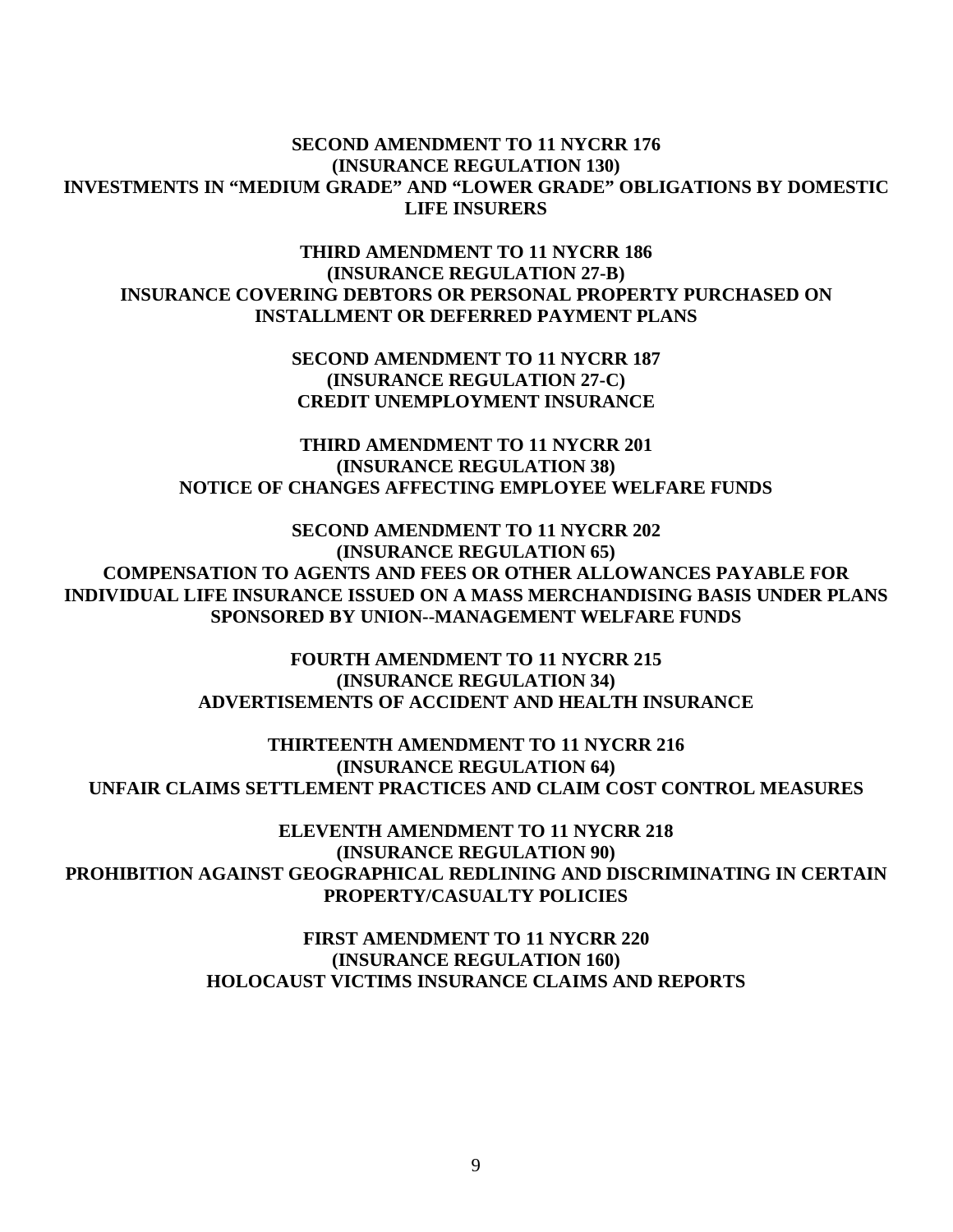**SECOND AMENDMENT TO 11 NYCRR 176**
**(INSURANCE REGULATION 130)**
**INVESTMENTS IN "MEDIUM GRADE" AND "LOWER GRADE" OBLIGATIONS BY DOMESTIC LIFE INSURERS**

**THIRD AMENDMENT TO 11 NYCRR 186**
**(INSURANCE REGULATION 27-B)**
**INSURANCE COVERING DEBTORS OR PERSONAL PROPERTY PURCHASED ON INSTALLMENT OR DEFERRED PAYMENT PLANS**

**SECOND AMENDMENT TO 11 NYCRR 187**
**(INSURANCE REGULATION 27-C)**
**CREDIT UNEMPLOYMENT INSURANCE**

**THIRD AMENDMENT TO 11 NYCRR 201**
**(INSURANCE REGULATION 38)**
**NOTICE OF CHANGES AFFECTING EMPLOYEE WELFARE FUNDS**

**SECOND AMENDMENT TO 11 NYCRR 202**
**(INSURANCE REGULATION 65)**
**COMPENSATION TO AGENTS AND FEES OR OTHER ALLOWANCES PAYABLE FOR INDIVIDUAL LIFE INSURANCE ISSUED ON A MASS MERCHANDISING BASIS UNDER PLANS SPONSORED BY UNION--MANAGEMENT WELFARE FUNDS**

**FOURTH AMENDMENT TO 11 NYCRR 215**
**(INSURANCE REGULATION 34)**
**ADVERTISEMENTS OF ACCIDENT AND HEALTH INSURANCE**

**THIRTEENTH AMENDMENT TO 11 NYCRR 216**
**(INSURANCE REGULATION 64)**
**UNFAIR CLAIMS SETTLEMENT PRACTICES AND CLAIM COST CONTROL MEASURES**

**ELEVENTH AMENDMENT TO 11 NYCRR 218**
**(INSURANCE REGULATION 90)**
**PROHIBITION AGAINST GEOGRAPHICAL REDLINING AND DISCRIMINATING IN CERTAIN PROPERTY/CASUALTY POLICIES**

**FIRST AMENDMENT TO 11 NYCRR 220**
**(INSURANCE REGULATION 160)**
**HOLOCAUST VICTIMS INSURANCE CLAIMS AND REPORTS**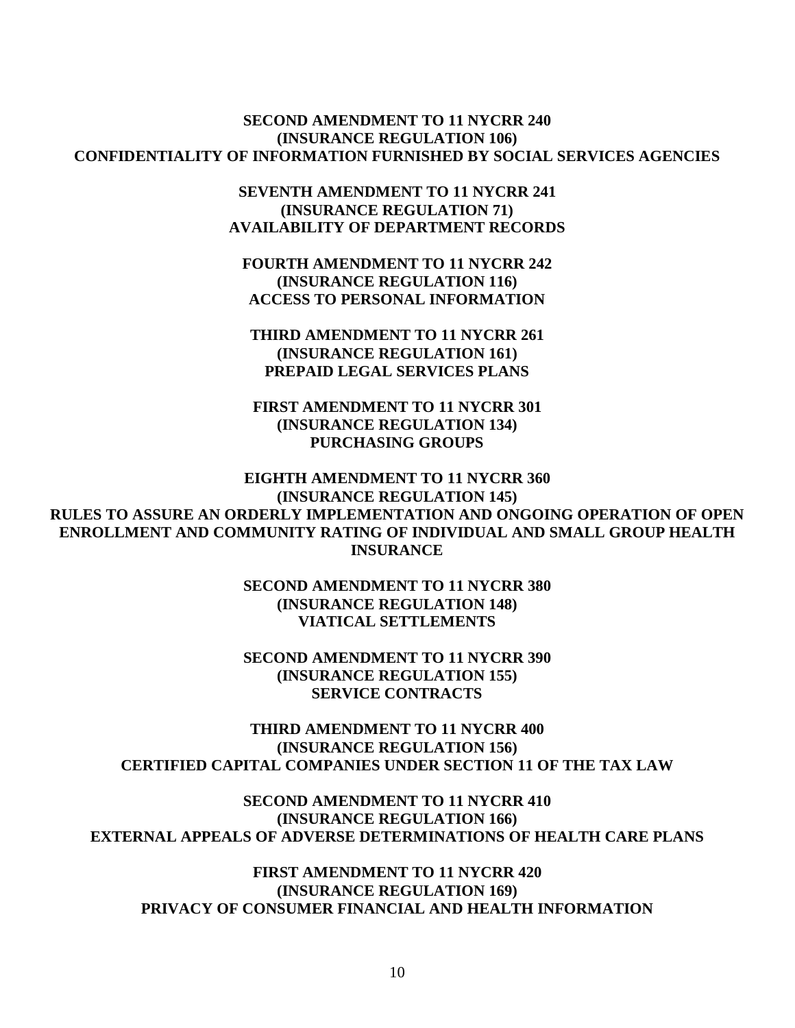**SECOND AMENDMENT TO 11 NYCRR 240**
**(INSURANCE REGULATION 106)**
**CONFIDENTIALITY OF INFORMATION FURNISHED BY SOCIAL SERVICES AGENCIES**

**SEVENTH AMENDMENT TO 11 NYCRR 241**
**(INSURANCE REGULATION 71)**
**AVAILABILITY OF DEPARTMENT RECORDS**

**FOURTH AMENDMENT TO 11 NYCRR 242**
**(INSURANCE REGULATION 116)**
**ACCESS TO PERSONAL INFORMATION**

**THIRD AMENDMENT TO 11 NYCRR 261**
**(INSURANCE REGULATION 161)**
**PREPAID LEGAL SERVICES PLANS**

**FIRST AMENDMENT TO 11 NYCRR 301**
**(INSURANCE REGULATION 134)**
**PURCHASING GROUPS**

**EIGHTH AMENDMENT TO 11 NYCRR 360**
**(INSURANCE REGULATION 145)**
**RULES TO ASSURE AN ORDERLY IMPLEMENTATION AND ONGOING OPERATION OF OPEN ENROLLMENT AND COMMUNITY RATING OF INDIVIDUAL AND SMALL GROUP HEALTH INSURANCE**

**SECOND AMENDMENT TO 11 NYCRR 380**
**(INSURANCE REGULATION 148)**
**VIATICAL SETTLEMENTS**

**SECOND AMENDMENT TO 11 NYCRR 390**
**(INSURANCE REGULATION 155)**
**SERVICE CONTRACTS**

**THIRD AMENDMENT TO 11 NYCRR 400**
**(INSURANCE REGULATION 156)**
**CERTIFIED CAPITAL COMPANIES UNDER SECTION 11 OF THE TAX LAW**

**SECOND AMENDMENT TO 11 NYCRR 410**
**(INSURANCE REGULATION 166)**
**EXTERNAL APPEALS OF ADVERSE DETERMINATIONS OF HEALTH CARE PLANS**

**FIRST AMENDMENT TO 11 NYCRR 420**
**(INSURANCE REGULATION 169)**
**PRIVACY OF CONSUMER FINANCIAL AND HEALTH INFORMATION**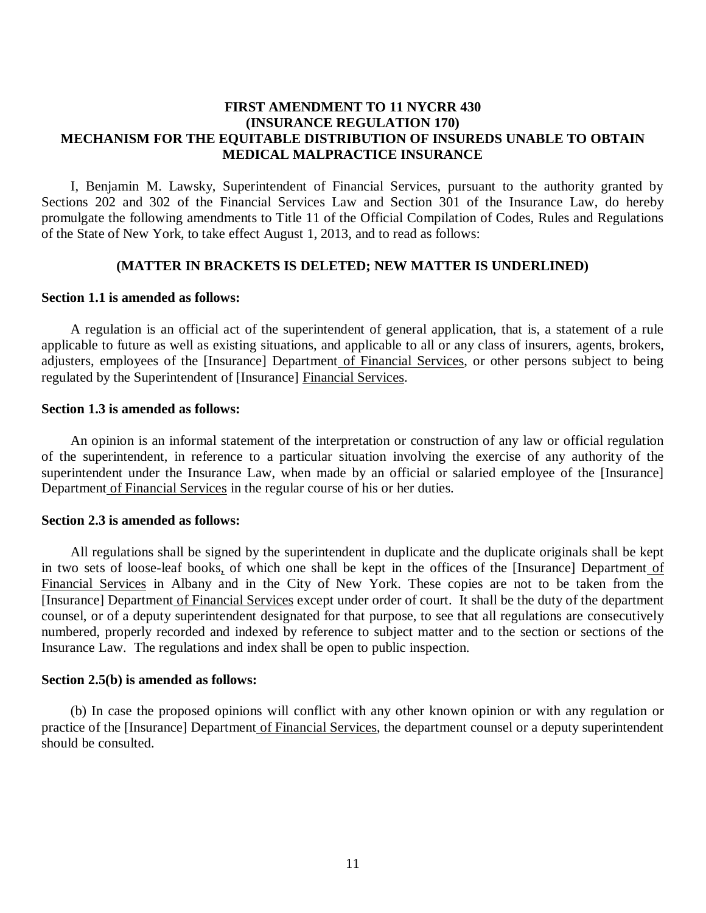**FIRST AMENDMENT TO 11 NYCRR 430**
**(INSURANCE REGULATION 170)**
**MECHANISM FOR THE EQUITABLE DISTRIBUTION OF INSUREDS UNABLE TO OBTAIN MEDICAL MALPRACTICE INSURANCE**

I, Benjamin M. Lawsky, Superintendent of Financial Services, pursuant to the authority granted by Sections 202 and 302 of the Financial Services Law and Section 301 of the Insurance Law, do hereby promulgate the following amendments to Title 11 of the Official Compilation of Codes, Rules and Regulations of the State of New York, to take effect August 1, 2013, and to read as follows:

**(MATTER IN BRACKETS IS DELETED; NEW MATTER IS UNDERLINED)**

**Section 1.1 is amended as follows:**

A regulation is an official act of the superintendent of general application, that is, a statement of a rule applicable to future as well as existing situations, and applicable to all or any class of insurers, agents, brokers, adjusters, employees of the [Insurance] Department <u>of Financial Services</u>, or other persons subject to being regulated by the Superintendent of [Insurance] <u>Financial Services</u>.

**Section 1.3 is amended as follows:**

An opinion is an informal statement of the interpretation or construction of any law or official regulation of the superintendent, in reference to a particular situation involving the exercise of any authority of the superintendent under the Insurance Law, when made by an official or salaried employee of the [Insurance] Department <u>of Financial Services</u> in the regular course of his or her duties.

**Section 2.3 is amended as follows:**

All regulations shall be signed by the superintendent in duplicate and the duplicate originals shall be kept in two sets of loose-leaf books<u>,</u> of which one shall be kept in the offices of the [Insurance] Department <u>of Financial Services</u> in Albany and in the City of New York. These copies are not to be taken from the [Insurance] Department <u>of Financial Services</u> except under order of court. It shall be the duty of the department counsel, or of a deputy superintendent designated for that purpose, to see that all regulations are consecutively numbered, properly recorded and indexed by reference to subject matter and to the section or sections of the Insurance Law. The regulations and index shall be open to public inspection.

**Section 2.5(b) is amended as follows:**

(b) In case the proposed opinions will conflict with any other known opinion or with any regulation or practice of the [Insurance] Department <u>of Financial Services</u>, the department counsel or a deputy superintendent should be consulted.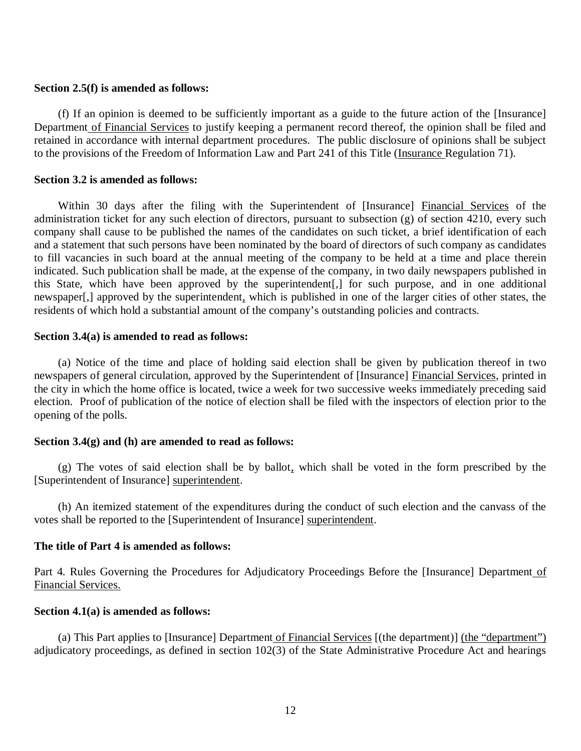**Section 2.5(f) is amended as follows:**

(f) If an opinion is deemed to be sufficiently important as a guide to the future action of the [Insurance] Department of Financial Services to justify keeping a permanent record thereof, the opinion shall be filed and retained in accordance with internal department procedures. The public disclosure of opinions shall be subject to the provisions of the Freedom of Information Law and Part 241 of this Title (Insurance Regulation 71).

**Section 3.2 is amended as follows:**

Within 30 days after the filing with the Superintendent of [Insurance] Financial Services of the administration ticket for any such election of directors, pursuant to subsection (g) of section 4210, every such company shall cause to be published the names of the candidates on such ticket, a brief identification of each and a statement that such persons have been nominated by the board of directors of such company as candidates to fill vacancies in such board at the annual meeting of the company to be held at a time and place therein indicated. Such publication shall be made, at the expense of the company, in two daily newspapers published in this State, which have been approved by the superintendent[,] for such purpose, and in one additional newspaper[,] approved by the superintendent, which is published in one of the larger cities of other states, the residents of which hold a substantial amount of the company's outstanding policies and contracts.

**Section 3.4(a) is amended to read as follows:**

(a) Notice of the time and place of holding said election shall be given by publication thereof in two newspapers of general circulation, approved by the Superintendent of [Insurance] Financial Services, printed in the city in which the home office is located, twice a week for two successive weeks immediately preceding said election. Proof of publication of the notice of election shall be filed with the inspectors of election prior to the opening of the polls.

**Section 3.4(g) and (h) are amended to read as follows:**

(g) The votes of said election shall be by ballot, which shall be voted in the form prescribed by the [Superintendent of Insurance] superintendent.

(h) An itemized statement of the expenditures during the conduct of such election and the canvass of the votes shall be reported to the [Superintendent of Insurance] superintendent.

**The title of Part 4 is amended as follows:**

Part 4. Rules Governing the Procedures for Adjudicatory Proceedings Before the [Insurance] Department of Financial Services.

**Section 4.1(a) is amended as follows:**

(a) This Part applies to [Insurance] Department of Financial Services [(the department)] (the "department") adjudicatory proceedings, as defined in section 102(3) of the State Administrative Procedure Act and hearings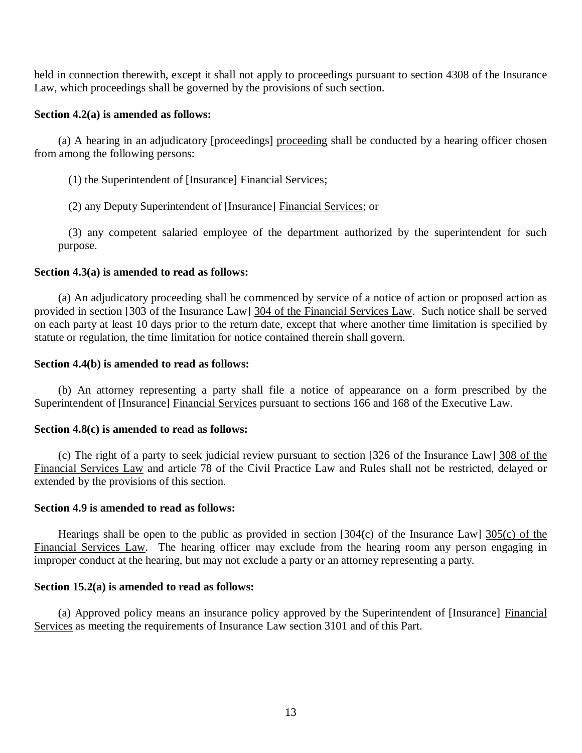held in connection therewith, except it shall not apply to proceedings pursuant to section 4308 of the Insurance Law, which proceedings shall be governed by the provisions of such section.

**Section 4.2(a) is amended as follows:**

(a) A hearing in an adjudicatory [proceedings] <u>proceeding</u> shall be conducted by a hearing officer chosen from among the following persons:

(1) the Superintendent of [Insurance] <u>Financial Services</u>;

(2) any Deputy Superintendent of [Insurance] <u>Financial Services</u>; or

(3) any competent salaried employee of the department authorized by the superintendent for such purpose.

**Section 4.3(a) is amended to read as follows:**

(a) An adjudicatory proceeding shall be commenced by service of a notice of action or proposed action as provided in section [303 of the Insurance Law] <u>304 of the Financial Services Law</u>. Such notice shall be served on each party at least 10 days prior to the return date, except that where another time limitation is specified by statute or regulation, the time limitation for notice contained therein shall govern.

**Section 4.4(b) is amended to read as follows:**

(b) An attorney representing a party shall file a notice of appearance on a form prescribed by the Superintendent of [Insurance] <u>Financial Services</u> pursuant to sections 166 and 168 of the Executive Law.

**Section 4.8(c) is amended to read as follows:**

(c) The right of a party to seek judicial review pursuant to section [326 of the Insurance Law] <u>308 of the Financial Services Law</u> and article 78 of the Civil Practice Law and Rules shall not be restricted, delayed or extended by the provisions of this section.

**Section 4.9 is amended to read as follows:**

Hearings shall be open to the public as provided in section [304(c) of the Insurance Law] <u>305(c) of the Financial Services Law</u>. The hearing officer may exclude from the hearing room any person engaging in improper conduct at the hearing, but may not exclude a party or an attorney representing a party.

**Section 15.2(a) is amended to read as follows:**

(a) Approved policy means an insurance policy approved by the Superintendent of [Insurance] <u>Financial Services</u> as meeting the requirements of Insurance Law section 3101 and of this Part.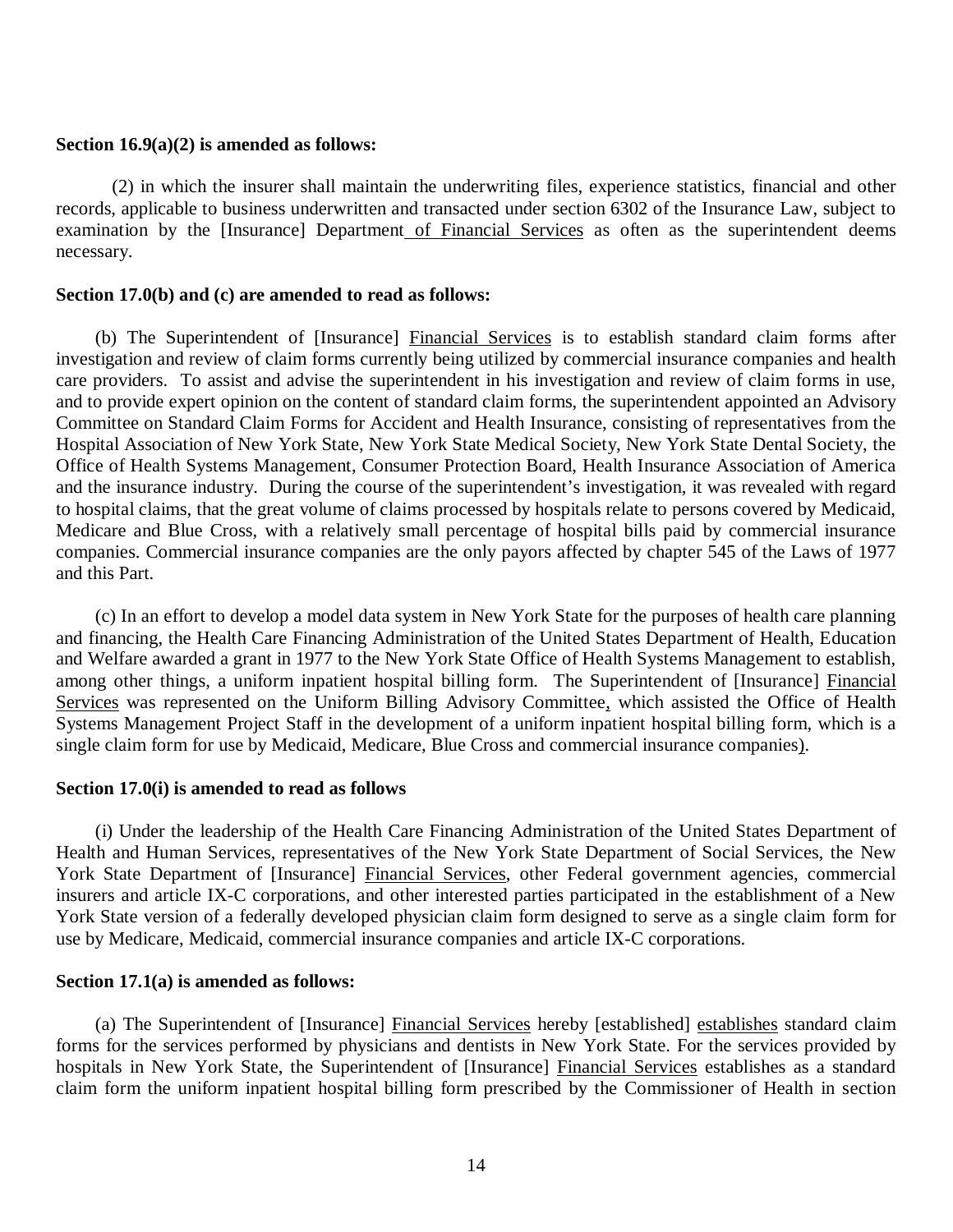**Section 16.9(a)(2) is amended as follows:**

(2) in which the insurer shall maintain the underwriting files, experience statistics, financial and other records, applicable to business underwritten and transacted under section 6302 of the Insurance Law, subject to examination by the [Insurance] Department of Financial Services as often as the superintendent deems necessary.

**Section 17.0(b) and (c) are amended to read as follows:**

(b) The Superintendent of [Insurance] Financial Services is to establish standard claim forms after investigation and review of claim forms currently being utilized by commercial insurance companies and health care providers. To assist and advise the superintendent in his investigation and review of claim forms in use, and to provide expert opinion on the content of standard claim forms, the superintendent appointed an Advisory Committee on Standard Claim Forms for Accident and Health Insurance, consisting of representatives from the Hospital Association of New York State, New York State Medical Society, New York State Dental Society, the Office of Health Systems Management, Consumer Protection Board, Health Insurance Association of America and the insurance industry. During the course of the superintendent's investigation, it was revealed with regard to hospital claims, that the great volume of claims processed by hospitals relate to persons covered by Medicaid, Medicare and Blue Cross, with a relatively small percentage of hospital bills paid by commercial insurance companies. Commercial insurance companies are the only payors affected by chapter 545 of the Laws of 1977 and this Part.

(c) In an effort to develop a model data system in New York State for the purposes of health care planning and financing, the Health Care Financing Administration of the United States Department of Health, Education and Welfare awarded a grant in 1977 to the New York State Office of Health Systems Management to establish, among other things, a uniform inpatient hospital billing form. The Superintendent of [Insurance] Financial Services was represented on the Uniform Billing Advisory Committee, which assisted the Office of Health Systems Management Project Staff in the development of a uniform inpatient hospital billing form, which is a single claim form for use by Medicaid, Medicare, Blue Cross and commercial insurance companies).

**Section 17.0(i) is amended to read as follows**

(i) Under the leadership of the Health Care Financing Administration of the United States Department of Health and Human Services, representatives of the New York State Department of Social Services, the New York State Department of [Insurance] Financial Services, other Federal government agencies, commercial insurers and article IX-C corporations, and other interested parties participated in the establishment of a New York State version of a federally developed physician claim form designed to serve as a single claim form for use by Medicare, Medicaid, commercial insurance companies and article IX-C corporations.

**Section 17.1(a) is amended as follows:**

(a) The Superintendent of [Insurance] Financial Services hereby [established] establishes standard claim forms for the services performed by physicians and dentists in New York State. For the services provided by hospitals in New York State, the Superintendent of [Insurance] Financial Services establishes as a standard claim form the uniform inpatient hospital billing form prescribed by the Commissioner of Health in section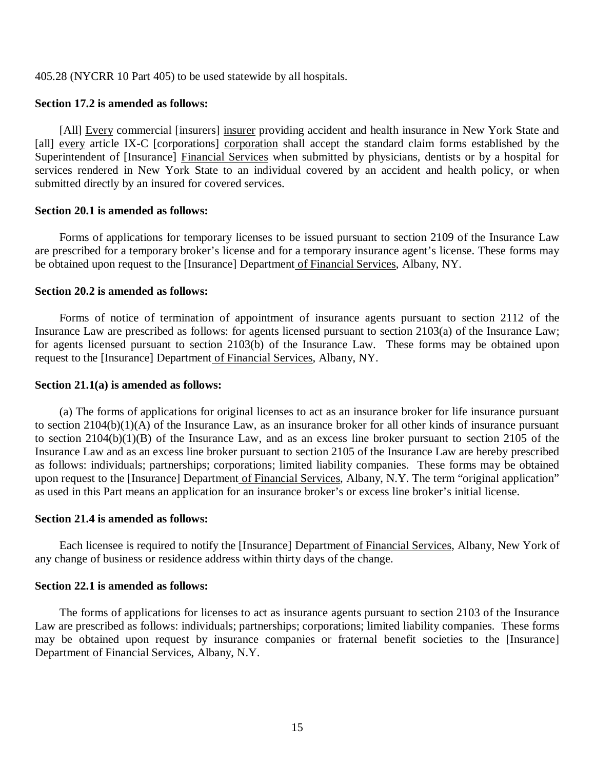405.28 (NYCRR 10 Part 405) to be used statewide by all hospitals.

**Section 17.2 is amended as follows:**

[All] <u>Every</u> commercial [insurers] <u>insurer</u> providing accident and health insurance in New York State and [all] <u>every</u> article IX-C [corporations] <u>corporation</u> shall accept the standard claim forms established by the Superintendent of [Insurance] <u>Financial Services</u> when submitted by physicians, dentists or by a hospital for services rendered in New York State to an individual covered by an accident and health policy, or when submitted directly by an insured for covered services.

**Section 20.1 is amended as follows:**

Forms of applications for temporary licenses to be issued pursuant to section 2109 of the Insurance Law are prescribed for a temporary broker's license and for a temporary insurance agent's license. These forms may be obtained upon request to the [Insurance] Department <u>of Financial Services</u>, Albany, NY.

**Section 20.2 is amended as follows:**

Forms of notice of termination of appointment of insurance agents pursuant to section 2112 of the Insurance Law are prescribed as follows: for agents licensed pursuant to section 2103(a) of the Insurance Law; for agents licensed pursuant to section 2103(b) of the Insurance Law. These forms may be obtained upon request to the [Insurance] Department <u>of Financial Services</u>, Albany, NY.

**Section 21.1(a) is amended as follows:**

(a) The forms of applications for original licenses to act as an insurance broker for life insurance pursuant to section 2104(b)(1)(A) of the Insurance Law, as an insurance broker for all other kinds of insurance pursuant to section 2104(b)(1)(B) of the Insurance Law, and as an excess line broker pursuant to section 2105 of the Insurance Law and as an excess line broker pursuant to section 2105 of the Insurance Law are hereby prescribed as follows: individuals; partnerships; corporations; limited liability companies. These forms may be obtained upon request to the [Insurance] Department <u>of Financial Services</u>, Albany, N.Y. The term "original application" as used in this Part means an application for an insurance broker's or excess line broker's initial license.

**Section 21.4 is amended as follows:**

Each licensee is required to notify the [Insurance] Department <u>of Financial Services</u>, Albany, New York of any change of business or residence address within thirty days of the change.

**Section 22.1 is amended as follows:**

The forms of applications for licenses to act as insurance agents pursuant to section 2103 of the Insurance Law are prescribed as follows: individuals; partnerships; corporations; limited liability companies. These forms may be obtained upon request by insurance companies or fraternal benefit societies to the [Insurance] Department <u>of Financial Services</u>, Albany, N.Y.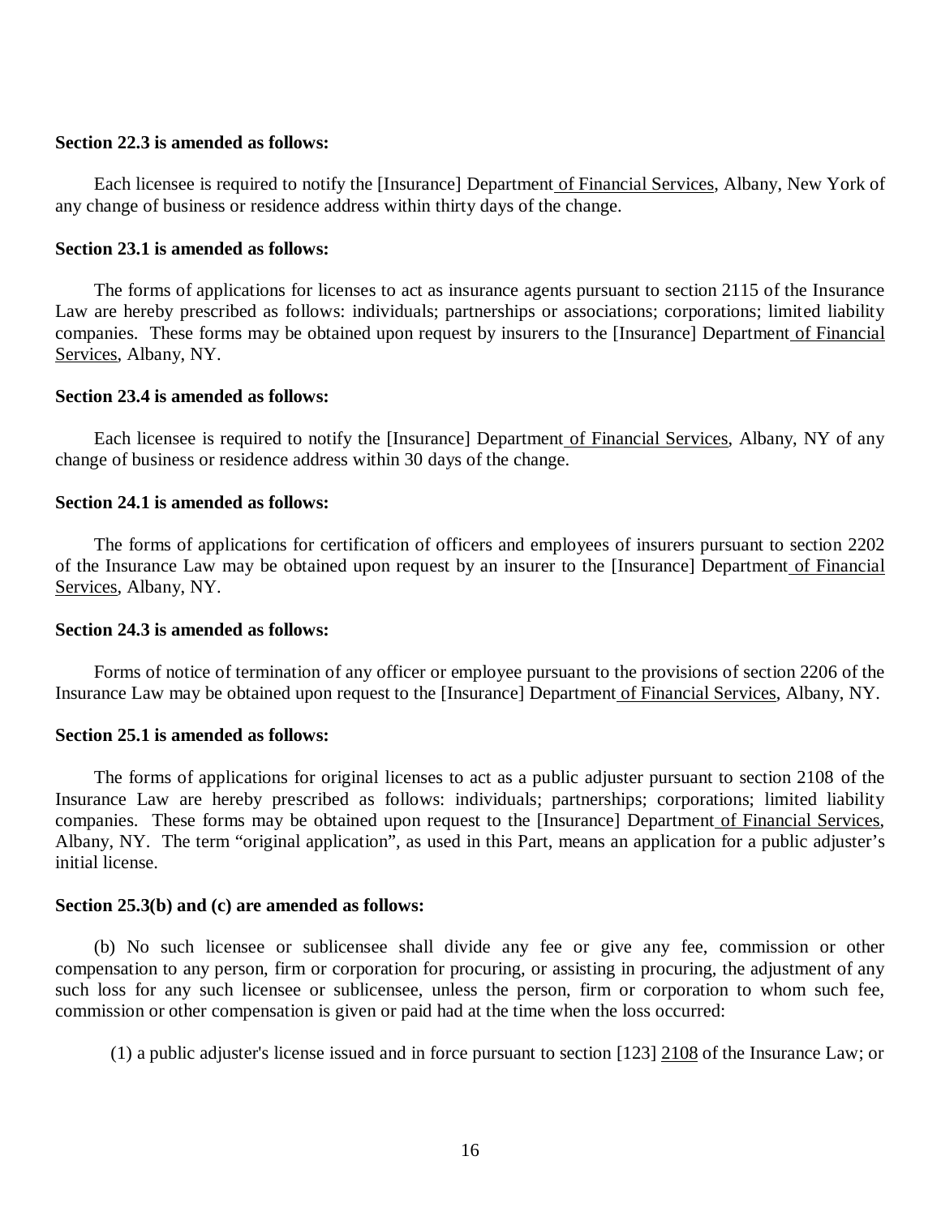**Section 22.3 is amended as follows:**

Each licensee is required to notify the [Insurance] Department of Financial Services, Albany, New York of any change of business or residence address within thirty days of the change.

**Section 23.1 is amended as follows:**

The forms of applications for licenses to act as insurance agents pursuant to section 2115 of the Insurance Law are hereby prescribed as follows: individuals; partnerships or associations; corporations; limited liability companies. These forms may be obtained upon request by insurers to the [Insurance] Department of Financial Services, Albany, NY.

**Section 23.4 is amended as follows:**

Each licensee is required to notify the [Insurance] Department of Financial Services, Albany, NY of any change of business or residence address within 30 days of the change.

**Section 24.1 is amended as follows:**

The forms of applications for certification of officers and employees of insurers pursuant to section 2202 of the Insurance Law may be obtained upon request by an insurer to the [Insurance] Department of Financial Services, Albany, NY.

**Section 24.3 is amended as follows:**

Forms of notice of termination of any officer or employee pursuant to the provisions of section 2206 of the Insurance Law may be obtained upon request to the [Insurance] Department of Financial Services, Albany, NY.

**Section 25.1 is amended as follows:**

The forms of applications for original licenses to act as a public adjuster pursuant to section 2108 of the Insurance Law are hereby prescribed as follows: individuals; partnerships; corporations; limited liability companies. These forms may be obtained upon request to the [Insurance] Department of Financial Services, Albany, NY. The term "original application", as used in this Part, means an application for a public adjuster's initial license.

**Section 25.3(b) and (c) are amended as follows:**

(b) No such licensee or sublicensee shall divide any fee or give any fee, commission or other compensation to any person, firm or corporation for procuring, or assisting in procuring, the adjustment of any such loss for any such licensee or sublicensee, unless the person, firm or corporation to whom such fee, commission or other compensation is given or paid had at the time when the loss occurred:

(1) a public adjuster's license issued and in force pursuant to section [123] 2108 of the Insurance Law; or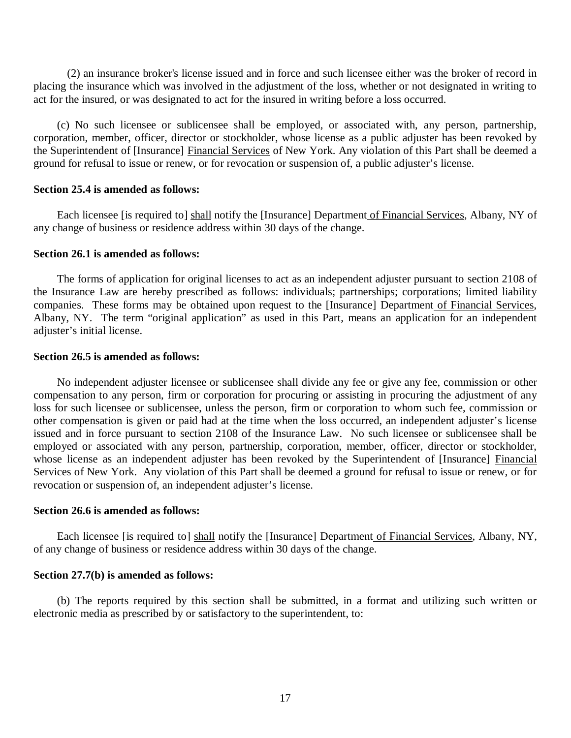(2) an insurance broker's license issued and in force and such licensee either was the broker of record in placing the insurance which was involved in the adjustment of the loss, whether or not designated in writing to act for the insured, or was designated to act for the insured in writing before a loss occurred.

(c) No such licensee or sublicensee shall be employed, or associated with, any person, partnership, corporation, member, officer, director or stockholder, whose license as a public adjuster has been revoked by the Superintendent of [Insurance] <u>Financial Services</u> of New York. Any violation of this Part shall be deemed a ground for refusal to issue or renew, or for revocation or suspension of, a public adjuster's license.

**Section 25.4 is amended as follows:**

Each licensee [is required to] <u>shall</u> notify the [Insurance] Department<u> of Financial Services</u>, Albany, NY of any change of business or residence address within 30 days of the change.

**Section 26.1 is amended as follows:**

The forms of application for original licenses to act as an independent adjuster pursuant to section 2108 of the Insurance Law are hereby prescribed as follows: individuals; partnerships; corporations; limited liability companies. These forms may be obtained upon request to the [Insurance] Department<u> of Financial Services</u>, Albany, NY. The term "original application" as used in this Part, means an application for an independent adjuster's initial license.

**Section 26.5 is amended as follows:**

No independent adjuster licensee or sublicensee shall divide any fee or give any fee, commission or other compensation to any person, firm or corporation for procuring or assisting in procuring the adjustment of any loss for such licensee or sublicensee, unless the person, firm or corporation to whom such fee, commission or other compensation is given or paid had at the time when the loss occurred, an independent adjuster's license issued and in force pursuant to section 2108 of the Insurance Law. No such licensee or sublicensee shall be employed or associated with any person, partnership, corporation, member, officer, director or stockholder, whose license as an independent adjuster has been revoked by the Superintendent of [Insurance] <u>Financial Services</u> of New York. Any violation of this Part shall be deemed a ground for refusal to issue or renew, or for revocation or suspension of, an independent adjuster's license.

**Section 26.6 is amended as follows:**

Each licensee [is required to] <u>shall</u> notify the [Insurance] Department<u> of Financial Services</u>, Albany, NY, of any change of business or residence address within 30 days of the change.

**Section 27.7(b) is amended as follows:**

(b) The reports required by this section shall be submitted, in a format and utilizing such written or electronic media as prescribed by or satisfactory to the superintendent, to: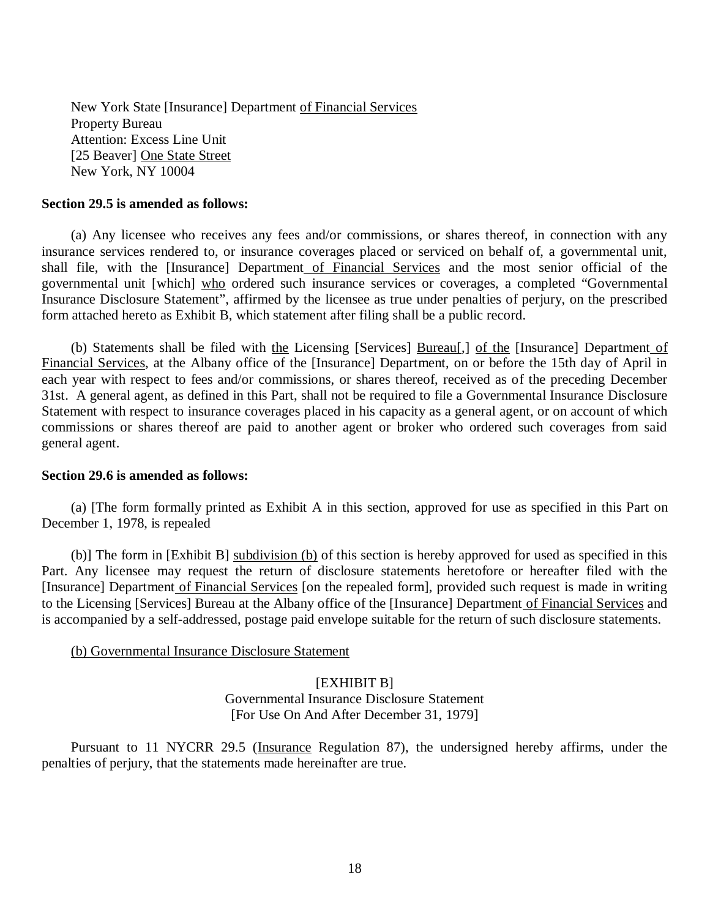New York State [Insurance] Department <u>of Financial Services</u>
Property Bureau
Attention: Excess Line Unit
[25 Beaver] <u>One State Street</u>
New York, NY 10004

**Section 29.5 is amended as follows:**

(a) Any licensee who receives any fees and/or commissions, or shares thereof, in connection with any insurance services rendered to, or insurance coverages placed or serviced on behalf of, a governmental unit, shall file, with the [Insurance] Department<u> of Financial Services</u> and the most senior official of the governmental unit [which] <u>who</u> ordered such insurance services or coverages, a completed "Governmental Insurance Disclosure Statement", affirmed by the licensee as true under penalties of perjury, on the prescribed form attached hereto as Exhibit B, which statement after filing shall be a public record.

(b) Statements shall be filed with <u>the</u> Licensing [Services] <u>Bureau</u>[,] <u>of the</u> [Insurance] Department<u> of Financial Services</u>, at the Albany office of the [Insurance] Department, on or before the 15th day of April in each year with respect to fees and/or commissions, or shares thereof, received as of the preceding December 31st. A general agent, as defined in this Part, shall not be required to file a Governmental Insurance Disclosure Statement with respect to insurance coverages placed in his capacity as a general agent, or on account of which commissions or shares thereof are paid to another agent or broker who ordered such coverages from said general agent.

**Section 29.6 is amended as follows:**

(a) [The form formally printed as Exhibit A in this section, approved for use as specified in this Part on December 1, 1978, is repealed

(b)] The form in [Exhibit B] <u>subdivision (b)</u> of this section is hereby approved for used as specified in this Part. Any licensee may request the return of disclosure statements heretofore or hereafter filed with the [Insurance] Department<u> of Financial Services</u> [on the repealed form], provided such request is made in writing to the Licensing [Services] Bureau at the Albany office of the [Insurance] Department<u> of Financial Services</u> and is accompanied by a self-addressed, postage paid envelope suitable for the return of such disclosure statements.

<u>(b) Governmental Insurance Disclosure Statement</u>

[EXHIBIT B]
Governmental Insurance Disclosure Statement
[For Use On And After December 31, 1979]

Pursuant to 11 NYCRR 29.5 (<u>Insurance</u> Regulation 87), the undersigned hereby affirms, under the penalties of perjury, that the statements made hereinafter are true.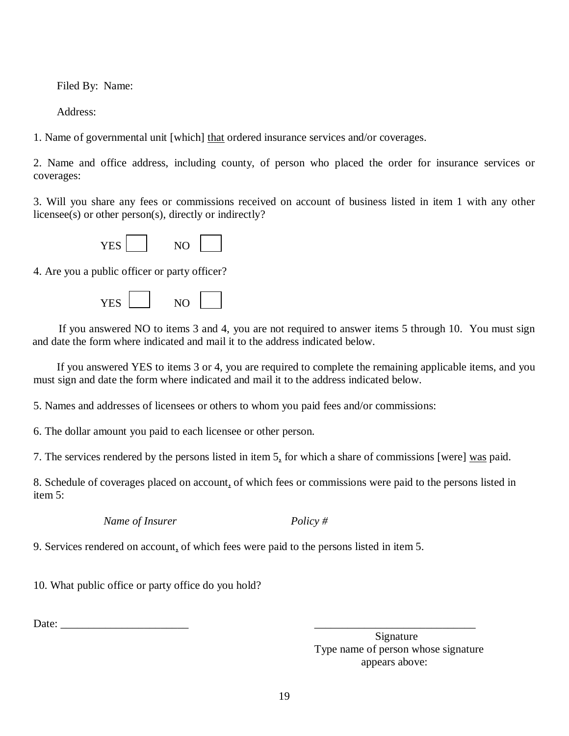Filed By: Name:

Address:

1. Name of governmental unit [which] <u>that</u> ordered insurance services and/or coverages.

2. Name and office address, including county, of person who placed the order for insurance services or coverages:

3. Will you share any fees or commissions received on account of business listed in item 1 with any other licensee(s) or other person(s), directly or indirectly?

YES ☐ NO ☐

4. Are you a public officer or party officer?

YES ☐ NO ☐

If you answered NO to items 3 and 4, you are not required to answer items 5 through 10. You must sign and date the form where indicated and mail it to the address indicated below.

If you answered YES to items 3 or 4, you are required to complete the remaining applicable items, and you must sign and date the form where indicated and mail it to the address indicated below.

5. Names and addresses of licensees or others to whom you paid fees and/or commissions:

6. The dollar amount you paid to each licensee or other person.

7. The services rendered by the persons listed in item 5<u>,</u> for which a share of commissions [were] <u>was</u> paid.

8. Schedule of coverages placed on account<u>,</u> of which fees or commissions were paid to the persons listed in item 5:

*Name of Insurer* *Policy #*

9. Services rendered on account<u>,</u> of which fees were paid to the persons listed in item 5.

10. What public office or party office do you hold?

Date: _______________________ _____________________________

Signature

Type name of person whose signature appears above: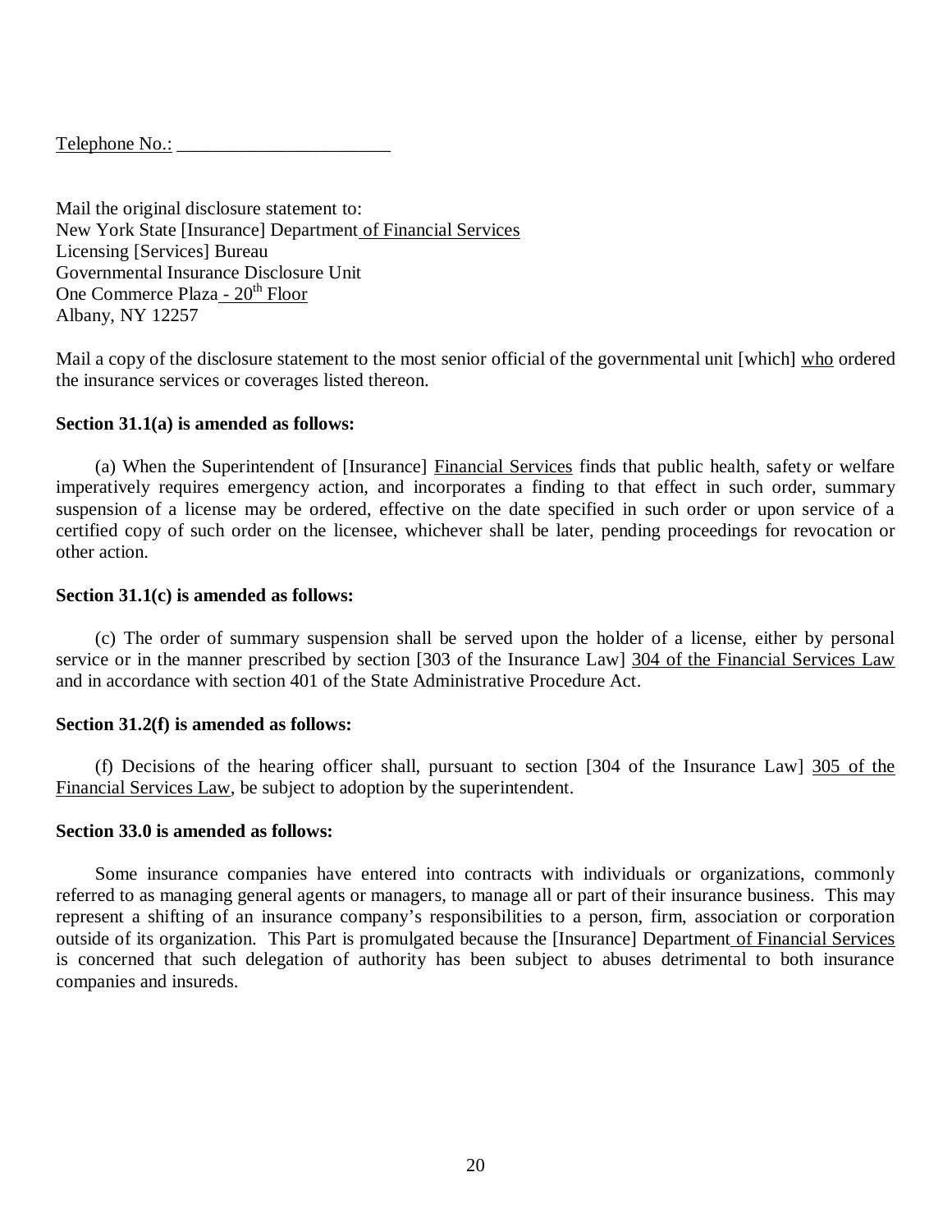Telephone No.: _______________________

Mail the original disclosure statement to:
New York State [Insurance] Department of Financial Services
Licensing [Services] Bureau
Governmental Insurance Disclosure Unit
One Commerce Plaza - 20th Floor
Albany, NY 12257

Mail a copy of the disclosure statement to the most senior official of the governmental unit [which] who ordered the insurance services or coverages listed thereon.

**Section 31.1(a) is amended as follows:**

(a) When the Superintendent of [Insurance] Financial Services finds that public health, safety or welfare imperatively requires emergency action, and incorporates a finding to that effect in such order, summary suspension of a license may be ordered, effective on the date specified in such order or upon service of a certified copy of such order on the licensee, whichever shall be later, pending proceedings for revocation or other action.

**Section 31.1(c) is amended as follows:**

(c) The order of summary suspension shall be served upon the holder of a license, either by personal service or in the manner prescribed by section [303 of the Insurance Law] 304 of the Financial Services Law and in accordance with section 401 of the State Administrative Procedure Act.

**Section 31.2(f) is amended as follows:**

(f) Decisions of the hearing officer shall, pursuant to section [304 of the Insurance Law] 305 of the Financial Services Law, be subject to adoption by the superintendent.

**Section 33.0 is amended as follows:**

Some insurance companies have entered into contracts with individuals or organizations, commonly referred to as managing general agents or managers, to manage all or part of their insurance business. This may represent a shifting of an insurance company's responsibilities to a person, firm, association or corporation outside of its organization. This Part is promulgated because the [Insurance] Department of Financial Services is concerned that such delegation of authority has been subject to abuses detrimental to both insurance companies and insureds.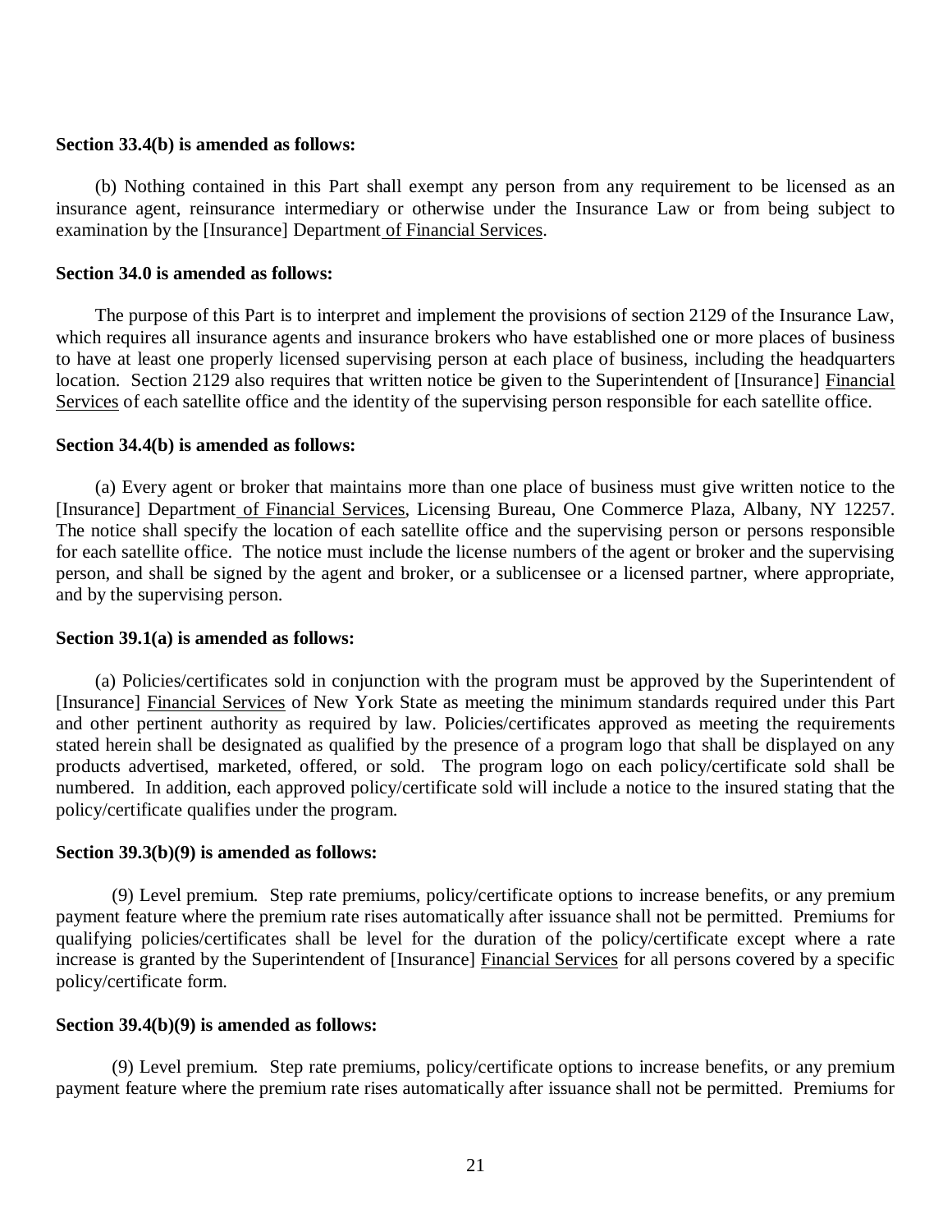**Section 33.4(b) is amended as follows:**

(b) Nothing contained in this Part shall exempt any person from any requirement to be licensed as an insurance agent, reinsurance intermediary or otherwise under the Insurance Law or from being subject to examination by the [Insurance] Department of Financial Services.

**Section 34.0 is amended as follows:**

The purpose of this Part is to interpret and implement the provisions of section 2129 of the Insurance Law, which requires all insurance agents and insurance brokers who have established one or more places of business to have at least one properly licensed supervising person at each place of business, including the headquarters location. Section 2129 also requires that written notice be given to the Superintendent of [Insurance] Financial Services of each satellite office and the identity of the supervising person responsible for each satellite office.

**Section 34.4(b) is amended as follows:**

(a) Every agent or broker that maintains more than one place of business must give written notice to the [Insurance] Department of Financial Services, Licensing Bureau, One Commerce Plaza, Albany, NY 12257. The notice shall specify the location of each satellite office and the supervising person or persons responsible for each satellite office. The notice must include the license numbers of the agent or broker and the supervising person, and shall be signed by the agent and broker, or a sublicensee or a licensed partner, where appropriate, and by the supervising person.

**Section 39.1(a) is amended as follows:**

(a) Policies/certificates sold in conjunction with the program must be approved by the Superintendent of [Insurance] Financial Services of New York State as meeting the minimum standards required under this Part and other pertinent authority as required by law. Policies/certificates approved as meeting the requirements stated herein shall be designated as qualified by the presence of a program logo that shall be displayed on any products advertised, marketed, offered, or sold. The program logo on each policy/certificate sold shall be numbered. In addition, each approved policy/certificate sold will include a notice to the insured stating that the policy/certificate qualifies under the program.

**Section 39.3(b)(9) is amended as follows:**

(9) Level premium. Step rate premiums, policy/certificate options to increase benefits, or any premium payment feature where the premium rate rises automatically after issuance shall not be permitted. Premiums for qualifying policies/certificates shall be level for the duration of the policy/certificate except where a rate increase is granted by the Superintendent of [Insurance] Financial Services for all persons covered by a specific policy/certificate form.

**Section 39.4(b)(9) is amended as follows:**

(9) Level premium. Step rate premiums, policy/certificate options to increase benefits, or any premium payment feature where the premium rate rises automatically after issuance shall not be permitted. Premiums for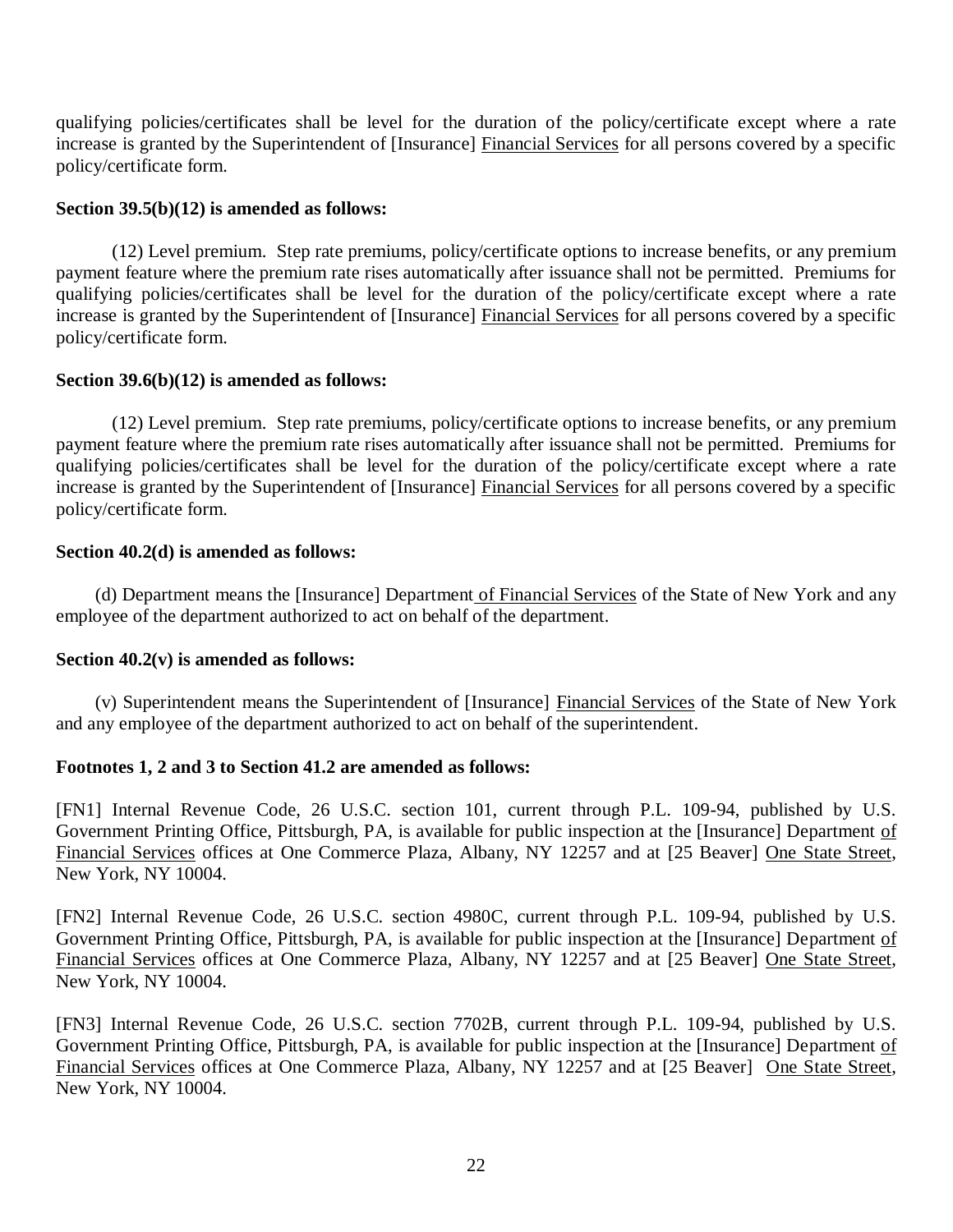qualifying policies/certificates shall be level for the duration of the policy/certificate except where a rate increase is granted by the Superintendent of [Insurance] Financial Services for all persons covered by a specific policy/certificate form.

**Section 39.5(b)(12) is amended as follows:**

(12) Level premium. Step rate premiums, policy/certificate options to increase benefits, or any premium payment feature where the premium rate rises automatically after issuance shall not be permitted. Premiums for qualifying policies/certificates shall be level for the duration of the policy/certificate except where a rate increase is granted by the Superintendent of [Insurance] Financial Services for all persons covered by a specific policy/certificate form.

**Section 39.6(b)(12) is amended as follows:**

(12) Level premium. Step rate premiums, policy/certificate options to increase benefits, or any premium payment feature where the premium rate rises automatically after issuance shall not be permitted. Premiums for qualifying policies/certificates shall be level for the duration of the policy/certificate except where a rate increase is granted by the Superintendent of [Insurance] Financial Services for all persons covered by a specific policy/certificate form.

**Section 40.2(d) is amended as follows:**

(d) Department means the [Insurance] Department of Financial Services of the State of New York and any employee of the department authorized to act on behalf of the department.

**Section 40.2(v) is amended as follows:**

(v) Superintendent means the Superintendent of [Insurance] Financial Services of the State of New York and any employee of the department authorized to act on behalf of the superintendent.

**Footnotes 1, 2 and 3 to Section 41.2 are amended as follows:**

[FN1] Internal Revenue Code, 26 U.S.C. section 101, current through P.L. 109-94, published by U.S. Government Printing Office, Pittsburgh, PA, is available for public inspection at the [Insurance] Department of Financial Services offices at One Commerce Plaza, Albany, NY 12257 and at [25 Beaver] One State Street, New York, NY 10004.

[FN2] Internal Revenue Code, 26 U.S.C. section 4980C, current through P.L. 109-94, published by U.S. Government Printing Office, Pittsburgh, PA, is available for public inspection at the [Insurance] Department of Financial Services offices at One Commerce Plaza, Albany, NY 12257 and at [25 Beaver] One State Street, New York, NY 10004.

[FN3] Internal Revenue Code, 26 U.S.C. section 7702B, current through P.L. 109-94, published by U.S. Government Printing Office, Pittsburgh, PA, is available for public inspection at the [Insurance] Department of Financial Services offices at One Commerce Plaza, Albany, NY 12257 and at [25 Beaver] One State Street, New York, NY 10004.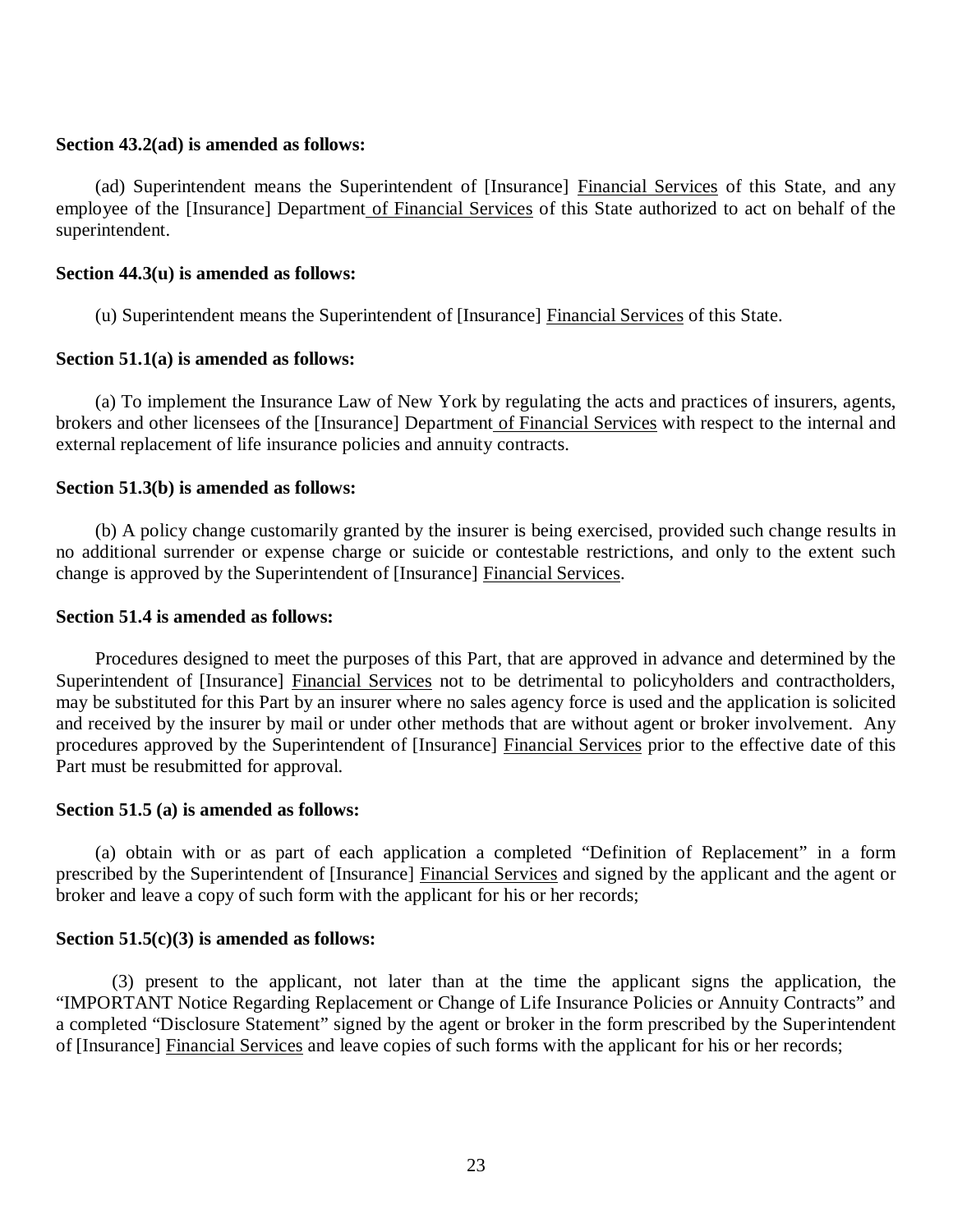**Section 43.2(ad) is amended as follows:**

(ad) Superintendent means the Superintendent of [Insurance] <u>Financial Services</u> of this State, and any employee of the [Insurance] Department <u>of Financial Services</u> of this State authorized to act on behalf of the superintendent.

**Section 44.3(u) is amended as follows:**

(u) Superintendent means the Superintendent of [Insurance] <u>Financial Services</u> of this State.

**Section 51.1(a) is amended as follows:**

(a) To implement the Insurance Law of New York by regulating the acts and practices of insurers, agents, brokers and other licensees of the [Insurance] Department <u>of Financial Services</u> with respect to the internal and external replacement of life insurance policies and annuity contracts.

**Section 51.3(b) is amended as follows:**

(b) A policy change customarily granted by the insurer is being exercised, provided such change results in no additional surrender or expense charge or suicide or contestable restrictions, and only to the extent such change is approved by the Superintendent of [Insurance] <u>Financial Services</u>.

**Section 51.4 is amended as follows:**

Procedures designed to meet the purposes of this Part, that are approved in advance and determined by the Superintendent of [Insurance] <u>Financial Services</u> not to be detrimental to policyholders and contractholders, may be substituted for this Part by an insurer where no sales agency force is used and the application is solicited and received by the insurer by mail or under other methods that are without agent or broker involvement. Any procedures approved by the Superintendent of [Insurance] <u>Financial Services</u> prior to the effective date of this Part must be resubmitted for approval.

**Section 51.5 (a) is amended as follows:**

(a) obtain with or as part of each application a completed "Definition of Replacement" in a form prescribed by the Superintendent of [Insurance] <u>Financial Services</u> and signed by the applicant and the agent or broker and leave a copy of such form with the applicant for his or her records;

**Section 51.5(c)(3) is amended as follows:**

(3) present to the applicant, not later than at the time the applicant signs the application, the "IMPORTANT Notice Regarding Replacement or Change of Life Insurance Policies or Annuity Contracts" and a completed "Disclosure Statement" signed by the agent or broker in the form prescribed by the Superintendent of [Insurance] <u>Financial Services</u> and leave copies of such forms with the applicant for his or her records;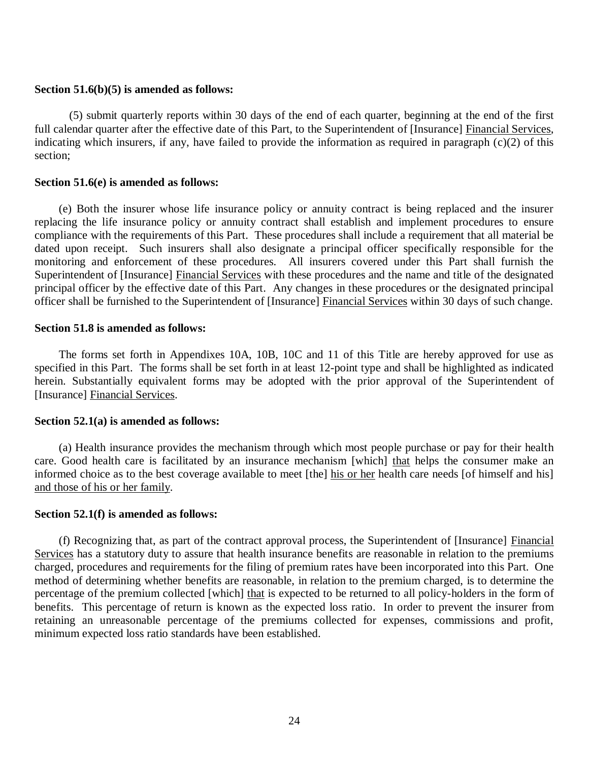**Section 51.6(b)(5) is amended as follows:**

(5) submit quarterly reports within 30 days of the end of each quarter, beginning at the end of the first full calendar quarter after the effective date of this Part, to the Superintendent of [Insurance] <u>Financial Services</u>, indicating which insurers, if any, have failed to provide the information as required in paragraph (c)(2) of this section;

**Section 51.6(e) is amended as follows:**

(e) Both the insurer whose life insurance policy or annuity contract is being replaced and the insurer replacing the life insurance policy or annuity contract shall establish and implement procedures to ensure compliance with the requirements of this Part. These procedures shall include a requirement that all material be dated upon receipt. Such insurers shall also designate a principal officer specifically responsible for the monitoring and enforcement of these procedures. All insurers covered under this Part shall furnish the Superintendent of [Insurance] <u>Financial Services</u> with these procedures and the name and title of the designated principal officer by the effective date of this Part. Any changes in these procedures or the designated principal officer shall be furnished to the Superintendent of [Insurance] <u>Financial Services</u> within 30 days of such change.

**Section 51.8 is amended as follows:**

The forms set forth in Appendixes 10A, 10B, 10C and 11 of this Title are hereby approved for use as specified in this Part. The forms shall be set forth in at least 12-point type and shall be highlighted as indicated herein. Substantially equivalent forms may be adopted with the prior approval of the Superintendent of [Insurance] <u>Financial Services</u>.

**Section 52.1(a) is amended as follows:**

(a) Health insurance provides the mechanism through which most people purchase or pay for their health care. Good health care is facilitated by an insurance mechanism [which] <u>that</u> helps the consumer make an informed choice as to the best coverage available to meet [the] <u>his or her</u> health care needs [of himself and his] <u>and those of his or her family</u>.

**Section 52.1(f) is amended as follows:**

(f) Recognizing that, as part of the contract approval process, the Superintendent of [Insurance] <u>Financial Services</u> has a statutory duty to assure that health insurance benefits are reasonable in relation to the premiums charged, procedures and requirements for the filing of premium rates have been incorporated into this Part. One method of determining whether benefits are reasonable, in relation to the premium charged, is to determine the percentage of the premium collected [which] <u>that</u> is expected to be returned to all policy-holders in the form of benefits. This percentage of return is known as the expected loss ratio. In order to prevent the insurer from retaining an unreasonable percentage of the premiums collected for expenses, commissions and profit, minimum expected loss ratio standards have been established.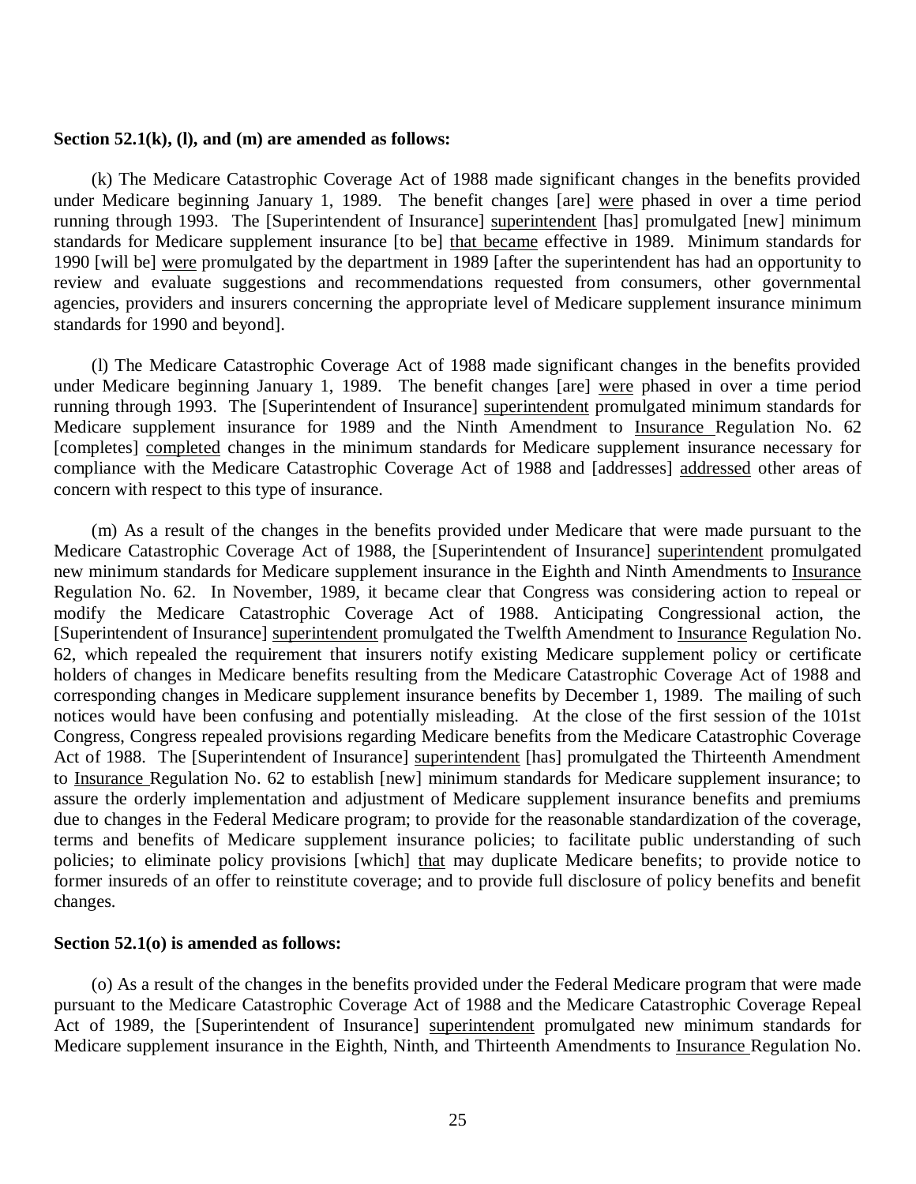**Section 52.1(k), (l), and (m) are amended as follows:**

(k) The Medicare Catastrophic Coverage Act of 1988 made significant changes in the benefits provided under Medicare beginning January 1, 1989. The benefit changes [are] were phased in over a time period running through 1993. The [Superintendent of Insurance] superintendent [has] promulgated [new] minimum standards for Medicare supplement insurance [to be] that became effective in 1989. Minimum standards for 1990 [will be] were promulgated by the department in 1989 [after the superintendent has had an opportunity to review and evaluate suggestions and recommendations requested from consumers, other governmental agencies, providers and insurers concerning the appropriate level of Medicare supplement insurance minimum standards for 1990 and beyond].

(l) The Medicare Catastrophic Coverage Act of 1988 made significant changes in the benefits provided under Medicare beginning January 1, 1989. The benefit changes [are] were phased in over a time period running through 1993. The [Superintendent of Insurance] superintendent promulgated minimum standards for Medicare supplement insurance for 1989 and the Ninth Amendment to Insurance Regulation No. 62 [completes] completed changes in the minimum standards for Medicare supplement insurance necessary for compliance with the Medicare Catastrophic Coverage Act of 1988 and [addresses] addressed other areas of concern with respect to this type of insurance.

(m) As a result of the changes in the benefits provided under Medicare that were made pursuant to the Medicare Catastrophic Coverage Act of 1988, the [Superintendent of Insurance] superintendent promulgated new minimum standards for Medicare supplement insurance in the Eighth and Ninth Amendments to Insurance Regulation No. 62. In November, 1989, it became clear that Congress was considering action to repeal or modify the Medicare Catastrophic Coverage Act of 1988. Anticipating Congressional action, the [Superintendent of Insurance] superintendent promulgated the Twelfth Amendment to Insurance Regulation No. 62, which repealed the requirement that insurers notify existing Medicare supplement policy or certificate holders of changes in Medicare benefits resulting from the Medicare Catastrophic Coverage Act of 1988 and corresponding changes in Medicare supplement insurance benefits by December 1, 1989. The mailing of such notices would have been confusing and potentially misleading. At the close of the first session of the 101st Congress, Congress repealed provisions regarding Medicare benefits from the Medicare Catastrophic Coverage Act of 1988. The [Superintendent of Insurance] superintendent [has] promulgated the Thirteenth Amendment to Insurance Regulation No. 62 to establish [new] minimum standards for Medicare supplement insurance; to assure the orderly implementation and adjustment of Medicare supplement insurance benefits and premiums due to changes in the Federal Medicare program; to provide for the reasonable standardization of the coverage, terms and benefits of Medicare supplement insurance policies; to facilitate public understanding of such policies; to eliminate policy provisions [which] that may duplicate Medicare benefits; to provide notice to former insureds of an offer to reinstitute coverage; and to provide full disclosure of policy benefits and benefit changes.

**Section 52.1(o) is amended as follows:**

(o) As a result of the changes in the benefits provided under the Federal Medicare program that were made pursuant to the Medicare Catastrophic Coverage Act of 1988 and the Medicare Catastrophic Coverage Repeal Act of 1989, the [Superintendent of Insurance] superintendent promulgated new minimum standards for Medicare supplement insurance in the Eighth, Ninth, and Thirteenth Amendments to Insurance Regulation No.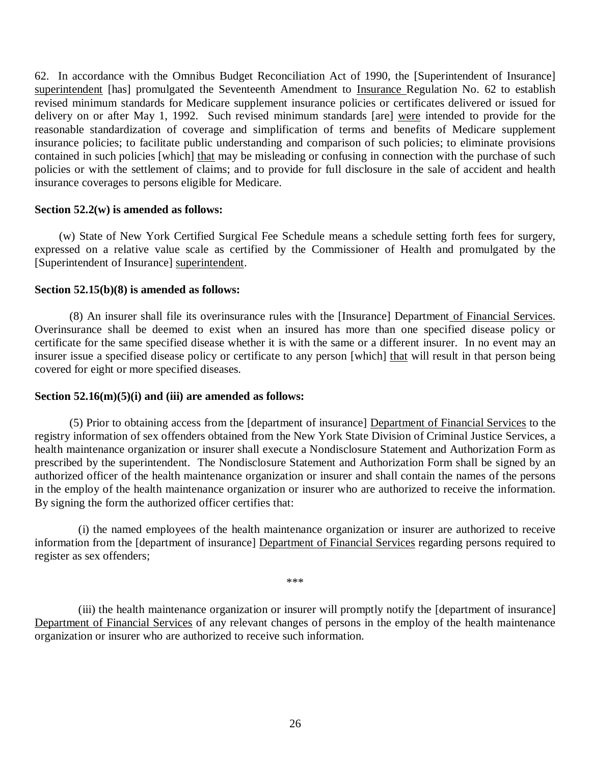62. In accordance with the Omnibus Budget Reconciliation Act of 1990, the [Superintendent of Insurance] <u>superintendent</u> [has] promulgated the Seventeenth Amendment to <u>Insurance</u> Regulation No. 62 to establish revised minimum standards for Medicare supplement insurance policies or certificates delivered or issued for delivery on or after May 1, 1992. Such revised minimum standards [are] <u>were</u> intended to provide for the reasonable standardization of coverage and simplification of terms and benefits of Medicare supplement insurance policies; to facilitate public understanding and comparison of such policies; to eliminate provisions contained in such policies [which] <u>that</u> may be misleading or confusing in connection with the purchase of such policies or with the settlement of claims; and to provide for full disclosure in the sale of accident and health insurance coverages to persons eligible for Medicare.

**Section 52.2(w) is amended as follows:**

(w) State of New York Certified Surgical Fee Schedule means a schedule setting forth fees for surgery, expressed on a relative value scale as certified by the Commissioner of Health and promulgated by the [Superintendent of Insurance] <u>superintendent</u>.

**Section 52.15(b)(8) is amended as follows:**

(8) An insurer shall file its overinsurance rules with the [Insurance] Department <u>of Financial Services</u>. Overinsurance shall be deemed to exist when an insured has more than one specified disease policy or certificate for the same specified disease whether it is with the same or a different insurer. In no event may an insurer issue a specified disease policy or certificate to any person [which] <u>that</u> will result in that person being covered for eight or more specified diseases.

**Section 52.16(m)(5)(i) and (iii) are amended as follows:**

(5) Prior to obtaining access from the [department of insurance] <u>Department of Financial Services</u> to the registry information of sex offenders obtained from the New York State Division of Criminal Justice Services, a health maintenance organization or insurer shall execute a Nondisclosure Statement and Authorization Form as prescribed by the superintendent. The Nondisclosure Statement and Authorization Form shall be signed by an authorized officer of the health maintenance organization or insurer and shall contain the names of the persons in the employ of the health maintenance organization or insurer who are authorized to receive the information. By signing the form the authorized officer certifies that:

(i) the named employees of the health maintenance organization or insurer are authorized to receive information from the [department of insurance] <u>Department of Financial Services</u> regarding persons required to register as sex offenders;

***

(iii) the health maintenance organization or insurer will promptly notify the [department of insurance] <u>Department of Financial Services</u> of any relevant changes of persons in the employ of the health maintenance organization or insurer who are authorized to receive such information.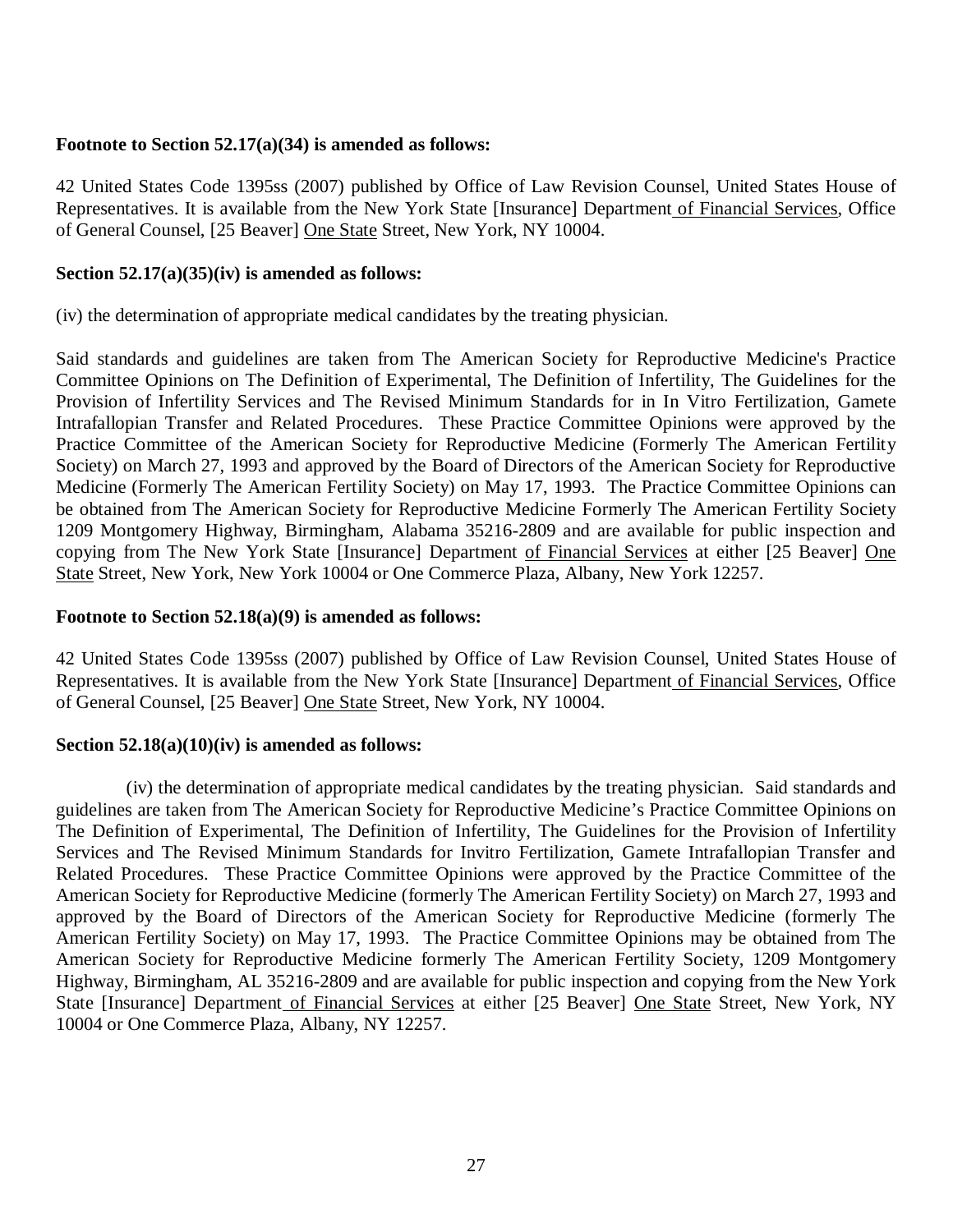**Footnote to Section 52.17(a)(34) is amended as follows:**

42 United States Code 1395ss (2007) published by Office of Law Revision Counsel, United States House of Representatives. It is available from the New York State [Insurance] Department of Financial Services, Office of General Counsel, [25 Beaver] One State Street, New York, NY 10004.

**Section 52.17(a)(35)(iv) is amended as follows:**

(iv) the determination of appropriate medical candidates by the treating physician.

Said standards and guidelines are taken from The American Society for Reproductive Medicine's Practice Committee Opinions on The Definition of Experimental, The Definition of Infertility, The Guidelines for the Provision of Infertility Services and The Revised Minimum Standards for in In Vitro Fertilization, Gamete Intrafallopian Transfer and Related Procedures. These Practice Committee Opinions were approved by the Practice Committee of the American Society for Reproductive Medicine (Formerly The American Fertility Society) on March 27, 1993 and approved by the Board of Directors of the American Society for Reproductive Medicine (Formerly The American Fertility Society) on May 17, 1993. The Practice Committee Opinions can be obtained from The American Society for Reproductive Medicine Formerly The American Fertility Society 1209 Montgomery Highway, Birmingham, Alabama 35216-2809 and are available for public inspection and copying from The New York State [Insurance] Department of Financial Services at either [25 Beaver] One State Street, New York, New York 10004 or One Commerce Plaza, Albany, New York 12257.

**Footnote to Section 52.18(a)(9) is amended as follows:**

42 United States Code 1395ss (2007) published by Office of Law Revision Counsel, United States House of Representatives. It is available from the New York State [Insurance] Department of Financial Services, Office of General Counsel, [25 Beaver] One State Street, New York, NY 10004.

**Section 52.18(a)(10)(iv) is amended as follows:**

(iv) the determination of appropriate medical candidates by the treating physician. Said standards and guidelines are taken from The American Society for Reproductive Medicine's Practice Committee Opinions on The Definition of Experimental, The Definition of Infertility, The Guidelines for the Provision of Infertility Services and The Revised Minimum Standards for Invitro Fertilization, Gamete Intrafallopian Transfer and Related Procedures. These Practice Committee Opinions were approved by the Practice Committee of the American Society for Reproductive Medicine (formerly The American Fertility Society) on March 27, 1993 and approved by the Board of Directors of the American Society for Reproductive Medicine (formerly The American Fertility Society) on May 17, 1993. The Practice Committee Opinions may be obtained from The American Society for Reproductive Medicine formerly The American Fertility Society, 1209 Montgomery Highway, Birmingham, AL 35216-2809 and are available for public inspection and copying from the New York State [Insurance] Department of Financial Services at either [25 Beaver] One State Street, New York, NY 10004 or One Commerce Plaza, Albany, NY 12257.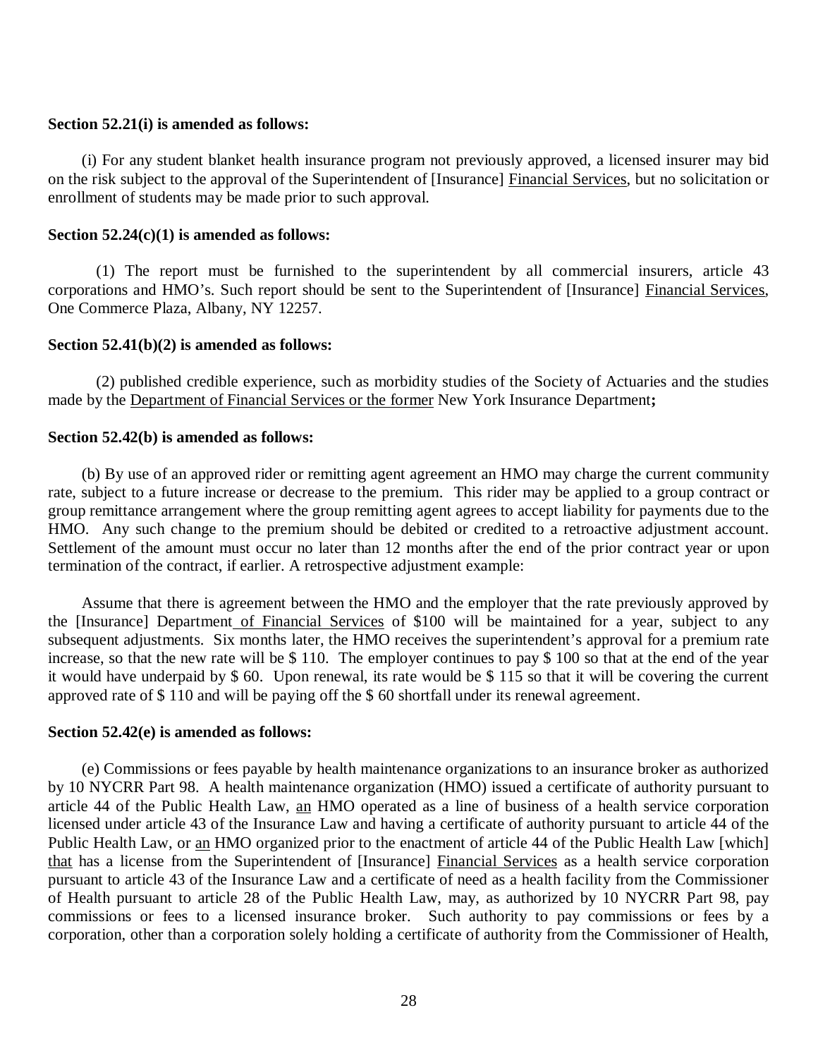**Section 52.21(i) is amended as follows:**

(i) For any student blanket health insurance program not previously approved, a licensed insurer may bid on the risk subject to the approval of the Superintendent of [Insurance] Financial Services, but no solicitation or enrollment of students may be made prior to such approval.

**Section 52.24(c)(1) is amended as follows:**

(1) The report must be furnished to the superintendent by all commercial insurers, article 43 corporations and HMO's. Such report should be sent to the Superintendent of [Insurance] Financial Services, One Commerce Plaza, Albany, NY 12257.

**Section 52.41(b)(2) is amended as follows:**

(2) published credible experience, such as morbidity studies of the Society of Actuaries and the studies made by the Department of Financial Services or the former New York Insurance Department**;**

**Section 52.42(b) is amended as follows:**

(b) By use of an approved rider or remitting agent agreement an HMO may charge the current community rate, subject to a future increase or decrease to the premium. This rider may be applied to a group contract or group remittance arrangement where the group remitting agent agrees to accept liability for payments due to the HMO. Any such change to the premium should be debited or credited to a retroactive adjustment account. Settlement of the amount must occur no later than 12 months after the end of the prior contract year or upon termination of the contract, if earlier. A retrospective adjustment example:

Assume that there is agreement between the HMO and the employer that the rate previously approved by the [Insurance] Department of Financial Services of $100 will be maintained for a year, subject to any subsequent adjustments. Six months later, the HMO receives the superintendent's approval for a premium rate increase, so that the new rate will be $ 110. The employer continues to pay $ 100 so that at the end of the year it would have underpaid by $ 60. Upon renewal, its rate would be $ 115 so that it will be covering the current approved rate of $ 110 and will be paying off the $ 60 shortfall under its renewal agreement.

**Section 52.42(e) is amended as follows:**

(e) Commissions or fees payable by health maintenance organizations to an insurance broker as authorized by 10 NYCRR Part 98. A health maintenance organization (HMO) issued a certificate of authority pursuant to article 44 of the Public Health Law, an HMO operated as a line of business of a health service corporation licensed under article 43 of the Insurance Law and having a certificate of authority pursuant to article 44 of the Public Health Law, or an HMO organized prior to the enactment of article 44 of the Public Health Law [which] that has a license from the Superintendent of [Insurance] Financial Services as a health service corporation pursuant to article 43 of the Insurance Law and a certificate of need as a health facility from the Commissioner of Health pursuant to article 28 of the Public Health Law, may, as authorized by 10 NYCRR Part 98, pay commissions or fees to a licensed insurance broker. Such authority to pay commissions or fees by a corporation, other than a corporation solely holding a certificate of authority from the Commissioner of Health,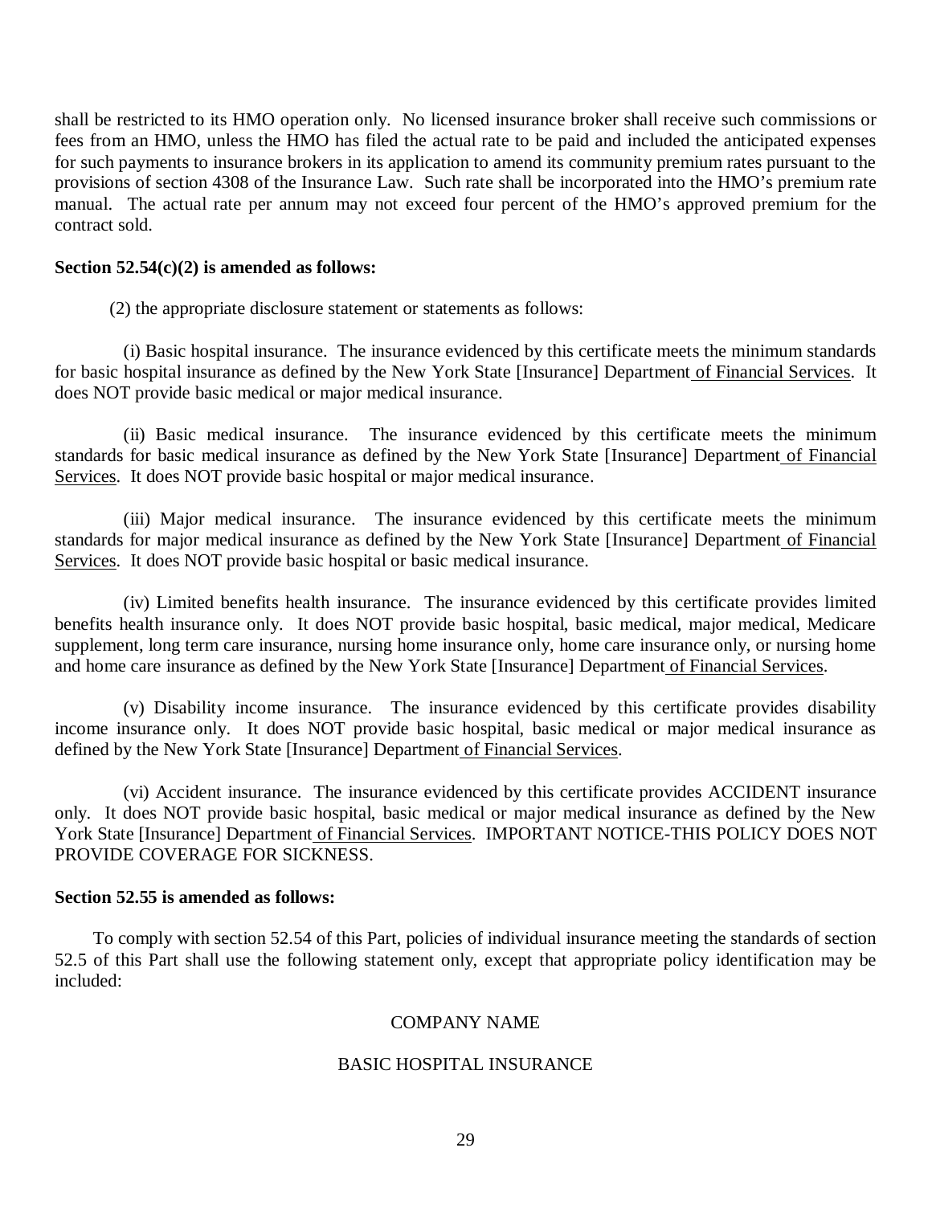shall be restricted to its HMO operation only. No licensed insurance broker shall receive such commissions or fees from an HMO, unless the HMO has filed the actual rate to be paid and included the anticipated expenses for such payments to insurance brokers in its application to amend its community premium rates pursuant to the provisions of section 4308 of the Insurance Law. Such rate shall be incorporated into the HMO's premium rate manual. The actual rate per annum may not exceed four percent of the HMO's approved premium for the contract sold.

**Section 52.54(c)(2) is amended as follows:**

(2) the appropriate disclosure statement or statements as follows:

(i) Basic hospital insurance. The insurance evidenced by this certificate meets the minimum standards for basic hospital insurance as defined by the New York State [Insurance] Department <u>of Financial Services</u>. It does NOT provide basic medical or major medical insurance.

(ii) Basic medical insurance. The insurance evidenced by this certificate meets the minimum standards for basic medical insurance as defined by the New York State [Insurance] Department <u>of Financial Services</u>. It does NOT provide basic hospital or major medical insurance.

(iii) Major medical insurance. The insurance evidenced by this certificate meets the minimum standards for major medical insurance as defined by the New York State [Insurance] Department <u>of Financial Services</u>. It does NOT provide basic hospital or basic medical insurance.

(iv) Limited benefits health insurance. The insurance evidenced by this certificate provides limited benefits health insurance only. It does NOT provide basic hospital, basic medical, major medical, Medicare supplement, long term care insurance, nursing home insurance only, home care insurance only, or nursing home and home care insurance as defined by the New York State [Insurance] Department <u>of Financial Services</u>.

(v) Disability income insurance. The insurance evidenced by this certificate provides disability income insurance only. It does NOT provide basic hospital, basic medical or major medical insurance as defined by the New York State [Insurance] Department <u>of Financial Services</u>.

(vi) Accident insurance. The insurance evidenced by this certificate provides ACCIDENT insurance only. It does NOT provide basic hospital, basic medical or major medical insurance as defined by the New York State [Insurance] Department <u>of Financial Services</u>. IMPORTANT NOTICE-THIS POLICY DOES NOT PROVIDE COVERAGE FOR SICKNESS.

**Section 52.55 is amended as follows:**

To comply with section 52.54 of this Part, policies of individual insurance meeting the standards of section 52.5 of this Part shall use the following statement only, except that appropriate policy identification may be included:

COMPANY NAME

BASIC HOSPITAL INSURANCE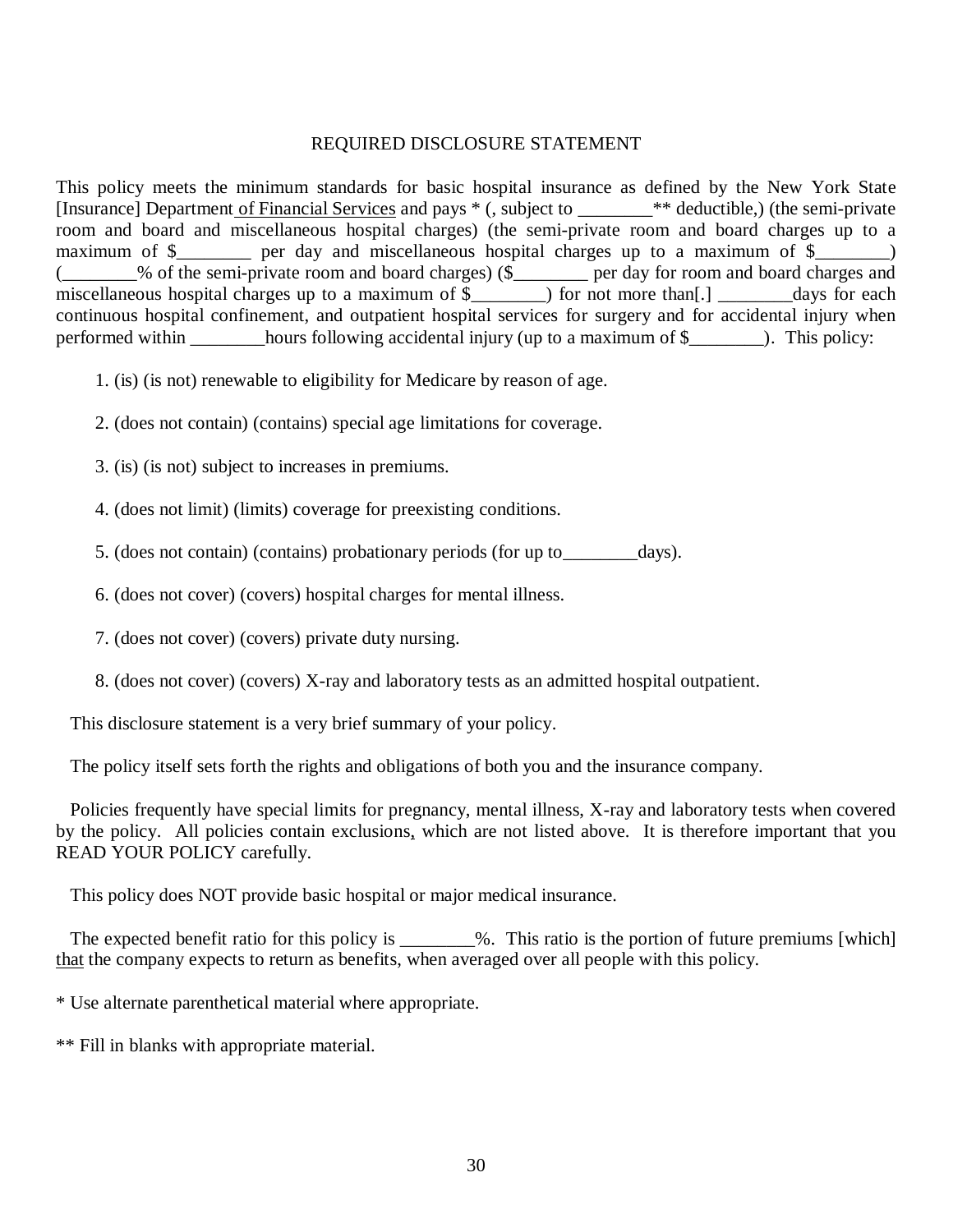# REQUIRED DISCLOSURE STATEMENT

This policy meets the minimum standards for basic hospital insurance as defined by the New York State [Insurance] Department of Financial Services and pays * (, subject to ________** deductible,) (the semi-private room and board and miscellaneous hospital charges) (the semi-private room and board charges up to a maximum of $________ per day and miscellaneous hospital charges up to a maximum of $________) (________% of the semi-private room and board charges) ($________ per day for room and board charges and miscellaneous hospital charges up to a maximum of $________) for not more than[.] ________days for each continuous hospital confinement, and outpatient hospital services for surgery and for accidental injury when performed within ________hours following accidental injury (up to a maximum of $________). This policy:

1. (is) (is not) renewable to eligibility for Medicare by reason of age.

2. (does not contain) (contains) special age limitations for coverage.

3. (is) (is not) subject to increases in premiums.

4. (does not limit) (limits) coverage for preexisting conditions.

5. (does not contain) (contains) probationary periods (for up to________days).

6. (does not cover) (covers) hospital charges for mental illness.

7. (does not cover) (covers) private duty nursing.

8. (does not cover) (covers) X-ray and laboratory tests as an admitted hospital outpatient.

This disclosure statement is a very brief summary of your policy.

The policy itself sets forth the rights and obligations of both you and the insurance company.

Policies frequently have special limits for pregnancy, mental illness, X-ray and laboratory tests when covered by the policy. All policies contain exclusions, which are not listed above. It is therefore important that you READ YOUR POLICY carefully.

This policy does NOT provide basic hospital or major medical insurance.

The expected benefit ratio for this policy is ________%. This ratio is the portion of future premiums [which] that the company expects to return as benefits, when averaged over all people with this policy.

* Use alternate parenthetical material where appropriate.

** Fill in blanks with appropriate material.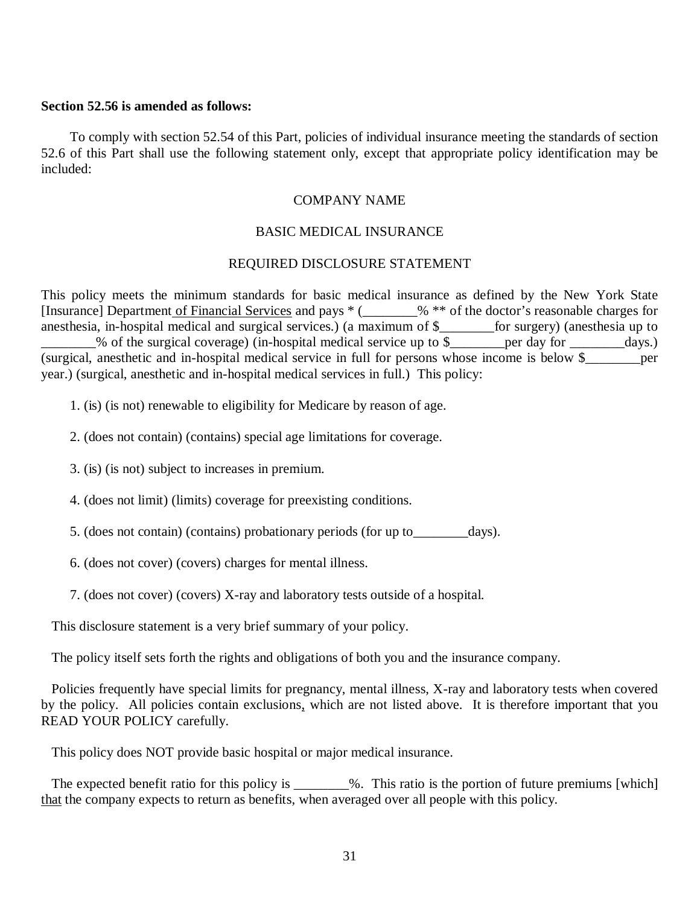**Section 52.56 is amended as follows:**

To comply with section 52.54 of this Part, policies of individual insurance meeting the standards of section 52.6 of this Part shall use the following statement only, except that appropriate policy identification may be included:

COMPANY NAME

BASIC MEDICAL INSURANCE

REQUIRED DISCLOSURE STATEMENT

This policy meets the minimum standards for basic medical insurance as defined by the New York State [Insurance] Department of Financial Services and pays * (________% ** of the doctor's reasonable charges for anesthesia, in-hospital medical and surgical services.) (a maximum of $________for surgery) (anesthesia up to ________% of the surgical coverage) (in-hospital medical service up to $________per day for ________days.) (surgical, anesthetic and in-hospital medical service in full for persons whose income is below $________per year.) (surgical, anesthetic and in-hospital medical services in full.) This policy:

1. (is) (is not) renewable to eligibility for Medicare by reason of age.

2. (does not contain) (contains) special age limitations for coverage.

3. (is) (is not) subject to increases in premium.

4. (does not limit) (limits) coverage for preexisting conditions.

5. (does not contain) (contains) probationary periods (for up to________days).

6. (does not cover) (covers) charges for mental illness.

7. (does not cover) (covers) X-ray and laboratory tests outside of a hospital.

This disclosure statement is a very brief summary of your policy.

The policy itself sets forth the rights and obligations of both you and the insurance company.

Policies frequently have special limits for pregnancy, mental illness, X-ray and laboratory tests when covered by the policy. All policies contain exclusions, which are not listed above. It is therefore important that you READ YOUR POLICY carefully.

This policy does NOT provide basic hospital or major medical insurance.

The expected benefit ratio for this policy is ________%. This ratio is the portion of future premiums [which] that the company expects to return as benefits, when averaged over all people with this policy.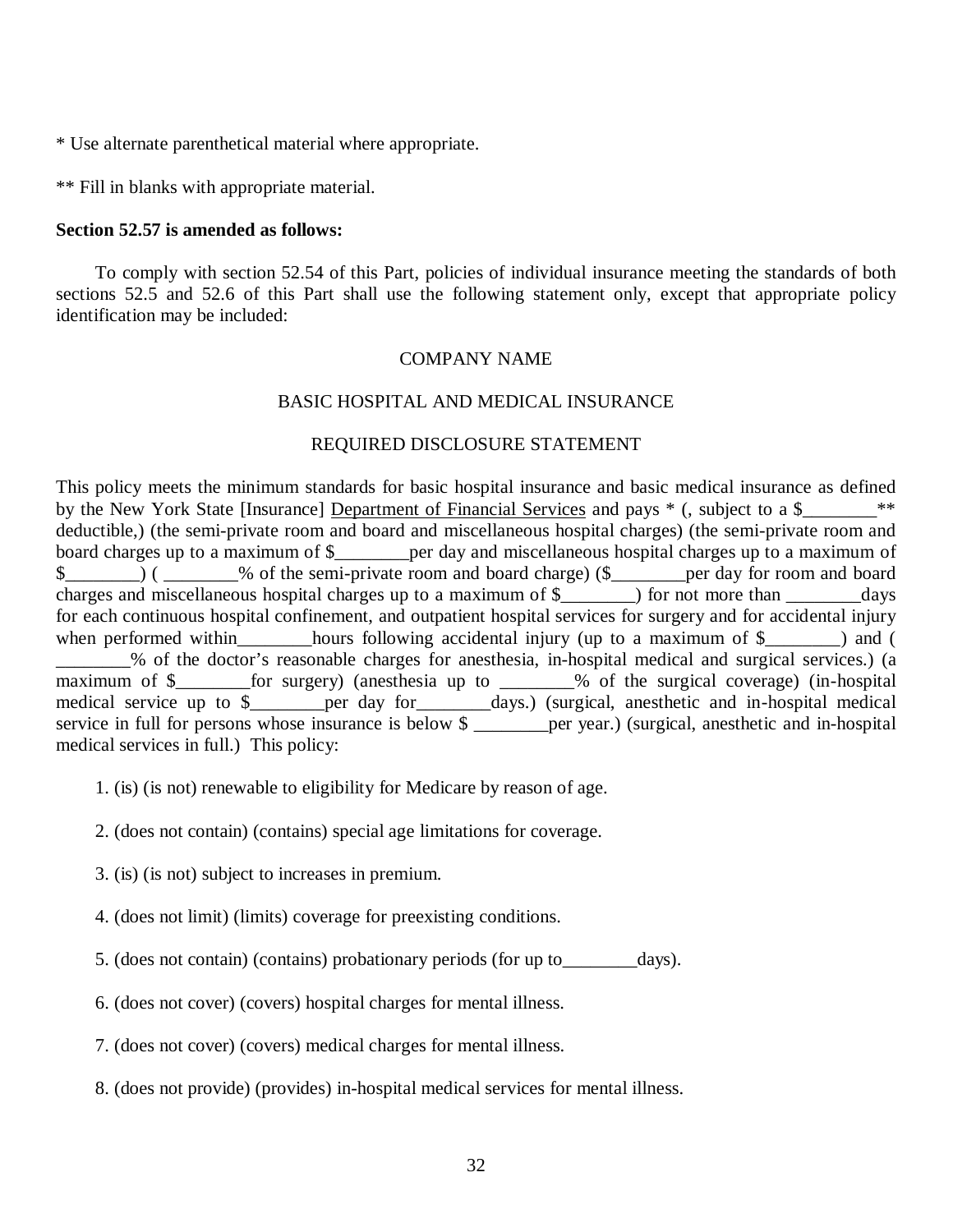* Use alternate parenthetical material where appropriate.

** Fill in blanks with appropriate material.

**Section 52.57 is amended as follows:**

To comply with section 52.54 of this Part, policies of individual insurance meeting the standards of both sections 52.5 and 52.6 of this Part shall use the following statement only, except that appropriate policy identification may be included:

COMPANY NAME

BASIC HOSPITAL AND MEDICAL INSURANCE

REQUIRED DISCLOSURE STATEMENT

This policy meets the minimum standards for basic hospital insurance and basic medical insurance as defined by the New York State [Insurance] <u>Department of Financial Services</u> and pays * (, subject to a $________** deductible,) (the semi-private room and board and miscellaneous hospital charges) (the semi-private room and board charges up to a maximum of $________per day and miscellaneous hospital charges up to a maximum of $________) ( ________% of the semi-private room and board charge) ($________per day for room and board charges and miscellaneous hospital charges up to a maximum of $________) for not more than ________days for each continuous hospital confinement, and outpatient hospital services for surgery and for accidental injury when performed within________hours following accidental injury (up to a maximum of $________) and ( ________% of the doctor's reasonable charges for anesthesia, in-hospital medical and surgical services.) (a maximum of $________for surgery) (anesthesia up to ________% of the surgical coverage) (in-hospital medical service up to $________per day for________days.) (surgical, anesthetic and in-hospital medical service in full for persons whose insurance is below $ ________per year.) (surgical, anesthetic and in-hospital medical services in full.) This policy:

1. (is) (is not) renewable to eligibility for Medicare by reason of age.

2. (does not contain) (contains) special age limitations for coverage.

3. (is) (is not) subject to increases in premium.

4. (does not limit) (limits) coverage for preexisting conditions.

5. (does not contain) (contains) probationary periods (for up to________days).

6. (does not cover) (covers) hospital charges for mental illness.

7. (does not cover) (covers) medical charges for mental illness.

8. (does not provide) (provides) in-hospital medical services for mental illness.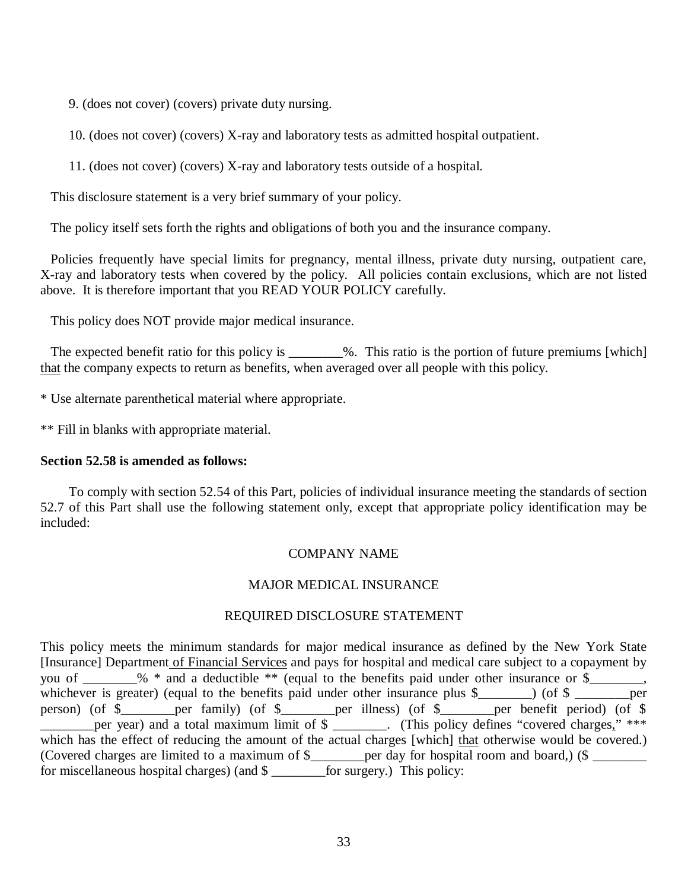9. (does not cover) (covers) private duty nursing.

10. (does not cover) (covers) X-ray and laboratory tests as admitted hospital outpatient.

11. (does not cover) (covers) X-ray and laboratory tests outside of a hospital.

This disclosure statement is a very brief summary of your policy.

The policy itself sets forth the rights and obligations of both you and the insurance company.

Policies frequently have special limits for pregnancy, mental illness, private duty nursing, outpatient care, X-ray and laboratory tests when covered by the policy. All policies contain exclusions, which are not listed above. It is therefore important that you READ YOUR POLICY carefully.

This policy does NOT provide major medical insurance.

The expected benefit ratio for this policy is ________%. This ratio is the portion of future premiums [which] that the company expects to return as benefits, when averaged over all people with this policy.

* Use alternate parenthetical material where appropriate.

** Fill in blanks with appropriate material.

**Section 52.58 is amended as follows:**

To comply with section 52.54 of this Part, policies of individual insurance meeting the standards of section 52.7 of this Part shall use the following statement only, except that appropriate policy identification may be included:

COMPANY NAME

MAJOR MEDICAL INSURANCE

REQUIRED DISCLOSURE STATEMENT

This policy meets the minimum standards for major medical insurance as defined by the New York State [Insurance] Department of Financial Services and pays for hospital and medical care subject to a copayment by you of ________% * and a deductible ** (equal to the benefits paid under other insurance or $________, whichever is greater) (equal to the benefits paid under other insurance plus $________) (of $ ________per person) (of $________per family) (of $________per illness) (of $________per benefit period) (of $ ________per year) and a total maximum limit of $ ________. (This policy defines "covered charges," *** which has the effect of reducing the amount of the actual charges [which] that otherwise would be covered.) (Covered charges are limited to a maximum of $________per day for hospital room and board,) ($ ________ for miscellaneous hospital charges) (and $ ________for surgery.) This policy: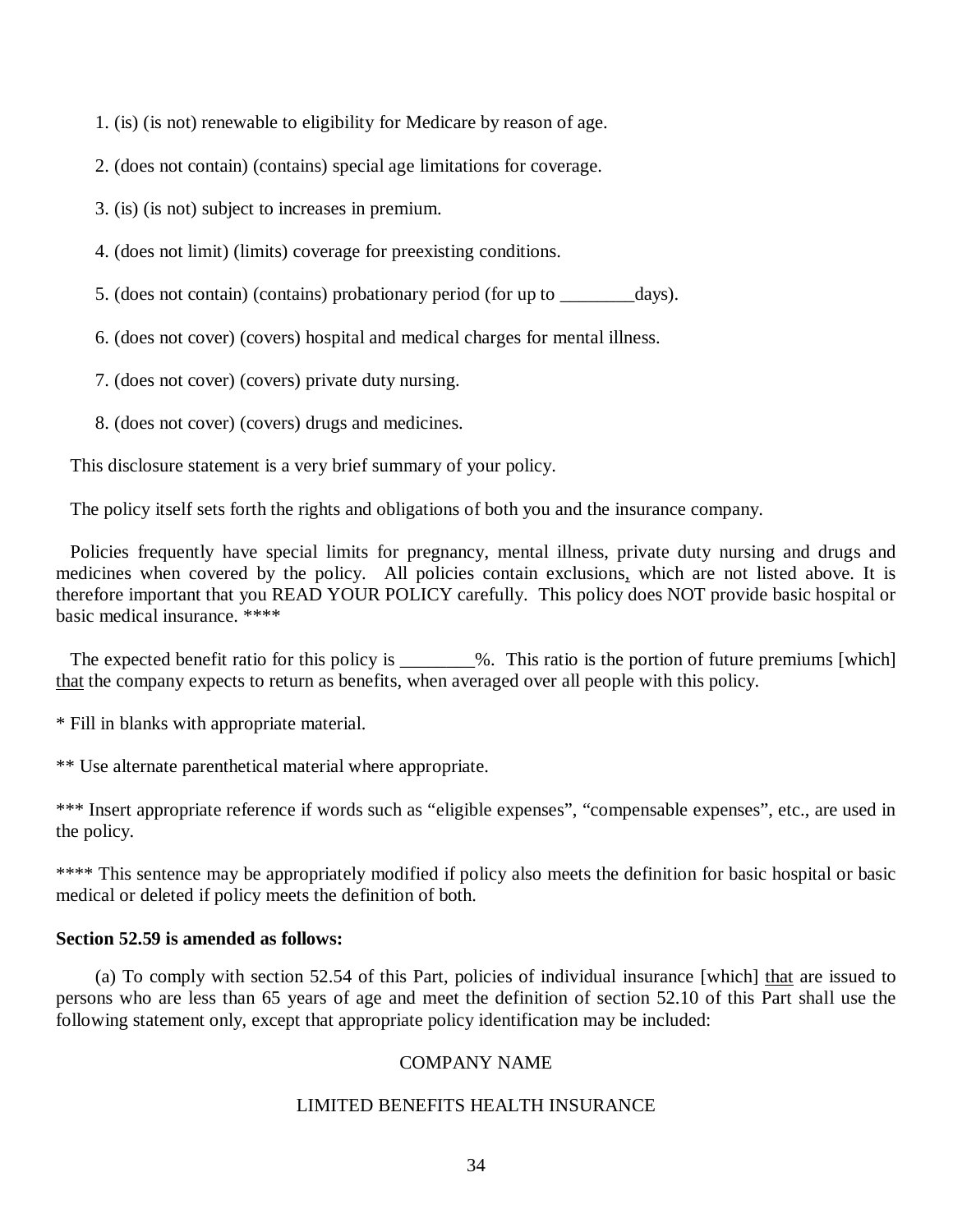1. (is) (is not) renewable to eligibility for Medicare by reason of age.

2. (does not contain) (contains) special age limitations for coverage.

3. (is) (is not) subject to increases in premium.

4. (does not limit) (limits) coverage for preexisting conditions.

5. (does not contain) (contains) probationary period (for up to ________days).

6. (does not cover) (covers) hospital and medical charges for mental illness.

7. (does not cover) (covers) private duty nursing.

8. (does not cover) (covers) drugs and medicines.

This disclosure statement is a very brief summary of your policy.

The policy itself sets forth the rights and obligations of both you and the insurance company.

Policies frequently have special limits for pregnancy, mental illness, private duty nursing and drugs and medicines when covered by the policy. All policies contain exclusions, which are not listed above. It is therefore important that you READ YOUR POLICY carefully. This policy does NOT provide basic hospital or basic medical insurance. ****

The expected benefit ratio for this policy is ________%. This ratio is the portion of future premiums [which] <u>that</u> the company expects to return as benefits, when averaged over all people with this policy.

* Fill in blanks with appropriate material.

** Use alternate parenthetical material where appropriate.

*** Insert appropriate reference if words such as "eligible expenses", "compensable expenses", etc., are used in the policy.

**** This sentence may be appropriately modified if policy also meets the definition for basic hospital or basic medical or deleted if policy meets the definition of both.

**Section 52.59 is amended as follows:**

(a) To comply with section 52.54 of this Part, policies of individual insurance [which] <u>that</u> are issued to persons who are less than 65 years of age and meet the definition of section 52.10 of this Part shall use the following statement only, except that appropriate policy identification may be included:

COMPANY NAME

LIMITED BENEFITS HEALTH INSURANCE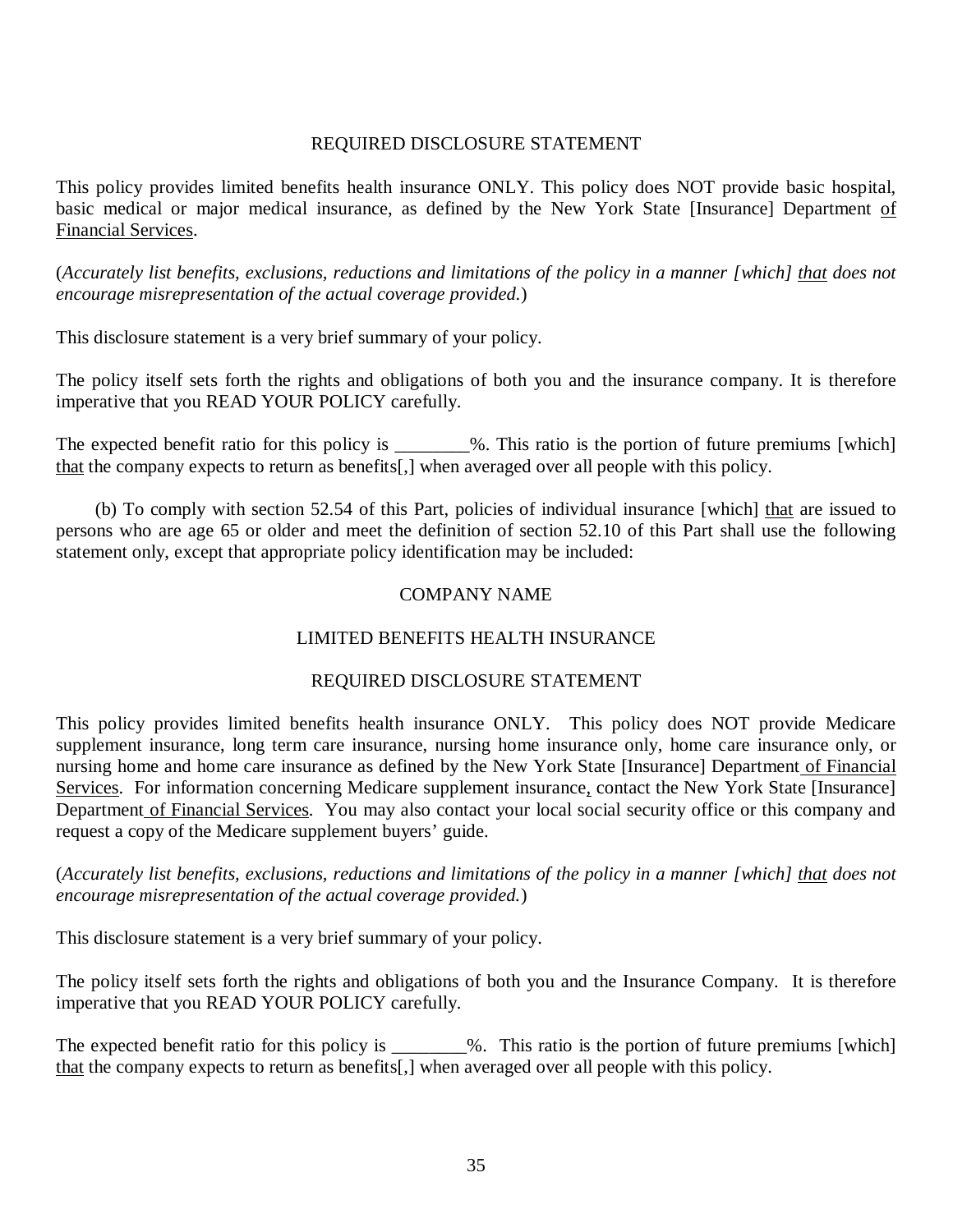REQUIRED DISCLOSURE STATEMENT

This policy provides limited benefits health insurance ONLY. This policy does NOT provide basic hospital, basic medical or major medical insurance, as defined by the New York State [Insurance] Department <u>of Financial Services</u>.

(*Accurately list benefits, exclusions, reductions and limitations of the policy in a manner [which] <u>that</u> does not encourage misrepresentation of the actual coverage provided.*)

This disclosure statement is a very brief summary of your policy.

The policy itself sets forth the rights and obligations of both you and the insurance company. It is therefore imperative that you READ YOUR POLICY carefully.

The expected benefit ratio for this policy is ________%. This ratio is the portion of future premiums [which] <u>that</u> the company expects to return as benefits[,] when averaged over all people with this policy.

(b) To comply with section 52.54 of this Part, policies of individual insurance [which] <u>that</u> are issued to persons who are age 65 or older and meet the definition of section 52.10 of this Part shall use the following statement only, except that appropriate policy identification may be included:

COMPANY NAME

LIMITED BENEFITS HEALTH INSURANCE

REQUIRED DISCLOSURE STATEMENT

This policy provides limited benefits health insurance ONLY. This policy does NOT provide Medicare supplement insurance, long term care insurance, nursing home insurance only, home care insurance only, or nursing home and home care insurance as defined by the New York State [Insurance] Department <u>of Financial Services</u>. For information concerning Medicare supplement insurance<u>,</u> contact the New York State [Insurance] Department <u>of Financial Services</u>. You may also contact your local social security office or this company and request a copy of the Medicare supplement buyers' guide.

(*Accurately list benefits, exclusions, reductions and limitations of the policy in a manner [which] <u>that</u> does not encourage misrepresentation of the actual coverage provided.*)

This disclosure statement is a very brief summary of your policy.

The policy itself sets forth the rights and obligations of both you and the Insurance Company. It is therefore imperative that you READ YOUR POLICY carefully.

The expected benefit ratio for this policy is ________%. This ratio is the portion of future premiums [which] <u>that</u> the company expects to return as benefits[,] when averaged over all people with this policy.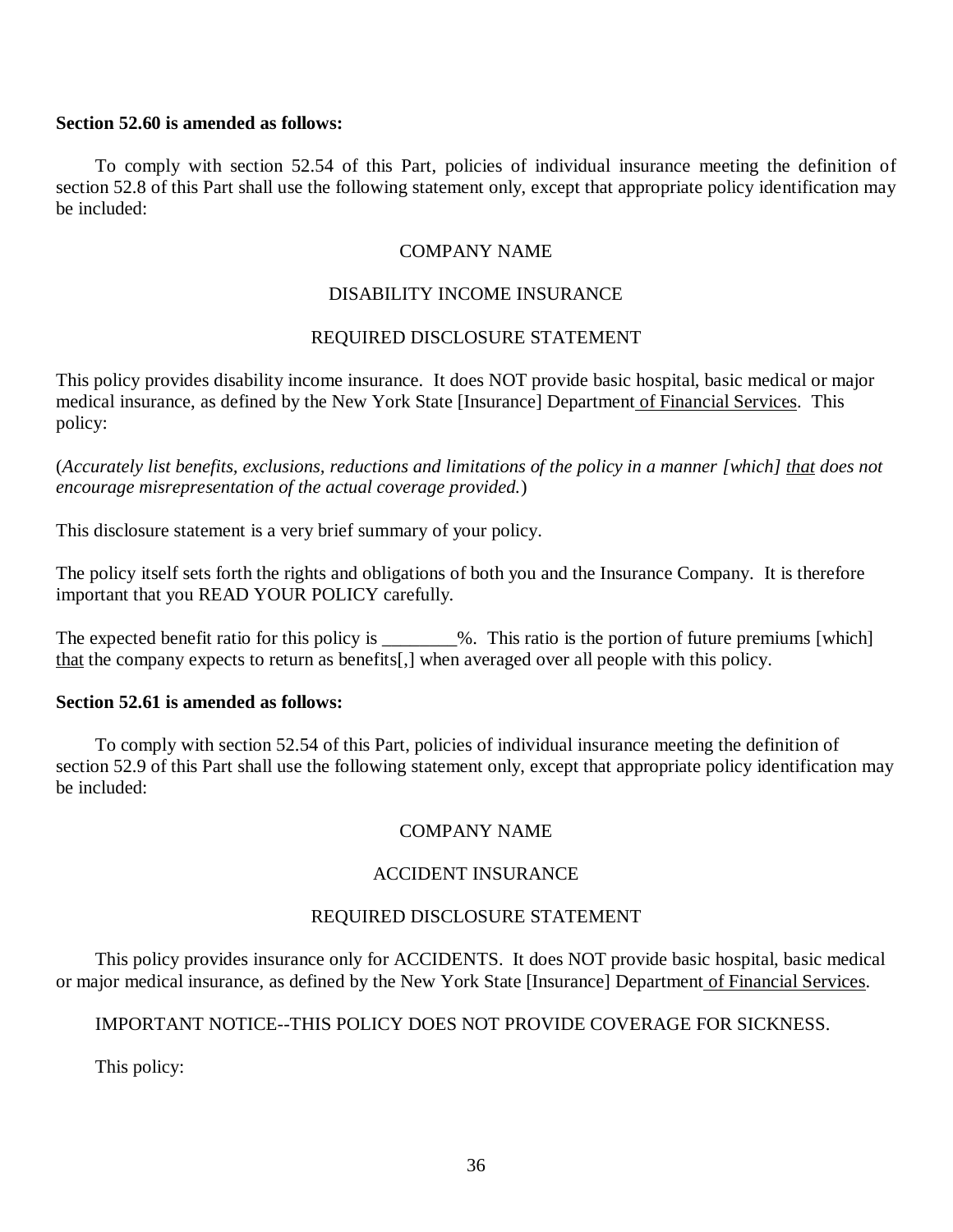**Section 52.60 is amended as follows:**

To comply with section 52.54 of this Part, policies of individual insurance meeting the definition of section 52.8 of this Part shall use the following statement only, except that appropriate policy identification may be included:

COMPANY NAME

DISABILITY INCOME INSURANCE

REQUIRED DISCLOSURE STATEMENT

This policy provides disability income insurance. It does NOT provide basic hospital, basic medical or major medical insurance, as defined by the New York State [Insurance] Department of Financial Services. This policy:

(*Accurately list benefits, exclusions, reductions and limitations of the policy in a manner [which] that does not encourage misrepresentation of the actual coverage provided.*)

This disclosure statement is a very brief summary of your policy.

The policy itself sets forth the rights and obligations of both you and the Insurance Company. It is therefore important that you READ YOUR POLICY carefully.

The expected benefit ratio for this policy is ________%. This ratio is the portion of future premiums [which] that the company expects to return as benefits[,] when averaged over all people with this policy.

**Section 52.61 is amended as follows:**

To comply with section 52.54 of this Part, policies of individual insurance meeting the definition of section 52.9 of this Part shall use the following statement only, except that appropriate policy identification may be included:

COMPANY NAME

ACCIDENT INSURANCE

REQUIRED DISCLOSURE STATEMENT

This policy provides insurance only for ACCIDENTS. It does NOT provide basic hospital, basic medical or major medical insurance, as defined by the New York State [Insurance] Department of Financial Services.

IMPORTANT NOTICE--THIS POLICY DOES NOT PROVIDE COVERAGE FOR SICKNESS.

This policy: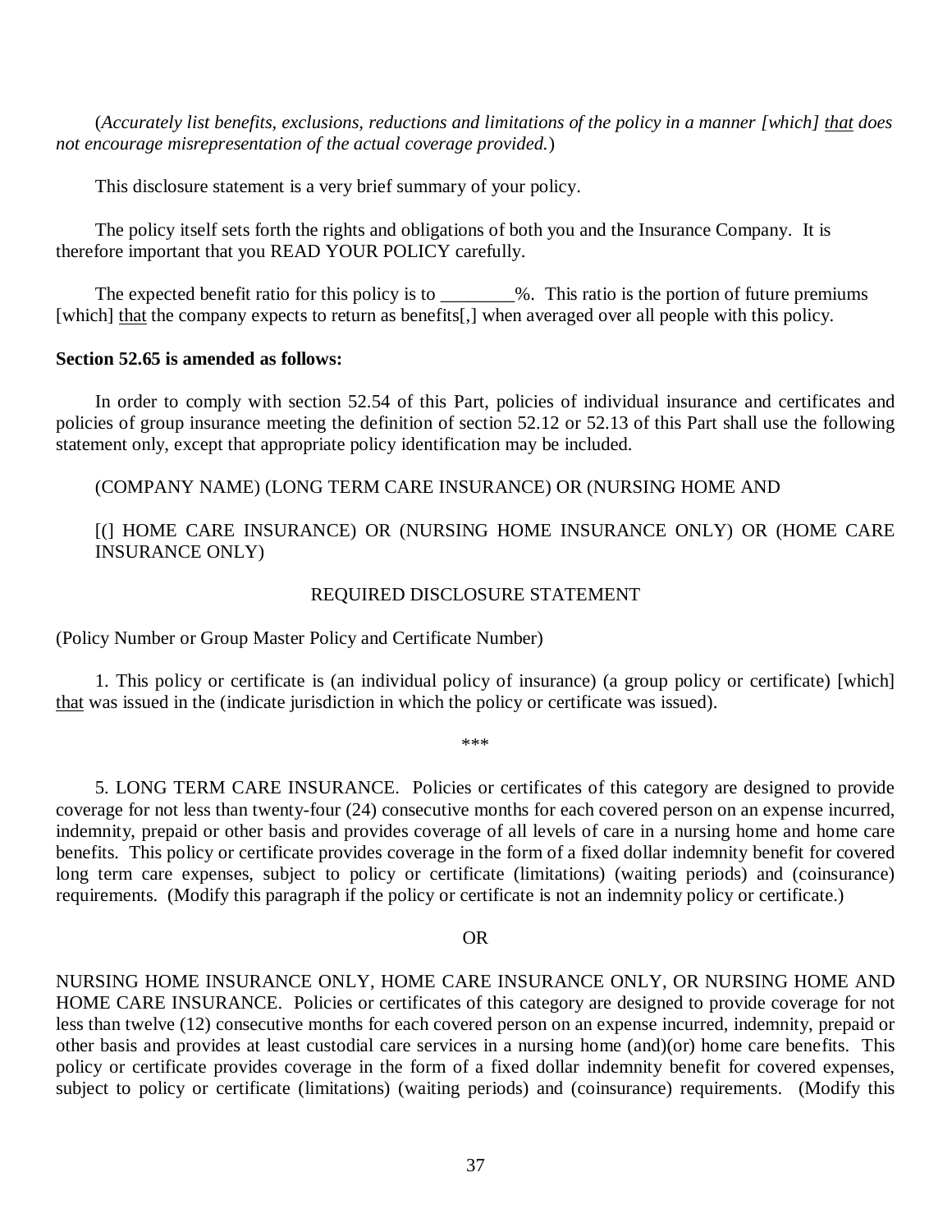(*Accurately list benefits, exclusions, reductions and limitations of the policy in a manner [which] <u>that</u> does not encourage misrepresentation of the actual coverage provided.*)

This disclosure statement is a very brief summary of your policy.

The policy itself sets forth the rights and obligations of both you and the Insurance Company. It is therefore important that you READ YOUR POLICY carefully.

The expected benefit ratio for this policy is to ________%. This ratio is the portion of future premiums [which] <u>that</u> the company expects to return as benefits[,] when averaged over all people with this policy.

**Section 52.65 is amended as follows:**

In order to comply with section 52.54 of this Part, policies of individual insurance and certificates and policies of group insurance meeting the definition of section 52.12 or 52.13 of this Part shall use the following statement only, except that appropriate policy identification may be included.

(COMPANY NAME) (LONG TERM CARE INSURANCE) OR (NURSING HOME AND

[(] HOME CARE INSURANCE) OR (NURSING HOME INSURANCE ONLY) OR (HOME CARE INSURANCE ONLY)

REQUIRED DISCLOSURE STATEMENT

(Policy Number or Group Master Policy and Certificate Number)

1. This policy or certificate is (an individual policy of insurance) (a group policy or certificate) [which] <u>that</u> was issued in the (indicate jurisdiction in which the policy or certificate was issued).

\*\*\*

5. LONG TERM CARE INSURANCE. Policies or certificates of this category are designed to provide coverage for not less than twenty-four (24) consecutive months for each covered person on an expense incurred, indemnity, prepaid or other basis and provides coverage of all levels of care in a nursing home and home care benefits. This policy or certificate provides coverage in the form of a fixed dollar indemnity benefit for covered long term care expenses, subject to policy or certificate (limitations) (waiting periods) and (coinsurance) requirements. (Modify this paragraph if the policy or certificate is not an indemnity policy or certificate.)

OR

NURSING HOME INSURANCE ONLY, HOME CARE INSURANCE ONLY, OR NURSING HOME AND HOME CARE INSURANCE. Policies or certificates of this category are designed to provide coverage for not less than twelve (12) consecutive months for each covered person on an expense incurred, indemnity, prepaid or other basis and provides at least custodial care services in a nursing home (and)(or) home care benefits. This policy or certificate provides coverage in the form of a fixed dollar indemnity benefit for covered expenses, subject to policy or certificate (limitations) (waiting periods) and (coinsurance) requirements. (Modify this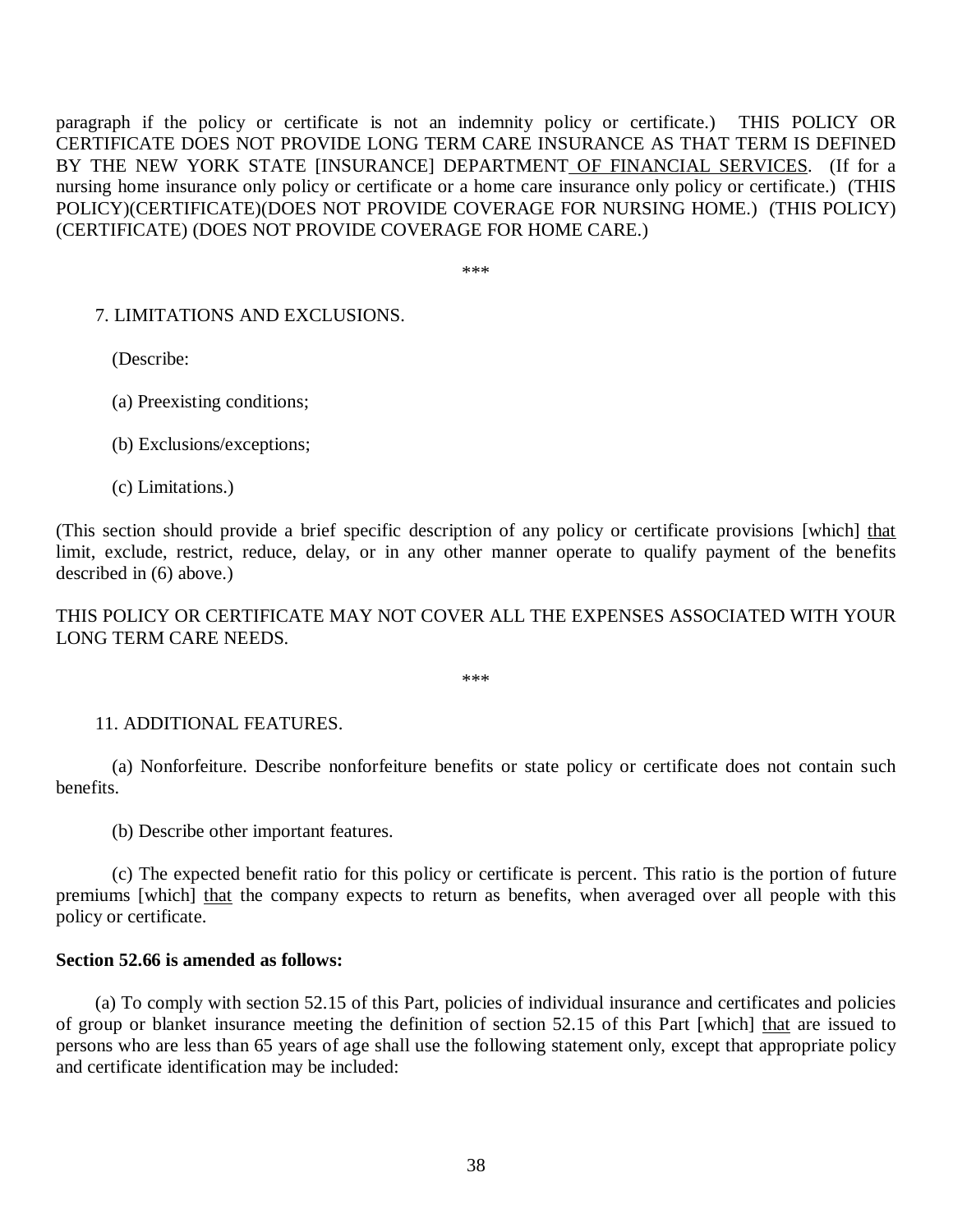paragraph if the policy or certificate is not an indemnity policy or certificate.) THIS POLICY OR CERTIFICATE DOES NOT PROVIDE LONG TERM CARE INSURANCE AS THAT TERM IS DEFINED BY THE NEW YORK STATE [INSURANCE] DEPARTMENT <u>OF FINANCIAL SERVICES</u>. (If for a nursing home insurance only policy or certificate or a home care insurance only policy or certificate.) (THIS POLICY)(CERTIFICATE)(DOES NOT PROVIDE COVERAGE FOR NURSING HOME.) (THIS POLICY)(CERTIFICATE) (DOES NOT PROVIDE COVERAGE FOR HOME CARE.)

***

7. LIMITATIONS AND EXCLUSIONS.

(Describe:

(a) Preexisting conditions;

(b) Exclusions/exceptions;

(c) Limitations.)

(This section should provide a brief specific description of any policy or certificate provisions [which] <u>that</u> limit, exclude, restrict, reduce, delay, or in any other manner operate to qualify payment of the benefits described in (6) above.)

THIS POLICY OR CERTIFICATE MAY NOT COVER ALL THE EXPENSES ASSOCIATED WITH YOUR LONG TERM CARE NEEDS.

***

11. ADDITIONAL FEATURES.

(a) Nonforfeiture. Describe nonforfeiture benefits or state policy or certificate does not contain such benefits.

(b) Describe other important features.

(c) The expected benefit ratio for this policy or certificate is percent. This ratio is the portion of future premiums [which] <u>that</u> the company expects to return as benefits, when averaged over all people with this policy or certificate.

**Section 52.66 is amended as follows:**

(a) To comply with section 52.15 of this Part, policies of individual insurance and certificates and policies of group or blanket insurance meeting the definition of section 52.15 of this Part [which] <u>that</u> are issued to persons who are less than 65 years of age shall use the following statement only, except that appropriate policy and certificate identification may be included: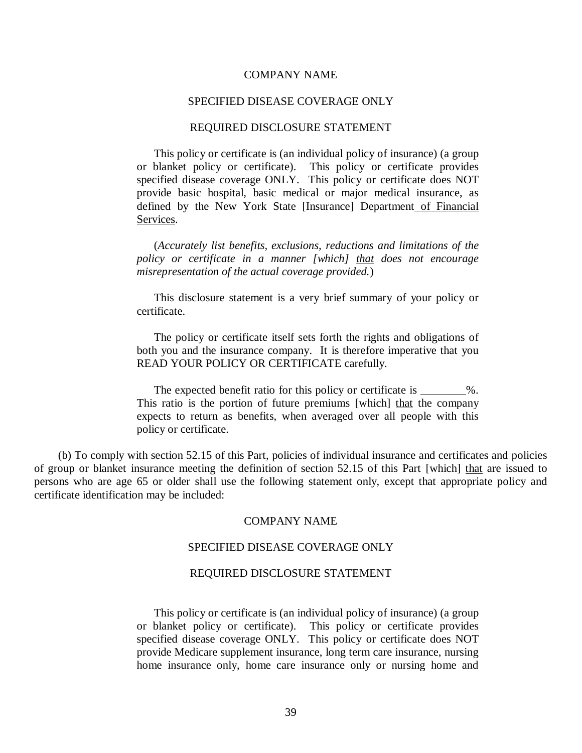COMPANY NAME

SPECIFIED DISEASE COVERAGE ONLY

REQUIRED DISCLOSURE STATEMENT

This policy or certificate is (an individual policy of insurance) (a group or blanket policy or certificate). This policy or certificate provides specified disease coverage ONLY. This policy or certificate does NOT provide basic hospital, basic medical or major medical insurance, as defined by the New York State [Insurance] Department of Financial Services.

(*Accurately list benefits, exclusions, reductions and limitations of the policy or certificate in a manner [which] that does not encourage misrepresentation of the actual coverage provided.*)

This disclosure statement is a very brief summary of your policy or certificate.

The policy or certificate itself sets forth the rights and obligations of both you and the insurance company. It is therefore imperative that you READ YOUR POLICY OR CERTIFICATE carefully.

The expected benefit ratio for this policy or certificate is ________%. This ratio is the portion of future premiums [which] that the company expects to return as benefits, when averaged over all people with this policy or certificate.

(b) To comply with section 52.15 of this Part, policies of individual insurance and certificates and policies of group or blanket insurance meeting the definition of section 52.15 of this Part [which] that are issued to persons who are age 65 or older shall use the following statement only, except that appropriate policy and certificate identification may be included:

COMPANY NAME

SPECIFIED DISEASE COVERAGE ONLY

REQUIRED DISCLOSURE STATEMENT

This policy or certificate is (an individual policy of insurance) (a group or blanket policy or certificate). This policy or certificate provides specified disease coverage ONLY. This policy or certificate does NOT provide Medicare supplement insurance, long term care insurance, nursing home insurance only, home care insurance only or nursing home and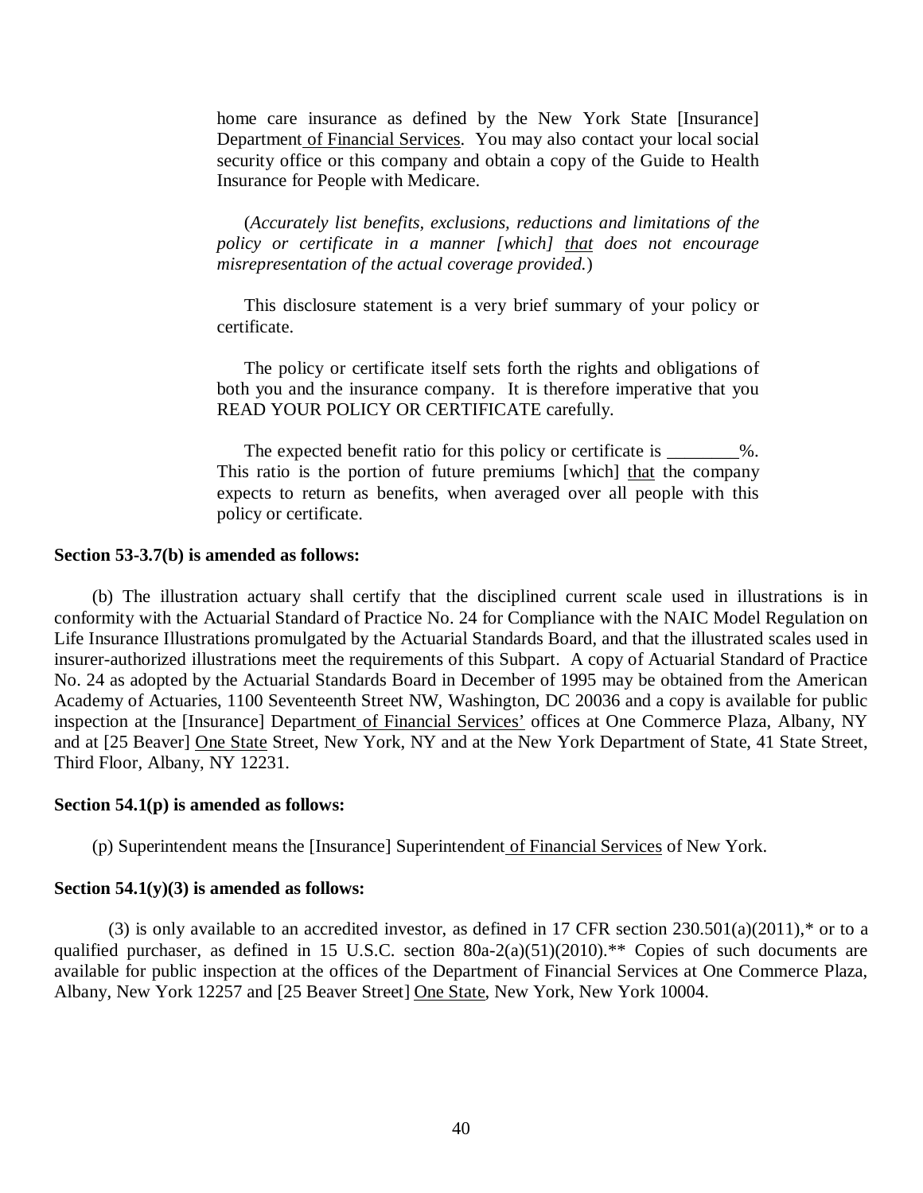home care insurance as defined by the New York State [Insurance] Department <u>of Financial Services</u>. You may also contact your local social security office or this company and obtain a copy of the Guide to Health Insurance for People with Medicare.

(*Accurately list benefits, exclusions, reductions and limitations of the policy or certificate in a manner [which]* <u>*that*</u> *does not encourage misrepresentation of the actual coverage provided.*)

This disclosure statement is a very brief summary of your policy or certificate.

The policy or certificate itself sets forth the rights and obligations of both you and the insurance company. It is therefore imperative that you READ YOUR POLICY OR CERTIFICATE carefully.

The expected benefit ratio for this policy or certificate is ________%. This ratio is the portion of future premiums [which] <u>that</u> the company expects to return as benefits, when averaged over all people with this policy or certificate.

**Section 53-3.7(b) is amended as follows:**

(b) The illustration actuary shall certify that the disciplined current scale used in illustrations is in conformity with the Actuarial Standard of Practice No. 24 for Compliance with the NAIC Model Regulation on Life Insurance Illustrations promulgated by the Actuarial Standards Board, and that the illustrated scales used in insurer-authorized illustrations meet the requirements of this Subpart. A copy of Actuarial Standard of Practice No. 24 as adopted by the Actuarial Standards Board in December of 1995 may be obtained from the American Academy of Actuaries, 1100 Seventeenth Street NW, Washington, DC 20036 and a copy is available for public inspection at the [Insurance] Department <u>of Financial Services'</u> offices at One Commerce Plaza, Albany, NY and at [25 Beaver] <u>One State</u> Street, New York, NY and at the New York Department of State, 41 State Street, Third Floor, Albany, NY 12231.

**Section 54.1(p) is amended as follows:**

(p) Superintendent means the [Insurance] Superintendent <u>of Financial Services</u> of New York.

**Section 54.1(y)(3) is amended as follows:**

(3) is only available to an accredited investor, as defined in 17 CFR section 230.501(a)(2011),* or to a qualified purchaser, as defined in 15 U.S.C. section 80a-2(a)(51)(2010).** Copies of such documents are available for public inspection at the offices of the Department of Financial Services at One Commerce Plaza, Albany, New York 12257 and [25 Beaver Street] <u>One State</u>, New York, New York 10004.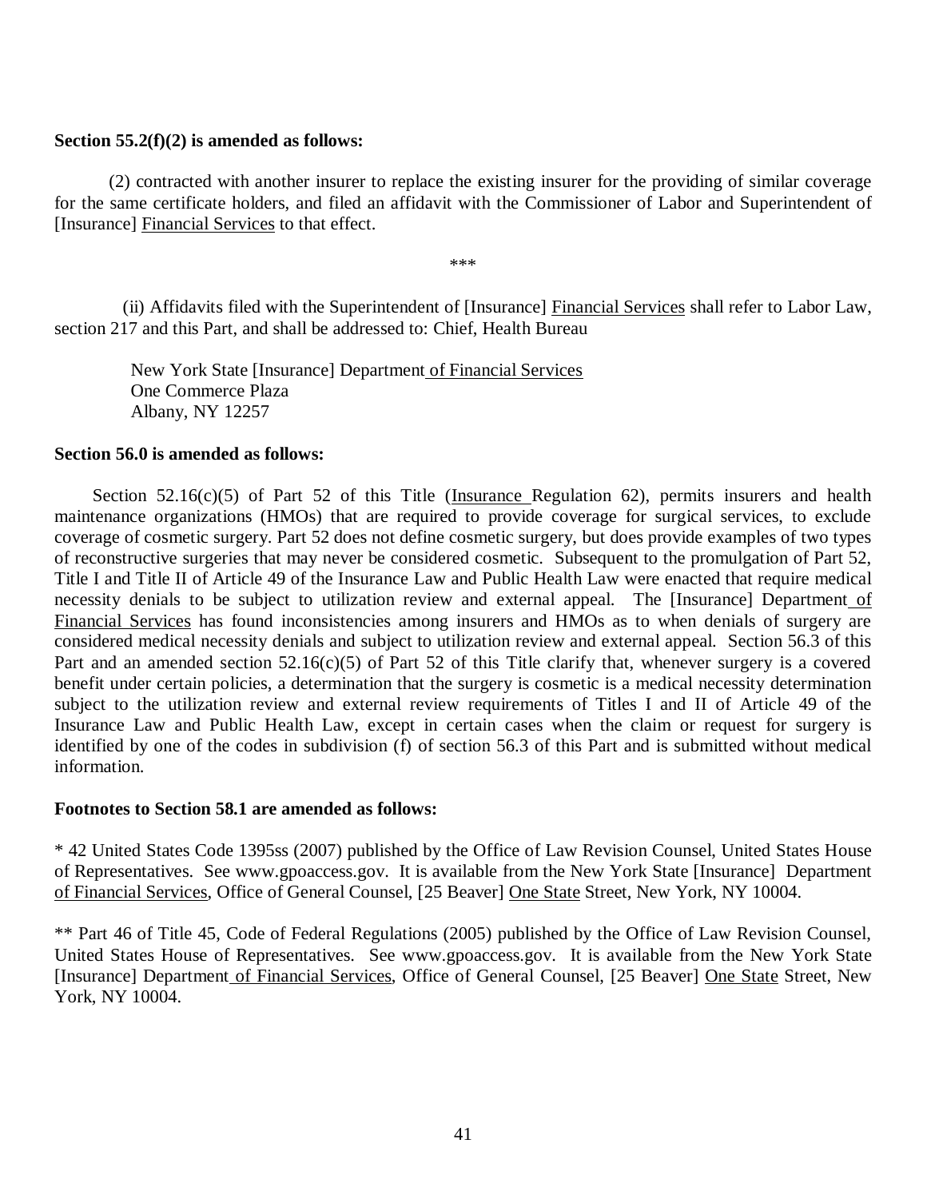**Section 55.2(f)(2) is amended as follows:**

(2) contracted with another insurer to replace the existing insurer for the providing of similar coverage for the same certificate holders, and filed an affidavit with the Commissioner of Labor and Superintendent of [Insurance] Financial Services to that effect.

***

(ii) Affidavits filed with the Superintendent of [Insurance] Financial Services shall refer to Labor Law, section 217 and this Part, and shall be addressed to: Chief, Health Bureau

New York State [Insurance] Department of Financial Services
One Commerce Plaza
Albany, NY 12257

**Section 56.0 is amended as follows:**

Section 52.16(c)(5) of Part 52 of this Title (Insurance Regulation 62), permits insurers and health maintenance organizations (HMOs) that are required to provide coverage for surgical services, to exclude coverage of cosmetic surgery. Part 52 does not define cosmetic surgery, but does provide examples of two types of reconstructive surgeries that may never be considered cosmetic. Subsequent to the promulgation of Part 52, Title I and Title II of Article 49 of the Insurance Law and Public Health Law were enacted that require medical necessity denials to be subject to utilization review and external appeal. The [Insurance] Department of Financial Services has found inconsistencies among insurers and HMOs as to when denials of surgery are considered medical necessity denials and subject to utilization review and external appeal. Section 56.3 of this Part and an amended section 52.16(c)(5) of Part 52 of this Title clarify that, whenever surgery is a covered benefit under certain policies, a determination that the surgery is cosmetic is a medical necessity determination subject to the utilization review and external review requirements of Titles I and II of Article 49 of the Insurance Law and Public Health Law, except in certain cases when the claim or request for surgery is identified by one of the codes in subdivision (f) of section 56.3 of this Part and is submitted without medical information.

**Footnotes to Section 58.1 are amended as follows:**

* 42 United States Code 1395ss (2007) published by the Office of Law Revision Counsel, United States House of Representatives. See www.gpoaccess.gov. It is available from the New York State [Insurance] Department of Financial Services, Office of General Counsel, [25 Beaver] One State Street, New York, NY 10004.

** Part 46 of Title 45, Code of Federal Regulations (2005) published by the Office of Law Revision Counsel, United States House of Representatives. See www.gpoaccess.gov. It is available from the New York State [Insurance] Department of Financial Services, Office of General Counsel, [25 Beaver] One State Street, New York, NY 10004.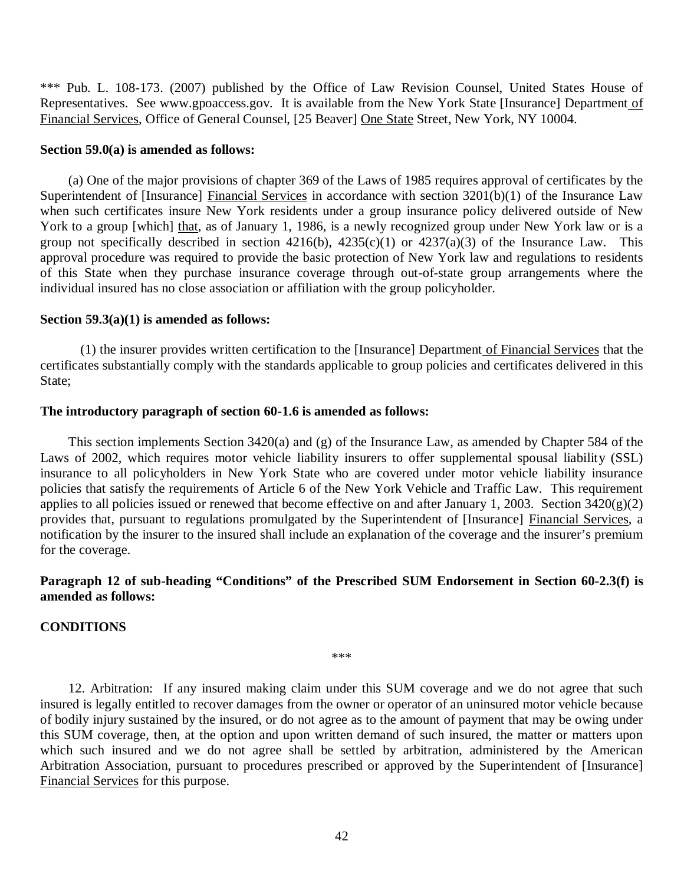*** Pub. L. 108-173. (2007) published by the Office of Law Revision Counsel, United States House of Representatives. See www.gpoaccess.gov. It is available from the New York State [Insurance] Department of Financial Services, Office of General Counsel, [25 Beaver] One State Street, New York, NY 10004.

**Section 59.0(a) is amended as follows:**

(a) One of the major provisions of chapter 369 of the Laws of 1985 requires approval of certificates by the Superintendent of [Insurance] Financial Services in accordance with section 3201(b)(1) of the Insurance Law when such certificates insure New York residents under a group insurance policy delivered outside of New York to a group [which] that, as of January 1, 1986, is a newly recognized group under New York law or is a group not specifically described in section 4216(b), 4235(c)(1) or 4237(a)(3) of the Insurance Law. This approval procedure was required to provide the basic protection of New York law and regulations to residents of this State when they purchase insurance coverage through out-of-state group arrangements where the individual insured has no close association or affiliation with the group policyholder.

**Section 59.3(a)(1) is amended as follows:**

(1) the insurer provides written certification to the [Insurance] Department of Financial Services that the certificates substantially comply with the standards applicable to group policies and certificates delivered in this State;

**The introductory paragraph of section 60-1.6 is amended as follows:**

This section implements Section 3420(a) and (g) of the Insurance Law, as amended by Chapter 584 of the Laws of 2002, which requires motor vehicle liability insurers to offer supplemental spousal liability (SSL) insurance to all policyholders in New York State who are covered under motor vehicle liability insurance policies that satisfy the requirements of Article 6 of the New York Vehicle and Traffic Law. This requirement applies to all policies issued or renewed that become effective on and after January 1, 2003. Section 3420(g)(2) provides that, pursuant to regulations promulgated by the Superintendent of [Insurance] Financial Services, a notification by the insurer to the insured shall include an explanation of the coverage and the insurer's premium for the coverage.

**Paragraph 12 of sub-heading "Conditions" of the Prescribed SUM Endorsement in Section 60-2.3(f) is amended as follows:**

**CONDITIONS**

***

12. Arbitration: If any insured making claim under this SUM coverage and we do not agree that such insured is legally entitled to recover damages from the owner or operator of an uninsured motor vehicle because of bodily injury sustained by the insured, or do not agree as to the amount of payment that may be owing under this SUM coverage, then, at the option and upon written demand of such insured, the matter or matters upon which such insured and we do not agree shall be settled by arbitration, administered by the American Arbitration Association, pursuant to procedures prescribed or approved by the Superintendent of [Insurance] Financial Services for this purpose.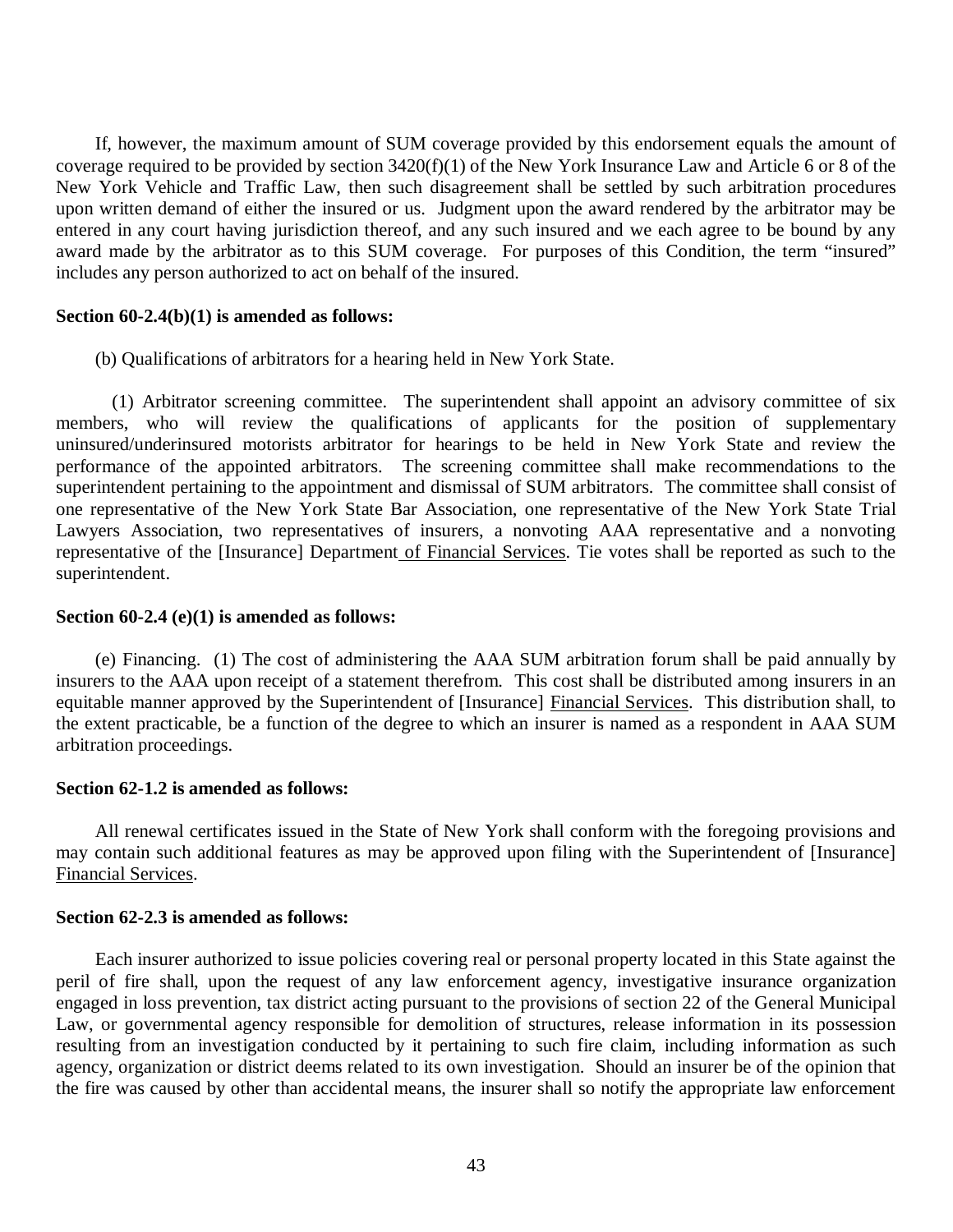If, however, the maximum amount of SUM coverage provided by this endorsement equals the amount of coverage required to be provided by section 3420(f)(1) of the New York Insurance Law and Article 6 or 8 of the New York Vehicle and Traffic Law, then such disagreement shall be settled by such arbitration procedures upon written demand of either the insured or us. Judgment upon the award rendered by the arbitrator may be entered in any court having jurisdiction thereof, and any such insured and we each agree to be bound by any award made by the arbitrator as to this SUM coverage. For purposes of this Condition, the term "insured" includes any person authorized to act on behalf of the insured.

**Section 60-2.4(b)(1) is amended as follows:**

(b) Qualifications of arbitrators for a hearing held in New York State.

(1) Arbitrator screening committee. The superintendent shall appoint an advisory committee of six members, who will review the qualifications of applicants for the position of supplementary uninsured/underinsured motorists arbitrator for hearings to be held in New York State and review the performance of the appointed arbitrators. The screening committee shall make recommendations to the superintendent pertaining to the appointment and dismissal of SUM arbitrators. The committee shall consist of one representative of the New York State Bar Association, one representative of the New York State Trial Lawyers Association, two representatives of insurers, a nonvoting AAA representative and a nonvoting representative of the [Insurance] Department <u>of Financial Services</u>. Tie votes shall be reported as such to the superintendent.

**Section 60-2.4 (e)(1) is amended as follows:**

(e) Financing. (1) The cost of administering the AAA SUM arbitration forum shall be paid annually by insurers to the AAA upon receipt of a statement therefrom. This cost shall be distributed among insurers in an equitable manner approved by the Superintendent of [Insurance] <u>Financial Services</u>. This distribution shall, to the extent practicable, be a function of the degree to which an insurer is named as a respondent in AAA SUM arbitration proceedings.

**Section 62-1.2 is amended as follows:**

All renewal certificates issued in the State of New York shall conform with the foregoing provisions and may contain such additional features as may be approved upon filing with the Superintendent of [Insurance] <u>Financial Services</u>.

**Section 62-2.3 is amended as follows:**

Each insurer authorized to issue policies covering real or personal property located in this State against the peril of fire shall, upon the request of any law enforcement agency, investigative insurance organization engaged in loss prevention, tax district acting pursuant to the provisions of section 22 of the General Municipal Law, or governmental agency responsible for demolition of structures, release information in its possession resulting from an investigation conducted by it pertaining to such fire claim, including information as such agency, organization or district deems related to its own investigation. Should an insurer be of the opinion that the fire was caused by other than accidental means, the insurer shall so notify the appropriate law enforcement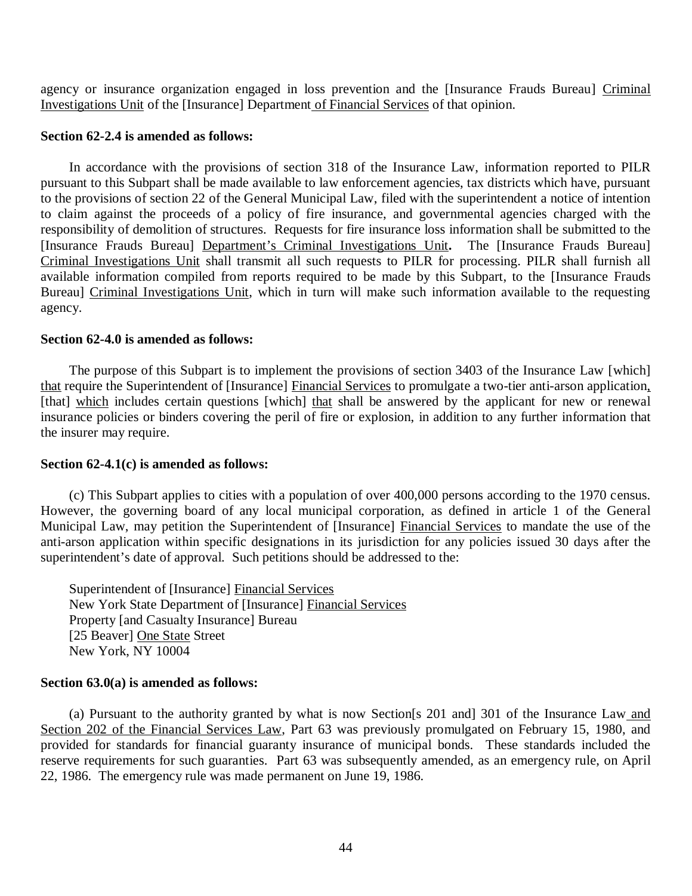agency or insurance organization engaged in loss prevention and the [Insurance Frauds Bureau] <u>Criminal Investigations Unit</u> of the [Insurance] Department<u> of Financial Services</u> of that opinion.

**Section 62-2.4 is amended as follows:**

In accordance with the provisions of section 318 of the Insurance Law, information reported to PILR pursuant to this Subpart shall be made available to law enforcement agencies, tax districts which have, pursuant to the provisions of section 22 of the General Municipal Law, filed with the superintendent a notice of intention to claim against the proceeds of a policy of fire insurance, and governmental agencies charged with the responsibility of demolition of structures. Requests for fire insurance loss information shall be submitted to the [Insurance Frauds Bureau] <u>Department's Criminal Investigations Unit</u>**.** The [Insurance Frauds Bureau] <u>Criminal Investigations Unit</u> shall transmit all such requests to PILR for processing. PILR shall furnish all available information compiled from reports required to be made by this Subpart, to the [Insurance Frauds Bureau] <u>Criminal Investigations Unit</u>, which in turn will make such information available to the requesting agency.

**Section 62-4.0 is amended as follows:**

The purpose of this Subpart is to implement the provisions of section 3403 of the Insurance Law [which] <u>that</u> require the Superintendent of [Insurance] <u>Financial Services</u> to promulgate a two-tier anti-arson application<u>,</u> [that] <u>which</u> includes certain questions [which] <u>that</u> shall be answered by the applicant for new or renewal insurance policies or binders covering the peril of fire or explosion, in addition to any further information that the insurer may require.

**Section 62-4.1(c) is amended as follows:**

(c) This Subpart applies to cities with a population of over 400,000 persons according to the 1970 census. However, the governing board of any local municipal corporation, as defined in article 1 of the General Municipal Law, may petition the Superintendent of [Insurance] <u>Financial Services</u> to mandate the use of the anti-arson application within specific designations in its jurisdiction for any policies issued 30 days after the superintendent's date of approval. Such petitions should be addressed to the:

Superintendent of [Insurance] <u>Financial Services</u>
New York State Department of [Insurance] <u>Financial Services</u>
Property [and Casualty Insurance] Bureau
[25 Beaver] <u>One State</u> Street
New York, NY 10004

**Section 63.0(a) is amended as follows:**

(a) Pursuant to the authority granted by what is now Section[s 201 and] 301 of the Insurance Law<u> and Section 202 of the Financial Services Law</u>, Part 63 was previously promulgated on February 15, 1980, and provided for standards for financial guaranty insurance of municipal bonds. These standards included the reserve requirements for such guaranties. Part 63 was subsequently amended, as an emergency rule, on April 22, 1986. The emergency rule was made permanent on June 19, 1986.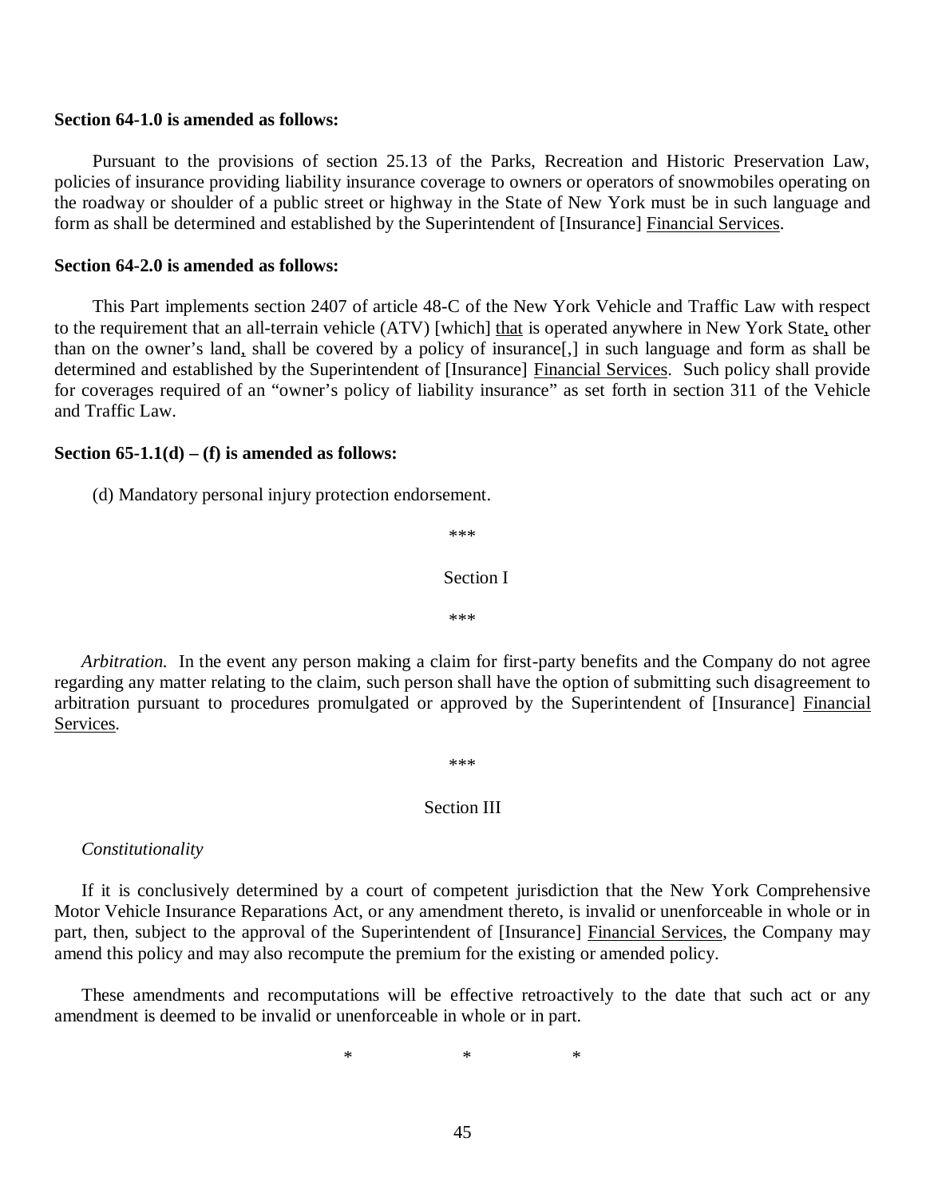**Section 64-1.0 is amended as follows:**

Pursuant to the provisions of section 25.13 of the Parks, Recreation and Historic Preservation Law, policies of insurance providing liability insurance coverage to owners or operators of snowmobiles operating on the roadway or shoulder of a public street or highway in the State of New York must be in such language and form as shall be determined and established by the Superintendent of [Insurance] <u>Financial Services</u>.

**Section 64-2.0 is amended as follows:**

This Part implements section 2407 of article 48-C of the New York Vehicle and Traffic Law with respect to the requirement that an all-terrain vehicle (ATV) [which] <u>that</u> is operated anywhere in New York State<u>,</u> other than on the owner's land<u>,</u> shall be covered by a policy of insurance[,] in such language and form as shall be determined and established by the Superintendent of [Insurance] <u>Financial Services</u>. Such policy shall provide for coverages required of an "owner's policy of liability insurance" as set forth in section 311 of the Vehicle and Traffic Law.

**Section 65-1.1(d) – (f) is amended as follows:**

(d) Mandatory personal injury protection endorsement.

***

Section I

***

*Arbitration.* In the event any person making a claim for first-party benefits and the Company do not agree regarding any matter relating to the claim, such person shall have the option of submitting such disagreement to arbitration pursuant to procedures promulgated or approved by the Superintendent of [Insurance] <u>Financial Services</u>.

***

Section III

*Constitutionality*

If it is conclusively determined by a court of competent jurisdiction that the New York Comprehensive Motor Vehicle Insurance Reparations Act, or any amendment thereto, is invalid or unenforceable in whole or in part, then, subject to the approval of the Superintendent of [Insurance] <u>Financial Services</u>, the Company may amend this policy and may also recompute the premium for the existing or amended policy.

These amendments and recomputations will be effective retroactively to the date that such act or any amendment is deemed to be invalid or unenforceable in whole or in part.

\*                    \*                    \*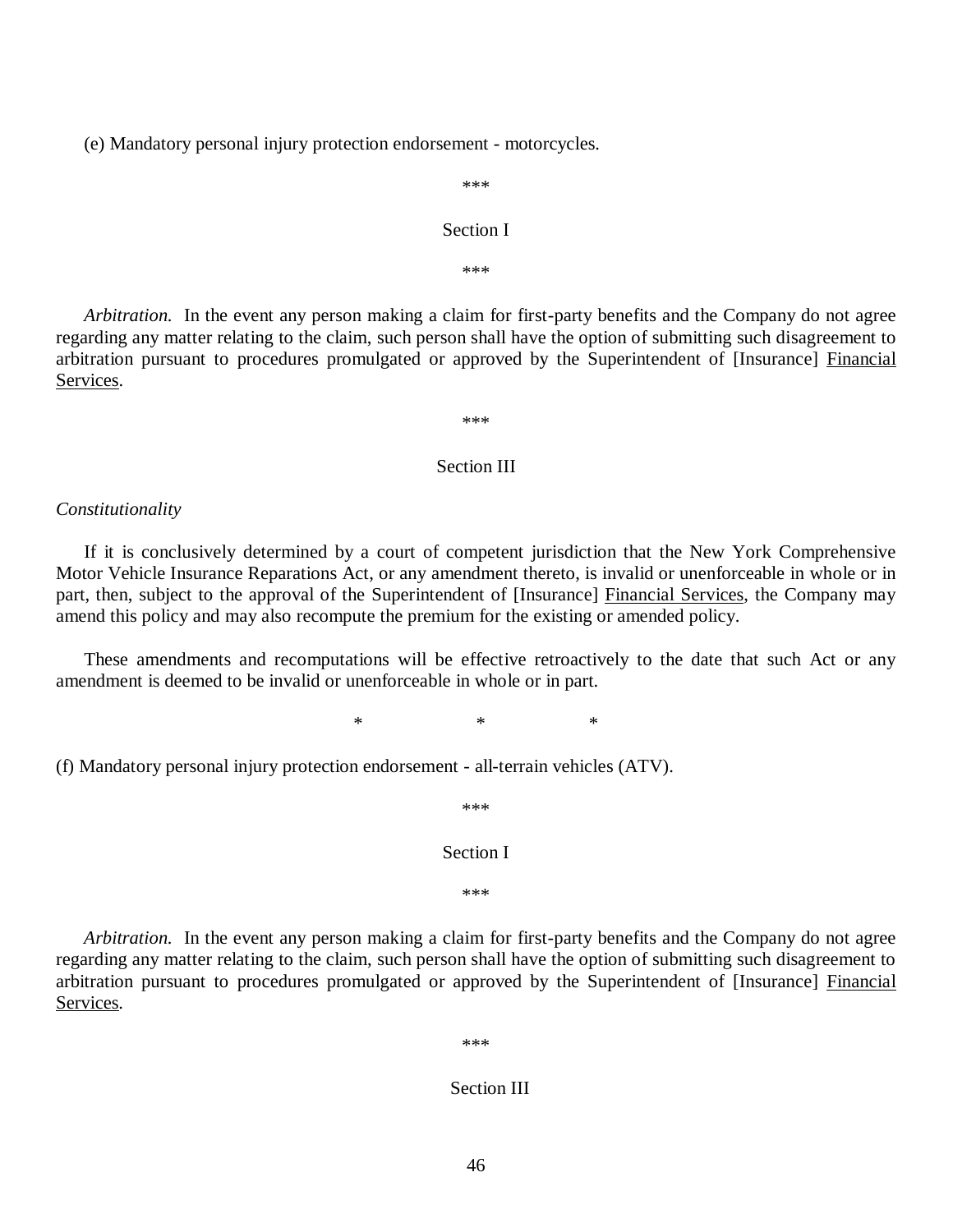(e) Mandatory personal injury protection endorsement - motorcycles.

***

Section I

***

*Arbitration.* In the event any person making a claim for first-party benefits and the Company do not agree regarding any matter relating to the claim, such person shall have the option of submitting such disagreement to arbitration pursuant to procedures promulgated or approved by the Superintendent of [Insurance] <u>Financial Services</u>.

***

Section III

*Constitutionality*

If it is conclusively determined by a court of competent jurisdiction that the New York Comprehensive Motor Vehicle Insurance Reparations Act, or any amendment thereto, is invalid or unenforceable in whole or in part, then, subject to the approval of the Superintendent of [Insurance] <u>Financial Services</u>, the Company may amend this policy and may also recompute the premium for the existing or amended policy.

These amendments and recomputations will be effective retroactively to the date that such Act or any amendment is deemed to be invalid or unenforceable in whole or in part.

\* \* \*

(f) Mandatory personal injury protection endorsement - all-terrain vehicles (ATV).

***

Section I

***

*Arbitration.* In the event any person making a claim for first-party benefits and the Company do not agree regarding any matter relating to the claim, such person shall have the option of submitting such disagreement to arbitration pursuant to procedures promulgated or approved by the Superintendent of [Insurance] <u>Financial Services</u>.

***

Section III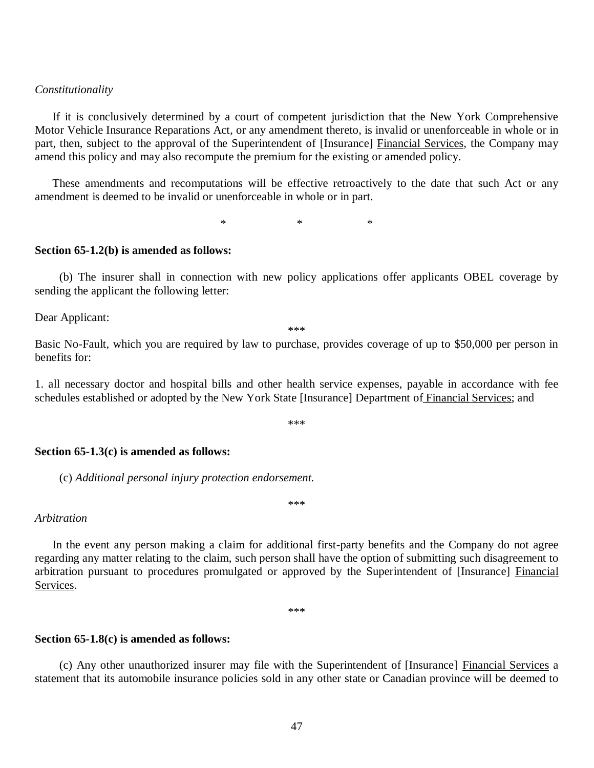*Constitutionality*

If it is conclusively determined by a court of competent jurisdiction that the New York Comprehensive Motor Vehicle Insurance Reparations Act, or any amendment thereto, is invalid or unenforceable in whole or in part, then, subject to the approval of the Superintendent of [Insurance] <u>Financial Services</u>, the Company may amend this policy and may also recompute the premium for the existing or amended policy.

These amendments and recomputations will be effective retroactively to the date that such Act or any amendment is deemed to be invalid or unenforceable in whole or in part.

\*          \*          \*

**Section 65-1.2(b) is amended as follows:**

(b) The insurer shall in connection with new policy applications offer applicants OBEL coverage by sending the applicant the following letter:

Dear Applicant:

\*\*\*

Basic No-Fault, which you are required by law to purchase, provides coverage of up to $50,000 per person in benefits for:

1. all necessary doctor and hospital bills and other health service expenses, payable in accordance with fee schedules established or adopted by the New York State [Insurance] Department of <u>Financial Services</u>; and

\*\*\*

**Section 65-1.3(c) is amended as follows:**

(c) *Additional personal injury protection endorsement.*

\*\*\*

*Arbitration*

In the event any person making a claim for additional first-party benefits and the Company do not agree regarding any matter relating to the claim, such person shall have the option of submitting such disagreement to arbitration pursuant to procedures promulgated or approved by the Superintendent of [Insurance] <u>Financial Services</u>.

\*\*\*

**Section 65-1.8(c) is amended as follows:**

(c) Any other unauthorized insurer may file with the Superintendent of [Insurance] <u>Financial Services</u> a statement that its automobile insurance policies sold in any other state or Canadian province will be deemed to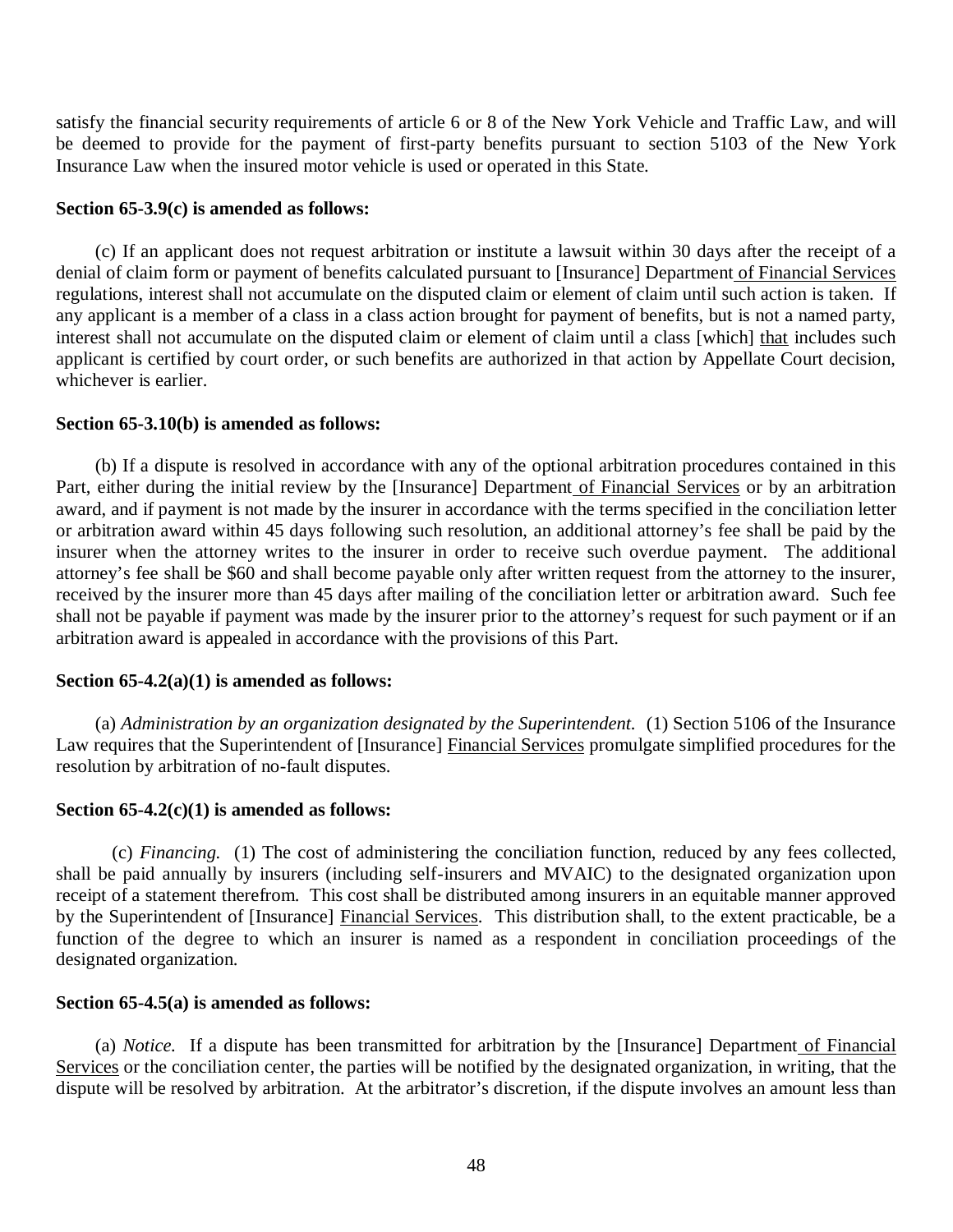satisfy the financial security requirements of article 6 or 8 of the New York Vehicle and Traffic Law, and will be deemed to provide for the payment of first-party benefits pursuant to section 5103 of the New York Insurance Law when the insured motor vehicle is used or operated in this State.

**Section 65-3.9(c) is amended as follows:**

(c) If an applicant does not request arbitration or institute a lawsuit within 30 days after the receipt of a denial of claim form or payment of benefits calculated pursuant to [Insurance] Department <u>of Financial Services</u> regulations, interest shall not accumulate on the disputed claim or element of claim until such action is taken. If any applicant is a member of a class in a class action brought for payment of benefits, but is not a named party, interest shall not accumulate on the disputed claim or element of claim until a class [which] <u>that</u> includes such applicant is certified by court order, or such benefits are authorized in that action by Appellate Court decision, whichever is earlier.

**Section 65-3.10(b) is amended as follows:**

(b) If a dispute is resolved in accordance with any of the optional arbitration procedures contained in this Part, either during the initial review by the [Insurance] Department <u>of Financial Services</u> or by an arbitration award, and if payment is not made by the insurer in accordance with the terms specified in the conciliation letter or arbitration award within 45 days following such resolution, an additional attorney's fee shall be paid by the insurer when the attorney writes to the insurer in order to receive such overdue payment. The additional attorney's fee shall be $60 and shall become payable only after written request from the attorney to the insurer, received by the insurer more than 45 days after mailing of the conciliation letter or arbitration award. Such fee shall not be payable if payment was made by the insurer prior to the attorney's request for such payment or if an arbitration award is appealed in accordance with the provisions of this Part.

**Section 65-4.2(a)(1) is amended as follows:**

(a) *Administration by an organization designated by the Superintendent.* (1) Section 5106 of the Insurance Law requires that the Superintendent of [Insurance] <u>Financial Services</u> promulgate simplified procedures for the resolution by arbitration of no-fault disputes.

**Section 65-4.2(c)(1) is amended as follows:**

(c) *Financing.* (1) The cost of administering the conciliation function, reduced by any fees collected, shall be paid annually by insurers (including self-insurers and MVAIC) to the designated organization upon receipt of a statement therefrom. This cost shall be distributed among insurers in an equitable manner approved by the Superintendent of [Insurance] <u>Financial Services</u>. This distribution shall, to the extent practicable, be a function of the degree to which an insurer is named as a respondent in conciliation proceedings of the designated organization.

**Section 65-4.5(a) is amended as follows:**

(a) *Notice.* If a dispute has been transmitted for arbitration by the [Insurance] Department <u>of Financial Services</u> or the conciliation center, the parties will be notified by the designated organization, in writing, that the dispute will be resolved by arbitration. At the arbitrator's discretion, if the dispute involves an amount less than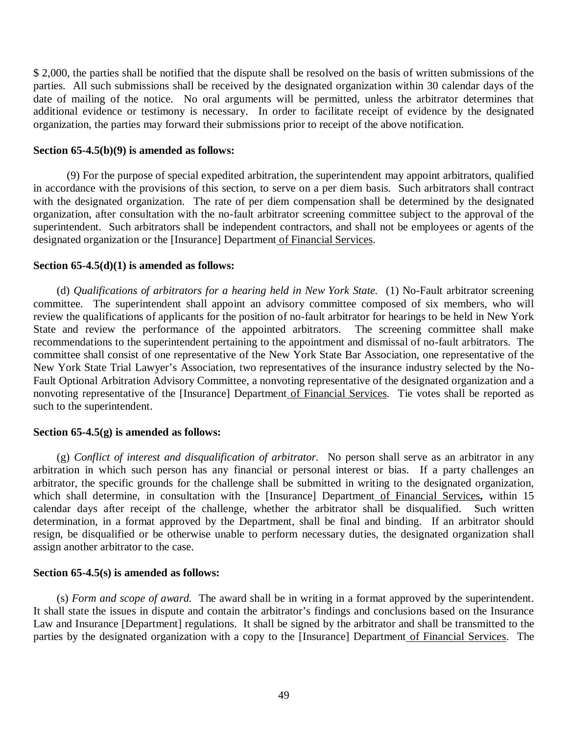$ 2,000, the parties shall be notified that the dispute shall be resolved on the basis of written submissions of the parties. All such submissions shall be received by the designated organization within 30 calendar days of the date of mailing of the notice. No oral arguments will be permitted, unless the arbitrator determines that additional evidence or testimony is necessary. In order to facilitate receipt of evidence by the designated organization, the parties may forward their submissions prior to receipt of the above notification.

**Section 65-4.5(b)(9) is amended as follows:**

(9) For the purpose of special expedited arbitration, the superintendent may appoint arbitrators, qualified in accordance with the provisions of this section, to serve on a per diem basis. Such arbitrators shall contract with the designated organization. The rate of per diem compensation shall be determined by the designated organization, after consultation with the no-fault arbitrator screening committee subject to the approval of the superintendent. Such arbitrators shall be independent contractors, and shall not be employees or agents of the designated organization or the [Insurance] Department <u>of Financial Services</u>.

**Section 65-4.5(d)(1) is amended as follows:**

(d) *Qualifications of arbitrators for a hearing held in New York State.* (1) No-Fault arbitrator screening committee. The superintendent shall appoint an advisory committee composed of six members, who will review the qualifications of applicants for the position of no-fault arbitrator for hearings to be held in New York State and review the performance of the appointed arbitrators. The screening committee shall make recommendations to the superintendent pertaining to the appointment and dismissal of no-fault arbitrators. The committee shall consist of one representative of the New York State Bar Association, one representative of the New York State Trial Lawyer's Association, two representatives of the insurance industry selected by the No-Fault Optional Arbitration Advisory Committee, a nonvoting representative of the designated organization and a nonvoting representative of the [Insurance] Department <u>of Financial Services</u>. Tie votes shall be reported as such to the superintendent.

**Section 65-4.5(g) is amended as follows:**

(g) *Conflict of interest and disqualification of arbitrator.* No person shall serve as an arbitrator in any arbitration in which such person has any financial or personal interest or bias. If a party challenges an arbitrator, the specific grounds for the challenge shall be submitted in writing to the designated organization, which shall determine, in consultation with the [Insurance] Department <u>of Financial Services</u>**,** within 15 calendar days after receipt of the challenge, whether the arbitrator shall be disqualified. Such written determination, in a format approved by the Department, shall be final and binding. If an arbitrator should resign, be disqualified or be otherwise unable to perform necessary duties, the designated organization shall assign another arbitrator to the case.

**Section 65-4.5(s) is amended as follows:**

(s) *Form and scope of award.* The award shall be in writing in a format approved by the superintendent. It shall state the issues in dispute and contain the arbitrator's findings and conclusions based on the Insurance Law and Insurance [Department] regulations. It shall be signed by the arbitrator and shall be transmitted to the parties by the designated organization with a copy to the [Insurance] Department <u>of Financial Services</u>. The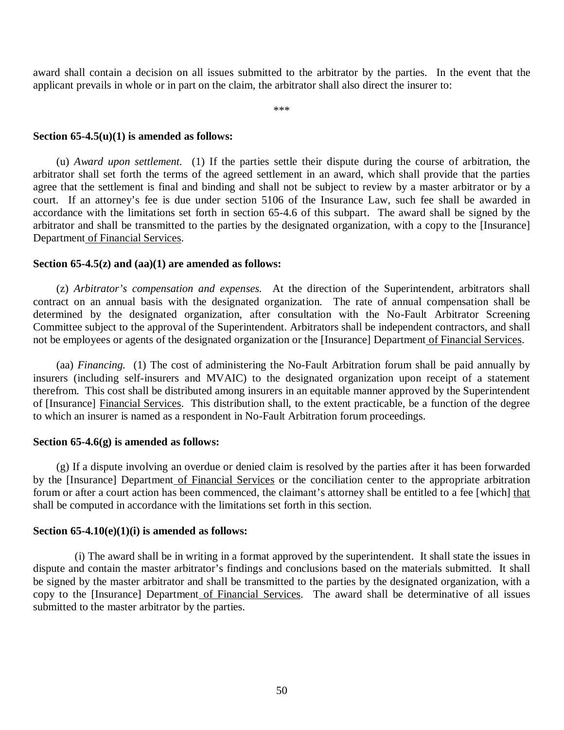award shall contain a decision on all issues submitted to the arbitrator by the parties. In the event that the applicant prevails in whole or in part on the claim, the arbitrator shall also direct the insurer to:

\*\*\*

**Section 65-4.5(u)(1) is amended as follows:**

(u) *Award upon settlement.* (1) If the parties settle their dispute during the course of arbitration, the arbitrator shall set forth the terms of the agreed settlement in an award, which shall provide that the parties agree that the settlement is final and binding and shall not be subject to review by a master arbitrator or by a court. If an attorney's fee is due under section 5106 of the Insurance Law, such fee shall be awarded in accordance with the limitations set forth in section 65-4.6 of this subpart. The award shall be signed by the arbitrator and shall be transmitted to the parties by the designated organization, with a copy to the [Insurance] Department <u>of Financial Services</u>.

**Section 65-4.5(z) and (aa)(1) are amended as follows:**

(z) *Arbitrator's compensation and expenses.* At the direction of the Superintendent, arbitrators shall contract on an annual basis with the designated organization. The rate of annual compensation shall be determined by the designated organization, after consultation with the No-Fault Arbitrator Screening Committee subject to the approval of the Superintendent. Arbitrators shall be independent contractors, and shall not be employees or agents of the designated organization or the [Insurance] Department <u>of Financial Services</u>.

(aa) *Financing.* (1) The cost of administering the No-Fault Arbitration forum shall be paid annually by insurers (including self-insurers and MVAIC) to the designated organization upon receipt of a statement therefrom. This cost shall be distributed among insurers in an equitable manner approved by the Superintendent of [Insurance] <u>Financial Services</u>. This distribution shall, to the extent practicable, be a function of the degree to which an insurer is named as a respondent in No-Fault Arbitration forum proceedings.

**Section 65-4.6(g) is amended as follows:**

(g) If a dispute involving an overdue or denied claim is resolved by the parties after it has been forwarded by the [Insurance] Department <u>of Financial Services</u> or the conciliation center to the appropriate arbitration forum or after a court action has been commenced, the claimant's attorney shall be entitled to a fee [which] <u>that</u> shall be computed in accordance with the limitations set forth in this section.

**Section 65-4.10(e)(1)(i) is amended as follows:**

(i) The award shall be in writing in a format approved by the superintendent. It shall state the issues in dispute and contain the master arbitrator's findings and conclusions based on the materials submitted. It shall be signed by the master arbitrator and shall be transmitted to the parties by the designated organization, with a copy to the [Insurance] Department <u>of Financial Services</u>. The award shall be determinative of all issues submitted to the master arbitrator by the parties.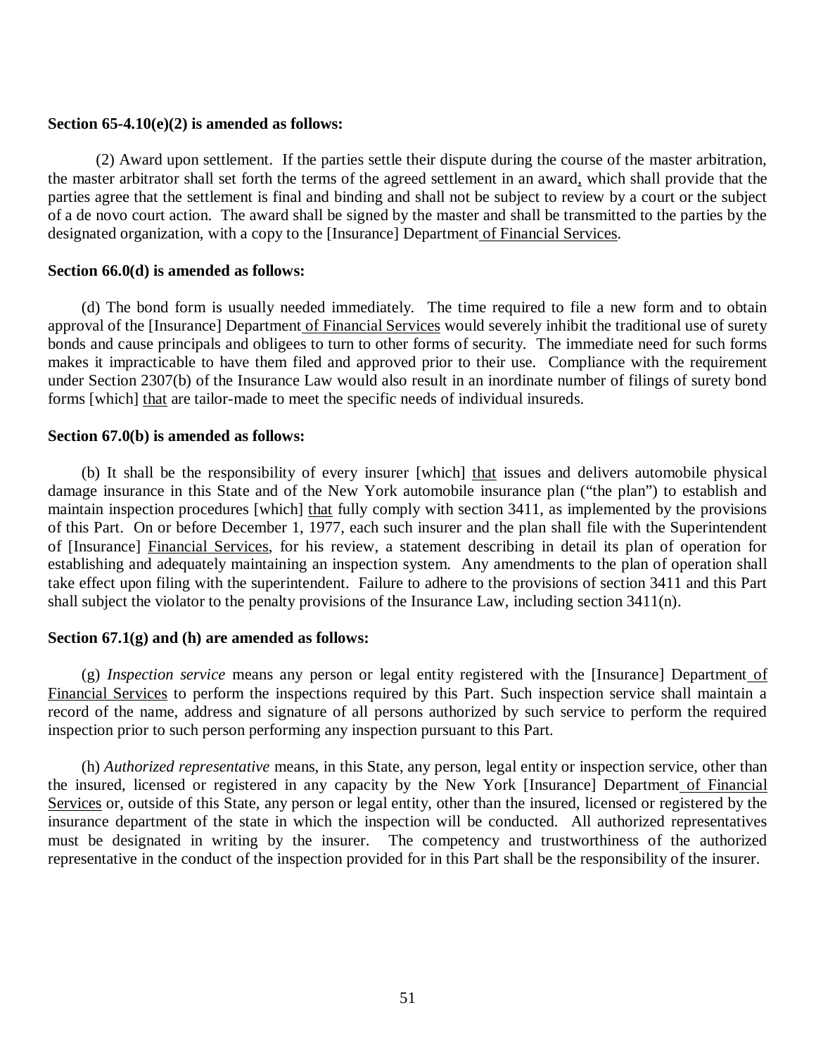**Section 65-4.10(e)(2) is amended as follows:**

(2) Award upon settlement. If the parties settle their dispute during the course of the master arbitration, the master arbitrator shall set forth the terms of the agreed settlement in an award, which shall provide that the parties agree that the settlement is final and binding and shall not be subject to review by a court or the subject of a de novo court action. The award shall be signed by the master and shall be transmitted to the parties by the designated organization, with a copy to the [Insurance] Department of Financial Services.

**Section 66.0(d) is amended as follows:**

(d) The bond form is usually needed immediately. The time required to file a new form and to obtain approval of the [Insurance] Department of Financial Services would severely inhibit the traditional use of surety bonds and cause principals and obligees to turn to other forms of security. The immediate need for such forms makes it impracticable to have them filed and approved prior to their use. Compliance with the requirement under Section 2307(b) of the Insurance Law would also result in an inordinate number of filings of surety bond forms [which] that are tailor-made to meet the specific needs of individual insureds.

**Section 67.0(b) is amended as follows:**

(b) It shall be the responsibility of every insurer [which] that issues and delivers automobile physical damage insurance in this State and of the New York automobile insurance plan ("the plan") to establish and maintain inspection procedures [which] that fully comply with section 3411, as implemented by the provisions of this Part. On or before December 1, 1977, each such insurer and the plan shall file with the Superintendent of [Insurance] Financial Services, for his review, a statement describing in detail its plan of operation for establishing and adequately maintaining an inspection system. Any amendments to the plan of operation shall take effect upon filing with the superintendent. Failure to adhere to the provisions of section 3411 and this Part shall subject the violator to the penalty provisions of the Insurance Law, including section 3411(n).

**Section 67.1(g) and (h) are amended as follows:**

(g) *Inspection service* means any person or legal entity registered with the [Insurance] Department of Financial Services to perform the inspections required by this Part. Such inspection service shall maintain a record of the name, address and signature of all persons authorized by such service to perform the required inspection prior to such person performing any inspection pursuant to this Part.

(h) *Authorized representative* means, in this State, any person, legal entity or inspection service, other than the insured, licensed or registered in any capacity by the New York [Insurance] Department of Financial Services or, outside of this State, any person or legal entity, other than the insured, licensed or registered by the insurance department of the state in which the inspection will be conducted. All authorized representatives must be designated in writing by the insurer. The competency and trustworthiness of the authorized representative in the conduct of the inspection provided for in this Part shall be the responsibility of the insurer.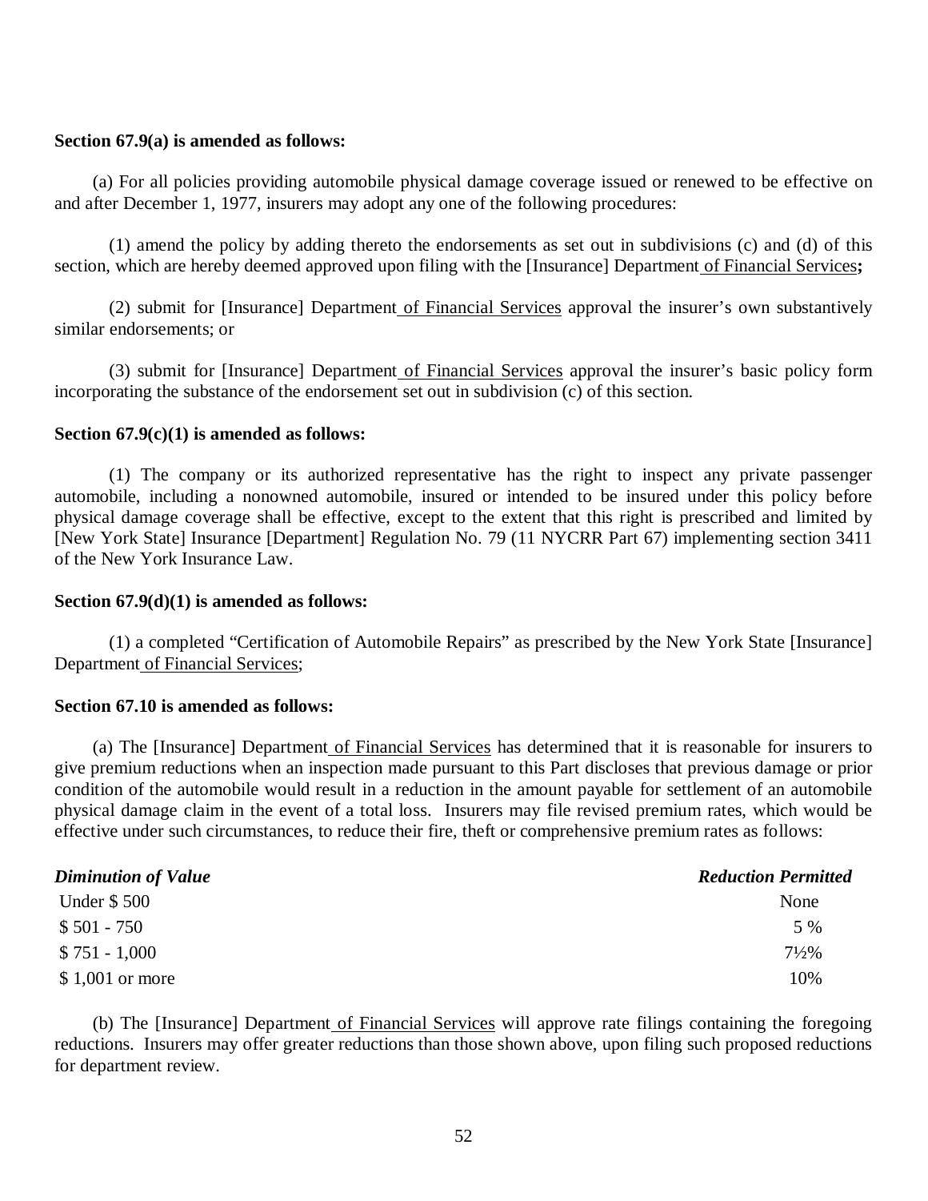**Section 67.9(a) is amended as follows:**

(a) For all policies providing automobile physical damage coverage issued or renewed to be effective on and after December 1, 1977, insurers may adopt any one of the following procedures:

(1) amend the policy by adding thereto the endorsements as set out in subdivisions (c) and (d) of this section, which are hereby deemed approved upon filing with the [Insurance] Department of Financial Services**;**

(2) submit for [Insurance] Department of Financial Services approval the insurer's own substantively similar endorsements; or

(3) submit for [Insurance] Department of Financial Services approval the insurer's basic policy form incorporating the substance of the endorsement set out in subdivision (c) of this section.

**Section 67.9(c)(1) is amended as follows:**

(1) The company or its authorized representative has the right to inspect any private passenger automobile, including a nonowned automobile, insured or intended to be insured under this policy before physical damage coverage shall be effective, except to the extent that this right is prescribed and limited by [New York State] Insurance [Department] Regulation No. 79 (11 NYCRR Part 67) implementing section 3411 of the New York Insurance Law.

**Section 67.9(d)(1) is amended as follows:**

(1) a completed "Certification of Automobile Repairs" as prescribed by the New York State [Insurance] Department of Financial Services;

**Section 67.10 is amended as follows:**

(a) The [Insurance] Department of Financial Services has determined that it is reasonable for insurers to give premium reductions when an inspection made pursuant to this Part discloses that previous damage or prior condition of the automobile would result in a reduction in the amount payable for settlement of an automobile physical damage claim in the event of a total loss. Insurers may file revised premium rates, which would be effective under such circumstances, to reduce their fire, theft or comprehensive premium rates as follows:

| ***Diminution of Value*** | ***Reduction Permitted*** |
|---|---|
| Under $ 500 | None |
| $ 501 - 750 | 5 % |
| $ 751 - 1,000 | 7½% |
| $ 1,001 or more | 10% |

(b) The [Insurance] Department of Financial Services will approve rate filings containing the foregoing reductions. Insurers may offer greater reductions than those shown above, upon filing such proposed reductions for department review.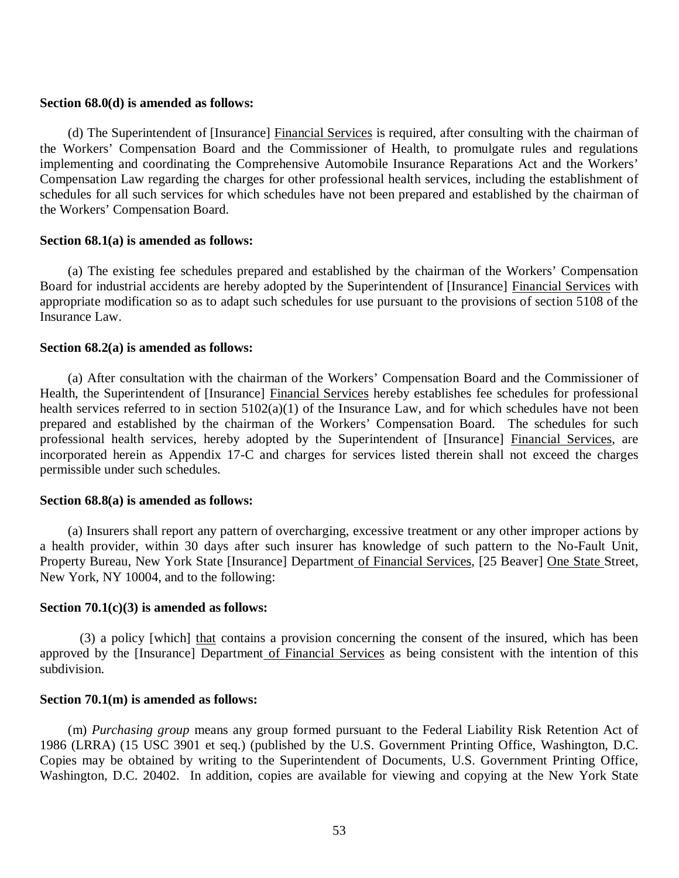**Section 68.0(d) is amended as follows:**

(d) The Superintendent of [Insurance] Financial Services is required, after consulting with the chairman of the Workers' Compensation Board and the Commissioner of Health, to promulgate rules and regulations implementing and coordinating the Comprehensive Automobile Insurance Reparations Act and the Workers' Compensation Law regarding the charges for other professional health services, including the establishment of schedules for all such services for which schedules have not been prepared and established by the chairman of the Workers' Compensation Board.

**Section 68.1(a) is amended as follows:**

(a) The existing fee schedules prepared and established by the chairman of the Workers' Compensation Board for industrial accidents are hereby adopted by the Superintendent of [Insurance] Financial Services with appropriate modification so as to adapt such schedules for use pursuant to the provisions of section 5108 of the Insurance Law.

**Section 68.2(a) is amended as follows:**

(a) After consultation with the chairman of the Workers' Compensation Board and the Commissioner of Health, the Superintendent of [Insurance] Financial Services hereby establishes fee schedules for professional health services referred to in section 5102(a)(1) of the Insurance Law, and for which schedules have not been prepared and established by the chairman of the Workers' Compensation Board. The schedules for such professional health services, hereby adopted by the Superintendent of [Insurance] Financial Services, are incorporated herein as Appendix 17-C and charges for services listed therein shall not exceed the charges permissible under such schedules.

**Section 68.8(a) is amended as follows:**

(a) Insurers shall report any pattern of overcharging, excessive treatment or any other improper actions by a health provider, within 30 days after such insurer has knowledge of such pattern to the No-Fault Unit, Property Bureau, New York State [Insurance] Department of Financial Services, [25 Beaver] One State Street, New York, NY 10004, and to the following:

**Section 70.1(c)(3) is amended as follows:**

(3) a policy [which] that contains a provision concerning the consent of the insured, which has been approved by the [Insurance] Department of Financial Services as being consistent with the intention of this subdivision.

**Section 70.1(m) is amended as follows:**

(m) *Purchasing group* means any group formed pursuant to the Federal Liability Risk Retention Act of 1986 (LRRA) (15 USC 3901 et seq.) (published by the U.S. Government Printing Office, Washington, D.C. Copies may be obtained by writing to the Superintendent of Documents, U.S. Government Printing Office, Washington, D.C. 20402. In addition, copies are available for viewing and copying at the New York State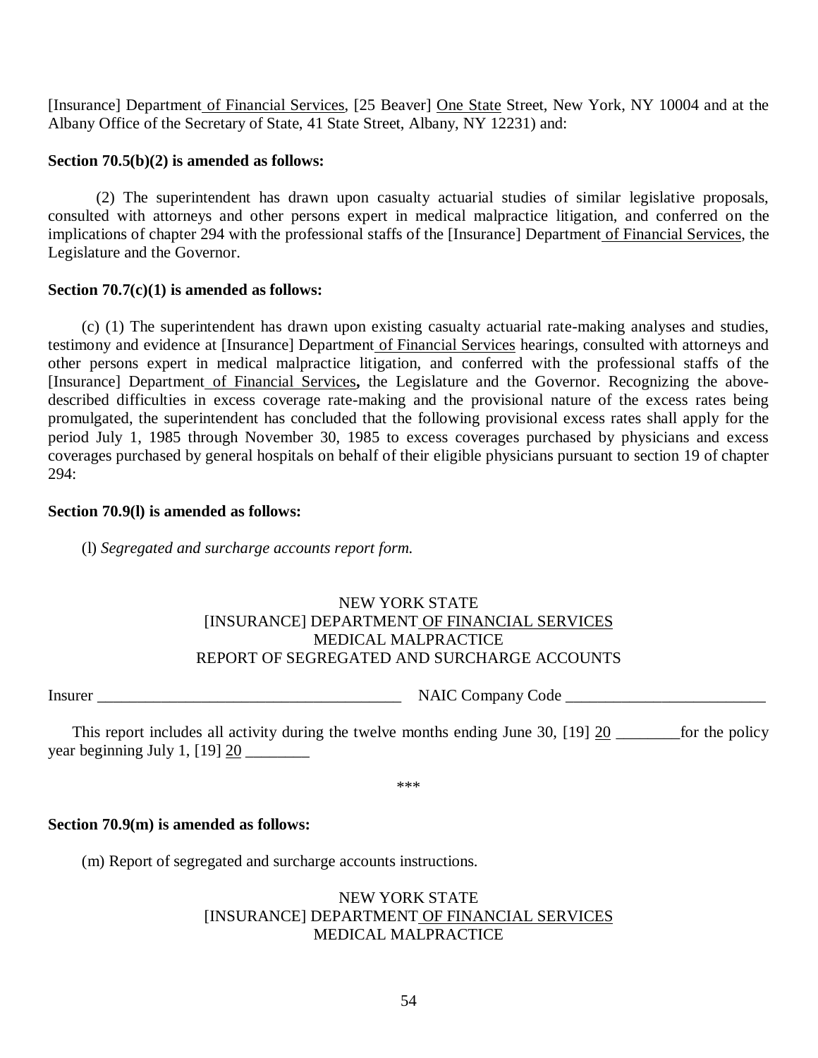[Insurance] Department of Financial Services, [25 Beaver] One State Street, New York, NY 10004 and at the Albany Office of the Secretary of State, 41 State Street, Albany, NY 12231) and:

**Section 70.5(b)(2) is amended as follows:**

(2) The superintendent has drawn upon casualty actuarial studies of similar legislative proposals, consulted with attorneys and other persons expert in medical malpractice litigation, and conferred on the implications of chapter 294 with the professional staffs of the [Insurance] Department of Financial Services, the Legislature and the Governor.

**Section 70.7(c)(1) is amended as follows:**

(c) (1) The superintendent has drawn upon existing casualty actuarial rate-making analyses and studies, testimony and evidence at [Insurance] Department of Financial Services hearings, consulted with attorneys and other persons expert in medical malpractice litigation, and conferred with the professional staffs of the [Insurance] Department of Financial Services**,** the Legislature and the Governor. Recognizing the above-described difficulties in excess coverage rate-making and the provisional nature of the excess rates being promulgated, the superintendent has concluded that the following provisional excess rates shall apply for the period July 1, 1985 through November 30, 1985 to excess coverages purchased by physicians and excess coverages purchased by general hospitals on behalf of their eligible physicians pursuant to section 19 of chapter 294:

**Section 70.9(l) is amended as follows:**

(l) *Segregated and surcharge accounts report form.*

NEW YORK STATE
[INSURANCE] DEPARTMENT OF FINANCIAL SERVICES
MEDICAL MALPRACTICE
REPORT OF SEGREGATED AND SURCHARGE ACCOUNTS

Insurer _______________________________________ NAIC Company Code _________________________

This report includes all activity during the twelve months ending June 30, [19] 20 ________for the policy year beginning July 1, [19] 20 ________

***

**Section 70.9(m) is amended as follows:**

(m) Report of segregated and surcharge accounts instructions.

NEW YORK STATE
[INSURANCE] DEPARTMENT OF FINANCIAL SERVICES
MEDICAL MALPRACTICE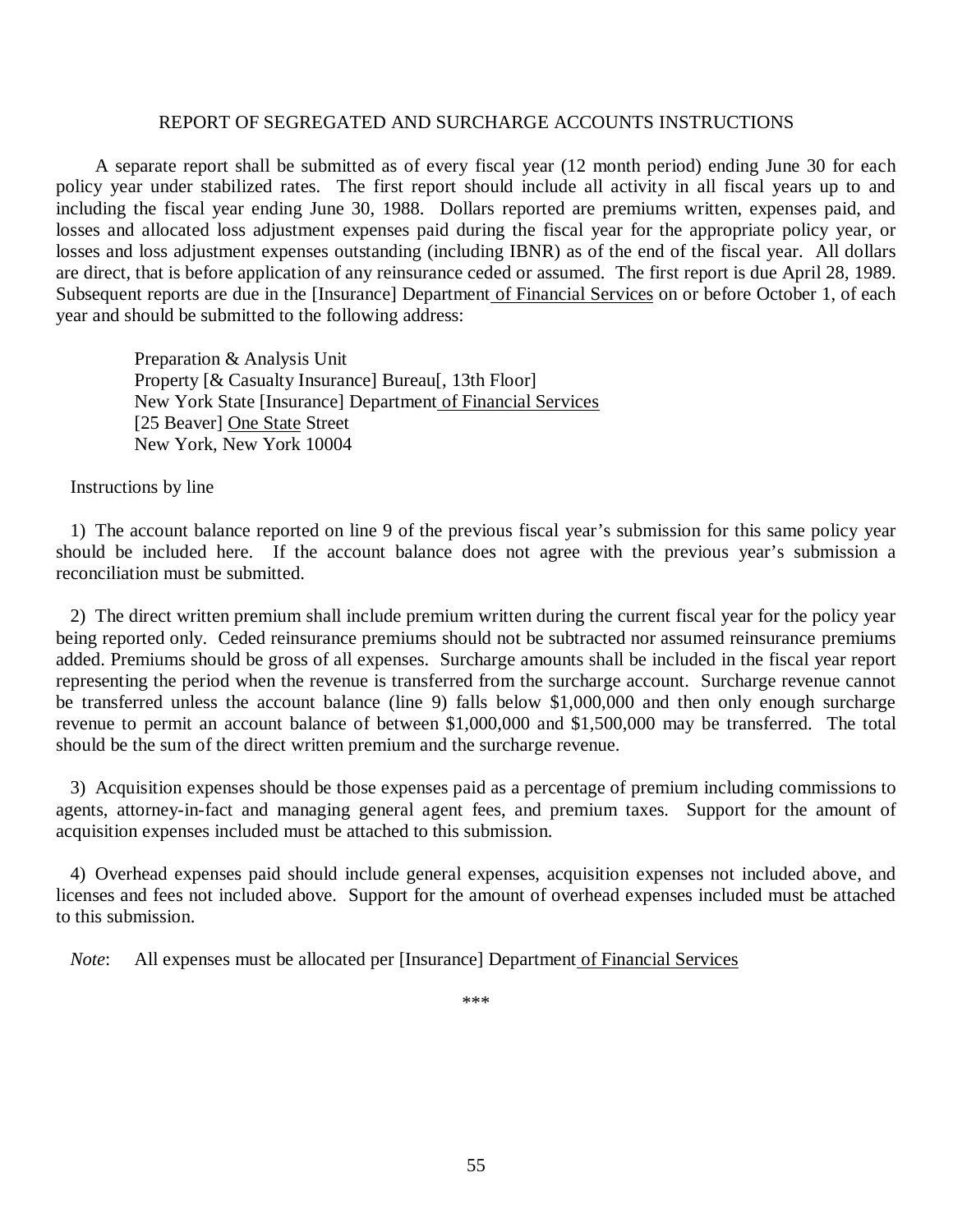REPORT OF SEGREGATED AND SURCHARGE ACCOUNTS INSTRUCTIONS

A separate report shall be submitted as of every fiscal year (12 month period) ending June 30 for each policy year under stabilized rates. The first report should include all activity in all fiscal years up to and including the fiscal year ending June 30, 1988. Dollars reported are premiums written, expenses paid, and losses and allocated loss adjustment expenses paid during the fiscal year for the appropriate policy year, or losses and loss adjustment expenses outstanding (including IBNR) as of the end of the fiscal year. All dollars are direct, that is before application of any reinsurance ceded or assumed. The first report is due April 28, 1989. Subsequent reports are due in the [Insurance] Department of Financial Services on or before October 1, of each year and should be submitted to the following address:

> Preparation & Analysis Unit
> Property [& Casualty Insurance] Bureau[, 13th Floor]
> New York State [Insurance] Department of Financial Services
> [25 Beaver] One State Street
> New York, New York 10004

Instructions by line

1) The account balance reported on line 9 of the previous fiscal year's submission for this same policy year should be included here. If the account balance does not agree with the previous year's submission a reconciliation must be submitted.

2) The direct written premium shall include premium written during the current fiscal year for the policy year being reported only. Ceded reinsurance premiums should not be subtracted nor assumed reinsurance premiums added. Premiums should be gross of all expenses. Surcharge amounts shall be included in the fiscal year report representing the period when the revenue is transferred from the surcharge account. Surcharge revenue cannot be transferred unless the account balance (line 9) falls below $1,000,000 and then only enough surcharge revenue to permit an account balance of between $1,000,000 and $1,500,000 may be transferred. The total should be the sum of the direct written premium and the surcharge revenue.

3) Acquisition expenses should be those expenses paid as a percentage of premium including commissions to agents, attorney-in-fact and managing general agent fees, and premium taxes. Support for the amount of acquisition expenses included must be attached to this submission.

4) Overhead expenses paid should include general expenses, acquisition expenses not included above, and licenses and fees not included above. Support for the amount of overhead expenses included must be attached to this submission.

*Note*: All expenses must be allocated per [Insurance] Department of Financial Services

\*\*\*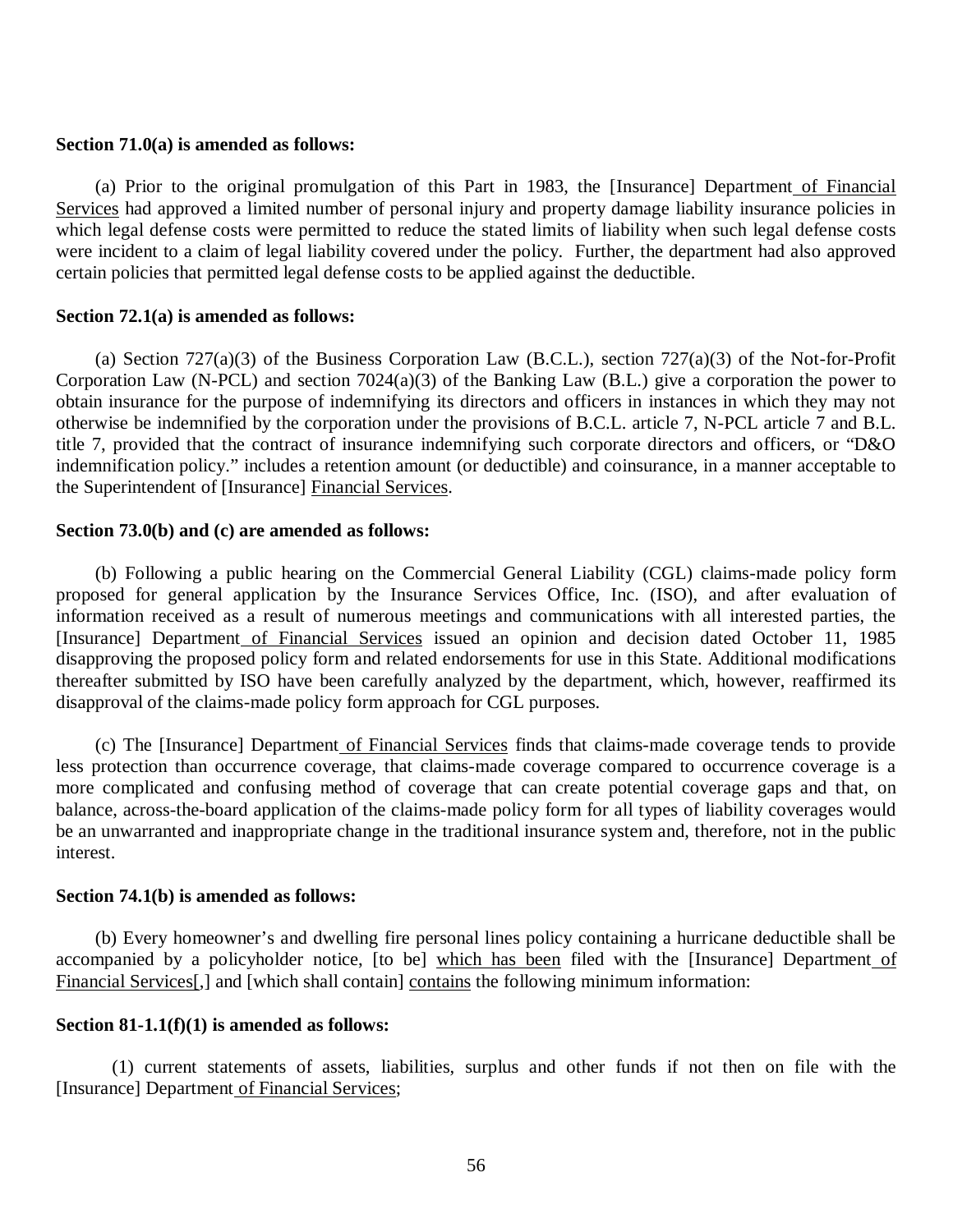**Section 71.0(a) is amended as follows:**

(a) Prior to the original promulgation of this Part in 1983, the [Insurance] Department <u>of Financial Services</u> had approved a limited number of personal injury and property damage liability insurance policies in which legal defense costs were permitted to reduce the stated limits of liability when such legal defense costs were incident to a claim of legal liability covered under the policy. Further, the department had also approved certain policies that permitted legal defense costs to be applied against the deductible.

**Section 72.1(a) is amended as follows:**

(a) Section 727(a)(3) of the Business Corporation Law (B.C.L.), section 727(a)(3) of the Not-for-Profit Corporation Law (N-PCL) and section 7024(a)(3) of the Banking Law (B.L.) give a corporation the power to obtain insurance for the purpose of indemnifying its directors and officers in instances in which they may not otherwise be indemnified by the corporation under the provisions of B.C.L. article 7, N-PCL article 7 and B.L. title 7, provided that the contract of insurance indemnifying such corporate directors and officers, or "D&O indemnification policy." includes a retention amount (or deductible) and coinsurance, in a manner acceptable to the Superintendent of [Insurance] <u>Financial Services</u>.

**Section 73.0(b) and (c) are amended as follows:**

(b) Following a public hearing on the Commercial General Liability (CGL) claims-made policy form proposed for general application by the Insurance Services Office, Inc. (ISO), and after evaluation of information received as a result of numerous meetings and communications with all interested parties, the [Insurance] Department <u>of Financial Services</u> issued an opinion and decision dated October 11, 1985 disapproving the proposed policy form and related endorsements for use in this State. Additional modifications thereafter submitted by ISO have been carefully analyzed by the department, which, however, reaffirmed its disapproval of the claims-made policy form approach for CGL purposes.

(c) The [Insurance] Department <u>of Financial Services</u> finds that claims-made coverage tends to provide less protection than occurrence coverage, that claims-made coverage compared to occurrence coverage is a more complicated and confusing method of coverage that can create potential coverage gaps and that, on balance, across-the-board application of the claims-made policy form for all types of liability coverages would be an unwarranted and inappropriate change in the traditional insurance system and, therefore, not in the public interest.

**Section 74.1(b) is amended as follows:**

(b) Every homeowner's and dwelling fire personal lines policy containing a hurricane deductible shall be accompanied by a policyholder notice, [to be] <u>which has been</u> filed with the [Insurance] Department <u>of Financial Services</u>[,] and [which shall contain] <u>contains</u> the following minimum information:

**Section 81-1.1(f)(1) is amended as follows:**

(1) current statements of assets, liabilities, surplus and other funds if not then on file with the [Insurance] Department <u>of Financial Services</u>;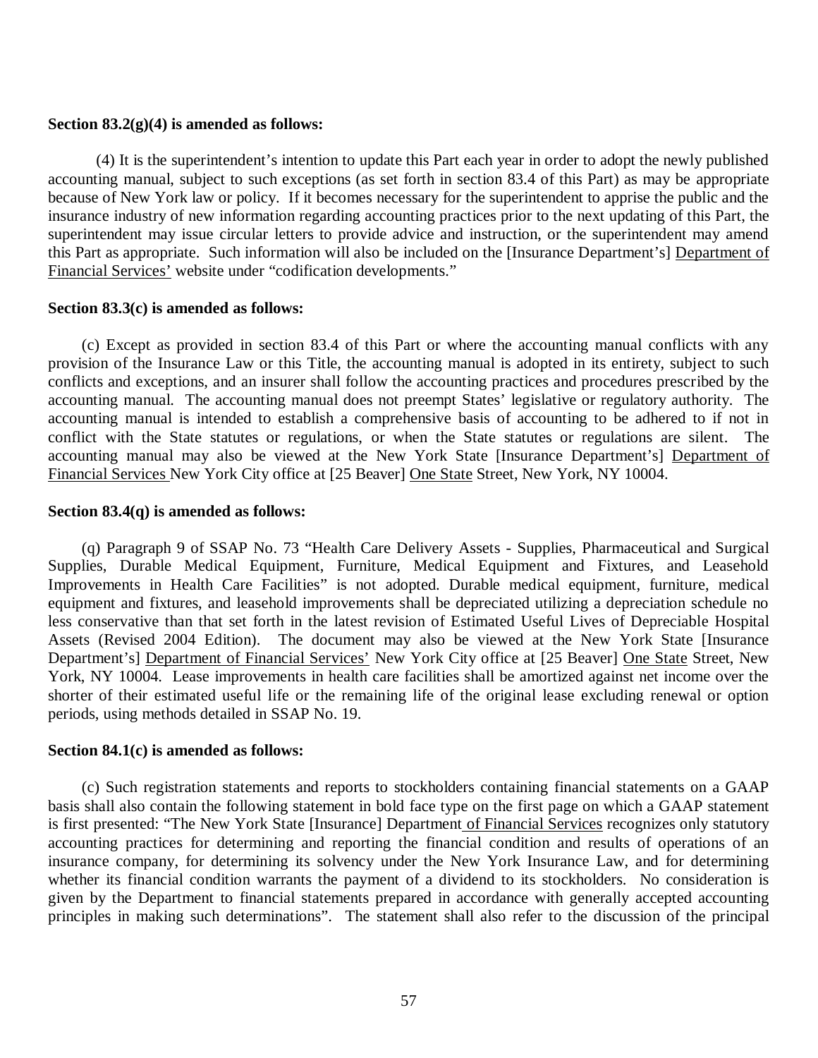**Section 83.2(g)(4) is amended as follows:**

(4) It is the superintendent's intention to update this Part each year in order to adopt the newly published accounting manual, subject to such exceptions (as set forth in section 83.4 of this Part) as may be appropriate because of New York law or policy. If it becomes necessary for the superintendent to apprise the public and the insurance industry of new information regarding accounting practices prior to the next updating of this Part, the superintendent may issue circular letters to provide advice and instruction, or the superintendent may amend this Part as appropriate. Such information will also be included on the [Insurance Department's] Department of Financial Services' website under "codification developments."

**Section 83.3(c) is amended as follows:**

(c) Except as provided in section 83.4 of this Part or where the accounting manual conflicts with any provision of the Insurance Law or this Title, the accounting manual is adopted in its entirety, subject to such conflicts and exceptions, and an insurer shall follow the accounting practices and procedures prescribed by the accounting manual. The accounting manual does not preempt States' legislative or regulatory authority. The accounting manual is intended to establish a comprehensive basis of accounting to be adhered to if not in conflict with the State statutes or regulations, or when the State statutes or regulations are silent. The accounting manual may also be viewed at the New York State [Insurance Department's] Department of Financial Services New York City office at [25 Beaver] One State Street, New York, NY 10004.

**Section 83.4(q) is amended as follows:**

(q) Paragraph 9 of SSAP No. 73 "Health Care Delivery Assets - Supplies, Pharmaceutical and Surgical Supplies, Durable Medical Equipment, Furniture, Medical Equipment and Fixtures, and Leasehold Improvements in Health Care Facilities" is not adopted. Durable medical equipment, furniture, medical equipment and fixtures, and leasehold improvements shall be depreciated utilizing a depreciation schedule no less conservative than that set forth in the latest revision of Estimated Useful Lives of Depreciable Hospital Assets (Revised 2004 Edition). The document may also be viewed at the New York State [Insurance Department's] Department of Financial Services' New York City office at [25 Beaver] One State Street, New York, NY 10004. Lease improvements in health care facilities shall be amortized against net income over the shorter of their estimated useful life or the remaining life of the original lease excluding renewal or option periods, using methods detailed in SSAP No. 19.

**Section 84.1(c) is amended as follows:**

(c) Such registration statements and reports to stockholders containing financial statements on a GAAP basis shall also contain the following statement in bold face type on the first page on which a GAAP statement is first presented: "The New York State [Insurance] Department of Financial Services recognizes only statutory accounting practices for determining and reporting the financial condition and results of operations of an insurance company, for determining its solvency under the New York Insurance Law, and for determining whether its financial condition warrants the payment of a dividend to its stockholders. No consideration is given by the Department to financial statements prepared in accordance with generally accepted accounting principles in making such determinations". The statement shall also refer to the discussion of the principal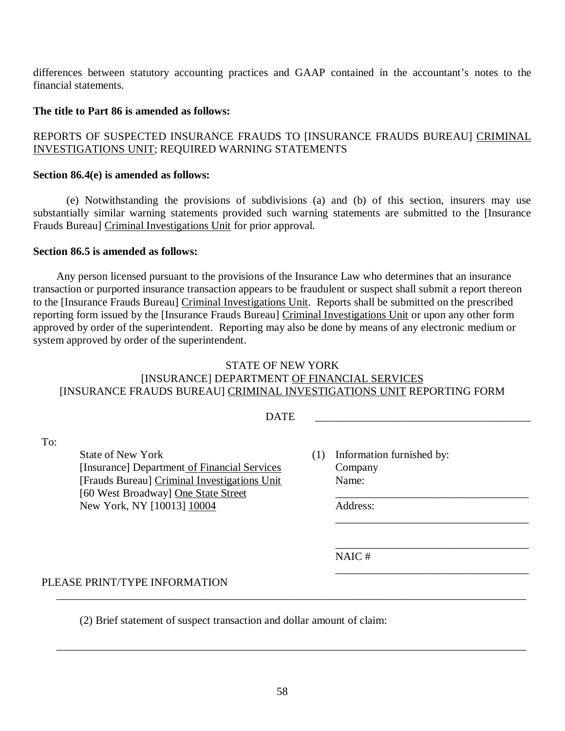differences between statutory accounting practices and GAAP contained in the accountant's notes to the financial statements.

**The title to Part 86 is amended as follows:**

REPORTS OF SUSPECTED INSURANCE FRAUDS TO [INSURANCE FRAUDS BUREAU] <u>CRIMINAL INVESTIGATIONS UNIT</u>; REQUIRED WARNING STATEMENTS

**Section 86.4(e) is amended as follows:**

(e) Notwithstanding the provisions of subdivisions (a) and (b) of this section, insurers may use substantially similar warning statements provided such warning statements are submitted to the [Insurance Frauds Bureau] <u>Criminal Investigations Unit</u> for prior approval.

**Section 86.5 is amended as follows:**

Any person licensed pursuant to the provisions of the Insurance Law who determines that an insurance transaction or purported insurance transaction appears to be fraudulent or suspect shall submit a report thereon to the [Insurance Frauds Bureau] <u>Criminal Investigations Unit</u>. Reports shall be submitted on the prescribed reporting form issued by the [Insurance Frauds Bureau] <u>Criminal Investigations Unit</u> or upon any other form approved by order of the superintendent. Reporting may also be done by means of any electronic medium or system approved by order of the superintendent.

STATE OF NEW YORK
[INSURANCE] DEPARTMENT <u>OF FINANCIAL SERVICES</u>
[INSURANCE FRAUDS BUREAU] <u>CRIMINAL INVESTIGATIONS UNIT</u> REPORTING FORM

DATE \_\_\_\_\_\_\_\_\_\_\_\_\_\_\_\_\_\_\_\_\_\_\_\_\_\_\_\_\_\_\_\_\_\_\_\_\_\_\_

To:

State of New York
[Insurance] Department <u>of Financial Services</u>
[Frauds Bureau] <u>Criminal Investigations Unit</u>
[60 West Broadway] <u>One State Street</u>
New York, NY [10013] <u>10004</u>

(1) Information furnished by:
Company
Name: \_\_\_\_\_\_\_\_\_\_\_\_\_\_\_\_\_\_\_\_\_\_\_\_\_\_\_\_\_\_\_\_\_\_\_
Address: \_\_\_\_\_\_\_\_\_\_\_\_\_\_\_\_\_\_\_\_\_\_\_\_\_\_\_\_\_\_\_\_\_\_\_
\_\_\_\_\_\_\_\_\_\_\_\_\_\_\_\_\_\_\_\_\_\_\_\_\_\_\_\_\_\_\_\_\_\_\_
NAIC # \_\_\_\_\_\_\_\_\_\_\_\_\_\_\_\_\_\_\_\_\_\_\_\_\_\_\_\_\_\_\_\_\_\_\_

PLEASE PRINT/TYPE INFORMATION

\_\_\_\_\_\_\_\_\_\_\_\_\_\_\_\_\_\_\_\_\_\_\_\_\_\_\_\_\_\_\_\_\_\_\_\_\_\_\_\_\_\_\_\_\_\_\_\_\_\_\_\_\_\_\_\_\_\_\_\_\_\_\_\_\_\_\_\_\_\_\_\_\_\_\_\_\_\_\_\_\_

(2) Brief statement of suspect transaction and dollar amount of claim:

\_\_\_\_\_\_\_\_\_\_\_\_\_\_\_\_\_\_\_\_\_\_\_\_\_\_\_\_\_\_\_\_\_\_\_\_\_\_\_\_\_\_\_\_\_\_\_\_\_\_\_\_\_\_\_\_\_\_\_\_\_\_\_\_\_\_\_\_\_\_\_\_\_\_\_\_\_\_\_\_\_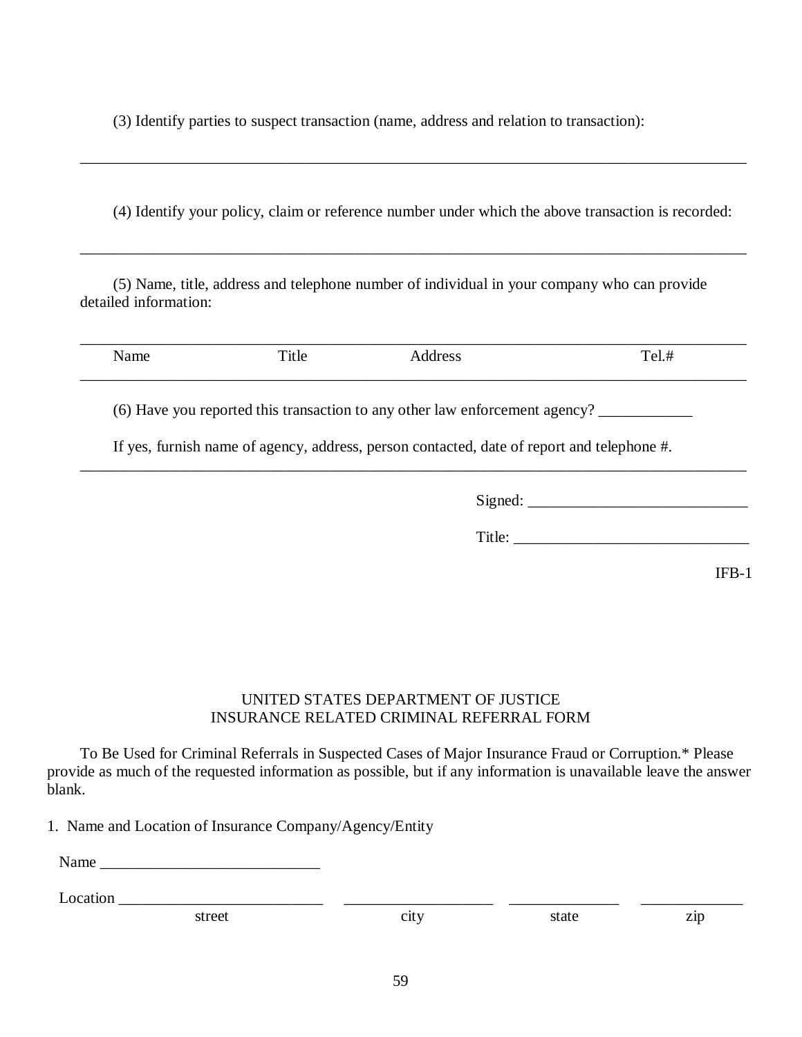(3) Identify parties to suspect transaction (name, address and relation to transaction):

_______________________________________________________________________________

(4) Identify your policy, claim or reference number under which the above transaction is recorded:

_______________________________________________________________________________

(5) Name, title, address and telephone number of individual in your company who can provide detailed information:

_______________________________________________________________________________

Name Title Address Tel.#

_______________________________________________________________________________

(6) Have you reported this transaction to any other law enforcement agency? ____________

If yes, furnish name of agency, address, person contacted, date of report and telephone #.

_______________________________________________________________________________

Signed: ____________________________

Title: ______________________________

IFB-1

UNITED STATES DEPARTMENT OF JUSTICE
INSURANCE RELATED CRIMINAL REFERRAL FORM

To Be Used for Criminal Referrals in Suspected Cases of Major Insurance Fraud or Corruption.* Please provide as much of the requested information as possible, but if any information is unavailable leave the answer blank.

1. Name and Location of Insurance Company/Agency/Entity

Name ____________________________

Location __________________________ ___________________ ______________ _____________
street city state zip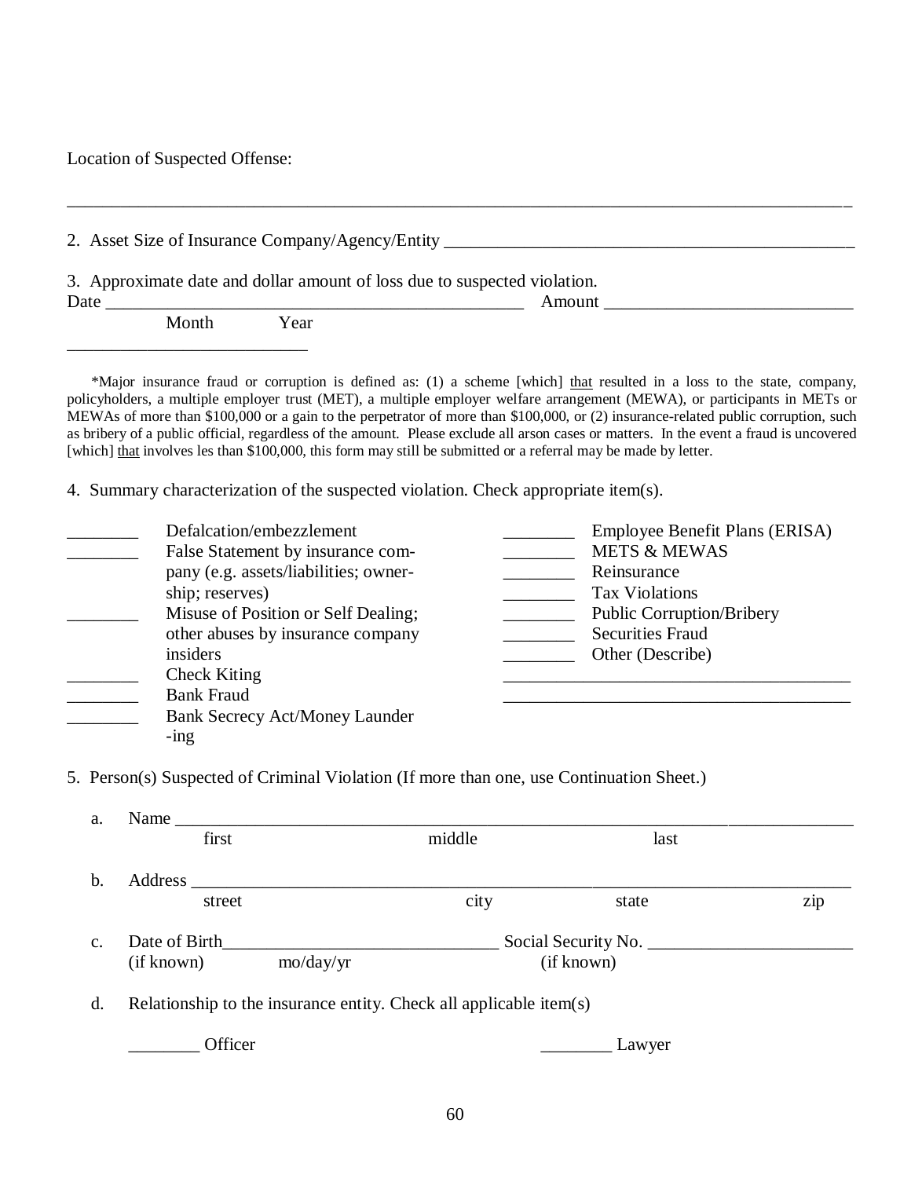Location of Suspected Offense:

_____________________________________________________________________________________

2. Asset Size of Insurance Company/Agency/Entity ________________________________________

3. Approximate date and dollar amount of loss due to suspected violation.
Date __________________________________________ Amount __________________________
Month Year
___________________________

*Major insurance fraud or corruption is defined as: (1) a scheme [which] that resulted in a loss to the state, company, policyholders, a multiple employer trust (MET), a multiple employer welfare arrangement (MEWA), or participants in METs or MEWAs of more than $100,000 or a gain to the perpetrator of more than $100,000, or (2) insurance-related public corruption, such as bribery of a public official, regardless of the amount. Please exclude all arson cases or matters. In the event a fraud is uncovered [which] that involves les than $100,000, this form may still be submitted or a referral may be made by letter.

4. Summary characterization of the suspected violation. Check appropriate item(s).

________ Defalcation/embezzlement
________ False Statement by insurance company (e.g. assets/liabilities; ownership; reserves)
________ Misuse of Position or Self Dealing; other abuses by insurance company insiders
________ Check Kiting
________ Bank Fraud
________ Bank Secrecy Act/Money Laundering
________ Employee Benefit Plans (ERISA)
________ METS & MEWAS
________ Reinsurance
________ Tax Violations
________ Public Corruption/Bribery
________ Securities Fraud
________ Other (Describe)
________________________________________
________________________________________

5. Person(s) Suspected of Criminal Violation (If more than one, use Continuation Sheet.)

a. Name _______________________________________________________________________
first middle last

b. Address _____________________________________________________________________
street city state zip

c. Date of Birth_____________________________ Social Security No. _____________________
(if known) mo/day/yr (if known)

d. Relationship to the insurance entity. Check all applicable item(s)

________ Officer ________ Lawyer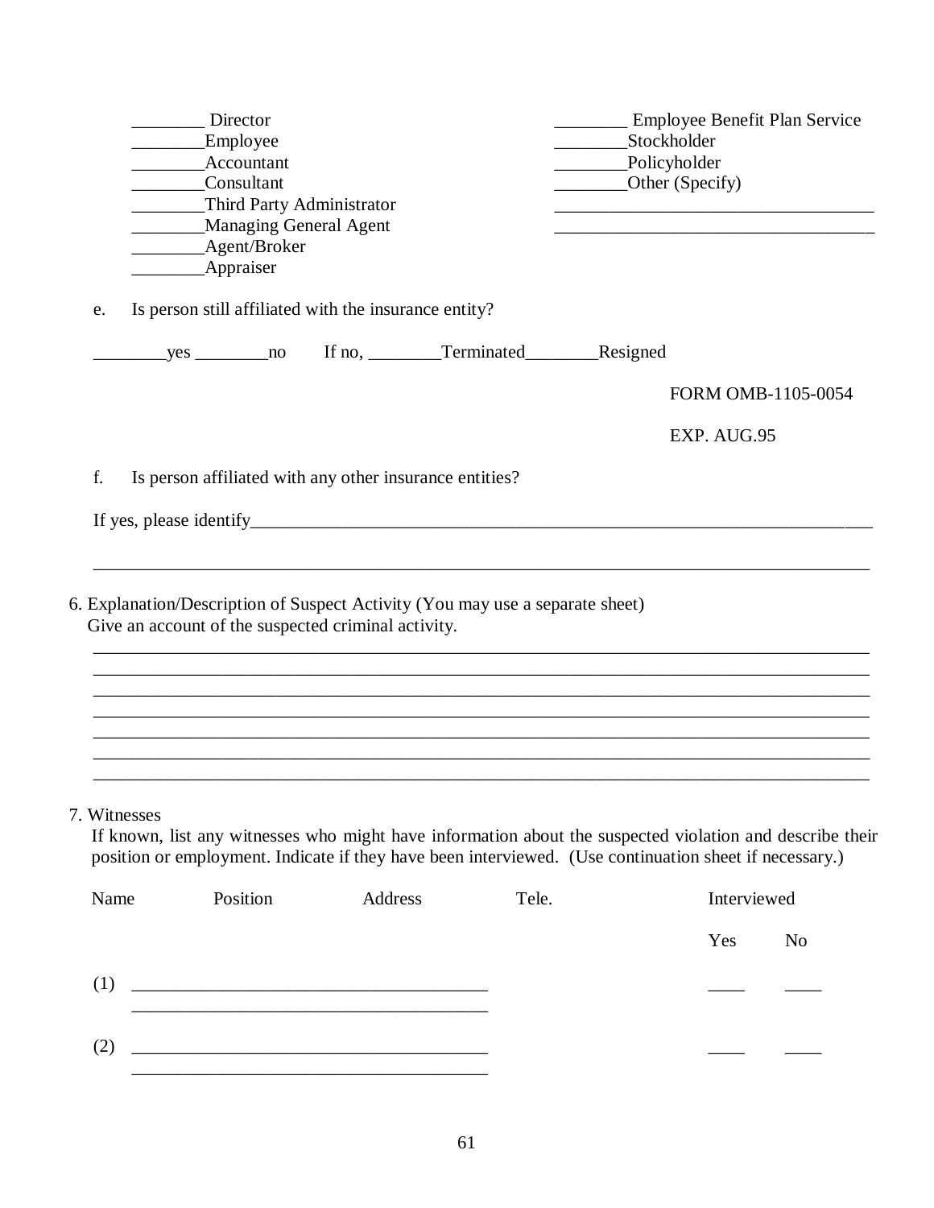________ Director
________Employee
________Accountant
________Consultant
________Third Party Administrator
________Managing General Agent
________Agent/Broker
________Appraiser

________ Employee Benefit Plan Service
________Stockholder
________Policyholder
________Other (Specify)
___________________________________
___________________________________

e. Is person still affiliated with the insurance entity?

________yes ________no If no, ________Terminated________Resigned

FORM OMB-1105-0054

EXP. AUG.95

f. Is person affiliated with any other insurance entities?

If yes, please identify_____________________________________________________________________

_____________________________________________________________________________________

6. Explanation/Description of Suspect Activity (You may use a separate sheet)
Give an account of the suspected criminal activity.

_____________________________________________________________________________________
_____________________________________________________________________________________
_____________________________________________________________________________________
_____________________________________________________________________________________
_____________________________________________________________________________________
_____________________________________________________________________________________
_____________________________________________________________________________________

7. Witnesses
If known, list any witnesses who might have information about the suspected violation and describe their position or employment. Indicate if they have been interviewed. (Use continuation sheet if necessary.)

| Name | Position | Address | Tele. | Interviewed Yes | Interviewed No |
|---|---|---|---|---|---|
| (1) ________________________________________ | | | | ____ | ____ |
| ________________________________________ | | | | | |
| (2) ________________________________________ | | | | ____ | ____ |
| ________________________________________ | | | | | |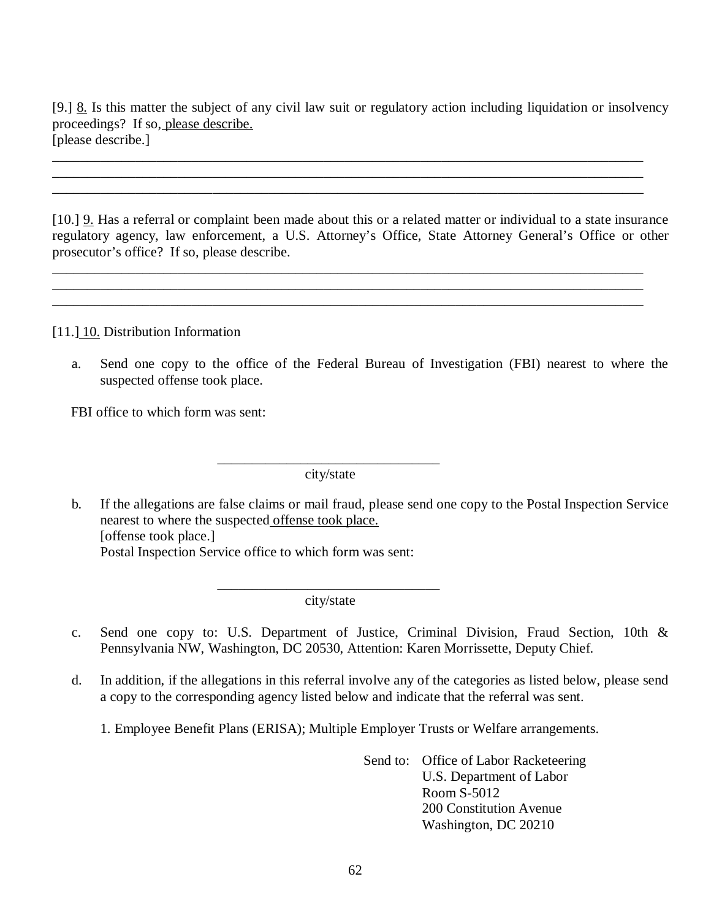[9.] 8. Is this matter the subject of any civil law suit or regulatory action including liquidation or insolvency proceedings? If so, please describe.
[please describe.]

_______________________________________________________________________________________
_______________________________________________________________________________________
_______________________________________________________________________________________

[10.] 9. Has a referral or complaint been made about this or a related matter or individual to a state insurance regulatory agency, law enforcement, a U.S. Attorney's Office, State Attorney General's Office or other prosecutor's office? If so, please describe.

_______________________________________________________________________________________
_______________________________________________________________________________________
_______________________________________________________________________________________

[11.] 10. Distribution Information

a. Send one copy to the office of the Federal Bureau of Investigation (FBI) nearest to where the suspected offense took place.

FBI office to which form was sent:

_______________________________
city/state

b. If the allegations are false claims or mail fraud, please send one copy to the Postal Inspection Service nearest to where the suspected offense took place.
[offense took place.]
Postal Inspection Service office to which form was sent:

_______________________________
city/state

c. Send one copy to: U.S. Department of Justice, Criminal Division, Fraud Section, 10th & Pennsylvania NW, Washington, DC 20530, Attention: Karen Morrissette, Deputy Chief.

d. In addition, if the allegations in this referral involve any of the categories as listed below, please send a copy to the corresponding agency listed below and indicate that the referral was sent.

1. Employee Benefit Plans (ERISA); Multiple Employer Trusts or Welfare arrangements.

Send to: Office of Labor Racketeering
U.S. Department of Labor
Room S-5012
200 Constitution Avenue
Washington, DC 20210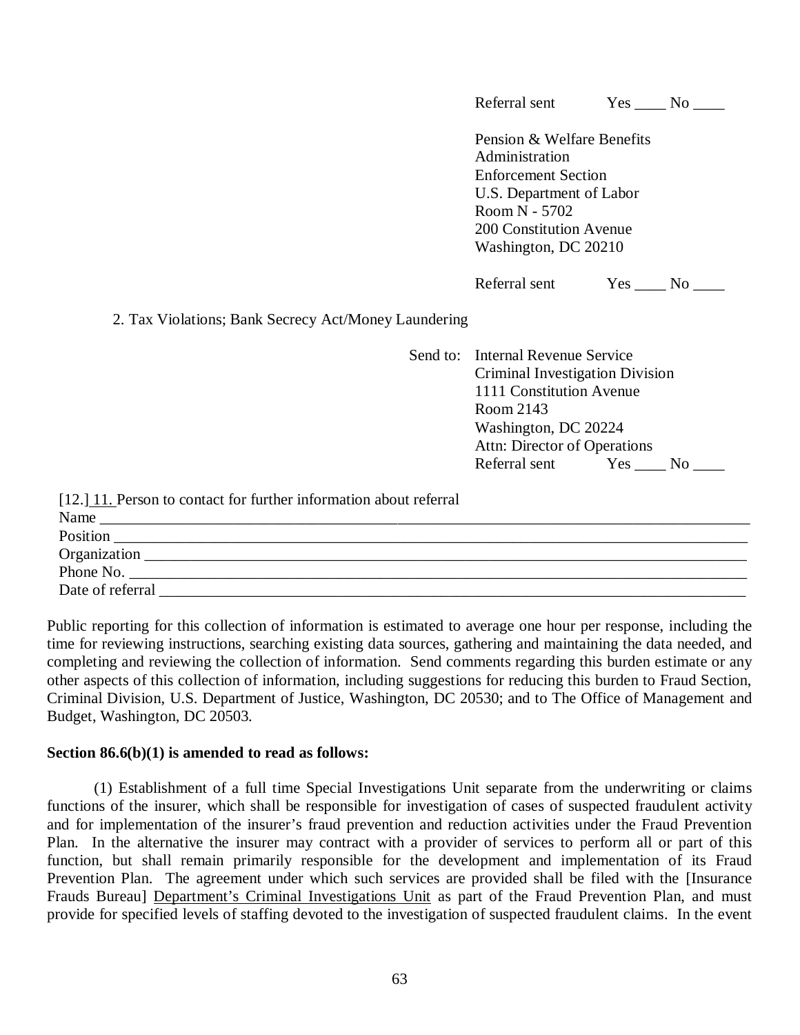Referral sent Yes ____ No ____

Pension & Welfare Benefits Administration
Enforcement Section
U.S. Department of Labor
Room N - 5702
200 Constitution Avenue
Washington, DC 20210

Referral sent Yes ____ No ____

2. Tax Violations; Bank Secrecy Act/Money Laundering

Send to: Internal Revenue Service
Criminal Investigation Division
1111 Constitution Avenue
Room 2143
Washington, DC 20224
Attn: Director of Operations
Referral sent Yes ____ No ____

[12.] 11. Person to contact for further information about referral

Name ____________________________________________________________

Position __________________________________________________________

Organization _______________________________________________________

Phone No. _________________________________________________________

Date of referral _____________________________________________________

Public reporting for this collection of information is estimated to average one hour per response, including the time for reviewing instructions, searching existing data sources, gathering and maintaining the data needed, and completing and reviewing the collection of information. Send comments regarding this burden estimate or any other aspects of this collection of information, including suggestions for reducing this burden to Fraud Section, Criminal Division, U.S. Department of Justice, Washington, DC 20530; and to The Office of Management and Budget, Washington, DC 20503.

**Section 86.6(b)(1) is amended to read as follows:**

(1) Establishment of a full time Special Investigations Unit separate from the underwriting or claims functions of the insurer, which shall be responsible for investigation of cases of suspected fraudulent activity and for implementation of the insurer's fraud prevention and reduction activities under the Fraud Prevention Plan. In the alternative the insurer may contract with a provider of services to perform all or part of this function, but shall remain primarily responsible for the development and implementation of its Fraud Prevention Plan. The agreement under which such services are provided shall be filed with the [Insurance Frauds Bureau] Department's Criminal Investigations Unit as part of the Fraud Prevention Plan, and must provide for specified levels of staffing devoted to the investigation of suspected fraudulent claims. In the event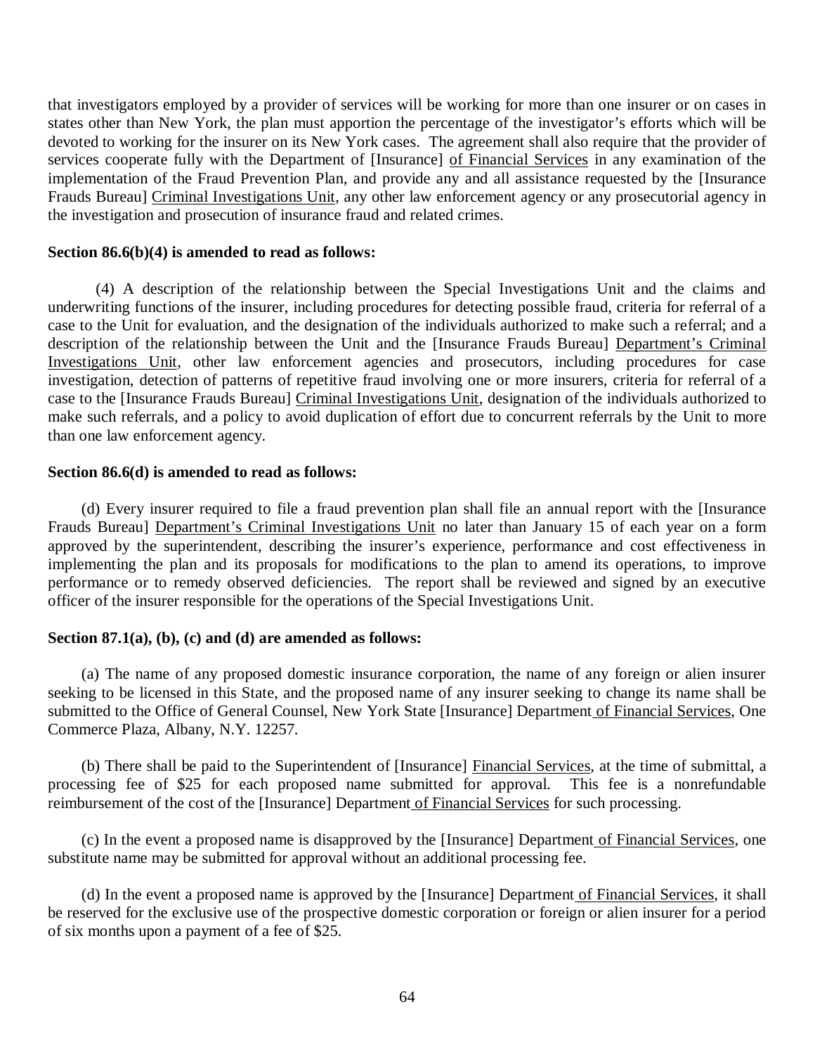that investigators employed by a provider of services will be working for more than one insurer or on cases in states other than New York, the plan must apportion the percentage of the investigator's efforts which will be devoted to working for the insurer on its New York cases. The agreement shall also require that the provider of services cooperate fully with the Department of [Insurance] <u>of Financial Services</u> in any examination of the implementation of the Fraud Prevention Plan, and provide any and all assistance requested by the [Insurance Frauds Bureau] <u>Criminal Investigations Unit</u>, any other law enforcement agency or any prosecutorial agency in the investigation and prosecution of insurance fraud and related crimes.

**Section 86.6(b)(4) is amended to read as follows:**

(4) A description of the relationship between the Special Investigations Unit and the claims and underwriting functions of the insurer, including procedures for detecting possible fraud, criteria for referral of a case to the Unit for evaluation, and the designation of the individuals authorized to make such a referral; and a description of the relationship between the Unit and the [Insurance Frauds Bureau] <u>Department's Criminal Investigations Unit</u>, other law enforcement agencies and prosecutors, including procedures for case investigation, detection of patterns of repetitive fraud involving one or more insurers, criteria for referral of a case to the [Insurance Frauds Bureau] <u>Criminal Investigations Unit</u>, designation of the individuals authorized to make such referrals, and a policy to avoid duplication of effort due to concurrent referrals by the Unit to more than one law enforcement agency.

**Section 86.6(d) is amended to read as follows:**

(d) Every insurer required to file a fraud prevention plan shall file an annual report with the [Insurance Frauds Bureau] <u>Department's Criminal Investigations Unit</u> no later than January 15 of each year on a form approved by the superintendent, describing the insurer's experience, performance and cost effectiveness in implementing the plan and its proposals for modifications to the plan to amend its operations, to improve performance or to remedy observed deficiencies. The report shall be reviewed and signed by an executive officer of the insurer responsible for the operations of the Special Investigations Unit.

**Section 87.1(a), (b), (c) and (d) are amended as follows:**

(a) The name of any proposed domestic insurance corporation, the name of any foreign or alien insurer seeking to be licensed in this State, and the proposed name of any insurer seeking to change its name shall be submitted to the Office of General Counsel, New York State [Insurance] Department <u>of Financial Services</u>, One Commerce Plaza, Albany, N.Y. 12257.

(b) There shall be paid to the Superintendent of [Insurance] <u>Financial Services</u>, at the time of submittal, a processing fee of $25 for each proposed name submitted for approval. This fee is a nonrefundable reimbursement of the cost of the [Insurance] Department <u>of Financial Services</u> for such processing.

(c) In the event a proposed name is disapproved by the [Insurance] Department <u>of Financial Services</u>, one substitute name may be submitted for approval without an additional processing fee.

(d) In the event a proposed name is approved by the [Insurance] Department <u>of Financial Services</u>, it shall be reserved for the exclusive use of the prospective domestic corporation or foreign or alien insurer for a period of six months upon a payment of a fee of $25.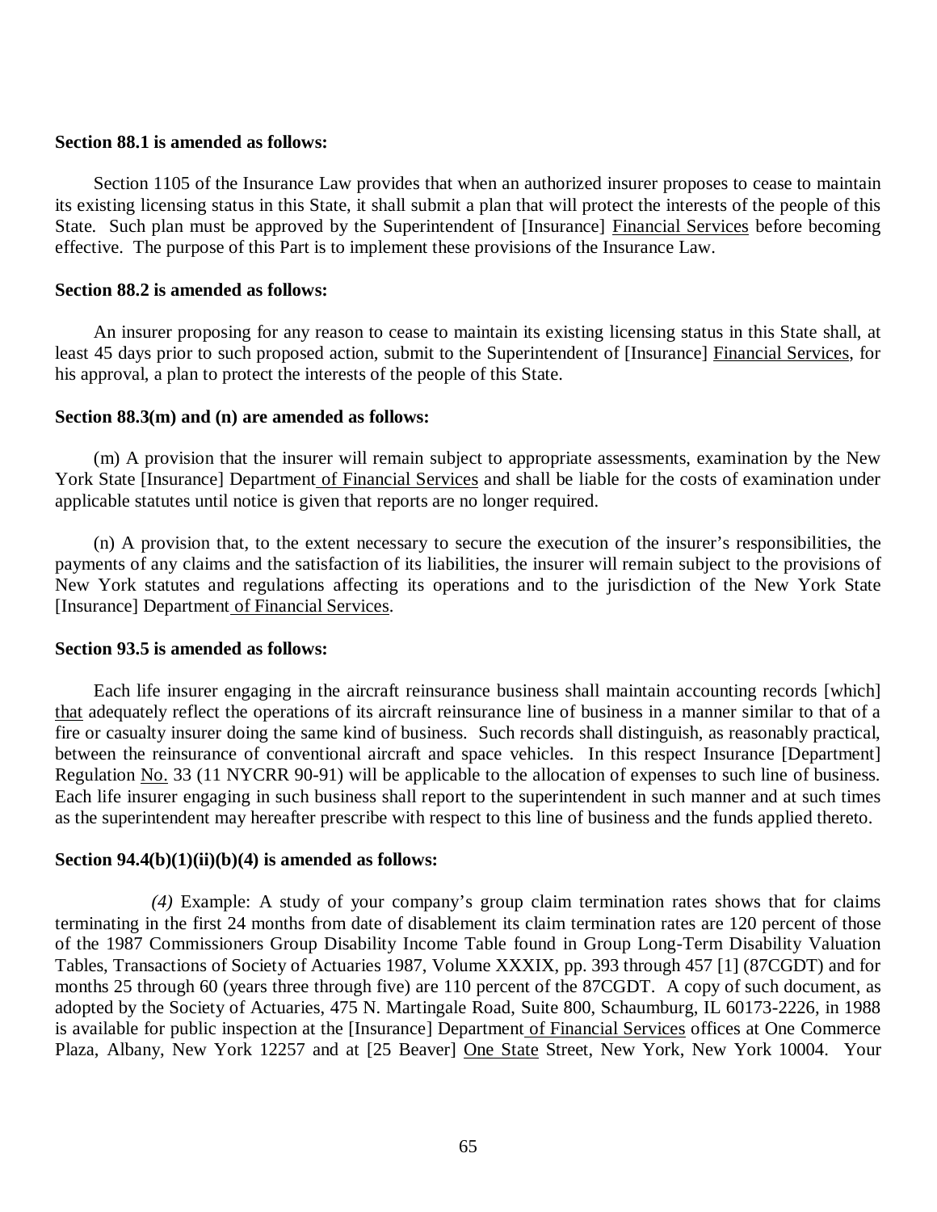**Section 88.1 is amended as follows:**

Section 1105 of the Insurance Law provides that when an authorized insurer proposes to cease to maintain its existing licensing status in this State, it shall submit a plan that will protect the interests of the people of this State. Such plan must be approved by the Superintendent of [Insurance] <u>Financial Services</u> before becoming effective. The purpose of this Part is to implement these provisions of the Insurance Law.

**Section 88.2 is amended as follows:**

An insurer proposing for any reason to cease to maintain its existing licensing status in this State shall, at least 45 days prior to such proposed action, submit to the Superintendent of [Insurance] <u>Financial Services</u>, for his approval, a plan to protect the interests of the people of this State.

**Section 88.3(m) and (n) are amended as follows:**

(m) A provision that the insurer will remain subject to appropriate assessments, examination by the New York State [Insurance] Department<u> of Financial Services</u> and shall be liable for the costs of examination under applicable statutes until notice is given that reports are no longer required.

(n) A provision that, to the extent necessary to secure the execution of the insurer's responsibilities, the payments of any claims and the satisfaction of its liabilities, the insurer will remain subject to the provisions of New York statutes and regulations affecting its operations and to the jurisdiction of the New York State [Insurance] Department<u> of Financial Services</u>.

**Section 93.5 is amended as follows:**

Each life insurer engaging in the aircraft reinsurance business shall maintain accounting records [which] <u>that</u> adequately reflect the operations of its aircraft reinsurance line of business in a manner similar to that of a fire or casualty insurer doing the same kind of business. Such records shall distinguish, as reasonably practical, between the reinsurance of conventional aircraft and space vehicles. In this respect Insurance [Department] Regulation <u>No.</u> 33 (11 NYCRR 90-91) will be applicable to the allocation of expenses to such line of business. Each life insurer engaging in such business shall report to the superintendent in such manner and at such times as the superintendent may hereafter prescribe with respect to this line of business and the funds applied thereto.

**Section 94.4(b)(1)(ii)(b)(4) is amended as follows:**

*(4)* Example: A study of your company's group claim termination rates shows that for claims terminating in the first 24 months from date of disablement its claim termination rates are 120 percent of those of the 1987 Commissioners Group Disability Income Table found in Group Long-Term Disability Valuation Tables, Transactions of Society of Actuaries 1987, Volume XXXIX, pp. 393 through 457 [1] (87CGDT) and for months 25 through 60 (years three through five) are 110 percent of the 87CGDT. A copy of such document, as adopted by the Society of Actuaries, 475 N. Martingale Road, Suite 800, Schaumburg, IL 60173-2226, in 1988 is available for public inspection at the [Insurance] Department<u> of Financial Services</u> offices at One Commerce Plaza, Albany, New York 12257 and at [25 Beaver] <u>One State</u> Street, New York, New York 10004. Your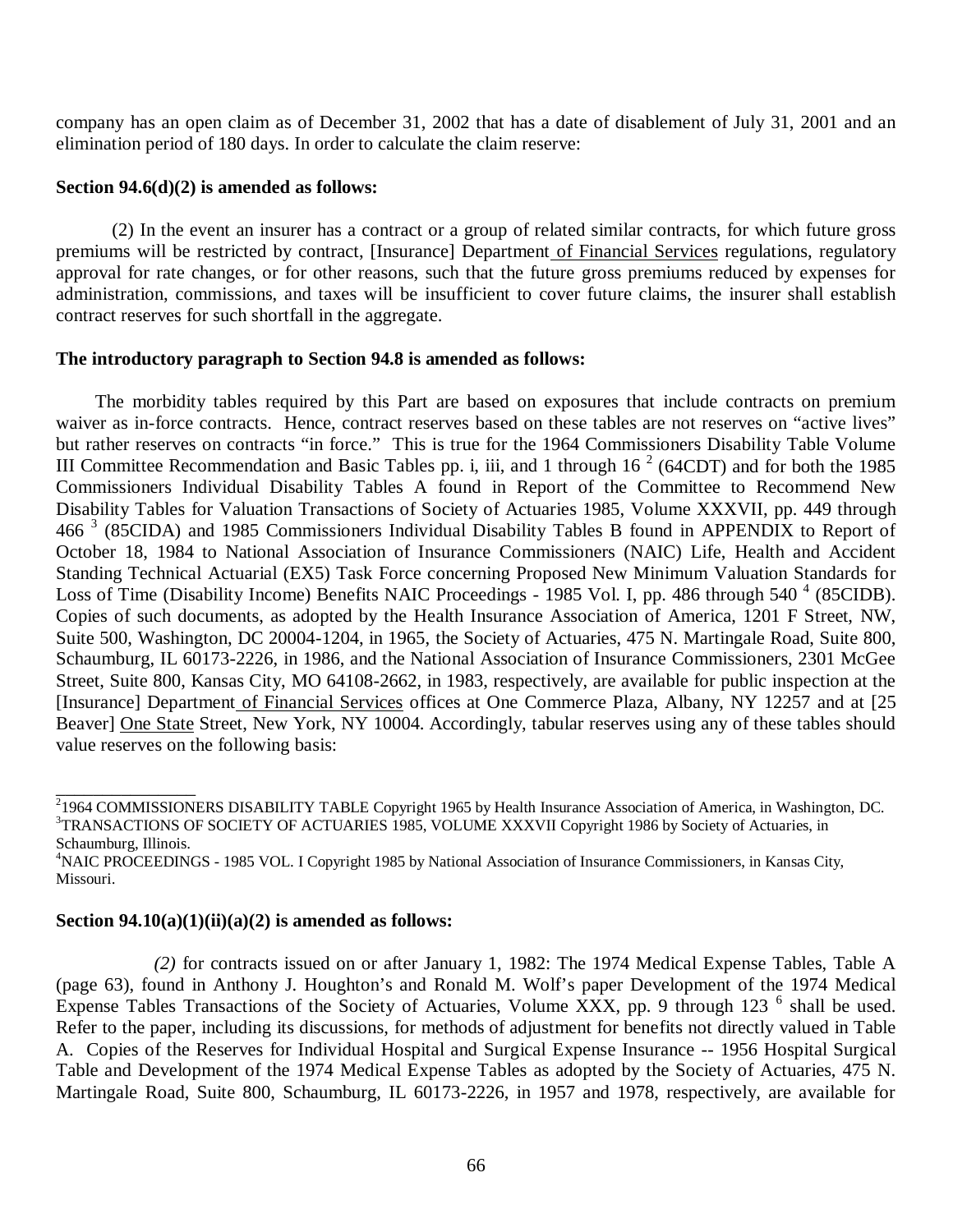company has an open claim as of December 31, 2002 that has a date of disablement of July 31, 2001 and an elimination period of 180 days. In order to calculate the claim reserve:

**Section 94.6(d)(2) is amended as follows:**

(2) In the event an insurer has a contract or a group of related similar contracts, for which future gross premiums will be restricted by contract, [Insurance] Department of Financial Services regulations, regulatory approval for rate changes, or for other reasons, such that the future gross premiums reduced by expenses for administration, commissions, and taxes will be insufficient to cover future claims, the insurer shall establish contract reserves for such shortfall in the aggregate.

**The introductory paragraph to Section 94.8 is amended as follows:**

The morbidity tables required by this Part are based on exposures that include contracts on premium waiver as in-force contracts. Hence, contract reserves based on these tables are not reserves on "active lives" but rather reserves on contracts "in force." This is true for the 1964 Commissioners Disability Table Volume III Committee Recommendation and Basic Tables pp. i, iii, and 1 through 16 [2] (64CDT) and for both the 1985 Commissioners Individual Disability Tables A found in Report of the Committee to Recommend New Disability Tables for Valuation Transactions of Society of Actuaries 1985, Volume XXXVII, pp. 449 through 466 [3] (85CIDA) and 1985 Commissioners Individual Disability Tables B found in APPENDIX to Report of October 18, 1984 to National Association of Insurance Commissioners (NAIC) Life, Health and Accident Standing Technical Actuarial (EX5) Task Force concerning Proposed New Minimum Valuation Standards for Loss of Time (Disability Income) Benefits NAIC Proceedings - 1985 Vol. I, pp. 486 through 540 [4] (85CIDB). Copies of such documents, as adopted by the Health Insurance Association of America, 1201 F Street, NW, Suite 500, Washington, DC 20004-1204, in 1965, the Society of Actuaries, 475 N. Martingale Road, Suite 800, Schaumburg, IL 60173-2226, in 1986, and the National Association of Insurance Commissioners, 2301 McGee Street, Suite 800, Kansas City, MO 64108-2662, in 1983, respectively, are available for public inspection at the [Insurance] Department of Financial Services offices at One Commerce Plaza, Albany, NY 12257 and at [25 Beaver] One State Street, New York, NY 10004. Accordingly, tabular reserves using any of these tables should value reserves on the following basis:

---

[2] 1964 COMMISSIONERS DISABILITY TABLE Copyright 1965 by Health Insurance Association of America, in Washington, DC.
[3] TRANSACTIONS OF SOCIETY OF ACTUARIES 1985, VOLUME XXXVII Copyright 1986 by Society of Actuaries, in Schaumburg, Illinois.
[4] NAIC PROCEEDINGS - 1985 VOL. I Copyright 1985 by National Association of Insurance Commissioners, in Kansas City, Missouri.

**Section 94.10(a)(1)(ii)(a)(2) is amended as follows:**

*(2)* for contracts issued on or after January 1, 1982: The 1974 Medical Expense Tables, Table A (page 63), found in Anthony J. Houghton's and Ronald M. Wolf's paper Development of the 1974 Medical Expense Tables Transactions of the Society of Actuaries, Volume XXX, pp. 9 through 123 [6] shall be used. Refer to the paper, including its discussions, for methods of adjustment for benefits not directly valued in Table A. Copies of the Reserves for Individual Hospital and Surgical Expense Insurance -- 1956 Hospital Surgical Table and Development of the 1974 Medical Expense Tables as adopted by the Society of Actuaries, 475 N. Martingale Road, Suite 800, Schaumburg, IL 60173-2226, in 1957 and 1978, respectively, are available for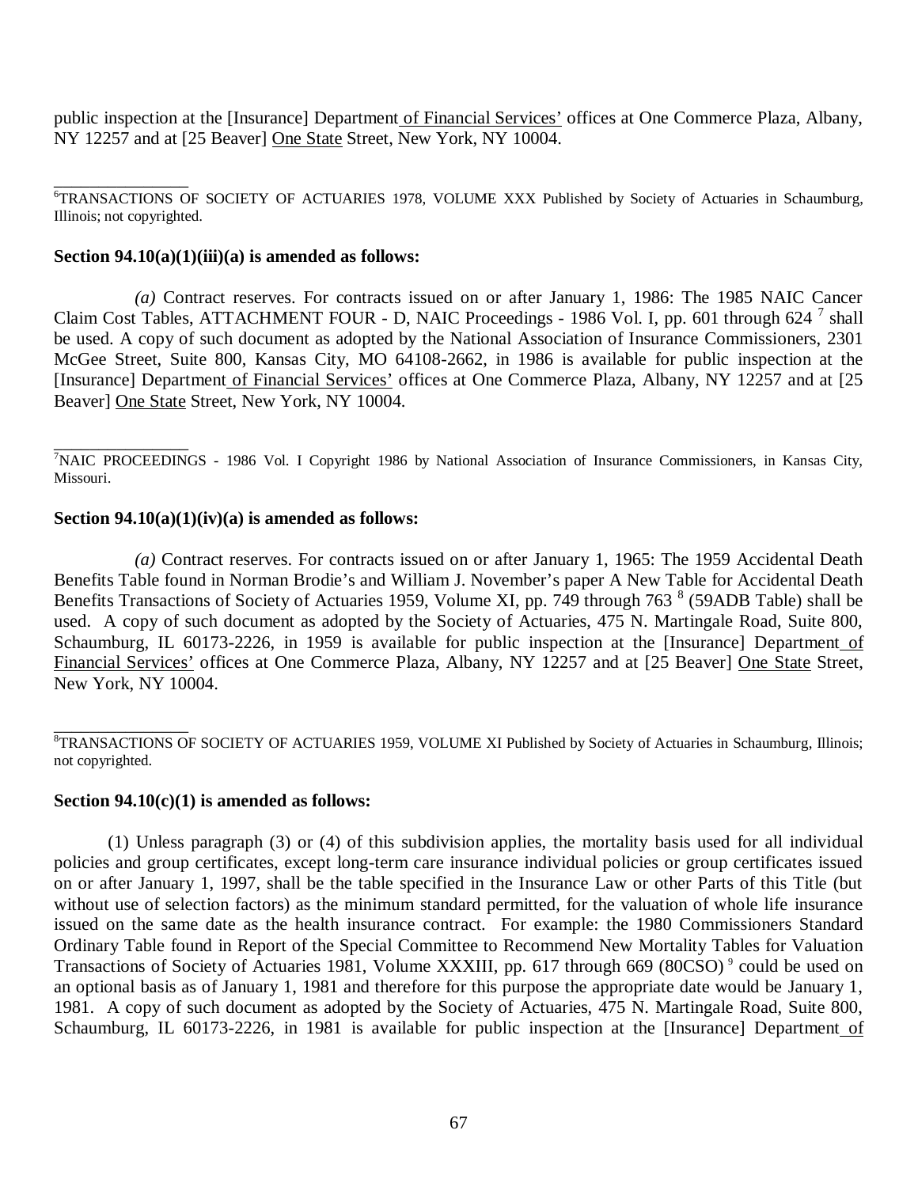public inspection at the [Insurance] Department of Financial Services' offices at One Commerce Plaza, Albany, NY 12257 and at [25 Beaver] One State Street, New York, NY 10004.

---

[6]TRANSACTIONS OF SOCIETY OF ACTUARIES 1978, VOLUME XXX Published by Society of Actuaries in Schaumburg, Illinois; not copyrighted.

**Section 94.10(a)(1)(iii)(a) is amended as follows:**

*(a)* Contract reserves. For contracts issued on or after January 1, 1986: The 1985 NAIC Cancer Claim Cost Tables, ATTACHMENT FOUR - D, NAIC Proceedings - 1986 Vol. I, pp. 601 through 624 [7] shall be used. A copy of such document as adopted by the National Association of Insurance Commissioners, 2301 McGee Street, Suite 800, Kansas City, MO 64108-2662, in 1986 is available for public inspection at the [Insurance] Department of Financial Services' offices at One Commerce Plaza, Albany, NY 12257 and at [25 Beaver] One State Street, New York, NY 10004.

---

[7]NAIC PROCEEDINGS - 1986 Vol. I Copyright 1986 by National Association of Insurance Commissioners, in Kansas City, Missouri.

**Section 94.10(a)(1)(iv)(a) is amended as follows:**

*(a)* Contract reserves. For contracts issued on or after January 1, 1965: The 1959 Accidental Death Benefits Table found in Norman Brodie's and William J. November's paper A New Table for Accidental Death Benefits Transactions of Society of Actuaries 1959, Volume XI, pp. 749 through 763 [8] (59ADB Table) shall be used. A copy of such document as adopted by the Society of Actuaries, 475 N. Martingale Road, Suite 800, Schaumburg, IL 60173-2226, in 1959 is available for public inspection at the [Insurance] Department of Financial Services' offices at One Commerce Plaza, Albany, NY 12257 and at [25 Beaver] One State Street, New York, NY 10004.

---

[8]TRANSACTIONS OF SOCIETY OF ACTUARIES 1959, VOLUME XI Published by Society of Actuaries in Schaumburg, Illinois; not copyrighted.

**Section 94.10(c)(1) is amended as follows:**

(1) Unless paragraph (3) or (4) of this subdivision applies, the mortality basis used for all individual policies and group certificates, except long-term care insurance individual policies or group certificates issued on or after January 1, 1997, shall be the table specified in the Insurance Law or other Parts of this Title (but without use of selection factors) as the minimum standard permitted, for the valuation of whole life insurance issued on the same date as the health insurance contract. For example: the 1980 Commissioners Standard Ordinary Table found in Report of the Special Committee to Recommend New Mortality Tables for Valuation Transactions of Society of Actuaries 1981, Volume XXXIII, pp. 617 through 669 (80CSO) [9] could be used on an optional basis as of January 1, 1981 and therefore for this purpose the appropriate date would be January 1, 1981. A copy of such document as adopted by the Society of Actuaries, 475 N. Martingale Road, Suite 800, Schaumburg, IL 60173-2226, in 1981 is available for public inspection at the [Insurance] Department of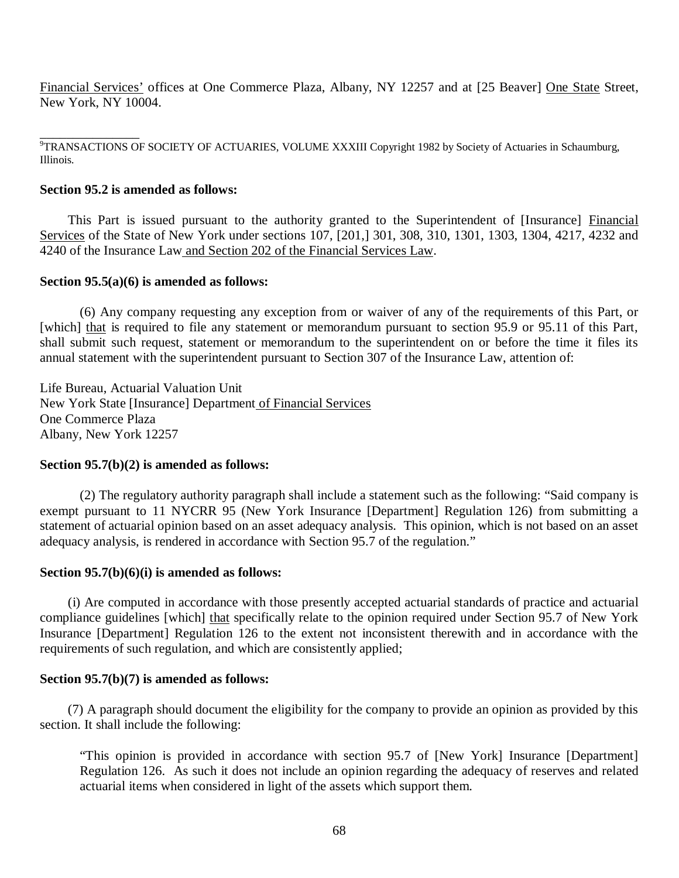Financial Services' offices at One Commerce Plaza, Albany, NY 12257 and at [25 Beaver] One State Street, New York, NY 10004.

---

[9]TRANSACTIONS OF SOCIETY OF ACTUARIES, VOLUME XXXIII Copyright 1982 by Society of Actuaries in Schaumburg, Illinois.

**Section 95.2 is amended as follows:**

This Part is issued pursuant to the authority granted to the Superintendent of [Insurance] Financial Services of the State of New York under sections 107, [201,] 301, 308, 310, 1301, 1303, 1304, 4217, 4232 and 4240 of the Insurance Law and Section 202 of the Financial Services Law.

**Section 95.5(a)(6) is amended as follows:**

(6) Any company requesting any exception from or waiver of any of the requirements of this Part, or [which] that is required to file any statement or memorandum pursuant to section 95.9 or 95.11 of this Part, shall submit such request, statement or memorandum to the superintendent on or before the time it files its annual statement with the superintendent pursuant to Section 307 of the Insurance Law, attention of:

Life Bureau, Actuarial Valuation Unit
New York State [Insurance] Department of Financial Services
One Commerce Plaza
Albany, New York 12257

**Section 95.7(b)(2) is amended as follows:**

(2) The regulatory authority paragraph shall include a statement such as the following: "Said company is exempt pursuant to 11 NYCRR 95 (New York Insurance [Department] Regulation 126) from submitting a statement of actuarial opinion based on an asset adequacy analysis. This opinion, which is not based on an asset adequacy analysis, is rendered in accordance with Section 95.7 of the regulation."

**Section 95.7(b)(6)(i) is amended as follows:**

(i) Are computed in accordance with those presently accepted actuarial standards of practice and actuarial compliance guidelines [which] that specifically relate to the opinion required under Section 95.7 of New York Insurance [Department] Regulation 126 to the extent not inconsistent therewith and in accordance with the requirements of such regulation, and which are consistently applied;

**Section 95.7(b)(7) is amended as follows:**

(7) A paragraph should document the eligibility for the company to provide an opinion as provided by this section. It shall include the following:

> "This opinion is provided in accordance with section 95.7 of [New York] Insurance [Department] Regulation 126. As such it does not include an opinion regarding the adequacy of reserves and related actuarial items when considered in light of the assets which support them.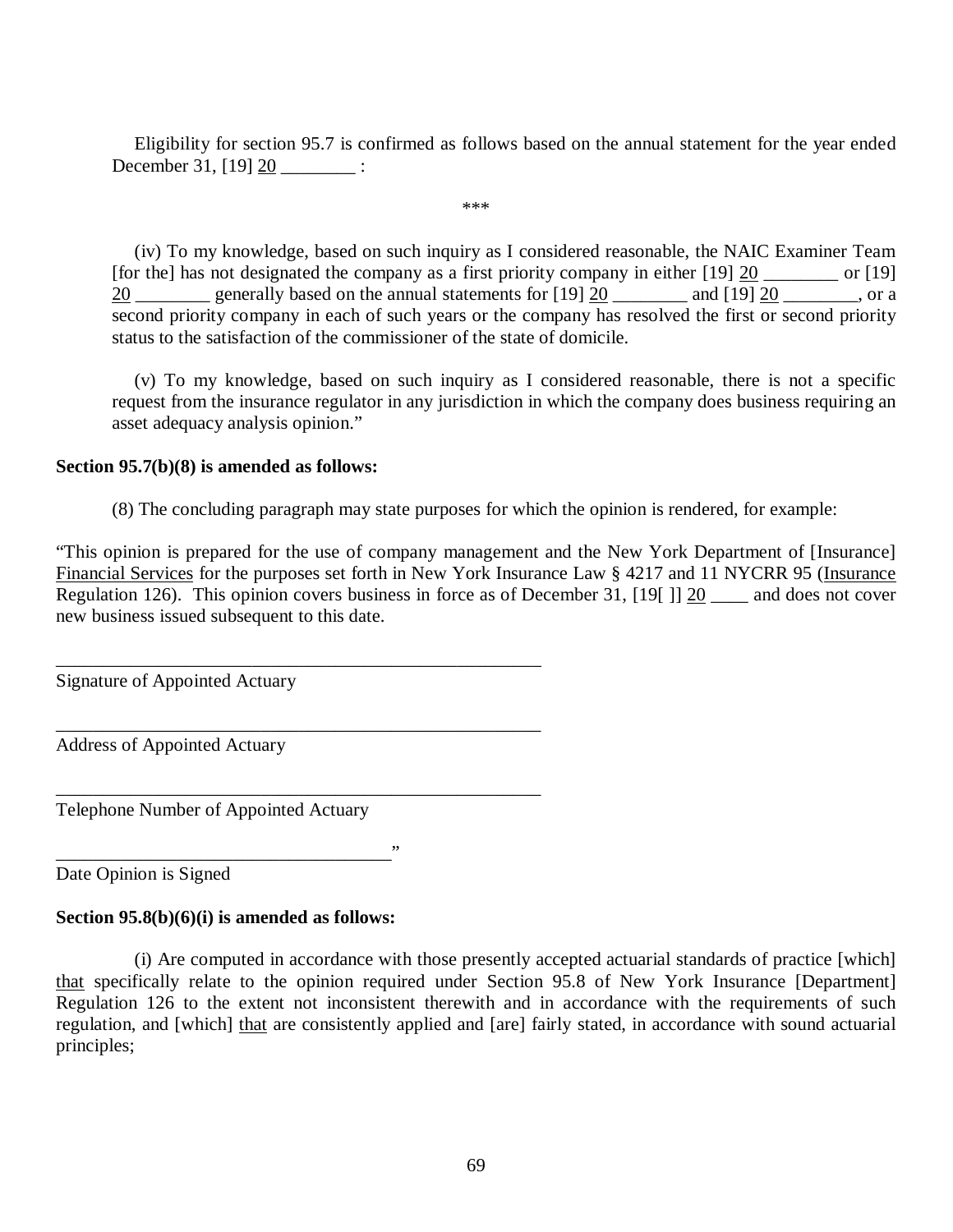Eligibility for section 95.7 is confirmed as follows based on the annual statement for the year ended December 31, [19] 20 ________ :

\*\*\*

(iv) To my knowledge, based on such inquiry as I considered reasonable, the NAIC Examiner Team [for the] has not designated the company as a first priority company in either [19] 20 ________ or [19] 20 ________ generally based on the annual statements for [19] 20 ________ and [19] 20 ________, or a second priority company in each of such years or the company has resolved the first or second priority status to the satisfaction of the commissioner of the state of domicile.

(v) To my knowledge, based on such inquiry as I considered reasonable, there is not a specific request from the insurance regulator in any jurisdiction in which the company does business requiring an asset adequacy analysis opinion."

**Section 95.7(b)(8) is amended as follows:**

(8) The concluding paragraph may state purposes for which the opinion is rendered, for example:

"This opinion is prepared for the use of company management and the New York Department of [Insurance] Financial Services for the purposes set forth in New York Insurance Law § 4217 and 11 NYCRR 95 (Insurance Regulation 126). This opinion covers business in force as of December 31, [19[ ]] 20 ____ and does not cover new business issued subsequent to this date.

______________________________________________________
Signature of Appointed Actuary

______________________________________________________
Address of Appointed Actuary

______________________________________________________
Telephone Number of Appointed Actuary

_____________________________________"
Date Opinion is Signed

**Section 95.8(b)(6)(i) is amended as follows:**

(i) Are computed in accordance with those presently accepted actuarial standards of practice [which] that specifically relate to the opinion required under Section 95.8 of New York Insurance [Department] Regulation 126 to the extent not inconsistent therewith and in accordance with the requirements of such regulation, and [which] that are consistently applied and [are] fairly stated, in accordance with sound actuarial principles;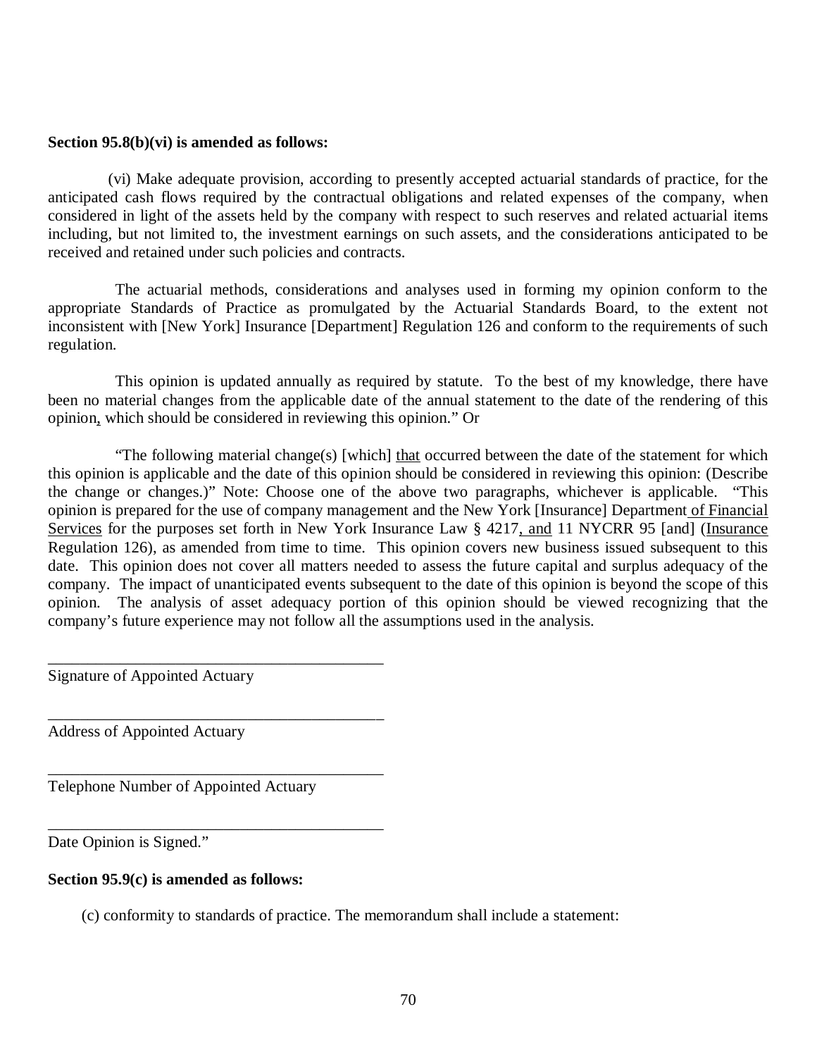**Section 95.8(b)(vi) is amended as follows:**

(vi) Make adequate provision, according to presently accepted actuarial standards of practice, for the anticipated cash flows required by the contractual obligations and related expenses of the company, when considered in light of the assets held by the company with respect to such reserves and related actuarial items including, but not limited to, the investment earnings on such assets, and the considerations anticipated to be received and retained under such policies and contracts.

The actuarial methods, considerations and analyses used in forming my opinion conform to the appropriate Standards of Practice as promulgated by the Actuarial Standards Board, to the extent not inconsistent with [New York] Insurance [Department] Regulation 126 and conform to the requirements of such regulation.

This opinion is updated annually as required by statute. To the best of my knowledge, there have been no material changes from the applicable date of the annual statement to the date of the rendering of this opinion, which should be considered in reviewing this opinion." Or

"The following material change(s) [which] that occurred between the date of the statement for which this opinion is applicable and the date of this opinion should be considered in reviewing this opinion: (Describe the change or changes.)" Note: Choose one of the above two paragraphs, whichever is applicable. "This opinion is prepared for the use of company management and the New York [Insurance] Department of Financial Services for the purposes set forth in New York Insurance Law § 4217, and 11 NYCRR 95 [and] (Insurance Regulation 126), as amended from time to time. This opinion covers new business issued subsequent to this date. This opinion does not cover all matters needed to assess the future capital and surplus adequacy of the company. The impact of unanticipated events subsequent to the date of this opinion is beyond the scope of this opinion. The analysis of asset adequacy portion of this opinion should be viewed recognizing that the company's future experience may not follow all the assumptions used in the analysis.

\_\_\_\_\_\_\_\_\_\_\_\_\_\_\_\_\_\_\_\_\_\_\_\_\_\_\_\_\_\_\_\_\_\_\_\_\_\_\_\_\_\_
Signature of Appointed Actuary

\_\_\_\_\_\_\_\_\_\_\_\_\_\_\_\_\_\_\_\_\_\_\_\_\_\_\_\_\_\_\_\_\_\_\_\_\_\_\_\_\_\_
Address of Appointed Actuary

\_\_\_\_\_\_\_\_\_\_\_\_\_\_\_\_\_\_\_\_\_\_\_\_\_\_\_\_\_\_\_\_\_\_\_\_\_\_\_\_\_\_
Telephone Number of Appointed Actuary

\_\_\_\_\_\_\_\_\_\_\_\_\_\_\_\_\_\_\_\_\_\_\_\_\_\_\_\_\_\_\_\_\_\_\_\_\_\_\_\_\_\_
Date Opinion is Signed."

**Section 95.9(c) is amended as follows:**

(c) conformity to standards of practice. The memorandum shall include a statement: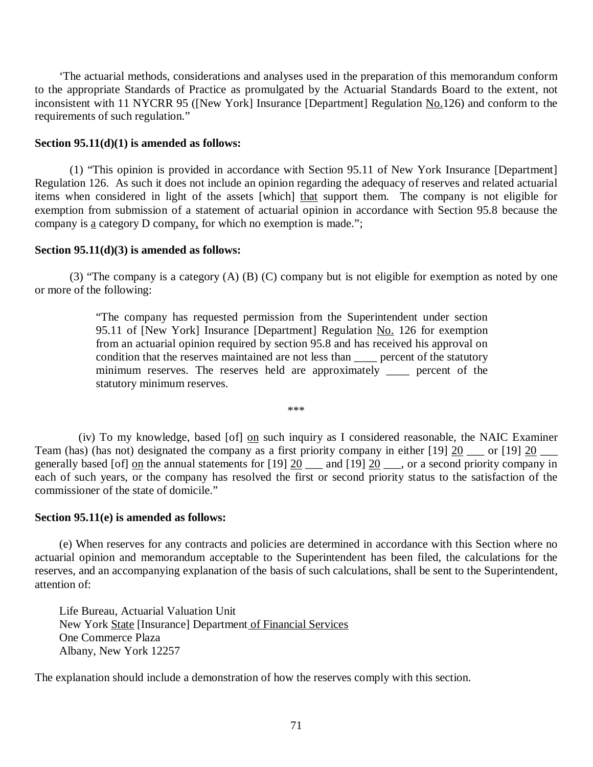‘The actuarial methods, considerations and analyses used in the preparation of this memorandum conform to the appropriate Standards of Practice as promulgated by the Actuarial Standards Board to the extent, not inconsistent with 11 NYCRR 95 ([New York] Insurance [Department] Regulation No.126) and conform to the requirements of such regulation.”

**Section 95.11(d)(1) is amended as follows:**

(1) “This opinion is provided in accordance with Section 95.11 of New York Insurance [Department] Regulation 126. As such it does not include an opinion regarding the adequacy of reserves and related actuarial items when considered in light of the assets [which] that support them. The company is not eligible for exemption from submission of a statement of actuarial opinion in accordance with Section 95.8 because the company is a category D company, for which no exemption is made.”;

**Section 95.11(d)(3) is amended as follows:**

(3) “The company is a category (A) (B) (C) company but is not eligible for exemption as noted by one or more of the following:

> “The company has requested permission from the Superintendent under section 95.11 of [New York] Insurance [Department] Regulation No. 126 for exemption from an actuarial opinion required by section 95.8 and has received his approval on condition that the reserves maintained are not less than ____ percent of the statutory minimum reserves. The reserves held are approximately ____ percent of the statutory minimum reserves.

\*\*\*

(iv) To my knowledge, based [of] on such inquiry as I considered reasonable, the NAIC Examiner Team (has) (has not) designated the company as a first priority company in either [19] 20 ___ or [19] 20 ___ generally based [of] on the annual statements for [19] 20 ___ and [19] 20 ___, or a second priority company in each of such years, or the company has resolved the first or second priority status to the satisfaction of the commissioner of the state of domicile.”

**Section 95.11(e) is amended as follows:**

(e) When reserves for any contracts and policies are determined in accordance with this Section where no actuarial opinion and memorandum acceptable to the Superintendent has been filed, the calculations for the reserves, and an accompanying explanation of the basis of such calculations, shall be sent to the Superintendent, attention of:

Life Bureau, Actuarial Valuation Unit
New York State [Insurance] Department of Financial Services
One Commerce Plaza
Albany, New York 12257

The explanation should include a demonstration of how the reserves comply with this section.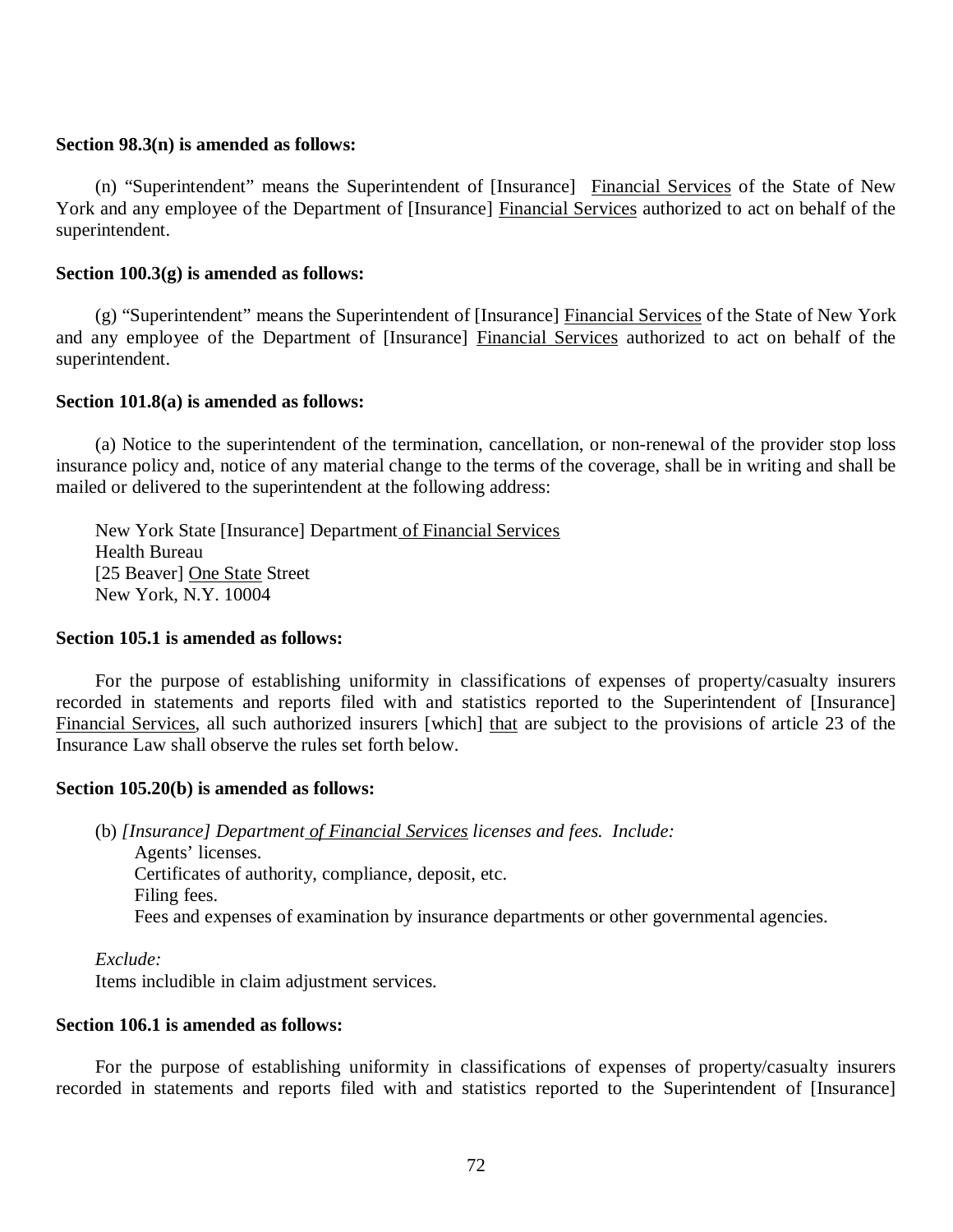**Section 98.3(n) is amended as follows:**

(n) "Superintendent" means the Superintendent of [Insurance] <u>Financial Services</u> of the State of New York and any employee of the Department of [Insurance] <u>Financial Services</u> authorized to act on behalf of the superintendent.

**Section 100.3(g) is amended as follows:**

(g) "Superintendent" means the Superintendent of [Insurance] <u>Financial Services</u> of the State of New York and any employee of the Department of [Insurance] <u>Financial Services</u> authorized to act on behalf of the superintendent.

**Section 101.8(a) is amended as follows:**

(a) Notice to the superintendent of the termination, cancellation, or non-renewal of the provider stop loss insurance policy and, notice of any material change to the terms of the coverage, shall be in writing and shall be mailed or delivered to the superintendent at the following address:

New York State [Insurance] Department <u>of Financial Services</u>
Health Bureau
[25 Beaver] <u>One State</u> Street
New York, N.Y. 10004

**Section 105.1 is amended as follows:**

For the purpose of establishing uniformity in classifications of expenses of property/casualty insurers recorded in statements and reports filed with and statistics reported to the Superintendent of [Insurance] <u>Financial Services</u>, all such authorized insurers [which] <u>that</u> are subject to the provisions of article 23 of the Insurance Law shall observe the rules set forth below.

**Section 105.20(b) is amended as follows:**

(b) *[Insurance] Department <u>of Financial Services</u> licenses and fees. Include:*
Agents' licenses.
Certificates of authority, compliance, deposit, etc.
Filing fees.
Fees and expenses of examination by insurance departments or other governmental agencies.

*Exclude:*
Items includible in claim adjustment services.

**Section 106.1 is amended as follows:**

For the purpose of establishing uniformity in classifications of expenses of property/casualty insurers recorded in statements and reports filed with and statistics reported to the Superintendent of [Insurance]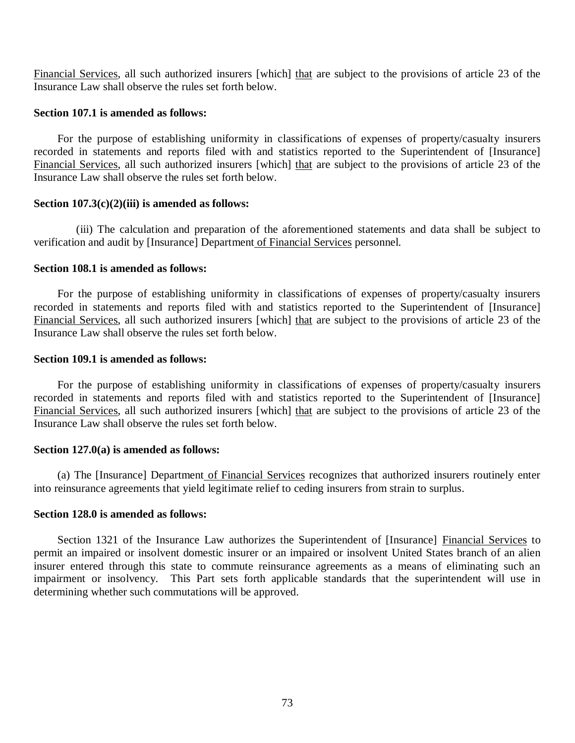Financial Services, all such authorized insurers [which] <u>that</u> are subject to the provisions of article 23 of the Insurance Law shall observe the rules set forth below.

**Section 107.1 is amended as follows:**

For the purpose of establishing uniformity in classifications of expenses of property/casualty insurers recorded in statements and reports filed with and statistics reported to the Superintendent of [Insurance] <u>Financial Services</u>, all such authorized insurers [which] <u>that</u> are subject to the provisions of article 23 of the Insurance Law shall observe the rules set forth below.

**Section 107.3(c)(2)(iii) is amended as follows:**

(iii) The calculation and preparation of the aforementioned statements and data shall be subject to verification and audit by [Insurance] Department <u>of Financial Services</u> personnel.

**Section 108.1 is amended as follows:**

For the purpose of establishing uniformity in classifications of expenses of property/casualty insurers recorded in statements and reports filed with and statistics reported to the Superintendent of [Insurance] <u>Financial Services</u>, all such authorized insurers [which] <u>that</u> are subject to the provisions of article 23 of the Insurance Law shall observe the rules set forth below.

**Section 109.1 is amended as follows:**

For the purpose of establishing uniformity in classifications of expenses of property/casualty insurers recorded in statements and reports filed with and statistics reported to the Superintendent of [Insurance] <u>Financial Services</u>, all such authorized insurers [which] <u>that</u> are subject to the provisions of article 23 of the Insurance Law shall observe the rules set forth below.

**Section 127.0(a) is amended as follows:**

(a) The [Insurance] Department <u>of Financial Services</u> recognizes that authorized insurers routinely enter into reinsurance agreements that yield legitimate relief to ceding insurers from strain to surplus.

**Section 128.0 is amended as follows:**

Section 1321 of the Insurance Law authorizes the Superintendent of [Insurance] <u>Financial Services</u> to permit an impaired or insolvent domestic insurer or an impaired or insolvent United States branch of an alien insurer entered through this state to commute reinsurance agreements as a means of eliminating such an impairment or insolvency. This Part sets forth applicable standards that the superintendent will use in determining whether such commutations will be approved.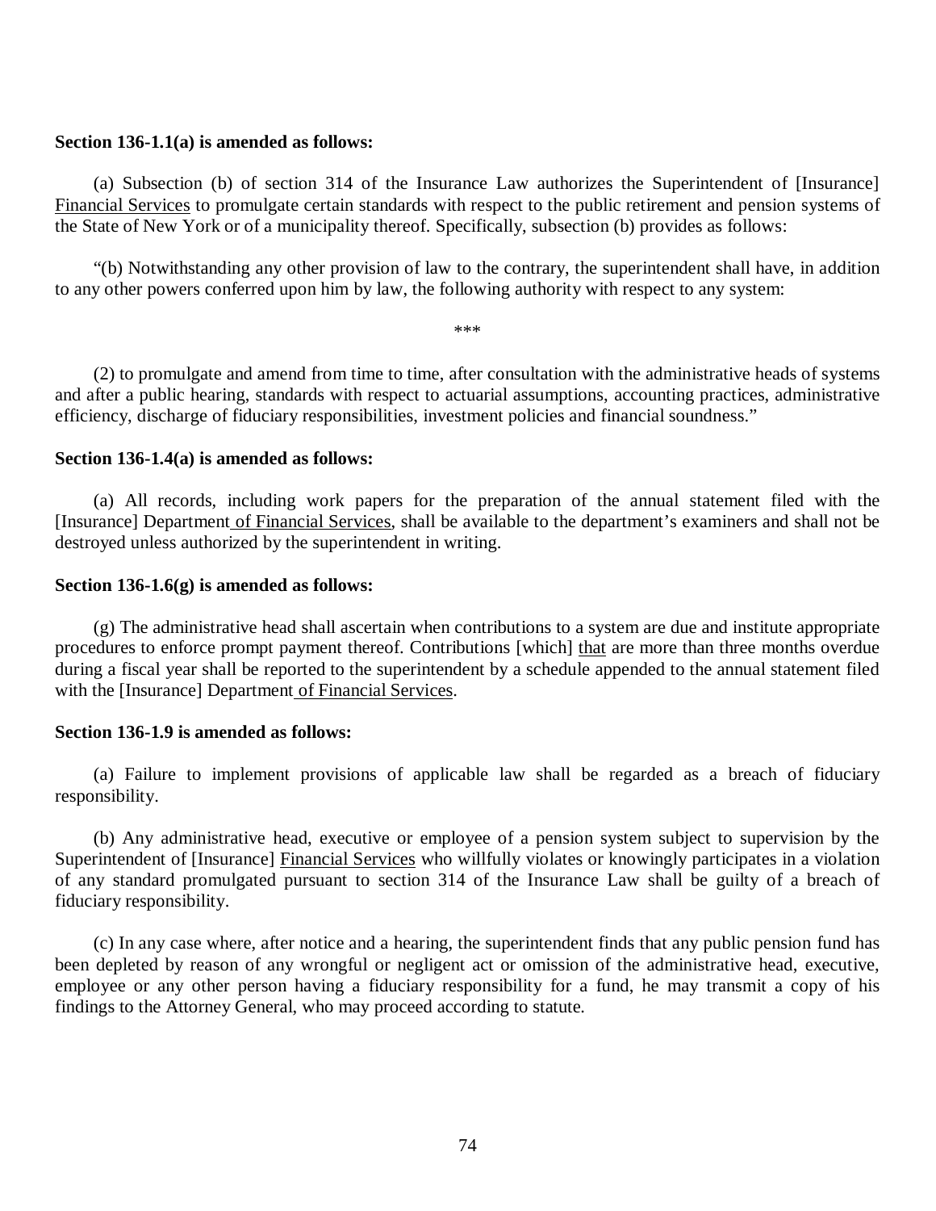**Section 136-1.1(a) is amended as follows:**

(a) Subsection (b) of section 314 of the Insurance Law authorizes the Superintendent of [Insurance] Financial Services to promulgate certain standards with respect to the public retirement and pension systems of the State of New York or of a municipality thereof. Specifically, subsection (b) provides as follows:

"(b) Notwithstanding any other provision of law to the contrary, the superintendent shall have, in addition to any other powers conferred upon him by law, the following authority with respect to any system:

\*\*\*

(2) to promulgate and amend from time to time, after consultation with the administrative heads of systems and after a public hearing, standards with respect to actuarial assumptions, accounting practices, administrative efficiency, discharge of fiduciary responsibilities, investment policies and financial soundness."

**Section 136-1.4(a) is amended as follows:**

(a) All records, including work papers for the preparation of the annual statement filed with the [Insurance] Department of Financial Services, shall be available to the department's examiners and shall not be destroyed unless authorized by the superintendent in writing.

**Section 136-1.6(g) is amended as follows:**

(g) The administrative head shall ascertain when contributions to a system are due and institute appropriate procedures to enforce prompt payment thereof. Contributions [which] that are more than three months overdue during a fiscal year shall be reported to the superintendent by a schedule appended to the annual statement filed with the [Insurance] Department of Financial Services.

**Section 136-1.9 is amended as follows:**

(a) Failure to implement provisions of applicable law shall be regarded as a breach of fiduciary responsibility.

(b) Any administrative head, executive or employee of a pension system subject to supervision by the Superintendent of [Insurance] Financial Services who willfully violates or knowingly participates in a violation of any standard promulgated pursuant to section 314 of the Insurance Law shall be guilty of a breach of fiduciary responsibility.

(c) In any case where, after notice and a hearing, the superintendent finds that any public pension fund has been depleted by reason of any wrongful or negligent act or omission of the administrative head, executive, employee or any other person having a fiduciary responsibility for a fund, he may transmit a copy of his findings to the Attorney General, who may proceed according to statute.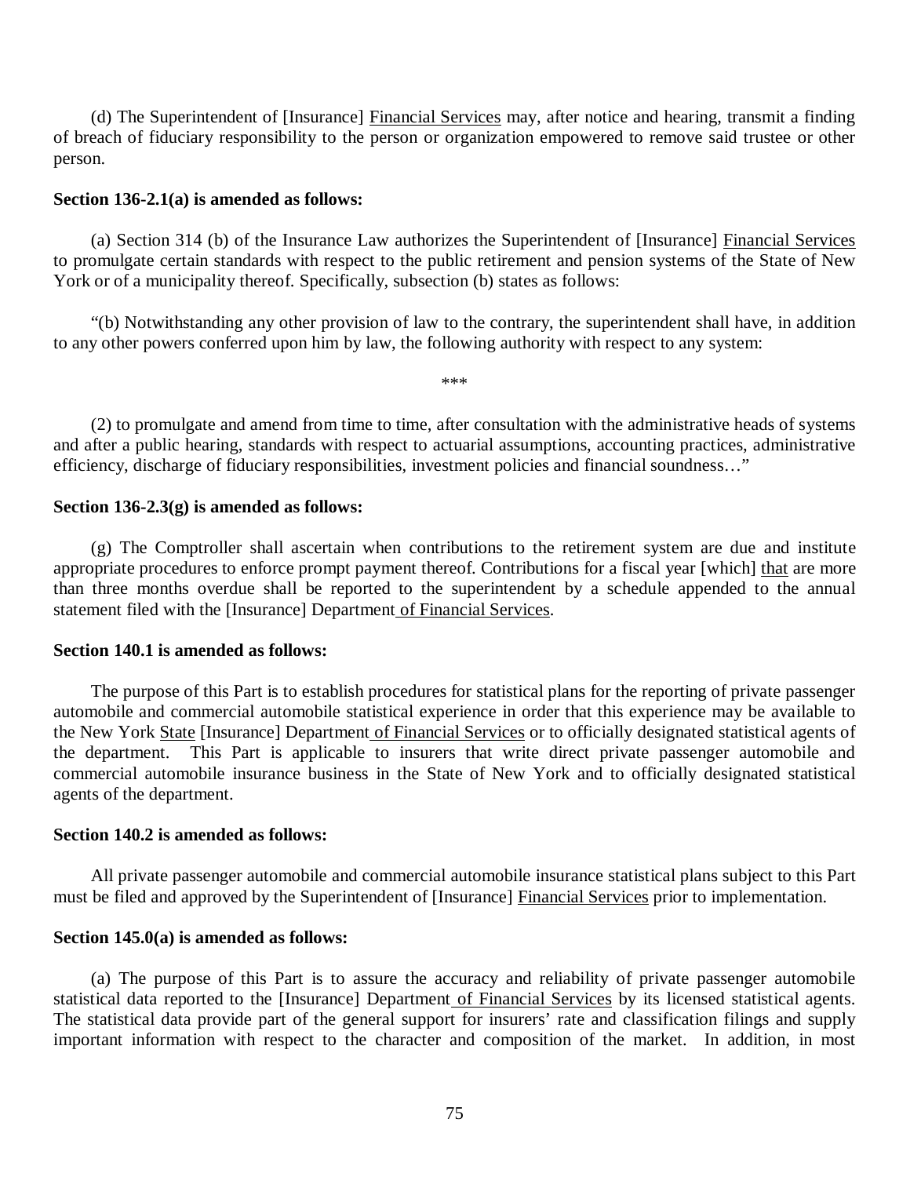(d) The Superintendent of [Insurance] Financial Services may, after notice and hearing, transmit a finding of breach of fiduciary responsibility to the person or organization empowered to remove said trustee or other person.

**Section 136-2.1(a) is amended as follows:**

(a) Section 314 (b) of the Insurance Law authorizes the Superintendent of [Insurance] Financial Services to promulgate certain standards with respect to the public retirement and pension systems of the State of New York or of a municipality thereof. Specifically, subsection (b) states as follows:

"(b) Notwithstanding any other provision of law to the contrary, the superintendent shall have, in addition to any other powers conferred upon him by law, the following authority with respect to any system:

***

(2) to promulgate and amend from time to time, after consultation with the administrative heads of systems and after a public hearing, standards with respect to actuarial assumptions, accounting practices, administrative efficiency, discharge of fiduciary responsibilities, investment policies and financial soundness…"

**Section 136-2.3(g) is amended as follows:**

(g) The Comptroller shall ascertain when contributions to the retirement system are due and institute appropriate procedures to enforce prompt payment thereof. Contributions for a fiscal year [which] that are more than three months overdue shall be reported to the superintendent by a schedule appended to the annual statement filed with the [Insurance] Department of Financial Services.

**Section 140.1 is amended as follows:**

The purpose of this Part is to establish procedures for statistical plans for the reporting of private passenger automobile and commercial automobile statistical experience in order that this experience may be available to the New York State [Insurance] Department of Financial Services or to officially designated statistical agents of the department. This Part is applicable to insurers that write direct private passenger automobile and commercial automobile insurance business in the State of New York and to officially designated statistical agents of the department.

**Section 140.2 is amended as follows:**

All private passenger automobile and commercial automobile insurance statistical plans subject to this Part must be filed and approved by the Superintendent of [Insurance] Financial Services prior to implementation.

**Section 145.0(a) is amended as follows:**

(a) The purpose of this Part is to assure the accuracy and reliability of private passenger automobile statistical data reported to the [Insurance] Department of Financial Services by its licensed statistical agents. The statistical data provide part of the general support for insurers' rate and classification filings and supply important information with respect to the character and composition of the market. In addition, in most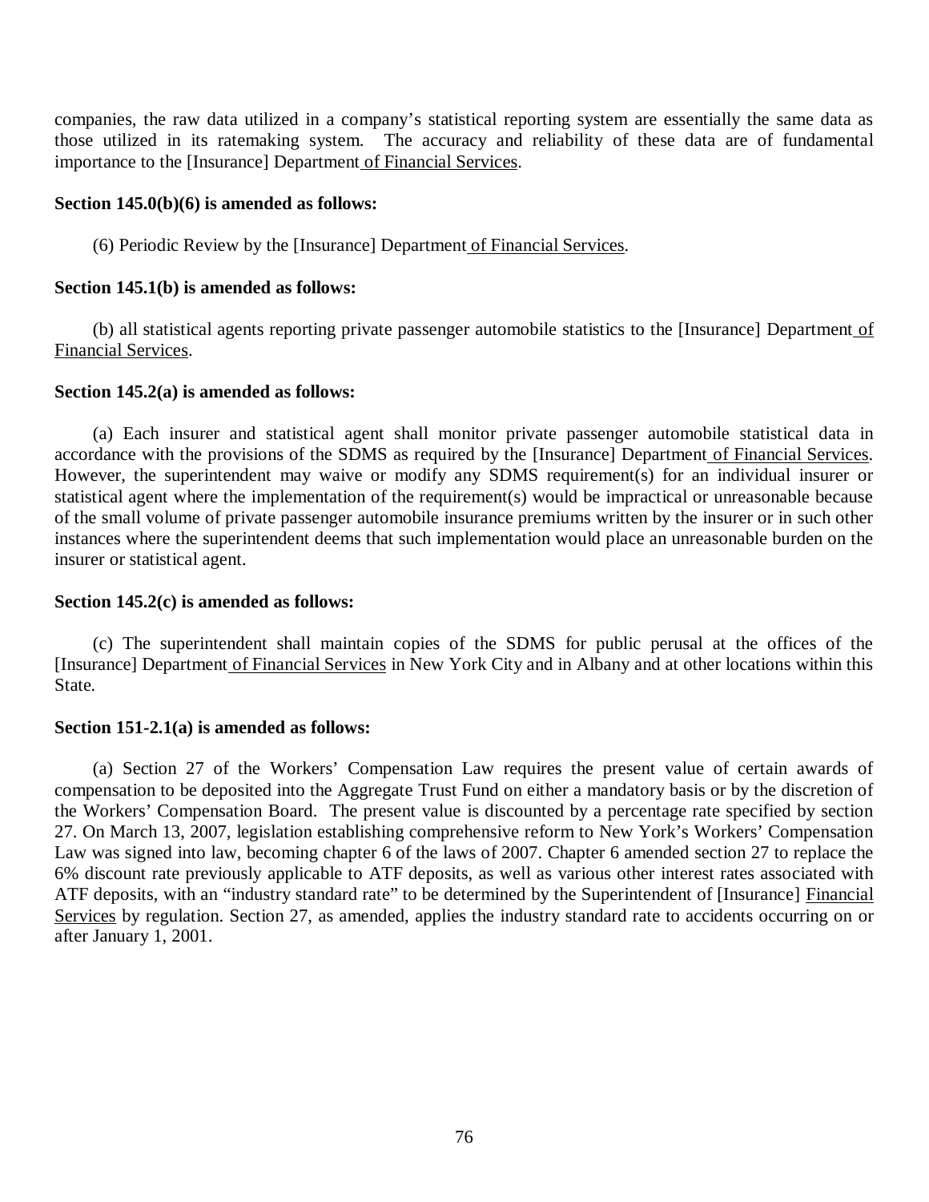companies, the raw data utilized in a company's statistical reporting system are essentially the same data as those utilized in its ratemaking system. The accuracy and reliability of these data are of fundamental importance to the [Insurance] Department of Financial Services.

**Section 145.0(b)(6) is amended as follows:**

(6) Periodic Review by the [Insurance] Department of Financial Services.

**Section 145.1(b) is amended as follows:**

(b) all statistical agents reporting private passenger automobile statistics to the [Insurance] Department of Financial Services.

**Section 145.2(a) is amended as follows:**

(a) Each insurer and statistical agent shall monitor private passenger automobile statistical data in accordance with the provisions of the SDMS as required by the [Insurance] Department of Financial Services. However, the superintendent may waive or modify any SDMS requirement(s) for an individual insurer or statistical agent where the implementation of the requirement(s) would be impractical or unreasonable because of the small volume of private passenger automobile insurance premiums written by the insurer or in such other instances where the superintendent deems that such implementation would place an unreasonable burden on the insurer or statistical agent.

**Section 145.2(c) is amended as follows:**

(c) The superintendent shall maintain copies of the SDMS for public perusal at the offices of the [Insurance] Department of Financial Services in New York City and in Albany and at other locations within this State.

**Section 151-2.1(a) is amended as follows:**

(a) Section 27 of the Workers' Compensation Law requires the present value of certain awards of compensation to be deposited into the Aggregate Trust Fund on either a mandatory basis or by the discretion of the Workers' Compensation Board. The present value is discounted by a percentage rate specified by section 27. On March 13, 2007, legislation establishing comprehensive reform to New York's Workers' Compensation Law was signed into law, becoming chapter 6 of the laws of 2007. Chapter 6 amended section 27 to replace the 6% discount rate previously applicable to ATF deposits, as well as various other interest rates associated with ATF deposits, with an "industry standard rate" to be determined by the Superintendent of [Insurance] Financial Services by regulation. Section 27, as amended, applies the industry standard rate to accidents occurring on or after January 1, 2001.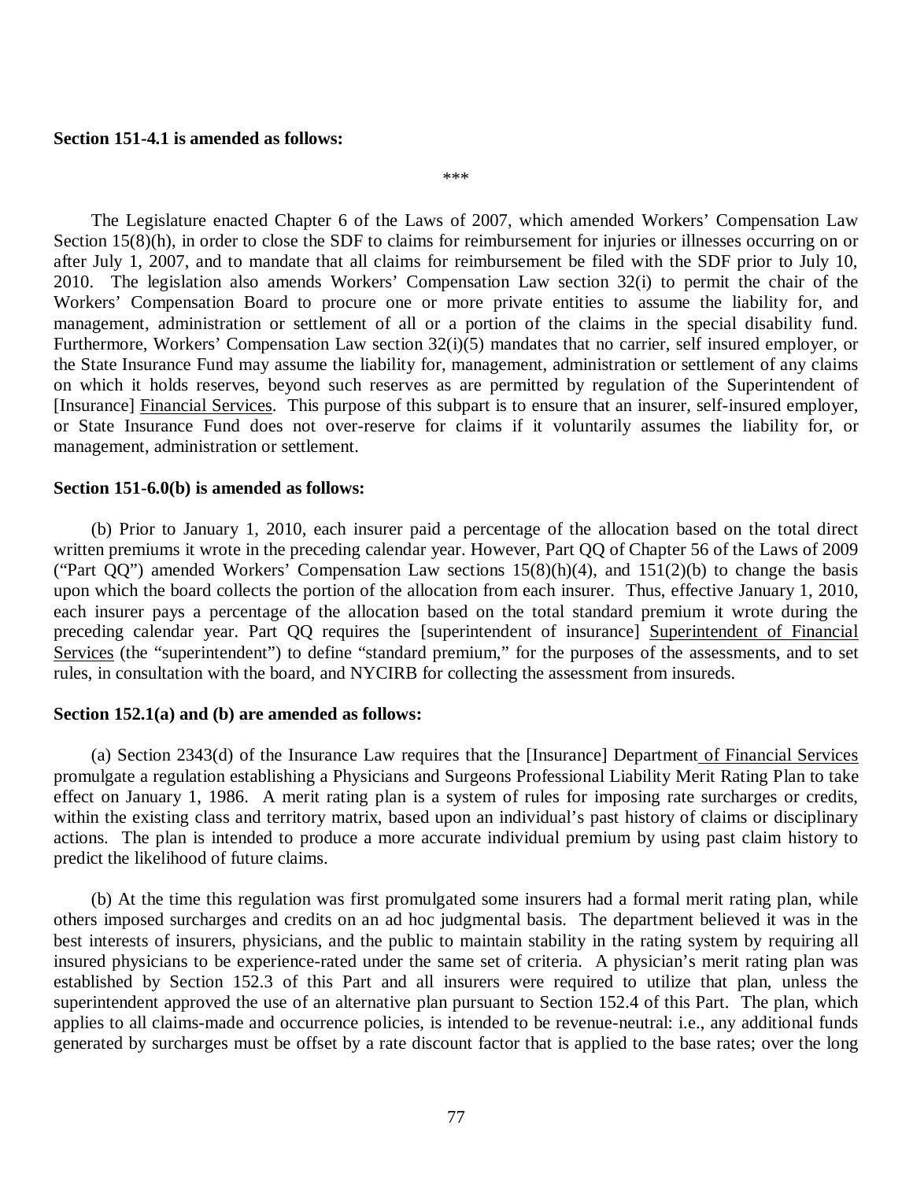**Section 151-4.1 is amended as follows:**

\*\*\*

The Legislature enacted Chapter 6 of the Laws of 2007, which amended Workers' Compensation Law Section 15(8)(h), in order to close the SDF to claims for reimbursement for injuries or illnesses occurring on or after July 1, 2007, and to mandate that all claims for reimbursement be filed with the SDF prior to July 10, 2010. The legislation also amends Workers' Compensation Law section 32(i) to permit the chair of the Workers' Compensation Board to procure one or more private entities to assume the liability for, and management, administration or settlement of all or a portion of the claims in the special disability fund. Furthermore, Workers' Compensation Law section 32(i)(5) mandates that no carrier, self insured employer, or the State Insurance Fund may assume the liability for, management, administration or settlement of any claims on which it holds reserves, beyond such reserves as are permitted by regulation of the Superintendent of [Insurance] Financial Services. This purpose of this subpart is to ensure that an insurer, self-insured employer, or State Insurance Fund does not over-reserve for claims if it voluntarily assumes the liability for, or management, administration or settlement.

**Section 151-6.0(b) is amended as follows:**

(b) Prior to January 1, 2010, each insurer paid a percentage of the allocation based on the total direct written premiums it wrote in the preceding calendar year. However, Part QQ of Chapter 56 of the Laws of 2009 ("Part QQ") amended Workers' Compensation Law sections 15(8)(h)(4), and 151(2)(b) to change the basis upon which the board collects the portion of the allocation from each insurer. Thus, effective January 1, 2010, each insurer pays a percentage of the allocation based on the total standard premium it wrote during the preceding calendar year. Part QQ requires the [superintendent of insurance] Superintendent of Financial Services (the "superintendent") to define "standard premium," for the purposes of the assessments, and to set rules, in consultation with the board, and NYCIRB for collecting the assessment from insureds.

**Section 152.1(a) and (b) are amended as follows:**

(a) Section 2343(d) of the Insurance Law requires that the [Insurance] Department of Financial Services promulgate a regulation establishing a Physicians and Surgeons Professional Liability Merit Rating Plan to take effect on January 1, 1986. A merit rating plan is a system of rules for imposing rate surcharges or credits, within the existing class and territory matrix, based upon an individual's past history of claims or disciplinary actions. The plan is intended to produce a more accurate individual premium by using past claim history to predict the likelihood of future claims.

(b) At the time this regulation was first promulgated some insurers had a formal merit rating plan, while others imposed surcharges and credits on an ad hoc judgmental basis. The department believed it was in the best interests of insurers, physicians, and the public to maintain stability in the rating system by requiring all insured physicians to be experience-rated under the same set of criteria. A physician's merit rating plan was established by Section 152.3 of this Part and all insurers were required to utilize that plan, unless the superintendent approved the use of an alternative plan pursuant to Section 152.4 of this Part. The plan, which applies to all claims-made and occurrence policies, is intended to be revenue-neutral: i.e., any additional funds generated by surcharges must be offset by a rate discount factor that is applied to the base rates; over the long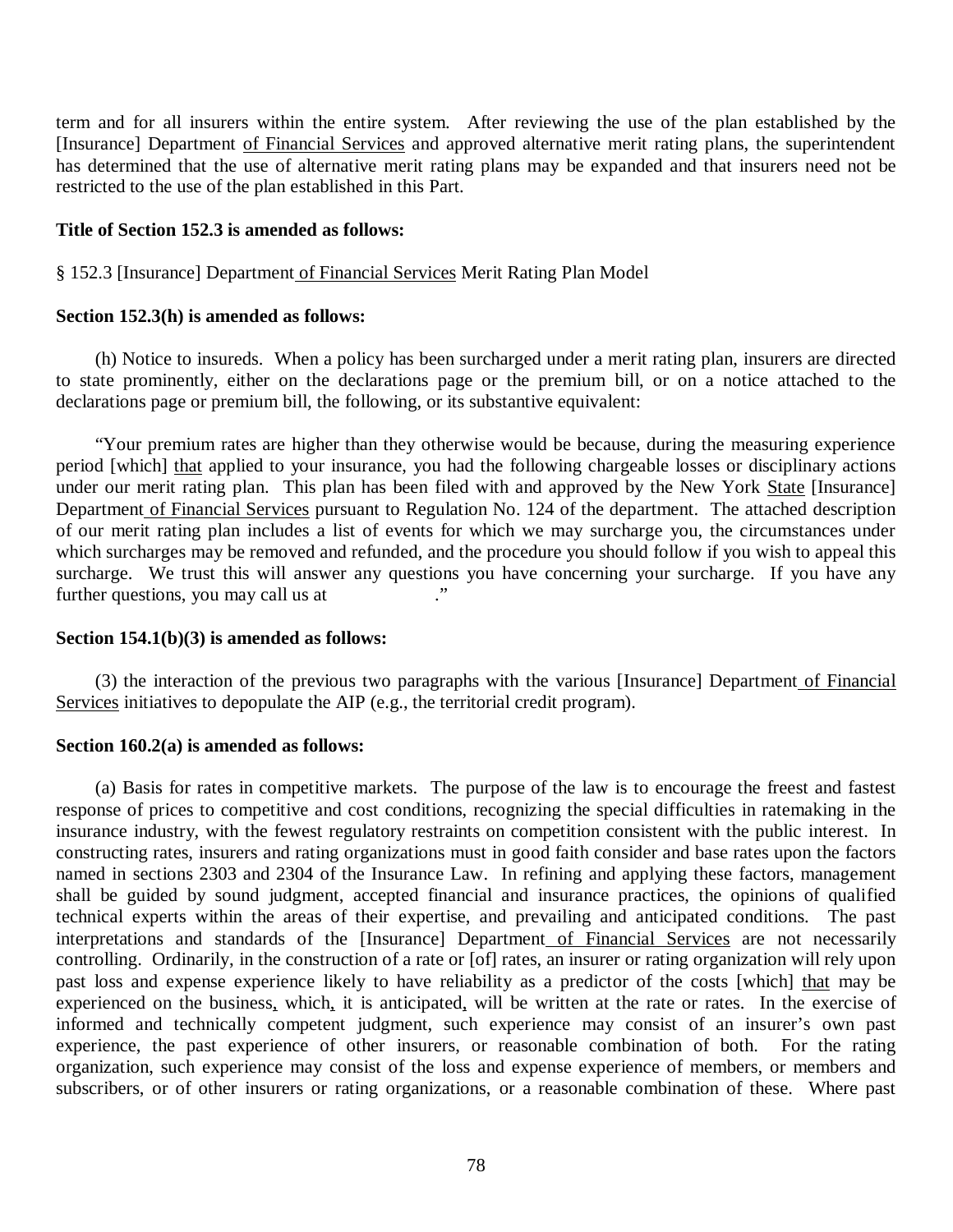term and for all insurers within the entire system. After reviewing the use of the plan established by the [Insurance] Department of Financial Services and approved alternative merit rating plans, the superintendent has determined that the use of alternative merit rating plans may be expanded and that insurers need not be restricted to the use of the plan established in this Part.

**Title of Section 152.3 is amended as follows:**

§ 152.3 [Insurance] Department of Financial Services Merit Rating Plan Model

**Section 152.3(h) is amended as follows:**

(h) Notice to insureds. When a policy has been surcharged under a merit rating plan, insurers are directed to state prominently, either on the declarations page or the premium bill, or on a notice attached to the declarations page or premium bill, the following, or its substantive equivalent:

"Your premium rates are higher than they otherwise would be because, during the measuring experience period [which] that applied to your insurance, you had the following chargeable losses or disciplinary actions under our merit rating plan. This plan has been filed with and approved by the New York State [Insurance] Department of Financial Services pursuant to Regulation No. 124 of the department. The attached description of our merit rating plan includes a list of events for which we may surcharge you, the circumstances under which surcharges may be removed and refunded, and the procedure you should follow if you wish to appeal this surcharge. We trust this will answer any questions you have concerning your surcharge. If you have any further questions, you may call us at ."

**Section 154.1(b)(3) is amended as follows:**

(3) the interaction of the previous two paragraphs with the various [Insurance] Department of Financial Services initiatives to depopulate the AIP (e.g., the territorial credit program).

**Section 160.2(a) is amended as follows:**

(a) Basis for rates in competitive markets. The purpose of the law is to encourage the freest and fastest response of prices to competitive and cost conditions, recognizing the special difficulties in ratemaking in the insurance industry, with the fewest regulatory restraints on competition consistent with the public interest. In constructing rates, insurers and rating organizations must in good faith consider and base rates upon the factors named in sections 2303 and 2304 of the Insurance Law. In refining and applying these factors, management shall be guided by sound judgment, accepted financial and insurance practices, the opinions of qualified technical experts within the areas of their expertise, and prevailing and anticipated conditions. The past interpretations and standards of the [Insurance] Department of Financial Services are not necessarily controlling. Ordinarily, in the construction of a rate or [of] rates, an insurer or rating organization will rely upon past loss and expense experience likely to have reliability as a predictor of the costs [which] that may be experienced on the business, which, it is anticipated, will be written at the rate or rates. In the exercise of informed and technically competent judgment, such experience may consist of an insurer's own past experience, the past experience of other insurers, or reasonable combination of both. For the rating organization, such experience may consist of the loss and expense experience of members, or members and subscribers, or of other insurers or rating organizations, or a reasonable combination of these. Where past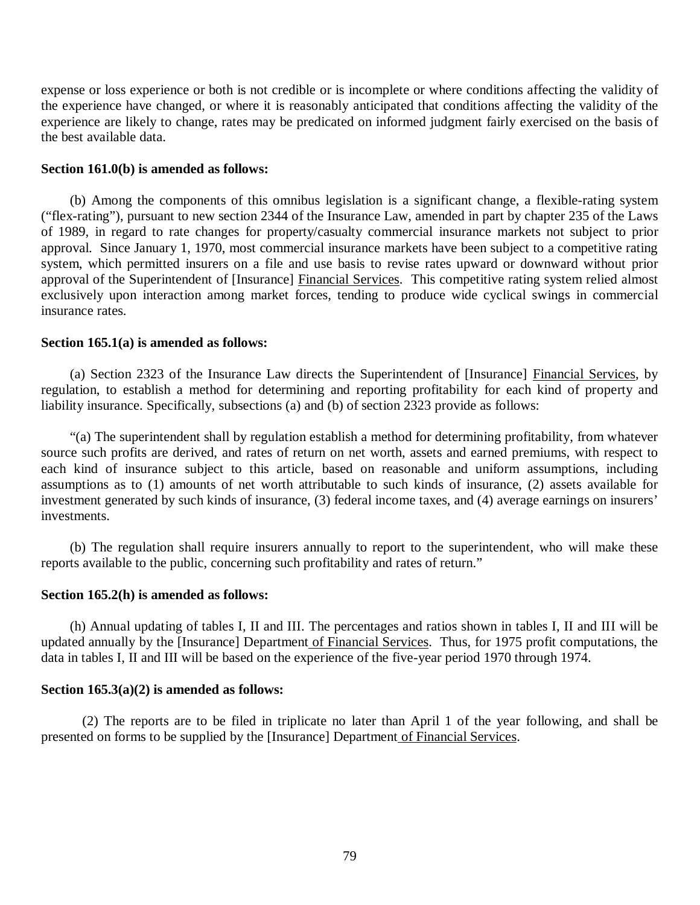expense or loss experience or both is not credible or is incomplete or where conditions affecting the validity of the experience have changed, or where it is reasonably anticipated that conditions affecting the validity of the experience are likely to change, rates may be predicated on informed judgment fairly exercised on the basis of the best available data.

**Section 161.0(b) is amended as follows:**

(b) Among the components of this omnibus legislation is a significant change, a flexible-rating system ("flex-rating"), pursuant to new section 2344 of the Insurance Law, amended in part by chapter 235 of the Laws of 1989, in regard to rate changes for property/casualty commercial insurance markets not subject to prior approval. Since January 1, 1970, most commercial insurance markets have been subject to a competitive rating system, which permitted insurers on a file and use basis to revise rates upward or downward without prior approval of the Superintendent of [Insurance] <u>Financial Services</u>. This competitive rating system relied almost exclusively upon interaction among market forces, tending to produce wide cyclical swings in commercial insurance rates.

**Section 165.1(a) is amended as follows:**

(a) Section 2323 of the Insurance Law directs the Superintendent of [Insurance] <u>Financial Services</u>, by regulation, to establish a method for determining and reporting profitability for each kind of property and liability insurance. Specifically, subsections (a) and (b) of section 2323 provide as follows:

"(a) The superintendent shall by regulation establish a method for determining profitability, from whatever source such profits are derived, and rates of return on net worth, assets and earned premiums, with respect to each kind of insurance subject to this article, based on reasonable and uniform assumptions, including assumptions as to (1) amounts of net worth attributable to such kinds of insurance, (2) assets available for investment generated by such kinds of insurance, (3) federal income taxes, and (4) average earnings on insurers' investments.

(b) The regulation shall require insurers annually to report to the superintendent, who will make these reports available to the public, concerning such profitability and rates of return."

**Section 165.2(h) is amended as follows:**

(h) Annual updating of tables I, II and III. The percentages and ratios shown in tables I, II and III will be updated annually by the [Insurance] Department<u> of Financial Services</u>. Thus, for 1975 profit computations, the data in tables I, II and III will be based on the experience of the five-year period 1970 through 1974.

**Section 165.3(a)(2) is amended as follows:**

(2) The reports are to be filed in triplicate no later than April 1 of the year following, and shall be presented on forms to be supplied by the [Insurance] Department<u> of Financial Services</u>.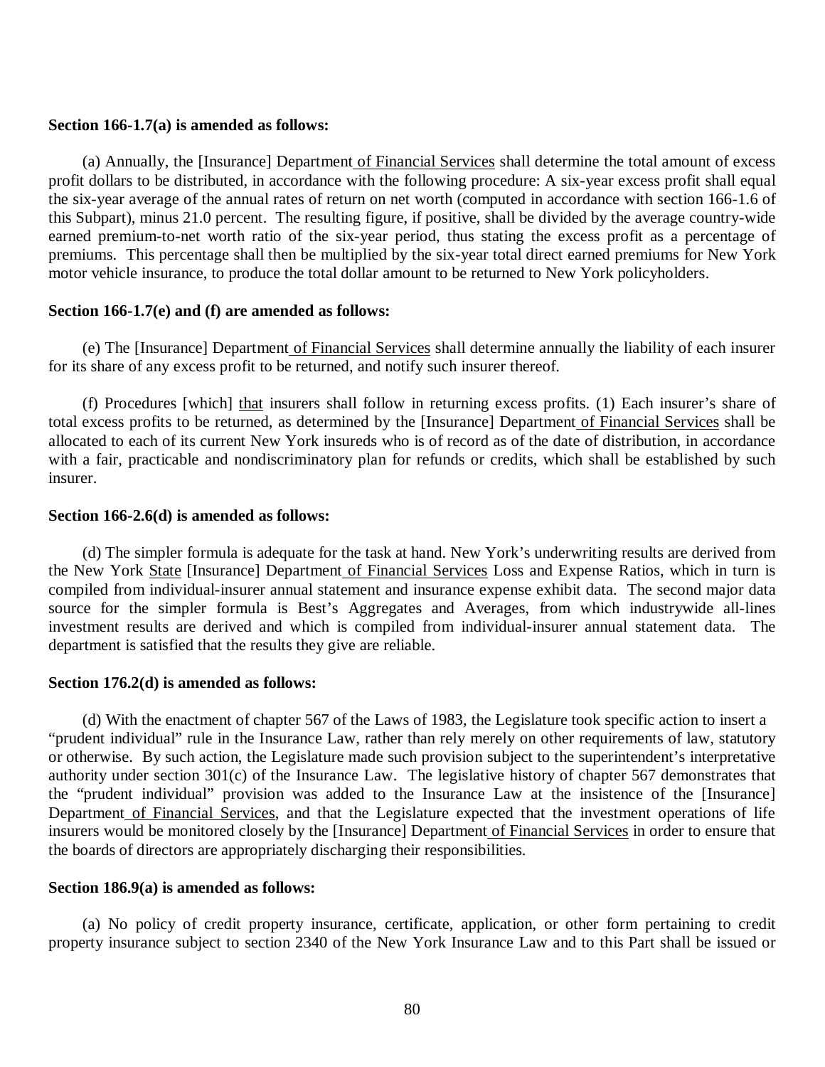**Section 166-1.7(a) is amended as follows:**

(a) Annually, the [Insurance] Department of Financial Services shall determine the total amount of excess profit dollars to be distributed, in accordance with the following procedure: A six-year excess profit shall equal the six-year average of the annual rates of return on net worth (computed in accordance with section 166-1.6 of this Subpart), minus 21.0 percent. The resulting figure, if positive, shall be divided by the average country-wide earned premium-to-net worth ratio of the six-year period, thus stating the excess profit as a percentage of premiums. This percentage shall then be multiplied by the six-year total direct earned premiums for New York motor vehicle insurance, to produce the total dollar amount to be returned to New York policyholders.

**Section 166-1.7(e) and (f) are amended as follows:**

(e) The [Insurance] Department of Financial Services shall determine annually the liability of each insurer for its share of any excess profit to be returned, and notify such insurer thereof.

(f) Procedures [which] that insurers shall follow in returning excess profits. (1) Each insurer's share of total excess profits to be returned, as determined by the [Insurance] Department of Financial Services shall be allocated to each of its current New York insureds who is of record as of the date of distribution, in accordance with a fair, practicable and nondiscriminatory plan for refunds or credits, which shall be established by such insurer.

**Section 166-2.6(d) is amended as follows:**

(d) The simpler formula is adequate for the task at hand. New York's underwriting results are derived from the New York State [Insurance] Department of Financial Services Loss and Expense Ratios, which in turn is compiled from individual-insurer annual statement and insurance expense exhibit data. The second major data source for the simpler formula is Best's Aggregates and Averages, from which industrywide all-lines investment results are derived and which is compiled from individual-insurer annual statement data. The department is satisfied that the results they give are reliable.

**Section 176.2(d) is amended as follows:**

(d) With the enactment of chapter 567 of the Laws of 1983, the Legislature took specific action to insert a "prudent individual" rule in the Insurance Law, rather than rely merely on other requirements of law, statutory or otherwise. By such action, the Legislature made such provision subject to the superintendent's interpretative authority under section 301(c) of the Insurance Law. The legislative history of chapter 567 demonstrates that the "prudent individual" provision was added to the Insurance Law at the insistence of the [Insurance] Department of Financial Services, and that the Legislature expected that the investment operations of life insurers would be monitored closely by the [Insurance] Department of Financial Services in order to ensure that the boards of directors are appropriately discharging their responsibilities.

**Section 186.9(a) is amended as follows:**

(a) No policy of credit property insurance, certificate, application, or other form pertaining to credit property insurance subject to section 2340 of the New York Insurance Law and to this Part shall be issued or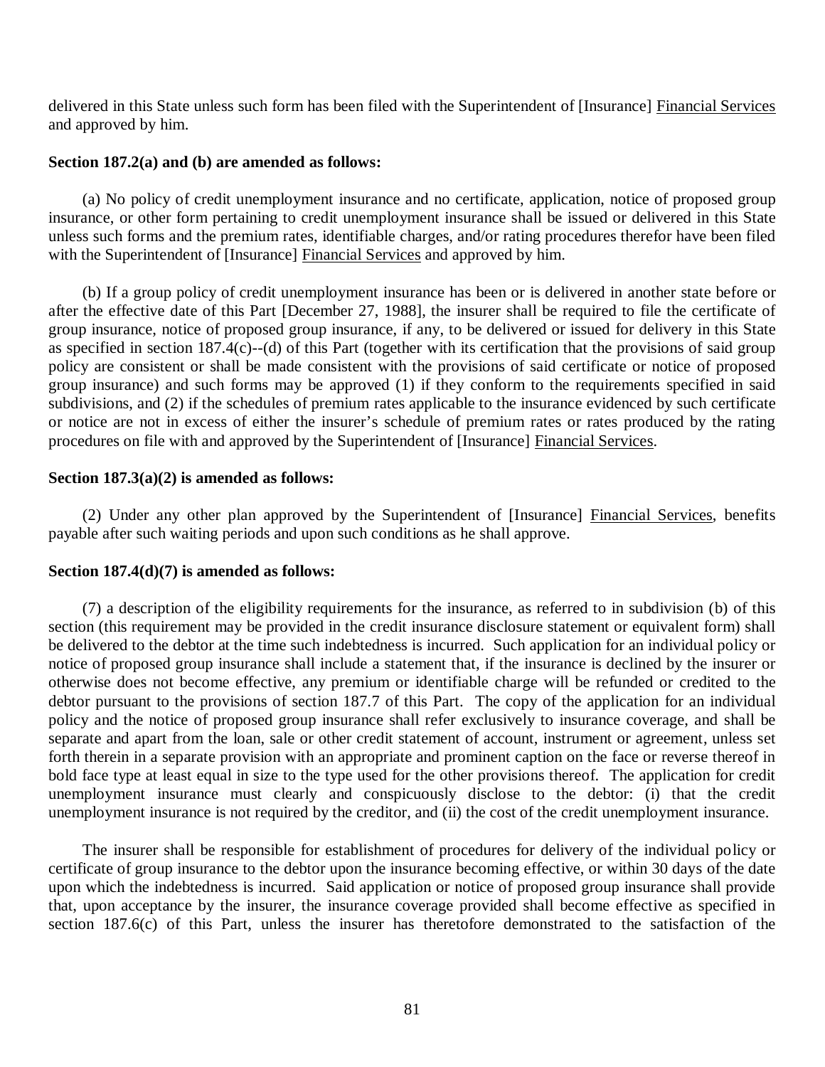delivered in this State unless such form has been filed with the Superintendent of [Insurance] <u>Financial Services</u> and approved by him.

**Section 187.2(a) and (b) are amended as follows:**

(a) No policy of credit unemployment insurance and no certificate, application, notice of proposed group insurance, or other form pertaining to credit unemployment insurance shall be issued or delivered in this State unless such forms and the premium rates, identifiable charges, and/or rating procedures therefor have been filed with the Superintendent of [Insurance] <u>Financial Services</u> and approved by him.

(b) If a group policy of credit unemployment insurance has been or is delivered in another state before or after the effective date of this Part [December 27, 1988], the insurer shall be required to file the certificate of group insurance, notice of proposed group insurance, if any, to be delivered or issued for delivery in this State as specified in section 187.4(c)--(d) of this Part (together with its certification that the provisions of said group policy are consistent or shall be made consistent with the provisions of said certificate or notice of proposed group insurance) and such forms may be approved (1) if they conform to the requirements specified in said subdivisions, and (2) if the schedules of premium rates applicable to the insurance evidenced by such certificate or notice are not in excess of either the insurer's schedule of premium rates or rates produced by the rating procedures on file with and approved by the Superintendent of [Insurance] <u>Financial Services</u>.

**Section 187.3(a)(2) is amended as follows:**

(2) Under any other plan approved by the Superintendent of [Insurance] <u>Financial Services</u>, benefits payable after such waiting periods and upon such conditions as he shall approve.

**Section 187.4(d)(7) is amended as follows:**

(7) a description of the eligibility requirements for the insurance, as referred to in subdivision (b) of this section (this requirement may be provided in the credit insurance disclosure statement or equivalent form) shall be delivered to the debtor at the time such indebtedness is incurred. Such application for an individual policy or notice of proposed group insurance shall include a statement that, if the insurance is declined by the insurer or otherwise does not become effective, any premium or identifiable charge will be refunded or credited to the debtor pursuant to the provisions of section 187.7 of this Part. The copy of the application for an individual policy and the notice of proposed group insurance shall refer exclusively to insurance coverage, and shall be separate and apart from the loan, sale or other credit statement of account, instrument or agreement, unless set forth therein in a separate provision with an appropriate and prominent caption on the face or reverse thereof in bold face type at least equal in size to the type used for the other provisions thereof. The application for credit unemployment insurance must clearly and conspicuously disclose to the debtor: (i) that the credit unemployment insurance is not required by the creditor, and (ii) the cost of the credit unemployment insurance.

The insurer shall be responsible for establishment of procedures for delivery of the individual policy or certificate of group insurance to the debtor upon the insurance becoming effective, or within 30 days of the date upon which the indebtedness is incurred. Said application or notice of proposed group insurance shall provide that, upon acceptance by the insurer, the insurance coverage provided shall become effective as specified in section 187.6(c) of this Part, unless the insurer has theretofore demonstrated to the satisfaction of the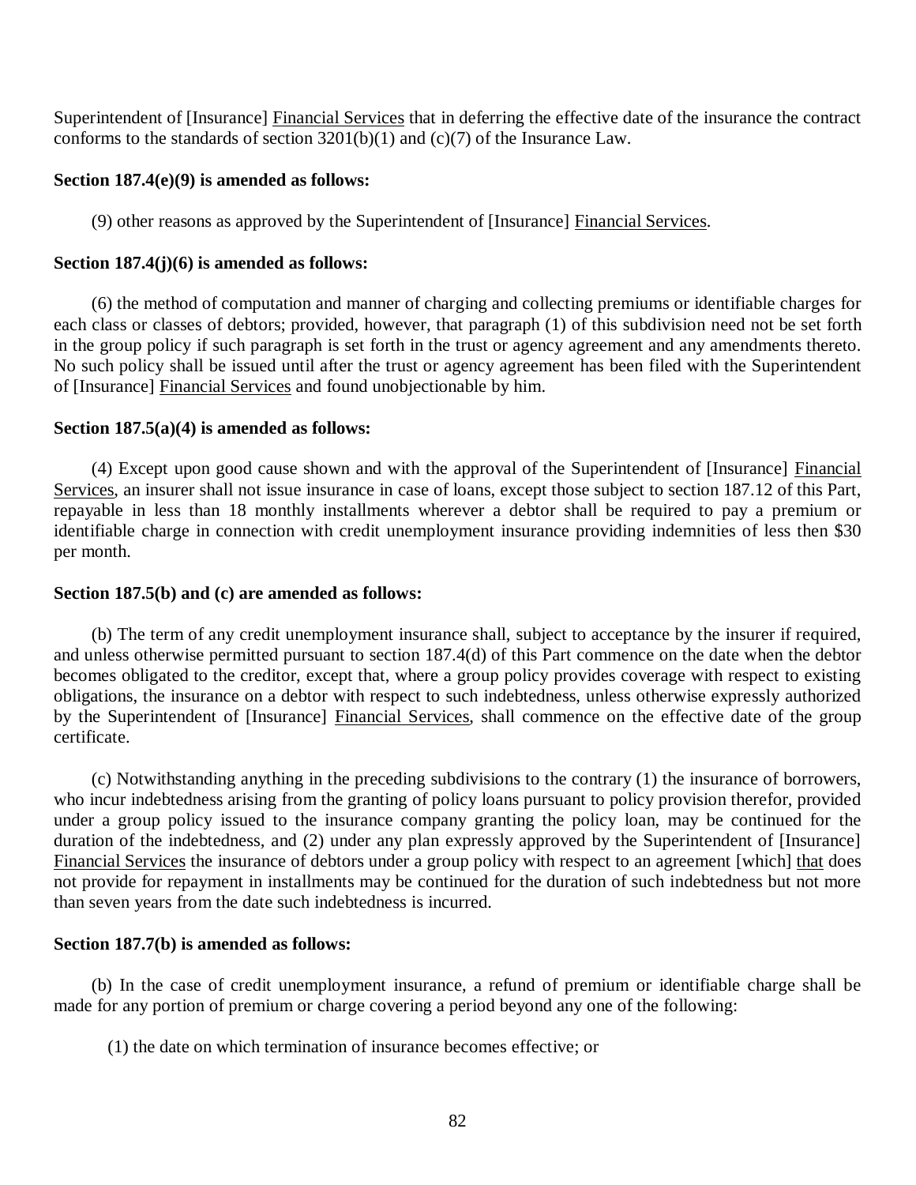Superintendent of [Insurance] Financial Services that in deferring the effective date of the insurance the contract conforms to the standards of section 3201(b)(1) and (c)(7) of the Insurance Law.

**Section 187.4(e)(9) is amended as follows:**

(9) other reasons as approved by the Superintendent of [Insurance] Financial Services.

**Section 187.4(j)(6) is amended as follows:**

(6) the method of computation and manner of charging and collecting premiums or identifiable charges for each class or classes of debtors; provided, however, that paragraph (1) of this subdivision need not be set forth in the group policy if such paragraph is set forth in the trust or agency agreement and any amendments thereto. No such policy shall be issued until after the trust or agency agreement has been filed with the Superintendent of [Insurance] Financial Services and found unobjectionable by him.

**Section 187.5(a)(4) is amended as follows:**

(4) Except upon good cause shown and with the approval of the Superintendent of [Insurance] Financial Services, an insurer shall not issue insurance in case of loans, except those subject to section 187.12 of this Part, repayable in less than 18 monthly installments wherever a debtor shall be required to pay a premium or identifiable charge in connection with credit unemployment insurance providing indemnities of less then $30 per month.

**Section 187.5(b) and (c) are amended as follows:**

(b) The term of any credit unemployment insurance shall, subject to acceptance by the insurer if required, and unless otherwise permitted pursuant to section 187.4(d) of this Part commence on the date when the debtor becomes obligated to the creditor, except that, where a group policy provides coverage with respect to existing obligations, the insurance on a debtor with respect to such indebtedness, unless otherwise expressly authorized by the Superintendent of [Insurance] Financial Services, shall commence on the effective date of the group certificate.

(c) Notwithstanding anything in the preceding subdivisions to the contrary (1) the insurance of borrowers, who incur indebtedness arising from the granting of policy loans pursuant to policy provision therefor, provided under a group policy issued to the insurance company granting the policy loan, may be continued for the duration of the indebtedness, and (2) under any plan expressly approved by the Superintendent of [Insurance] Financial Services the insurance of debtors under a group policy with respect to an agreement [which] that does not provide for repayment in installments may be continued for the duration of such indebtedness but not more than seven years from the date such indebtedness is incurred.

**Section 187.7(b) is amended as follows:**

(b) In the case of credit unemployment insurance, a refund of premium or identifiable charge shall be made for any portion of premium or charge covering a period beyond any one of the following:

(1) the date on which termination of insurance becomes effective; or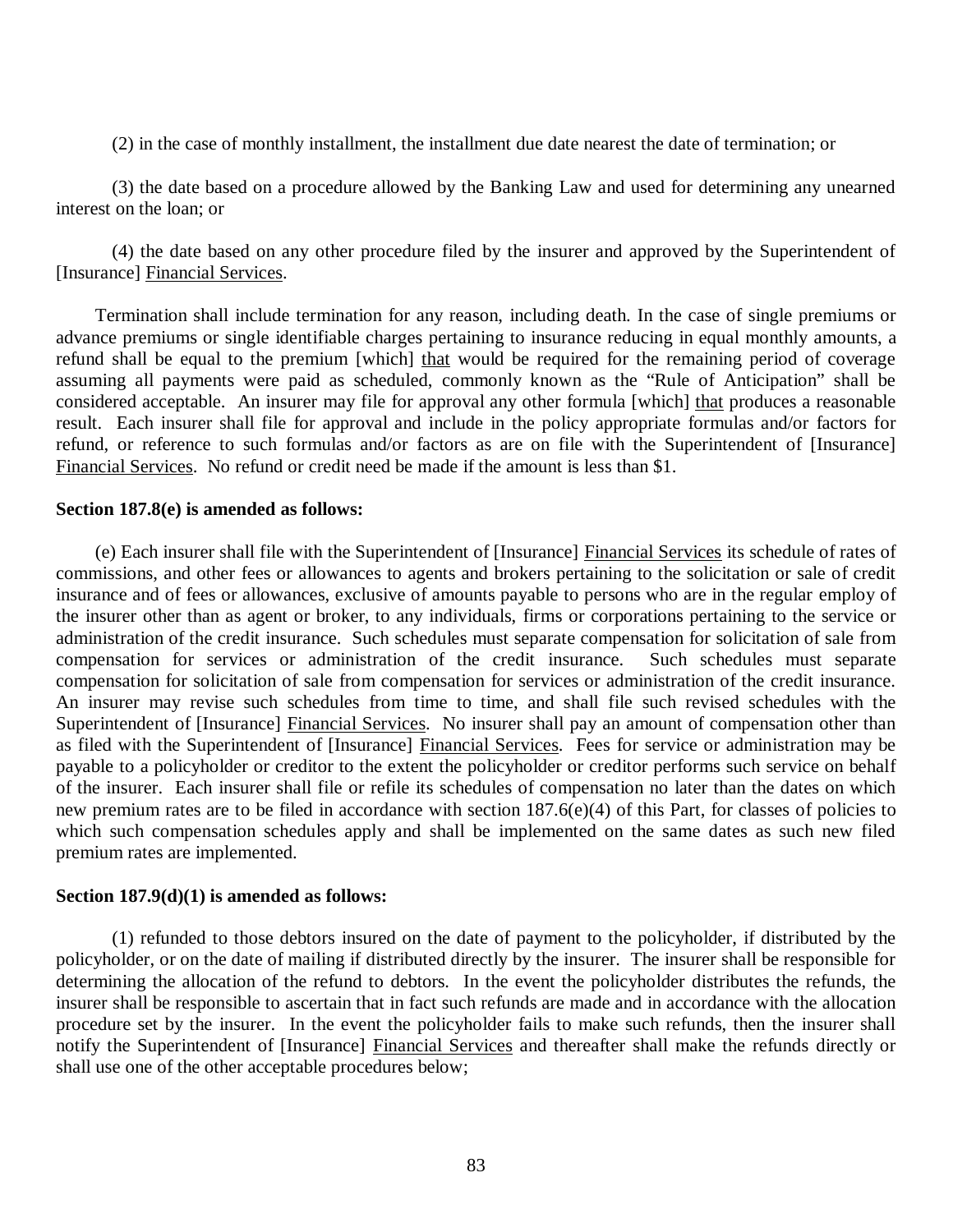(2) in the case of monthly installment, the installment due date nearest the date of termination; or

(3) the date based on a procedure allowed by the Banking Law and used for determining any unearned interest on the loan; or

(4) the date based on any other procedure filed by the insurer and approved by the Superintendent of [Insurance] <u>Financial Services</u>.

Termination shall include termination for any reason, including death. In the case of single premiums or advance premiums or single identifiable charges pertaining to insurance reducing in equal monthly amounts, a refund shall be equal to the premium [which] <u>that</u> would be required for the remaining period of coverage assuming all payments were paid as scheduled, commonly known as the "Rule of Anticipation" shall be considered acceptable. An insurer may file for approval any other formula [which] <u>that</u> produces a reasonable result. Each insurer shall file for approval and include in the policy appropriate formulas and/or factors for refund, or reference to such formulas and/or factors as are on file with the Superintendent of [Insurance] <u>Financial Services</u>. No refund or credit need be made if the amount is less than $1.

**Section 187.8(e) is amended as follows:**

(e) Each insurer shall file with the Superintendent of [Insurance] <u>Financial Services</u> its schedule of rates of commissions, and other fees or allowances to agents and brokers pertaining to the solicitation or sale of credit insurance and of fees or allowances, exclusive of amounts payable to persons who are in the regular employ of the insurer other than as agent or broker, to any individuals, firms or corporations pertaining to the service or administration of the credit insurance. Such schedules must separate compensation for solicitation of sale from compensation for services or administration of the credit insurance. Such schedules must separate compensation for solicitation of sale from compensation for services or administration of the credit insurance. An insurer may revise such schedules from time to time, and shall file such revised schedules with the Superintendent of [Insurance] <u>Financial Services</u>. No insurer shall pay an amount of compensation other than as filed with the Superintendent of [Insurance] <u>Financial Services</u>. Fees for service or administration may be payable to a policyholder or creditor to the extent the policyholder or creditor performs such service on behalf of the insurer. Each insurer shall file or refile its schedules of compensation no later than the dates on which new premium rates are to be filed in accordance with section 187.6(e)(4) of this Part, for classes of policies to which such compensation schedules apply and shall be implemented on the same dates as such new filed premium rates are implemented.

**Section 187.9(d)(1) is amended as follows:**

(1) refunded to those debtors insured on the date of payment to the policyholder, if distributed by the policyholder, or on the date of mailing if distributed directly by the insurer. The insurer shall be responsible for determining the allocation of the refund to debtors. In the event the policyholder distributes the refunds, the insurer shall be responsible to ascertain that in fact such refunds are made and in accordance with the allocation procedure set by the insurer. In the event the policyholder fails to make such refunds, then the insurer shall notify the Superintendent of [Insurance] <u>Financial Services</u> and thereafter shall make the refunds directly or shall use one of the other acceptable procedures below;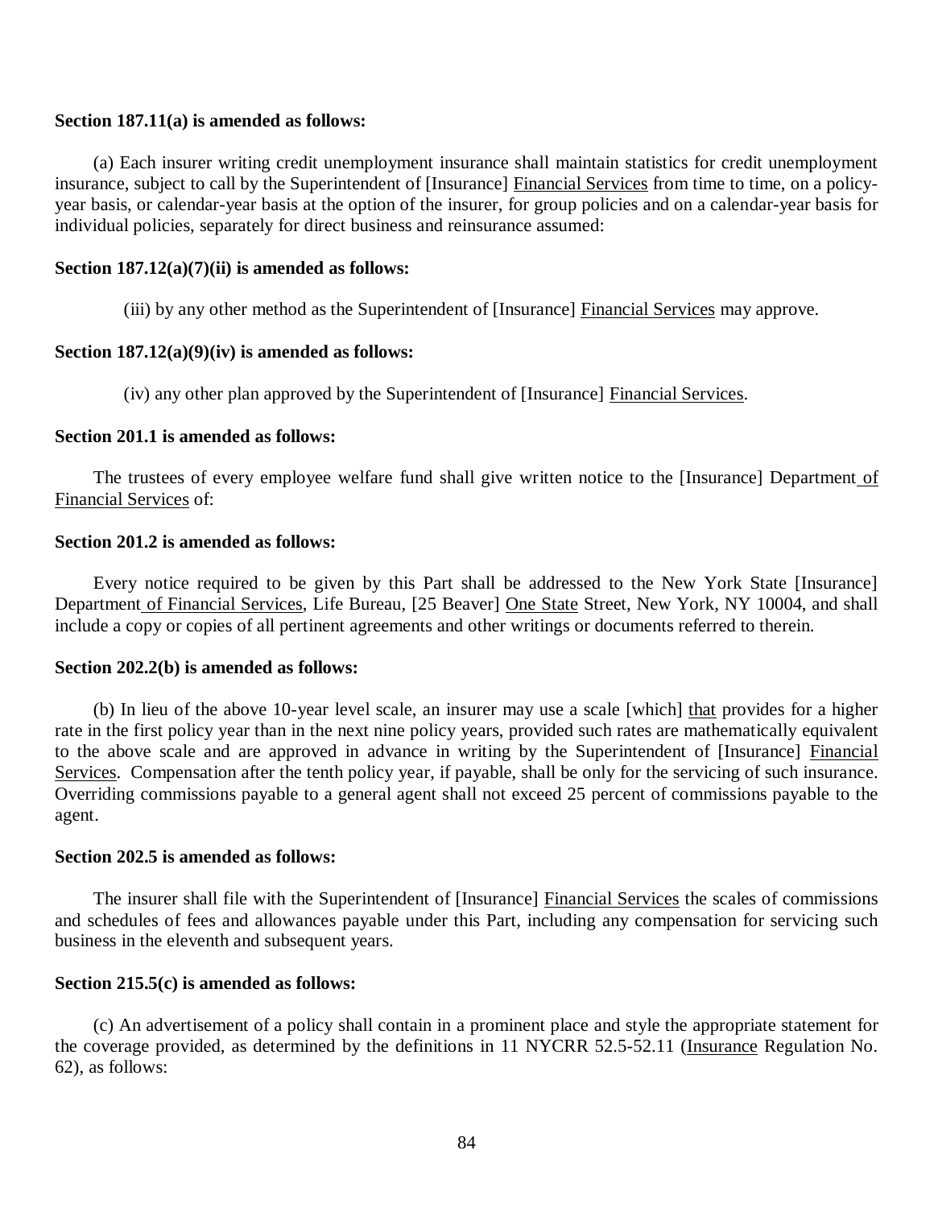**Section 187.11(a) is amended as follows:**

(a) Each insurer writing credit unemployment insurance shall maintain statistics for credit unemployment insurance, subject to call by the Superintendent of [Insurance] Financial Services from time to time, on a policy-year basis, or calendar-year basis at the option of the insurer, for group policies and on a calendar-year basis for individual policies, separately for direct business and reinsurance assumed:

**Section 187.12(a)(7)(ii) is amended as follows:**

(iii) by any other method as the Superintendent of [Insurance] Financial Services may approve.

**Section 187.12(a)(9)(iv) is amended as follows:**

(iv) any other plan approved by the Superintendent of [Insurance] Financial Services.

**Section 201.1 is amended as follows:**

The trustees of every employee welfare fund shall give written notice to the [Insurance] Department of Financial Services of:

**Section 201.2 is amended as follows:**

Every notice required to be given by this Part shall be addressed to the New York State [Insurance] Department of Financial Services, Life Bureau, [25 Beaver] One State Street, New York, NY 10004, and shall include a copy or copies of all pertinent agreements and other writings or documents referred to therein.

**Section 202.2(b) is amended as follows:**

(b) In lieu of the above 10-year level scale, an insurer may use a scale [which] that provides for a higher rate in the first policy year than in the next nine policy years, provided such rates are mathematically equivalent to the above scale and are approved in advance in writing by the Superintendent of [Insurance] Financial Services. Compensation after the tenth policy year, if payable, shall be only for the servicing of such insurance. Overriding commissions payable to a general agent shall not exceed 25 percent of commissions payable to the agent.

**Section 202.5 is amended as follows:**

The insurer shall file with the Superintendent of [Insurance] Financial Services the scales of commissions and schedules of fees and allowances payable under this Part, including any compensation for servicing such business in the eleventh and subsequent years.

**Section 215.5(c) is amended as follows:**

(c) An advertisement of a policy shall contain in a prominent place and style the appropriate statement for the coverage provided, as determined by the definitions in 11 NYCRR 52.5-52.11 (Insurance Regulation No. 62), as follows: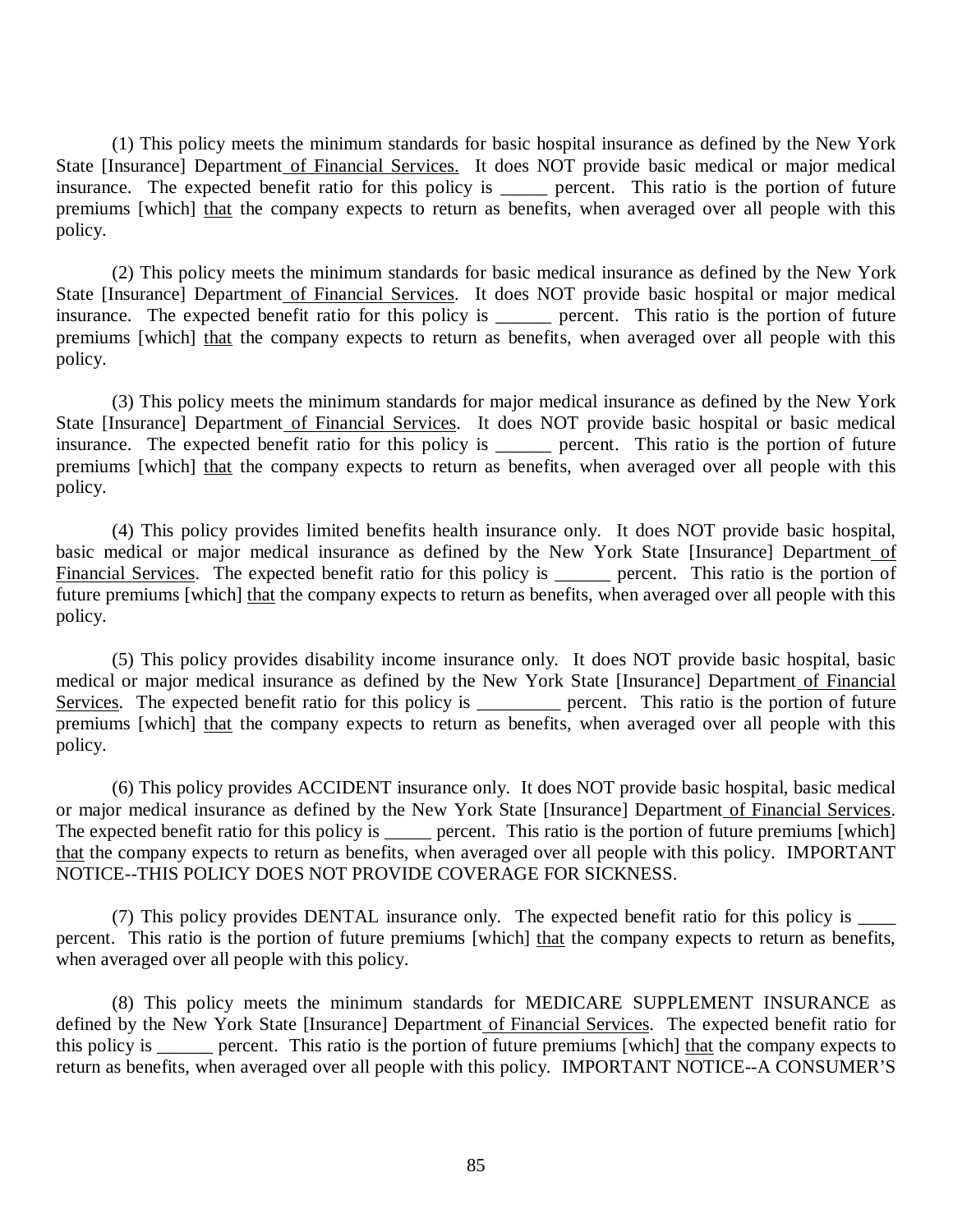(1) This policy meets the minimum standards for basic hospital insurance as defined by the New York State [Insurance] Department <u>of Financial Services.</u> It does NOT provide basic medical or major medical insurance. The expected benefit ratio for this policy is _____ percent. This ratio is the portion of future premiums [which] <u>that</u> the company expects to return as benefits, when averaged over all people with this policy.

(2) This policy meets the minimum standards for basic medical insurance as defined by the New York State [Insurance] Department <u>of Financial Services</u>. It does NOT provide basic hospital or major medical insurance. The expected benefit ratio for this policy is ______ percent. This ratio is the portion of future premiums [which] <u>that</u> the company expects to return as benefits, when averaged over all people with this policy.

(3) This policy meets the minimum standards for major medical insurance as defined by the New York State [Insurance] Department <u>of Financial Services</u>. It does NOT provide basic hospital or basic medical insurance. The expected benefit ratio for this policy is ______ percent. This ratio is the portion of future premiums [which] <u>that</u> the company expects to return as benefits, when averaged over all people with this policy.

(4) This policy provides limited benefits health insurance only. It does NOT provide basic hospital, basic medical or major medical insurance as defined by the New York State [Insurance] Department <u>of Financial Services</u>. The expected benefit ratio for this policy is ______ percent. This ratio is the portion of future premiums [which] <u>that</u> the company expects to return as benefits, when averaged over all people with this policy.

(5) This policy provides disability income insurance only. It does NOT provide basic hospital, basic medical or major medical insurance as defined by the New York State [Insurance] Department <u>of Financial Services</u>. The expected benefit ratio for this policy is _________ percent. This ratio is the portion of future premiums [which] <u>that</u> the company expects to return as benefits, when averaged over all people with this policy.

(6) This policy provides ACCIDENT insurance only. It does NOT provide basic hospital, basic medical or major medical insurance as defined by the New York State [Insurance] Department <u>of Financial Services</u>. The expected benefit ratio for this policy is _____ percent. This ratio is the portion of future premiums [which] <u>that</u> the company expects to return as benefits, when averaged over all people with this policy. IMPORTANT NOTICE--THIS POLICY DOES NOT PROVIDE COVERAGE FOR SICKNESS.

(7) This policy provides DENTAL insurance only. The expected benefit ratio for this policy is ____ percent. This ratio is the portion of future premiums [which] <u>that</u> the company expects to return as benefits, when averaged over all people with this policy.

(8) This policy meets the minimum standards for MEDICARE SUPPLEMENT INSURANCE as defined by the New York State [Insurance] Department <u>of Financial Services</u>. The expected benefit ratio for this policy is ______ percent. This ratio is the portion of future premiums [which] <u>that</u> the company expects to return as benefits, when averaged over all people with this policy. IMPORTANT NOTICE--A CONSUMER'S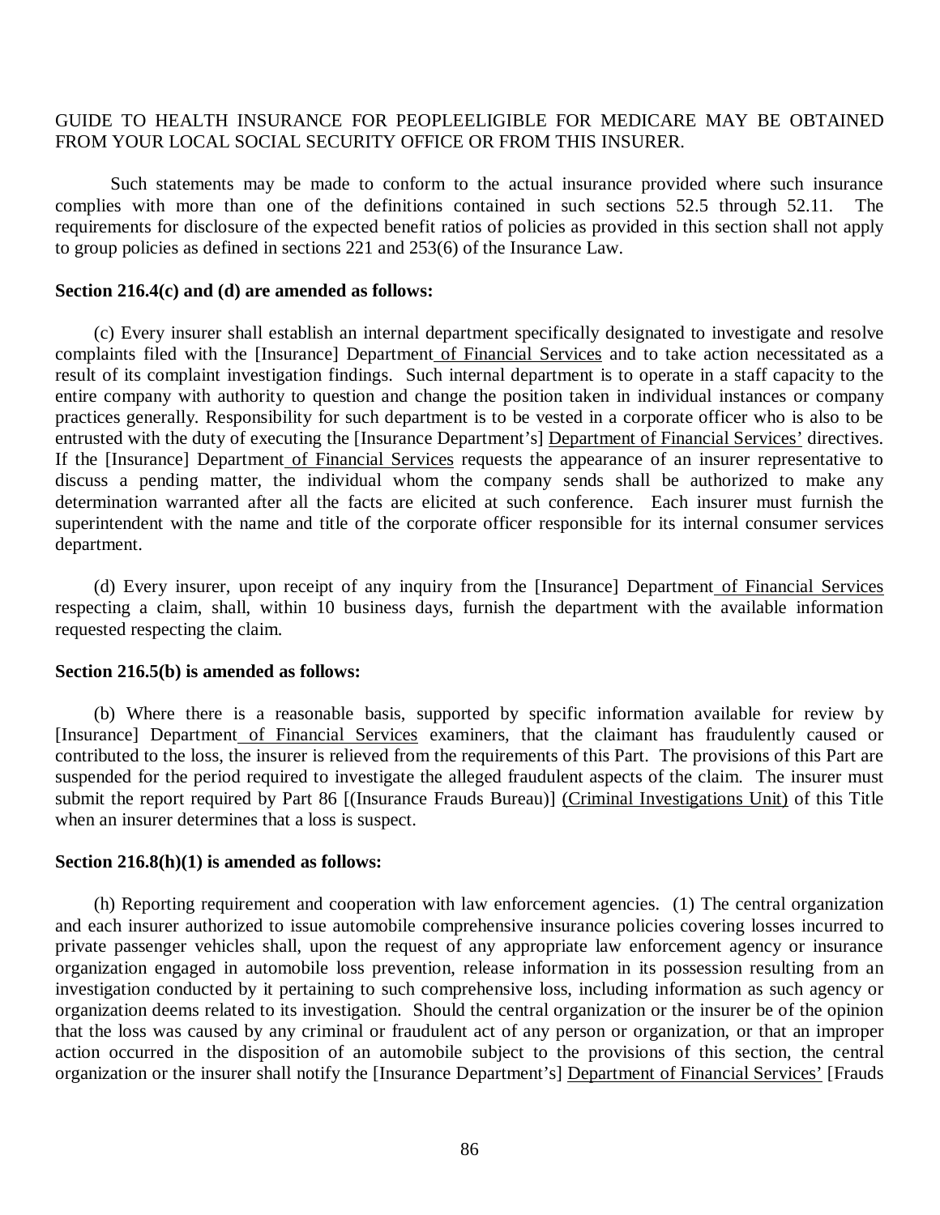GUIDE TO HEALTH INSURANCE FOR PEOPLEELIGIBLE FOR MEDICARE MAY BE OBTAINED FROM YOUR LOCAL SOCIAL SECURITY OFFICE OR FROM THIS INSURER.

Such statements may be made to conform to the actual insurance provided where such insurance complies with more than one of the definitions contained in such sections 52.5 through 52.11. The requirements for disclosure of the expected benefit ratios of policies as provided in this section shall not apply to group policies as defined in sections 221 and 253(6) of the Insurance Law.

**Section 216.4(c) and (d) are amended as follows:**

(c) Every insurer shall establish an internal department specifically designated to investigate and resolve complaints filed with the [Insurance] Department of Financial Services and to take action necessitated as a result of its complaint investigation findings. Such internal department is to operate in a staff capacity to the entire company with authority to question and change the position taken in individual instances or company practices generally. Responsibility for such department is to be vested in a corporate officer who is also to be entrusted with the duty of executing the [Insurance Department's] Department of Financial Services' directives. If the [Insurance] Department of Financial Services requests the appearance of an insurer representative to discuss a pending matter, the individual whom the company sends shall be authorized to make any determination warranted after all the facts are elicited at such conference. Each insurer must furnish the superintendent with the name and title of the corporate officer responsible for its internal consumer services department.

(d) Every insurer, upon receipt of any inquiry from the [Insurance] Department of Financial Services respecting a claim, shall, within 10 business days, furnish the department with the available information requested respecting the claim.

**Section 216.5(b) is amended as follows:**

(b) Where there is a reasonable basis, supported by specific information available for review by [Insurance] Department of Financial Services examiners, that the claimant has fraudulently caused or contributed to the loss, the insurer is relieved from the requirements of this Part. The provisions of this Part are suspended for the period required to investigate the alleged fraudulent aspects of the claim. The insurer must submit the report required by Part 86 [(Insurance Frauds Bureau)] (Criminal Investigations Unit) of this Title when an insurer determines that a loss is suspect.

**Section 216.8(h)(1) is amended as follows:**

(h) Reporting requirement and cooperation with law enforcement agencies. (1) The central organization and each insurer authorized to issue automobile comprehensive insurance policies covering losses incurred to private passenger vehicles shall, upon the request of any appropriate law enforcement agency or insurance organization engaged in automobile loss prevention, release information in its possession resulting from an investigation conducted by it pertaining to such comprehensive loss, including information as such agency or organization deems related to its investigation. Should the central organization or the insurer be of the opinion that the loss was caused by any criminal or fraudulent act of any person or organization, or that an improper action occurred in the disposition of an automobile subject to the provisions of this section, the central organization or the insurer shall notify the [Insurance Department's] Department of Financial Services' [Frauds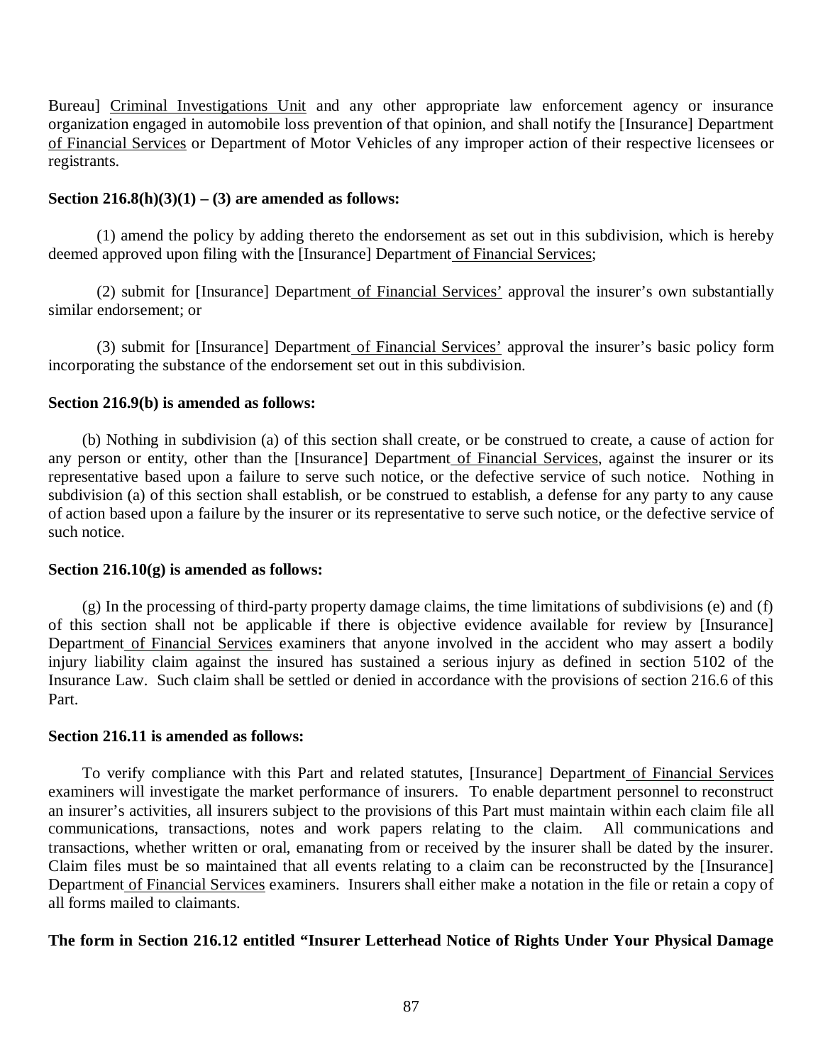Bureau] Criminal Investigations Unit and any other appropriate law enforcement agency or insurance organization engaged in automobile loss prevention of that opinion, and shall notify the [Insurance] Department of Financial Services or Department of Motor Vehicles of any improper action of their respective licensees or registrants.

**Section 216.8(h)(3)(1) – (3) are amended as follows:**

(1) amend the policy by adding thereto the endorsement as set out in this subdivision, which is hereby deemed approved upon filing with the [Insurance] Department of Financial Services;

(2) submit for [Insurance] Department of Financial Services' approval the insurer's own substantially similar endorsement; or

(3) submit for [Insurance] Department of Financial Services' approval the insurer's basic policy form incorporating the substance of the endorsement set out in this subdivision.

**Section 216.9(b) is amended as follows:**

(b) Nothing in subdivision (a) of this section shall create, or be construed to create, a cause of action for any person or entity, other than the [Insurance] Department of Financial Services, against the insurer or its representative based upon a failure to serve such notice, or the defective service of such notice. Nothing in subdivision (a) of this section shall establish, or be construed to establish, a defense for any party to any cause of action based upon a failure by the insurer or its representative to serve such notice, or the defective service of such notice.

**Section 216.10(g) is amended as follows:**

(g) In the processing of third-party property damage claims, the time limitations of subdivisions (e) and (f) of this section shall not be applicable if there is objective evidence available for review by [Insurance] Department of Financial Services examiners that anyone involved in the accident who may assert a bodily injury liability claim against the insured has sustained a serious injury as defined in section 5102 of the Insurance Law. Such claim shall be settled or denied in accordance with the provisions of section 216.6 of this Part.

**Section 216.11 is amended as follows:**

To verify compliance with this Part and related statutes, [Insurance] Department of Financial Services examiners will investigate the market performance of insurers. To enable department personnel to reconstruct an insurer's activities, all insurers subject to the provisions of this Part must maintain within each claim file all communications, transactions, notes and work papers relating to the claim. All communications and transactions, whether written or oral, emanating from or received by the insurer shall be dated by the insurer. Claim files must be so maintained that all events relating to a claim can be reconstructed by the [Insurance] Department of Financial Services examiners. Insurers shall either make a notation in the file or retain a copy of all forms mailed to claimants.

**The form in Section 216.12 entitled "Insurer Letterhead Notice of Rights Under Your Physical Damage**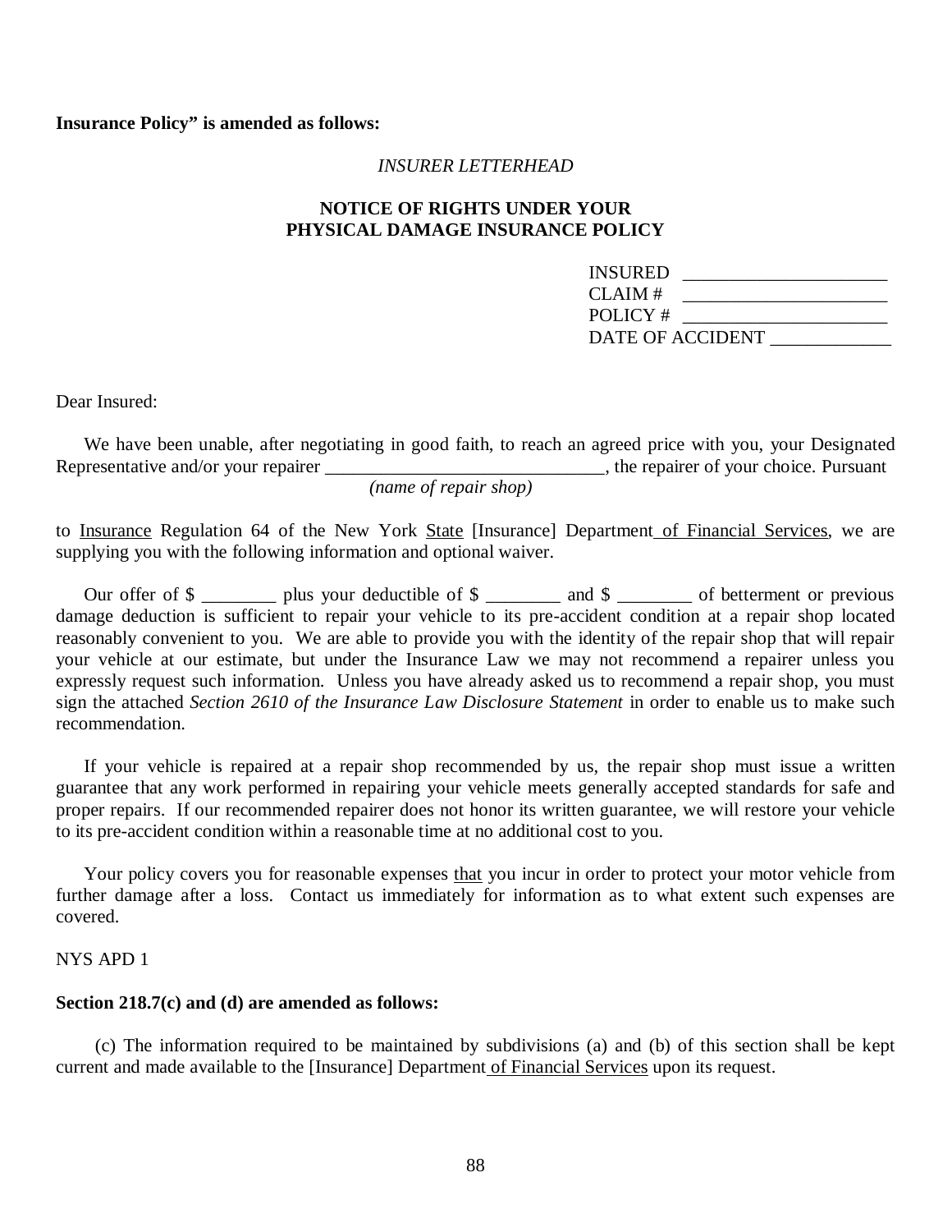**Insurance Policy” is amended as follows:**

*INSURER LETTERHEAD*

**NOTICE OF RIGHTS UNDER YOUR PHYSICAL DAMAGE INSURANCE POLICY**

INSURED ______________________
CLAIM # ______________________
POLICY # ______________________
DATE OF ACCIDENT _____________

Dear Insured:

We have been unable, after negotiating in good faith, to reach an agreed price with you, your Designated Representative and/or your repairer ______________________________, the repairer of your choice. Pursuant
*(name of repair shop)*

to Insurance Regulation 64 of the New York State [Insurance] Department of Financial Services, we are supplying you with the following information and optional waiver.

Our offer of $ ________ plus your deductible of $ ________ and $ ________ of betterment or previous damage deduction is sufficient to repair your vehicle to its pre-accident condition at a repair shop located reasonably convenient to you. We are able to provide you with the identity of the repair shop that will repair your vehicle at our estimate, but under the Insurance Law we may not recommend a repairer unless you expressly request such information. Unless you have already asked us to recommend a repair shop, you must sign the attached *Section 2610 of the Insurance Law Disclosure Statement* in order to enable us to make such recommendation.

If your vehicle is repaired at a repair shop recommended by us, the repair shop must issue a written guarantee that any work performed in repairing your vehicle meets generally accepted standards for safe and proper repairs. If our recommended repairer does not honor its written guarantee, we will restore your vehicle to its pre-accident condition within a reasonable time at no additional cost to you.

Your policy covers you for reasonable expenses that you incur in order to protect your motor vehicle from further damage after a loss. Contact us immediately for information as to what extent such expenses are covered.

NYS APD 1

**Section 218.7(c) and (d) are amended as follows:**

(c) The information required to be maintained by subdivisions (a) and (b) of this section shall be kept current and made available to the [Insurance] Department of Financial Services upon its request.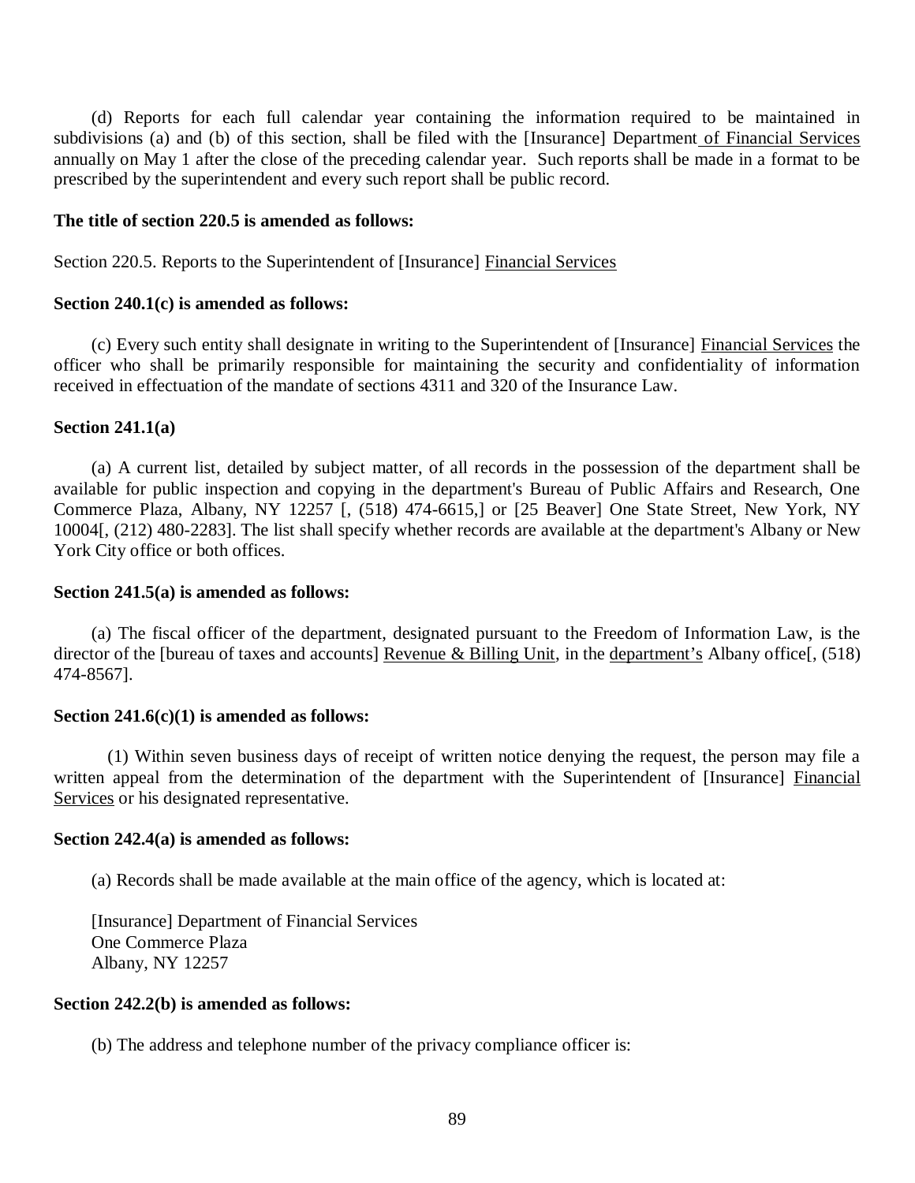(d) Reports for each full calendar year containing the information required to be maintained in subdivisions (a) and (b) of this section, shall be filed with the [Insurance] Department of Financial Services annually on May 1 after the close of the preceding calendar year. Such reports shall be made in a format to be prescribed by the superintendent and every such report shall be public record.

**The title of section 220.5 is amended as follows:**

Section 220.5. Reports to the Superintendent of [Insurance] Financial Services

**Section 240.1(c) is amended as follows:**

(c) Every such entity shall designate in writing to the Superintendent of [Insurance] Financial Services the officer who shall be primarily responsible for maintaining the security and confidentiality of information received in effectuation of the mandate of sections 4311 and 320 of the Insurance Law.

**Section 241.1(a)**

(a) A current list, detailed by subject matter, of all records in the possession of the department shall be available for public inspection and copying in the department's Bureau of Public Affairs and Research, One Commerce Plaza, Albany, NY 12257 [, (518) 474-6615,] or [25 Beaver] One State Street, New York, NY 10004[, (212) 480-2283]. The list shall specify whether records are available at the department's Albany or New York City office or both offices.

**Section 241.5(a) is amended as follows:**

(a) The fiscal officer of the department, designated pursuant to the Freedom of Information Law, is the director of the [bureau of taxes and accounts] Revenue & Billing Unit, in the department's Albany office[, (518) 474-8567].

**Section 241.6(c)(1) is amended as follows:**

(1) Within seven business days of receipt of written notice denying the request, the person may file a written appeal from the determination of the department with the Superintendent of [Insurance] Financial Services or his designated representative.

**Section 242.4(a) is amended as follows:**

(a) Records shall be made available at the main office of the agency, which is located at:

[Insurance] Department of Financial Services  
One Commerce Plaza  
Albany, NY 12257

**Section 242.2(b) is amended as follows:**

(b) The address and telephone number of the privacy compliance officer is: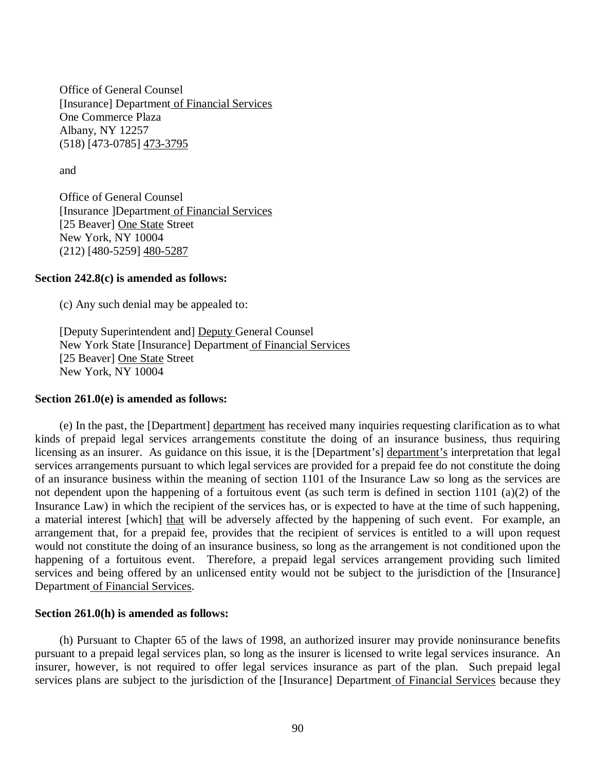Office of General Counsel
[Insurance] Department of Financial Services
One Commerce Plaza
Albany, NY 12257
(518) [473-0785] 473-3795

and

Office of General Counsel
[Insurance ]Department of Financial Services
[25 Beaver] One State Street
New York, NY 10004
(212) [480-5259] 480-5287

**Section 242.8(c) is amended as follows:**

(c) Any such denial may be appealed to:

[Deputy Superintendent and] Deputy General Counsel
New York State [Insurance] Department of Financial Services
[25 Beaver] One State Street
New York, NY 10004

**Section 261.0(e) is amended as follows:**

(e) In the past, the [Department] department has received many inquiries requesting clarification as to what kinds of prepaid legal services arrangements constitute the doing of an insurance business, thus requiring licensing as an insurer. As guidance on this issue, it is the [Department's] department's interpretation that legal services arrangements pursuant to which legal services are provided for a prepaid fee do not constitute the doing of an insurance business within the meaning of section 1101 of the Insurance Law so long as the services are not dependent upon the happening of a fortuitous event (as such term is defined in section 1101 (a)(2) of the Insurance Law) in which the recipient of the services has, or is expected to have at the time of such happening, a material interest [which] that will be adversely affected by the happening of such event. For example, an arrangement that, for a prepaid fee, provides that the recipient of services is entitled to a will upon request would not constitute the doing of an insurance business, so long as the arrangement is not conditioned upon the happening of a fortuitous event. Therefore, a prepaid legal services arrangement providing such limited services and being offered by an unlicensed entity would not be subject to the jurisdiction of the [Insurance] Department of Financial Services.

**Section 261.0(h) is amended as follows:**

(h) Pursuant to Chapter 65 of the laws of 1998, an authorized insurer may provide noninsurance benefits pursuant to a prepaid legal services plan, so long as the insurer is licensed to write legal services insurance. An insurer, however, is not required to offer legal services insurance as part of the plan. Such prepaid legal services plans are subject to the jurisdiction of the [Insurance] Department of Financial Services because they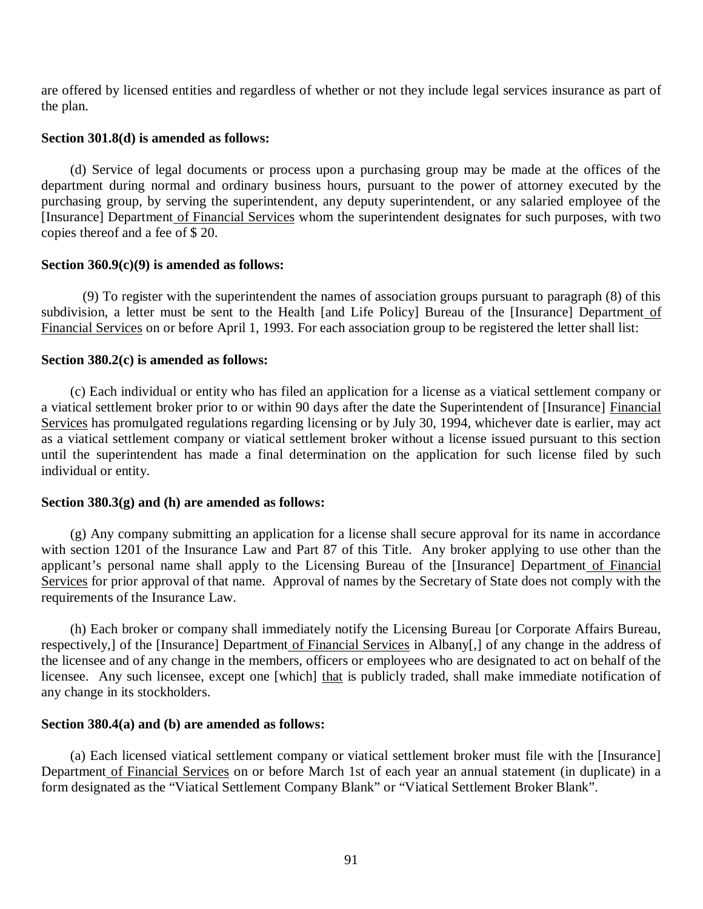are offered by licensed entities and regardless of whether or not they include legal services insurance as part of the plan.

**Section 301.8(d) is amended as follows:**

(d) Service of legal documents or process upon a purchasing group may be made at the offices of the department during normal and ordinary business hours, pursuant to the power of attorney executed by the purchasing group, by serving the superintendent, any deputy superintendent, or any salaried employee of the [Insurance] Department of Financial Services whom the superintendent designates for such purposes, with two copies thereof and a fee of $ 20.

**Section 360.9(c)(9) is amended as follows:**

(9) To register with the superintendent the names of association groups pursuant to paragraph (8) of this subdivision, a letter must be sent to the Health [and Life Policy] Bureau of the [Insurance] Department of Financial Services on or before April 1, 1993. For each association group to be registered the letter shall list:

**Section 380.2(c) is amended as follows:**

(c) Each individual or entity who has filed an application for a license as a viatical settlement company or a viatical settlement broker prior to or within 90 days after the date the Superintendent of [Insurance] Financial Services has promulgated regulations regarding licensing or by July 30, 1994, whichever date is earlier, may act as a viatical settlement company or viatical settlement broker without a license issued pursuant to this section until the superintendent has made a final determination on the application for such license filed by such individual or entity.

**Section 380.3(g) and (h) are amended as follows:**

(g) Any company submitting an application for a license shall secure approval for its name in accordance with section 1201 of the Insurance Law and Part 87 of this Title. Any broker applying to use other than the applicant's personal name shall apply to the Licensing Bureau of the [Insurance] Department of Financial Services for prior approval of that name. Approval of names by the Secretary of State does not comply with the requirements of the Insurance Law.

(h) Each broker or company shall immediately notify the Licensing Bureau [or Corporate Affairs Bureau, respectively,] of the [Insurance] Department of Financial Services in Albany[,] of any change in the address of the licensee and of any change in the members, officers or employees who are designated to act on behalf of the licensee. Any such licensee, except one [which] that is publicly traded, shall make immediate notification of any change in its stockholders.

**Section 380.4(a) and (b) are amended as follows:**

(a) Each licensed viatical settlement company or viatical settlement broker must file with the [Insurance] Department of Financial Services on or before March 1st of each year an annual statement (in duplicate) in a form designated as the "Viatical Settlement Company Blank" or "Viatical Settlement Broker Blank".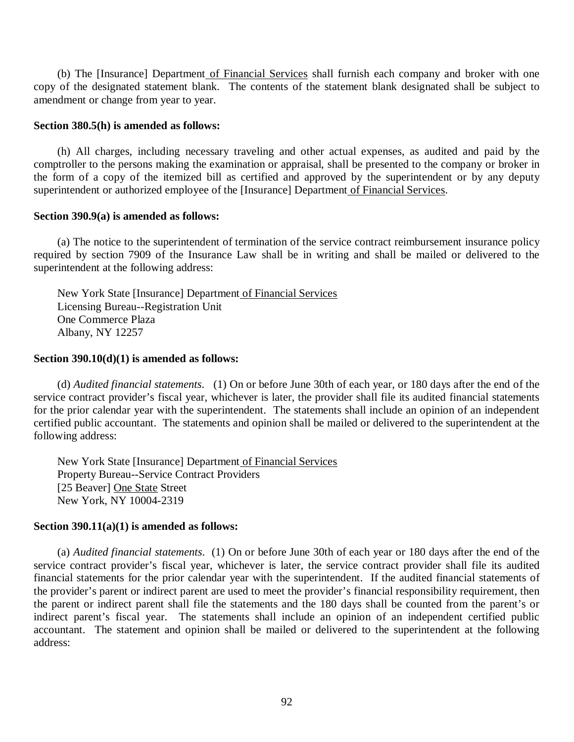(b) The [Insurance] Department <u>of Financial Services</u> shall furnish each company and broker with one copy of the designated statement blank. The contents of the statement blank designated shall be subject to amendment or change from year to year.

**Section 380.5(h) is amended as follows:**

(h) All charges, including necessary traveling and other actual expenses, as audited and paid by the comptroller to the persons making the examination or appraisal, shall be presented to the company or broker in the form of a copy of the itemized bill as certified and approved by the superintendent or by any deputy superintendent or authorized employee of the [Insurance] Department <u>of Financial Services</u>.

**Section 390.9(a) is amended as follows:**

(a) The notice to the superintendent of termination of the service contract reimbursement insurance policy required by section 7909 of the Insurance Law shall be in writing and shall be mailed or delivered to the superintendent at the following address:

New York State [Insurance] Department <u>of Financial Services</u>
Licensing Bureau--Registration Unit
One Commerce Plaza
Albany, NY 12257

**Section 390.10(d)(1) is amended as follows:**

(d) *Audited financial statements*. (1) On or before June 30th of each year, or 180 days after the end of the service contract provider's fiscal year, whichever is later, the provider shall file its audited financial statements for the prior calendar year with the superintendent. The statements shall include an opinion of an independent certified public accountant. The statements and opinion shall be mailed or delivered to the superintendent at the following address:

New York State [Insurance] Department <u>of Financial Services</u>
Property Bureau--Service Contract Providers
[25 Beaver] <u>One State</u> Street
New York, NY 10004-2319

**Section 390.11(a)(1) is amended as follows:**

(a) *Audited financial statements*. (1) On or before June 30th of each year or 180 days after the end of the service contract provider's fiscal year, whichever is later, the service contract provider shall file its audited financial statements for the prior calendar year with the superintendent. If the audited financial statements of the provider's parent or indirect parent are used to meet the provider's financial responsibility requirement, then the parent or indirect parent shall file the statements and the 180 days shall be counted from the parent's or indirect parent's fiscal year. The statements shall include an opinion of an independent certified public accountant. The statement and opinion shall be mailed or delivered to the superintendent at the following address: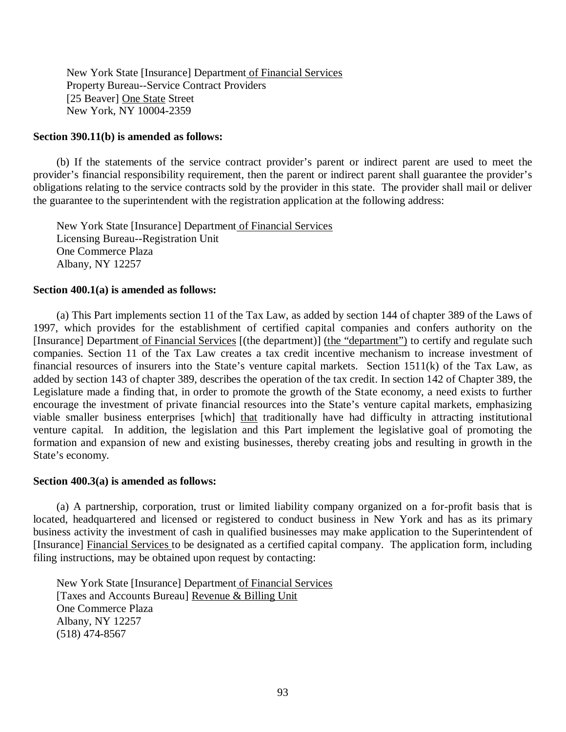New York State [Insurance] Department <u>of Financial Services</u>
Property Bureau--Service Contract Providers
[25 Beaver] <u>One State</u> Street
New York, NY 10004-2359

**Section 390.11(b) is amended as follows:**

(b) If the statements of the service contract provider's parent or indirect parent are used to meet the provider's financial responsibility requirement, then the parent or indirect parent shall guarantee the provider's obligations relating to the service contracts sold by the provider in this state. The provider shall mail or deliver the guarantee to the superintendent with the registration application at the following address:

New York State [Insurance] Department <u>of Financial Services</u>
Licensing Bureau--Registration Unit
One Commerce Plaza
Albany, NY 12257

**Section 400.1(a) is amended as follows:**

(a) This Part implements section 11 of the Tax Law, as added by section 144 of chapter 389 of the Laws of 1997, which provides for the establishment of certified capital companies and confers authority on the [Insurance] Department <u>of Financial Services</u> [(the department)] <u>(the "department")</u> to certify and regulate such companies. Section 11 of the Tax Law creates a tax credit incentive mechanism to increase investment of financial resources of insurers into the State's venture capital markets. Section 1511(k) of the Tax Law, as added by section 143 of chapter 389, describes the operation of the tax credit. In section 142 of Chapter 389, the Legislature made a finding that, in order to promote the growth of the State economy, a need exists to further encourage the investment of private financial resources into the State's venture capital markets, emphasizing viable smaller business enterprises [which] <u>that</u> traditionally have had difficulty in attracting institutional venture capital. In addition, the legislation and this Part implement the legislative goal of promoting the formation and expansion of new and existing businesses, thereby creating jobs and resulting in growth in the State's economy.

**Section 400.3(a) is amended as follows:**

(a) A partnership, corporation, trust or limited liability company organized on a for-profit basis that is located, headquartered and licensed or registered to conduct business in New York and has as its primary business activity the investment of cash in qualified businesses may make application to the Superintendent of [Insurance] <u>Financial Services</u> to be designated as a certified capital company. The application form, including filing instructions, may be obtained upon request by contacting:

New York State [Insurance] Department <u>of Financial Services</u>
[Taxes and Accounts Bureau] <u>Revenue & Billing Unit</u>
One Commerce Plaza
Albany, NY 12257
(518) 474-8567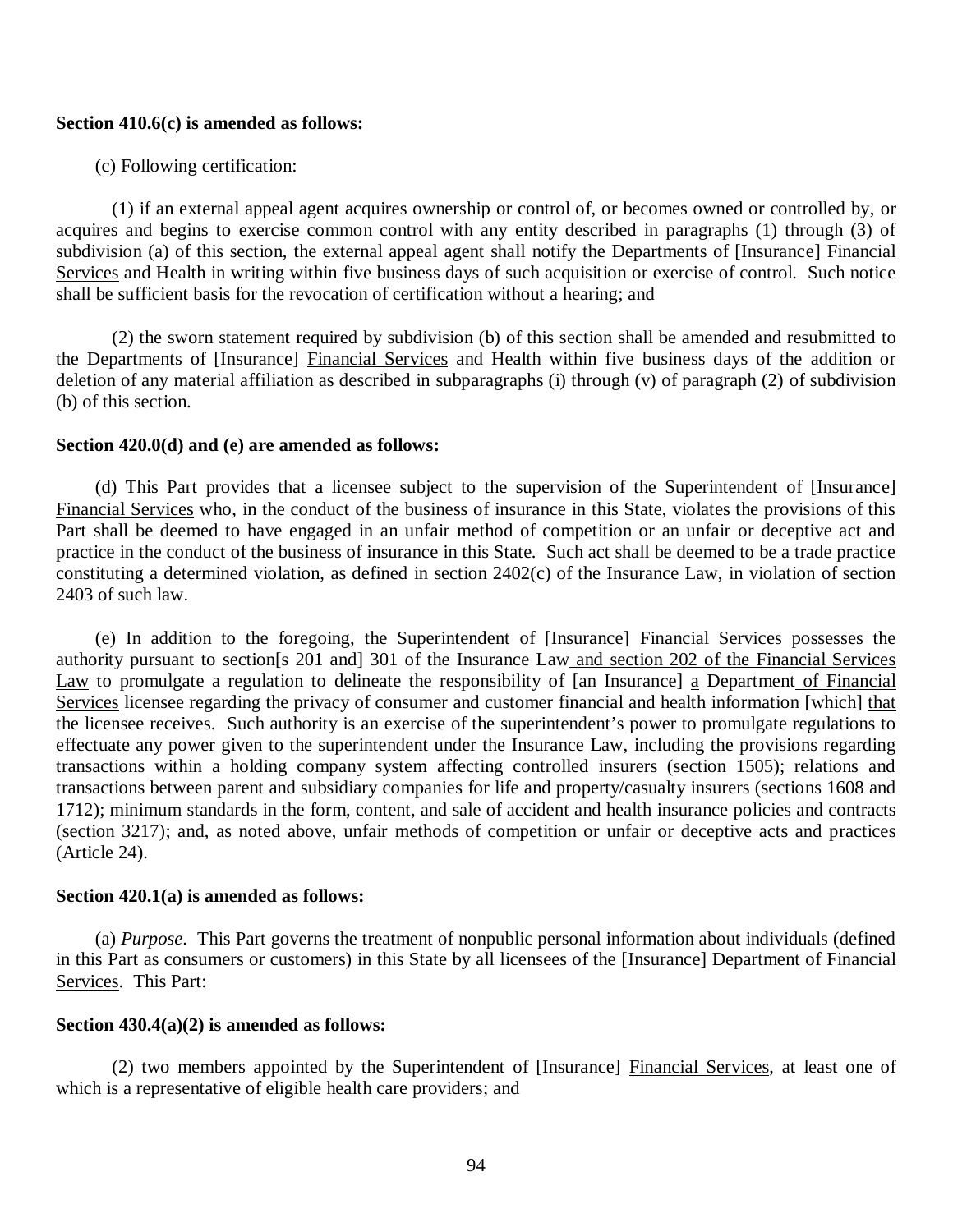**Section 410.6(c) is amended as follows:**

(c) Following certification:

(1) if an external appeal agent acquires ownership or control of, or becomes owned or controlled by, or acquires and begins to exercise common control with any entity described in paragraphs (1) through (3) of subdivision (a) of this section, the external appeal agent shall notify the Departments of [Insurance] <u>Financial Services</u> and Health in writing within five business days of such acquisition or exercise of control. Such notice shall be sufficient basis for the revocation of certification without a hearing; and

(2) the sworn statement required by subdivision (b) of this section shall be amended and resubmitted to the Departments of [Insurance] <u>Financial Services</u> and Health within five business days of the addition or deletion of any material affiliation as described in subparagraphs (i) through (v) of paragraph (2) of subdivision (b) of this section.

**Section 420.0(d) and (e) are amended as follows:**

(d) This Part provides that a licensee subject to the supervision of the Superintendent of [Insurance] <u>Financial Services</u> who, in the conduct of the business of insurance in this State, violates the provisions of this Part shall be deemed to have engaged in an unfair method of competition or an unfair or deceptive act and practice in the conduct of the business of insurance in this State. Such act shall be deemed to be a trade practice constituting a determined violation, as defined in section 2402(c) of the Insurance Law, in violation of section 2403 of such law.

(e) In addition to the foregoing, the Superintendent of [Insurance] <u>Financial Services</u> possesses the authority pursuant to section[s 201 and] 301 of the Insurance Law<u> and section 202 of the Financial Services Law</u> to promulgate a regulation to delineate the responsibility of [an Insurance] <u>a</u> Department<u> of Financial Services</u> licensee regarding the privacy of consumer and customer financial and health information [which] <u>that</u> the licensee receives. Such authority is an exercise of the superintendent's power to promulgate regulations to effectuate any power given to the superintendent under the Insurance Law, including the provisions regarding transactions within a holding company system affecting controlled insurers (section 1505); relations and transactions between parent and subsidiary companies for life and property/casualty insurers (sections 1608 and 1712); minimum standards in the form, content, and sale of accident and health insurance policies and contracts (section 3217); and, as noted above, unfair methods of competition or unfair or deceptive acts and practices (Article 24).

**Section 420.1(a) is amended as follows:**

(a) *Purpose*. This Part governs the treatment of nonpublic personal information about individuals (defined in this Part as consumers or customers) in this State by all licensees of the [Insurance] Department<u> of Financial Services</u>. This Part:

**Section 430.4(a)(2) is amended as follows:**

(2) two members appointed by the Superintendent of [Insurance] <u>Financial Services</u>, at least one of which is a representative of eligible health care providers; and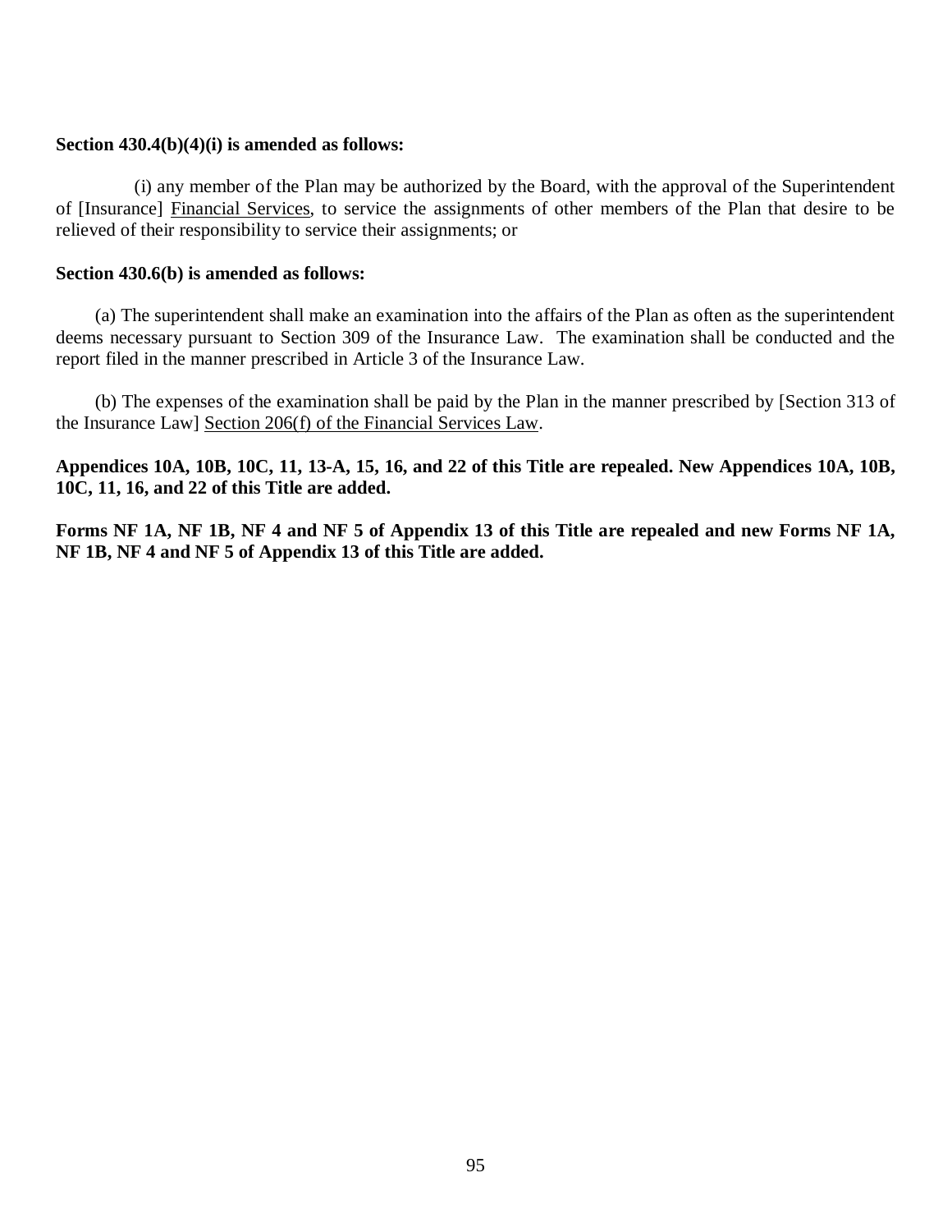**Section 430.4(b)(4)(i) is amended as follows:**

(i) any member of the Plan may be authorized by the Board, with the approval of the Superintendent of [Insurance] <u>Financial Services</u>, to service the assignments of other members of the Plan that desire to be relieved of their responsibility to service their assignments; or

**Section 430.6(b) is amended as follows:**

(a) The superintendent shall make an examination into the affairs of the Plan as often as the superintendent deems necessary pursuant to Section 309 of the Insurance Law. The examination shall be conducted and the report filed in the manner prescribed in Article 3 of the Insurance Law.

(b) The expenses of the examination shall be paid by the Plan in the manner prescribed by [Section 313 of the Insurance Law] <u>Section 206(f) of the Financial Services Law</u>.

**Appendices 10A, 10B, 10C, 11, 13-A, 15, 16, and 22 of this Title are repealed. New Appendices 10A, 10B, 10C, 11, 16, and 22 of this Title are added.**

**Forms NF 1A, NF 1B, NF 4 and NF 5 of Appendix 13 of this Title are repealed and new Forms NF 1A, NF 1B, NF 4 and NF 5 of Appendix 13 of this Title are added.**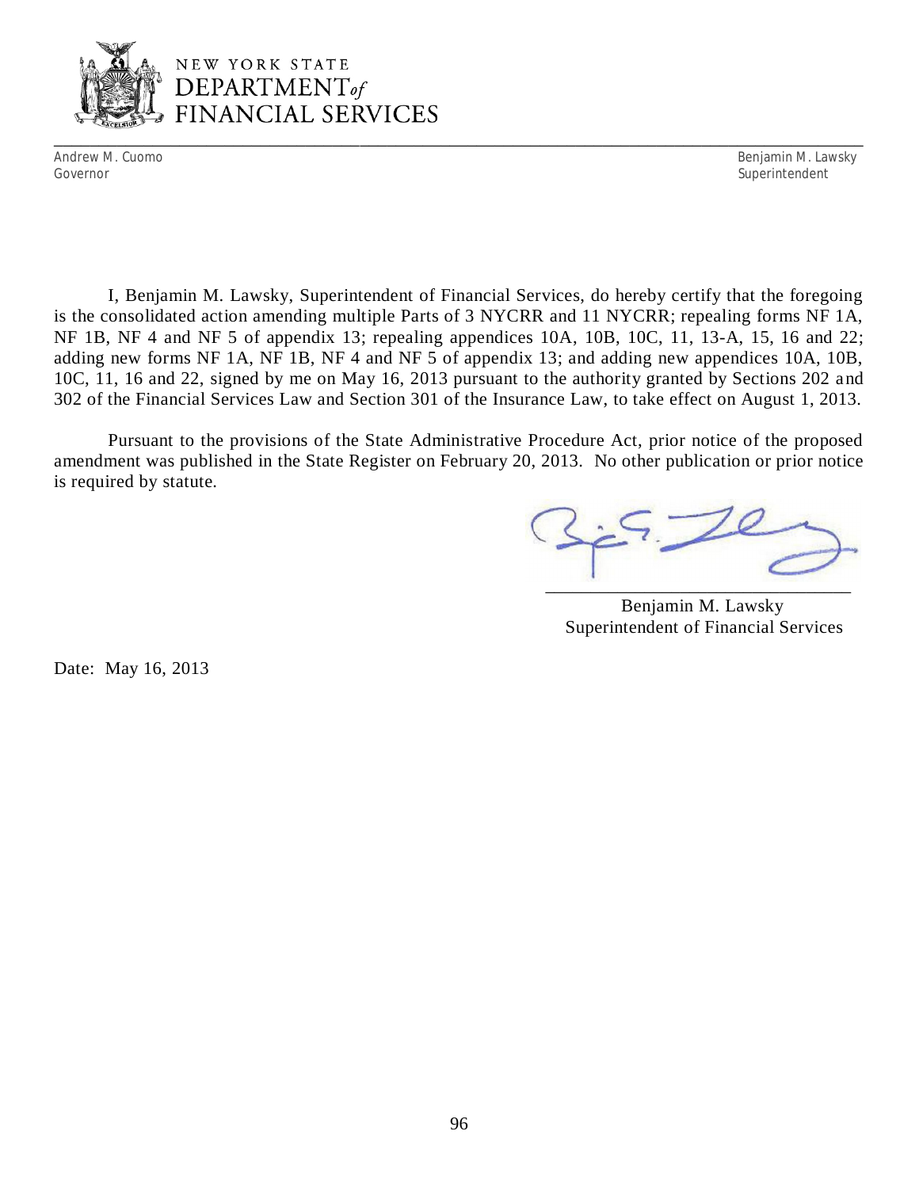NEW YORK STATE
DEPARTMENT *of*
FINANCIAL SERVICES

Andrew M. Cuomo
Governor

Benjamin M. Lawsky
Superintendent

I, Benjamin M. Lawsky, Superintendent of Financial Services, do hereby certify that the foregoing is the consolidated action amending multiple Parts of 3 NYCRR and 11 NYCRR; repealing forms NF 1A, NF 1B, NF 4 and NF 5 of appendix 13; repealing appendices 10A, 10B, 10C, 11, 13-A, 15, 16 and 22; adding new forms NF 1A, NF 1B, NF 4 and NF 5 of appendix 13; and adding new appendices 10A, 10B, 10C, 11, 16 and 22, signed by me on May 16, 2013 pursuant to the authority granted by Sections 202 and 302 of the Financial Services Law and Section 301 of the Insurance Law, to take effect on August 1, 2013.

Pursuant to the provisions of the State Administrative Procedure Act, prior notice of the proposed amendment was published in the State Register on February 20, 2013. No other publication or prior notice is required by statute.

\_\_\_\_\_\_\_\_\_\_\_\_\_\_\_\_\_\_\_\_\_\_\_\_\_\_\_\_\_\_\_\_\_\_

Benjamin M. Lawsky
Superintendent of Financial Services

Date: May 16, 2013